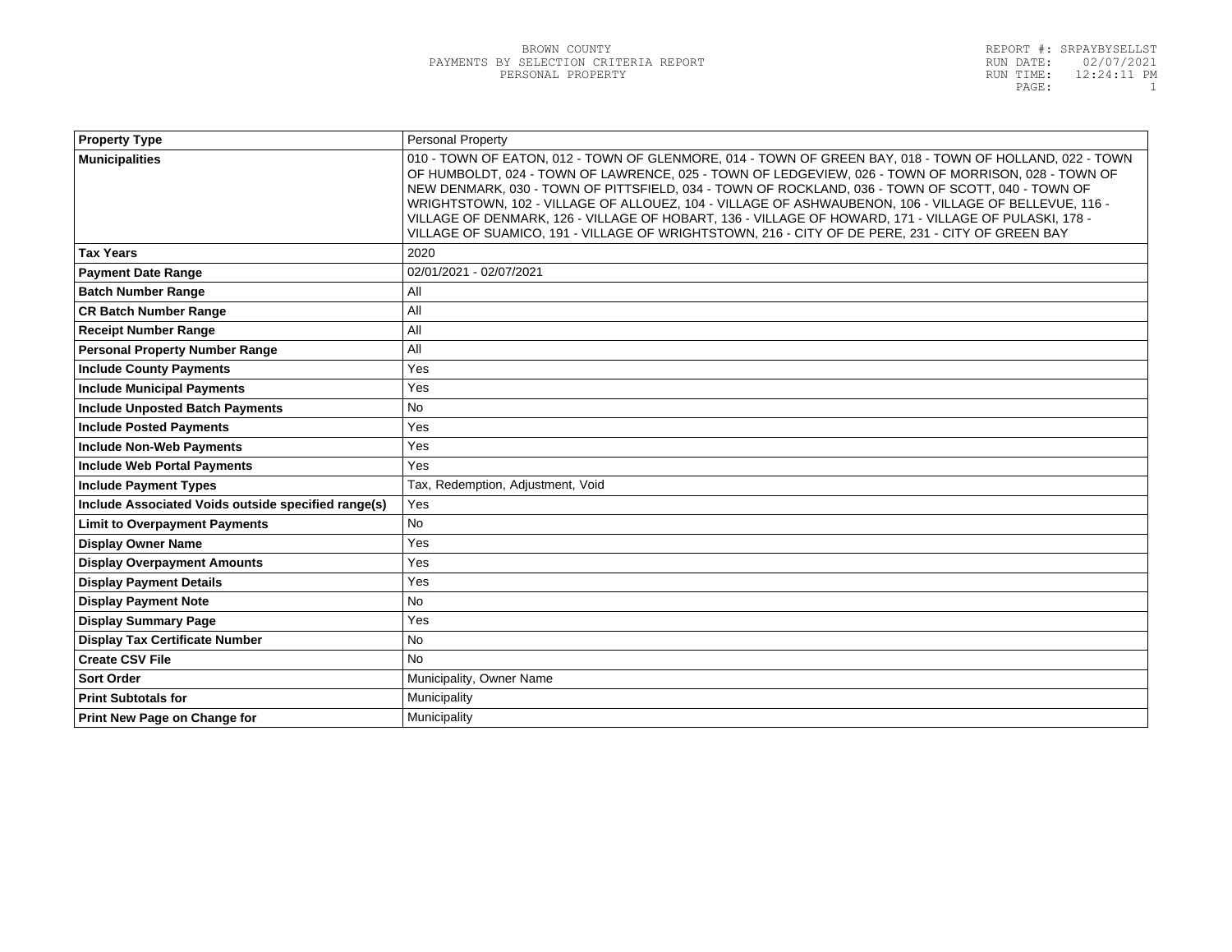BROWN COUNTY
PAYMENTS BY SELECTION CRITERIA REPORT
PERSONAL PROPERTY

REPORT #: SRPAYBYSELLST
RUN DATE: 02/07/2021
RUN TIME: 12:24:11 PM

| Property Type | Personal Property |
|---|---|
| Municipalities | 010 - TOWN OF EATON, 012 - TOWN OF GLENMORE, 014 - TOWN OF GREEN BAY, 018 - TOWN OF HOLLAND, 022 - TOWN OF HUMBOLDT, 024 - TOWN OF LAWRENCE, 025 - TOWN OF LEDGEVIEW, 026 - TOWN OF MORRISON, 028 - TOWN OF NEW DENMARK, 030 - TOWN OF PITTSFIELD, 034 - TOWN OF ROCKLAND, 036 - TOWN OF SCOTT, 040 - TOWN OF WRIGHTSTOWN, 102 - VILLAGE OF ALLOUEZ, 104 - VILLAGE OF ASHWAUBENON, 106 - VILLAGE OF BELLEVUE, 116 - VILLAGE OF DENMARK, 126 - VILLAGE OF HOBART, 136 - VILLAGE OF HOWARD, 171 - VILLAGE OF PULASKI, 178 - VILLAGE OF SUAMICO, 191 - VILLAGE OF WRIGHTSTOWN, 216 - CITY OF DE PERE, 231 - CITY OF GREEN BAY |
| Tax Years | 2020 |
| Payment Date Range | 02/01/2021 - 02/07/2021 |
| Batch Number Range | All |
| CR Batch Number Range | All |
| Receipt Number Range | All |
| Personal Property Number Range | All |
| Include County Payments | Yes |
| Include Municipal Payments | Yes |
| Include Unposted Batch Payments | No |
| Include Posted Payments | Yes |
| Include Non-Web Payments | Yes |
| Include Web Portal Payments | Yes |
| Include Payment Types | Tax, Redemption, Adjustment, Void |
| Include Associated Voids outside specified range(s) | Yes |
| Limit to Overpayment Payments | No |
| Display Owner Name | Yes |
| Display Overpayment Amounts | Yes |
| Display Payment Details | Yes |
| Display Payment Note | No |
| Display Summary Page | Yes |
| Display Tax Certificate Number | No |
| Create CSV File | No |
| Sort Order | Municipality, Owner Name |
| Print Subtotals for | Municipality |
| Print New Page on Change for | Municipality |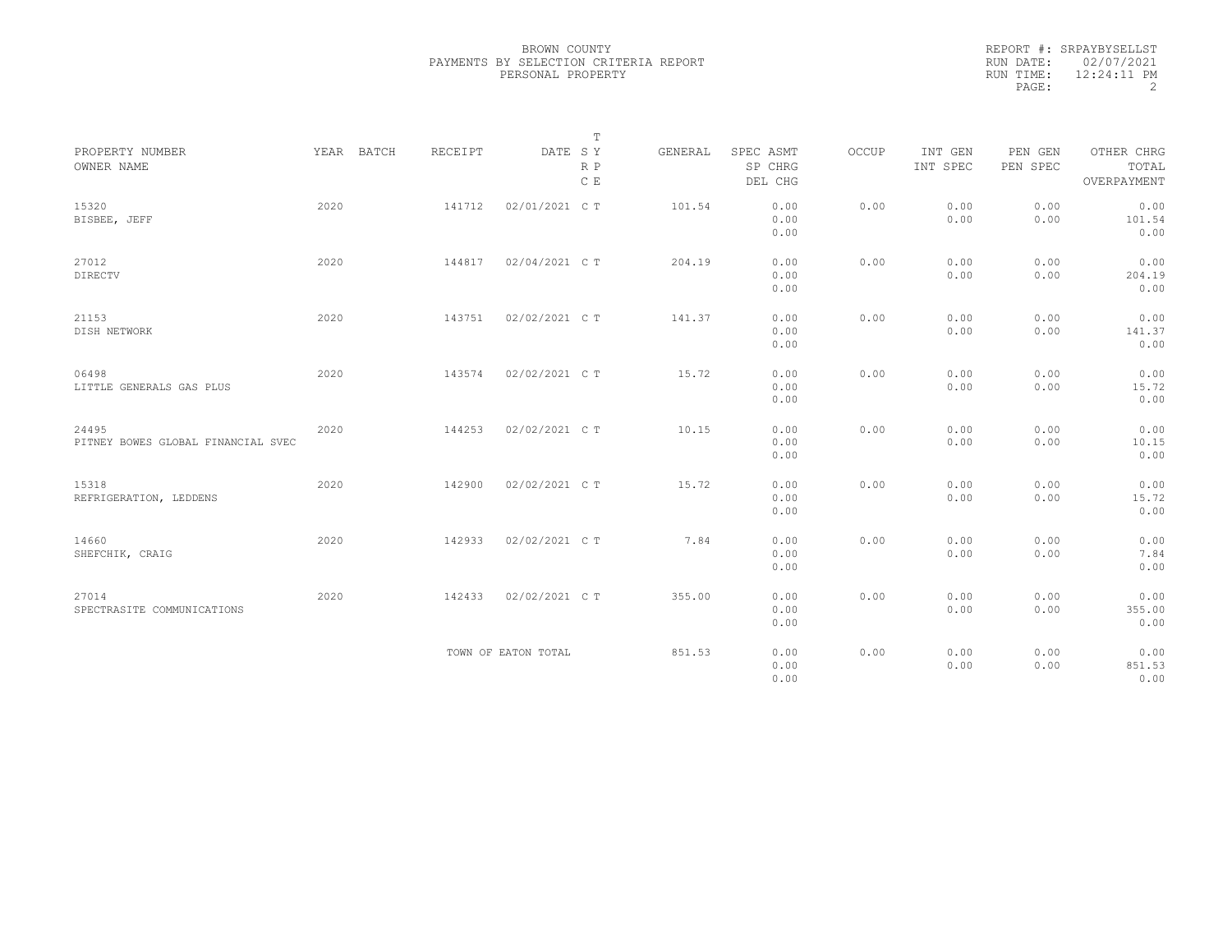BROWN COUNTY
PAYMENTS BY SELECTION CRITERIA REPORT
PERSONAL PROPERTY

REPORT #: SRPAYBYSELLST
RUN DATE: 02/07/2021
RUN TIME: 12:24:11 PM

| PROPERTY NUMBER / OWNER NAME | YEAR | BATCH | RECEIPT | DATE | T SY RP CE | GENERAL | SPEC ASMT / SP CHRG / DEL CHG | OCCUP | INT GEN / INT SPEC | PEN GEN / PEN SPEC | OTHER CHRG / TOTAL / OVERPAYMENT |
|---|---|---|---|---|---|---|---|---|---|---|---|
| 15320<br>BISBEE, JEFF | 2020 | | 141712 | 02/01/2021 | C T | 101.54 | 0.00<br>0.00<br>0.00 | 0.00 | 0.00<br>0.00 | 0.00<br>0.00 | 0.00<br>101.54<br>0.00 |
| 27012<br>DIRECTV | 2020 | | 144817 | 02/04/2021 | C T | 204.19 | 0.00<br>0.00<br>0.00 | 0.00 | 0.00<br>0.00 | 0.00<br>0.00 | 0.00<br>204.19<br>0.00 |
| 21153<br>DISH NETWORK | 2020 | | 143751 | 02/02/2021 | C T | 141.37 | 0.00<br>0.00<br>0.00 | 0.00 | 0.00<br>0.00 | 0.00<br>0.00 | 0.00<br>141.37<br>0.00 |
| 06498<br>LITTLE GENERALS GAS PLUS | 2020 | | 143574 | 02/02/2021 | C T | 15.72 | 0.00<br>0.00<br>0.00 | 0.00 | 0.00<br>0.00 | 0.00<br>0.00 | 0.00<br>15.72<br>0.00 |
| 24495<br>PITNEY BOWES GLOBAL FINANCIAL SVEC | 2020 | | 144253 | 02/02/2021 | C T | 10.15 | 0.00<br>0.00<br>0.00 | 0.00 | 0.00<br>0.00 | 0.00<br>0.00 | 0.00<br>10.15<br>0.00 |
| 15318<br>REFRIGERATION, LEDDENS | 2020 | | 142900 | 02/02/2021 | C T | 15.72 | 0.00<br>0.00<br>0.00 | 0.00 | 0.00<br>0.00 | 0.00<br>0.00 | 0.00<br>15.72<br>0.00 |
| 14660<br>SHEFCHIK, CRAIG | 2020 | | 142933 | 02/02/2021 | C T | 7.84 | 0.00<br>0.00<br>0.00 | 0.00 | 0.00<br>0.00 | 0.00<br>0.00 | 0.00<br>7.84<br>0.00 |
| 27014<br>SPECTRASITE COMMUNICATIONS | 2020 | | 142433 | 02/02/2021 | C T | 355.00 | 0.00<br>0.00<br>0.00 | 0.00 | 0.00<br>0.00 | 0.00<br>0.00 | 0.00<br>355.00<br>0.00 |
| | | | TOWN OF EATON TOTAL | | | 851.53 | 0.00<br>0.00<br>0.00 | 0.00 | 0.00<br>0.00 | 0.00<br>0.00 | 0.00<br>851.53<br>0.00 |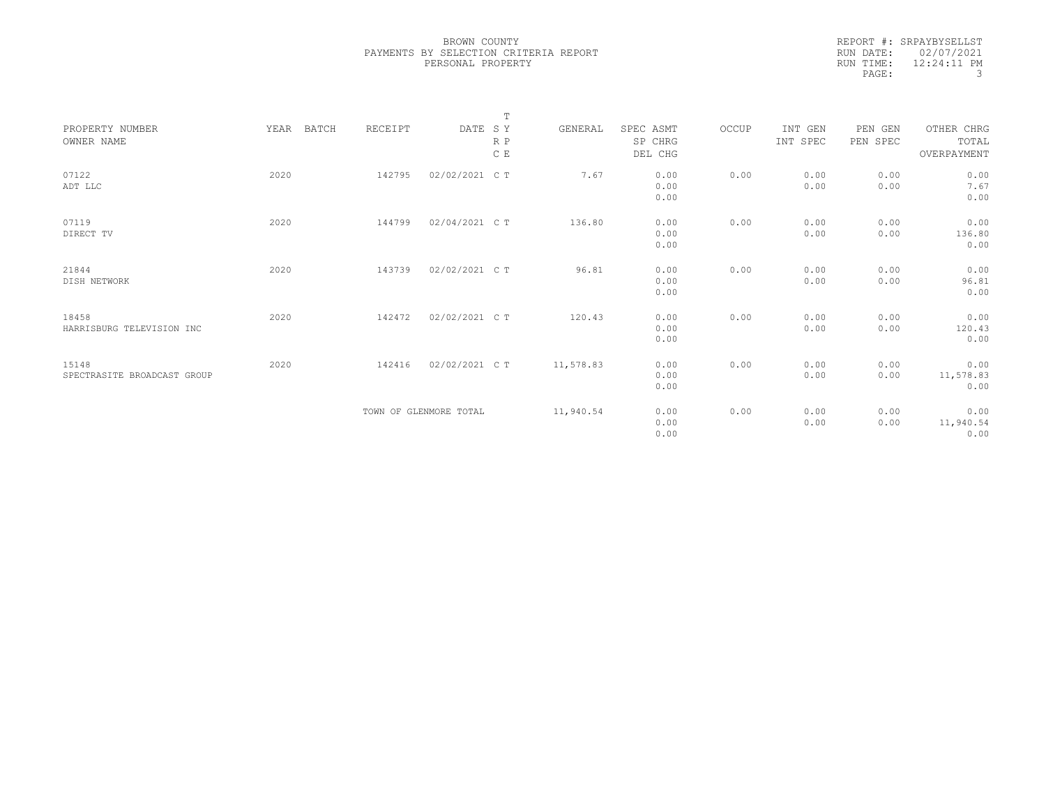BROWN COUNTY
PAYMENTS BY SELECTION CRITERIA REPORT
PERSONAL PROPERTY

REPORT #: SRPAYBYSELLST
RUN DATE: 02/07/2021
RUN TIME: 12:24:11 PM

| PROPERTY NUMBER / OWNER NAME | YEAR | BATCH | RECEIPT | DATE | T SY RP CE | GENERAL | SPEC ASMT / SP CHRG / DEL CHG | OCCUP | INT GEN / INT SPEC | PEN GEN / PEN SPEC | OTHER CHRG / TOTAL / OVERPAYMENT |
|---|---|---|---|---|---|---|---|---|---|---|---|
| 07122 ADT LLC | 2020 | | 142795 | 02/02/2021 | C T | 7.67 | 0.00 0.00 0.00 | 0.00 | 0.00 0.00 | 0.00 0.00 | 0.00 7.67 0.00 |
| 07119 DIRECT TV | 2020 | | 144799 | 02/04/2021 | C T | 136.80 | 0.00 0.00 0.00 | 0.00 | 0.00 0.00 | 0.00 0.00 | 0.00 136.80 0.00 |
| 21844 DISH NETWORK | 2020 | | 143739 | 02/02/2021 | C T | 96.81 | 0.00 0.00 0.00 | 0.00 | 0.00 0.00 | 0.00 0.00 | 0.00 96.81 0.00 |
| 18458 HARRISBURG TELEVISION INC | 2020 | | 142472 | 02/02/2021 | C T | 120.43 | 0.00 0.00 0.00 | 0.00 | 0.00 0.00 | 0.00 0.00 | 0.00 120.43 0.00 |
| 15148 SPECTRASITE BROADCAST GROUP | 2020 | | 142416 | 02/02/2021 | C T | 11,578.83 | 0.00 0.00 0.00 | 0.00 | 0.00 0.00 | 0.00 0.00 | 0.00 11,578.83 0.00 |
| | | | TOWN OF GLENMORE TOTAL | | | 11,940.54 | 0.00 0.00 0.00 | 0.00 | 0.00 0.00 | 0.00 0.00 | 0.00 11,940.54 0.00 |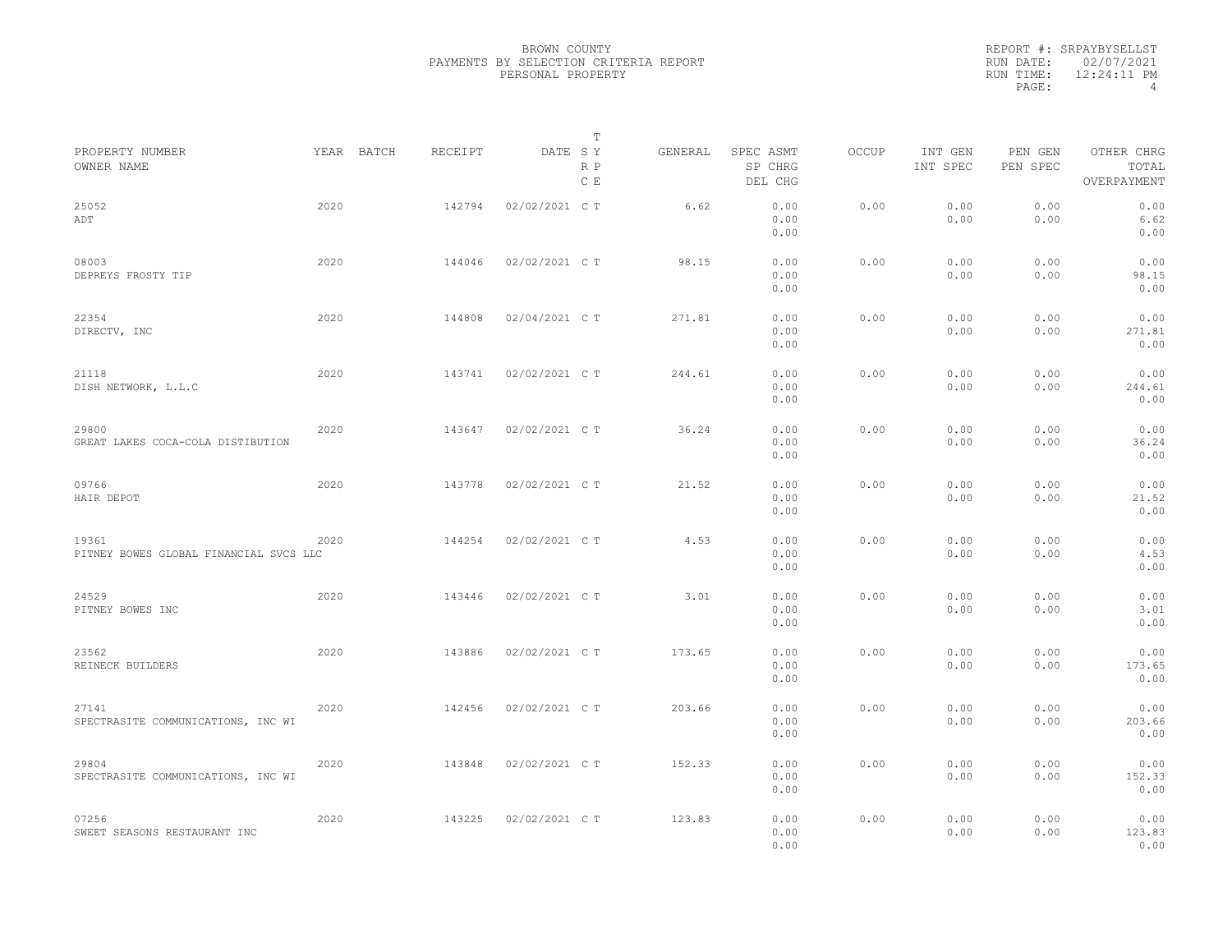BROWN COUNTY
PAYMENTS BY SELECTION CRITERIA REPORT
PERSONAL PROPERTY

REPORT #: SRPAYBYSELLST
RUN DATE: 02/07/2021
RUN TIME: 12:24:11 PM

| PROPERTY NUMBER<br>OWNER NAME | YEAR | BATCH | RECEIPT | DATE | T<br>S Y<br>R P<br>C E | GENERAL | SPEC ASMT<br>SP CHRG<br>DEL CHG | OCCUP | INT GEN<br>INT SPEC | PEN GEN<br>PEN SPEC | OTHER CHRG<br>TOTAL<br>OVERPAYMENT |
|---|---|---|---|---|---|---|---|---|---|---|---|
| 25052<br>ADT | 2020 | | 142794 | 02/02/2021 | C T | 6.62 | 0.00<br>0.00<br>0.00 | 0.00 | 0.00<br>0.00 | 0.00<br>0.00 | 0.00<br>6.62<br>0.00 |
| 08003<br>DEPREYS FROSTY TIP | 2020 | | 144046 | 02/02/2021 | C T | 98.15 | 0.00<br>0.00<br>0.00 | 0.00 | 0.00<br>0.00 | 0.00<br>0.00 | 0.00<br>98.15<br>0.00 |
| 22354<br>DIRECTV, INC | 2020 | | 144808 | 02/04/2021 | C T | 271.81 | 0.00<br>0.00<br>0.00 | 0.00 | 0.00<br>0.00 | 0.00<br>0.00 | 0.00<br>271.81<br>0.00 |
| 21118<br>DISH NETWORK, L.L.C | 2020 | | 143741 | 02/02/2021 | C T | 244.61 | 0.00<br>0.00<br>0.00 | 0.00 | 0.00<br>0.00 | 0.00<br>0.00 | 0.00<br>244.61<br>0.00 |
| 29800<br>GREAT LAKES COCA-COLA DISTIBUTION | 2020 | | 143647 | 02/02/2021 | C T | 36.24 | 0.00<br>0.00<br>0.00 | 0.00 | 0.00<br>0.00 | 0.00<br>0.00 | 0.00<br>36.24<br>0.00 |
| 09766<br>HAIR DEPOT | 2020 | | 143778 | 02/02/2021 | C T | 21.52 | 0.00<br>0.00<br>0.00 | 0.00 | 0.00<br>0.00 | 0.00<br>0.00 | 0.00<br>21.52<br>0.00 |
| 19361<br>PITNEY BOWES GLOBAL FINANCIAL SVCS LLC | 2020 | | 144254 | 02/02/2021 | C T | 4.53 | 0.00<br>0.00<br>0.00 | 0.00 | 0.00<br>0.00 | 0.00<br>0.00 | 0.00<br>4.53<br>0.00 |
| 24529<br>PITNEY BOWES INC | 2020 | | 143446 | 02/02/2021 | C T | 3.01 | 0.00<br>0.00<br>0.00 | 0.00 | 0.00<br>0.00 | 0.00<br>0.00 | 0.00<br>3.01<br>0.00 |
| 23562<br>REINECK BUILDERS | 2020 | | 143886 | 02/02/2021 | C T | 173.65 | 0.00<br>0.00<br>0.00 | 0.00 | 0.00<br>0.00 | 0.00<br>0.00 | 0.00<br>173.65<br>0.00 |
| 27141<br>SPECTRASITE COMMUNICATIONS, INC WI | 2020 | | 142456 | 02/02/2021 | C T | 203.66 | 0.00<br>0.00<br>0.00 | 0.00 | 0.00<br>0.00 | 0.00<br>0.00 | 0.00<br>203.66<br>0.00 |
| 29804<br>SPECTRASITE COMMUNICATIONS, INC WI | 2020 | | 143848 | 02/02/2021 | C T | 152.33 | 0.00<br>0.00<br>0.00 | 0.00 | 0.00<br>0.00 | 0.00<br>0.00 | 0.00<br>152.33<br>0.00 |
| 07256<br>SWEET SEASONS RESTAURANT INC | 2020 | | 143225 | 02/02/2021 | C T | 123.83 | 0.00<br>0.00<br>0.00 | 0.00 | 0.00<br>0.00 | 0.00<br>0.00 | 0.00<br>123.83<br>0.00 |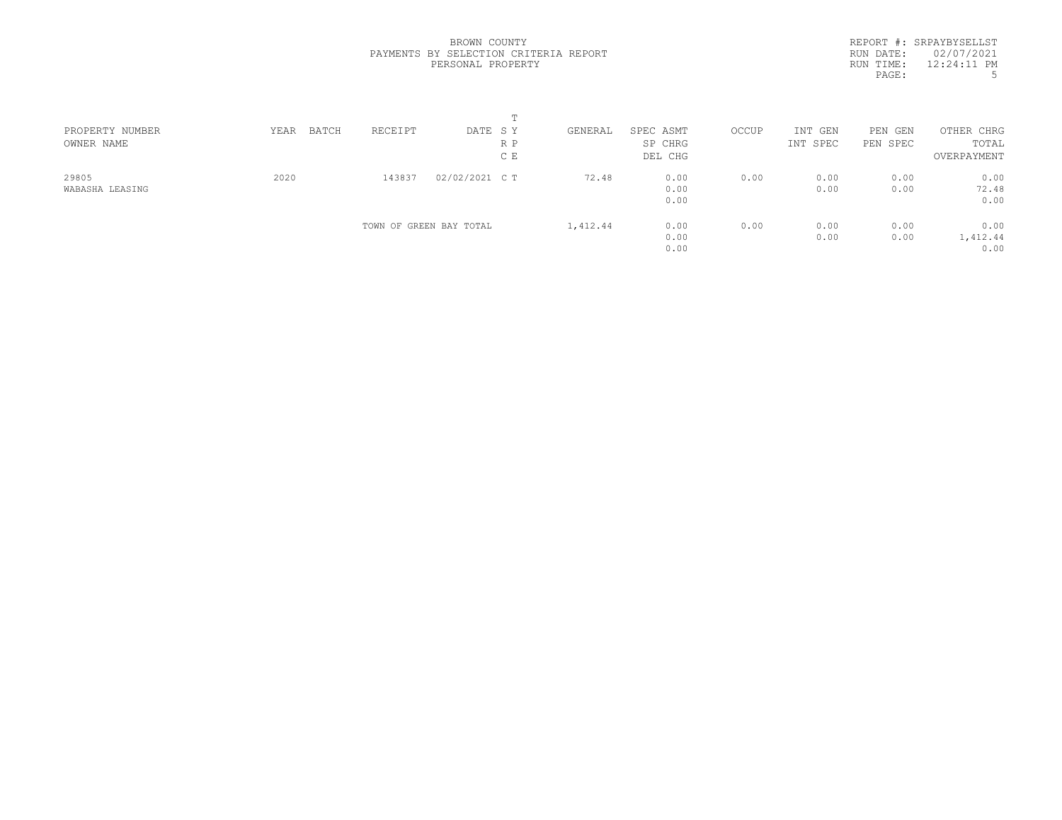BROWN COUNTY
PAYMENTS BY SELECTION CRITERIA REPORT
PERSONAL PROPERTY

REPORT #: SRPAYBYSELLST
RUN DATE: 02/07/2021
RUN TIME: 12:24:11 PM

| PROPERTY NUMBER<br>OWNER NAME | YEAR | BATCH | RECEIPT | DATE | T<br>S Y<br>R P<br>C E | GENERAL | SPEC ASMT<br>SP CHRG<br>DEL CHG | OCCUP | INT GEN<br>INT SPEC | PEN GEN<br>PEN SPEC | OTHER CHRG<br>TOTAL<br>OVERPAYMENT |
|---|---|---|---|---|---|---|---|---|---|---|---|
| 29805<br>WABASHA LEASING | 2020 | | 143837 | 02/02/2021 | C T | 72.48 | 0.00<br>0.00<br>0.00 | 0.00 | 0.00<br>0.00 | 0.00<br>0.00 | 0.00<br>72.48<br>0.00 |
| | | | TOWN OF GREEN BAY TOTAL | | | 1,412.44 | 0.00<br>0.00<br>0.00 | 0.00 | 0.00<br>0.00 | 0.00<br>0.00 | 0.00<br>1,412.44<br>0.00 |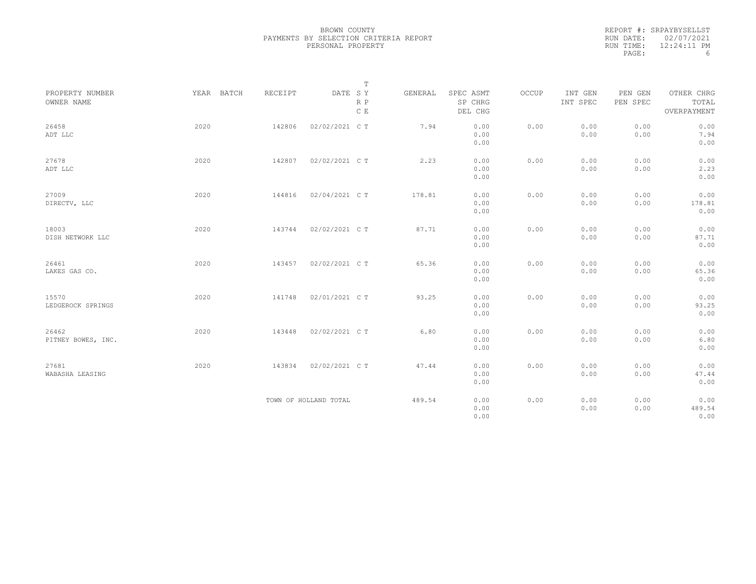BROWN COUNTY
PAYMENTS BY SELECTION CRITERIA REPORT
PERSONAL PROPERTY

REPORT #: SRPAYBYSELLST
RUN DATE: 02/07/2021
RUN TIME: 12:24:11 PM

| PROPERTY NUMBER / OWNER NAME | YEAR | BATCH | RECEIPT | DATE | T S Y / R P / C E | GENERAL | SPEC ASMT / SP CHRG / DEL CHG | OCCUP | INT GEN / INT SPEC | PEN GEN / PEN SPEC | OTHER CHRG / TOTAL / OVERPAYMENT |
|---|---|---|---|---|---|---|---|---|---|---|---|
| 26458 ADT LLC | 2020 | | 142806 | 02/02/2021 | C T | 7.94 | 0.00 0.00 0.00 | 0.00 | 0.00 0.00 | 0.00 0.00 | 0.00 7.94 0.00 |
| 27678 ADT LLC | 2020 | | 142807 | 02/02/2021 | C T | 2.23 | 0.00 0.00 0.00 | 0.00 | 0.00 0.00 | 0.00 0.00 | 0.00 2.23 0.00 |
| 27009 DIRECTV, LLC | 2020 | | 144816 | 02/04/2021 | C T | 178.81 | 0.00 0.00 0.00 | 0.00 | 0.00 0.00 | 0.00 0.00 | 0.00 178.81 0.00 |
| 18003 DISH NETWORK LLC | 2020 | | 143744 | 02/02/2021 | C T | 87.71 | 0.00 0.00 0.00 | 0.00 | 0.00 0.00 | 0.00 0.00 | 0.00 87.71 0.00 |
| 26461 LAKES GAS CO. | 2020 | | 143457 | 02/02/2021 | C T | 65.36 | 0.00 0.00 0.00 | 0.00 | 0.00 0.00 | 0.00 0.00 | 0.00 65.36 0.00 |
| 15570 LEDGEROCK SPRINGS | 2020 | | 141748 | 02/01/2021 | C T | 93.25 | 0.00 0.00 0.00 | 0.00 | 0.00 0.00 | 0.00 0.00 | 0.00 93.25 0.00 |
| 26462 PITNEY BOWES, INC. | 2020 | | 143448 | 02/02/2021 | C T | 6.80 | 0.00 0.00 0.00 | 0.00 | 0.00 0.00 | 0.00 0.00 | 0.00 6.80 0.00 |
| 27681 WABASHA LEASING | 2020 | | 143834 | 02/02/2021 | C T | 47.44 | 0.00 0.00 0.00 | 0.00 | 0.00 0.00 | 0.00 0.00 | 0.00 47.44 0.00 |
| | | | TOWN OF HOLLAND TOTAL | | | 489.54 | 0.00 0.00 0.00 | 0.00 | 0.00 0.00 | 0.00 0.00 | 0.00 489.54 0.00 |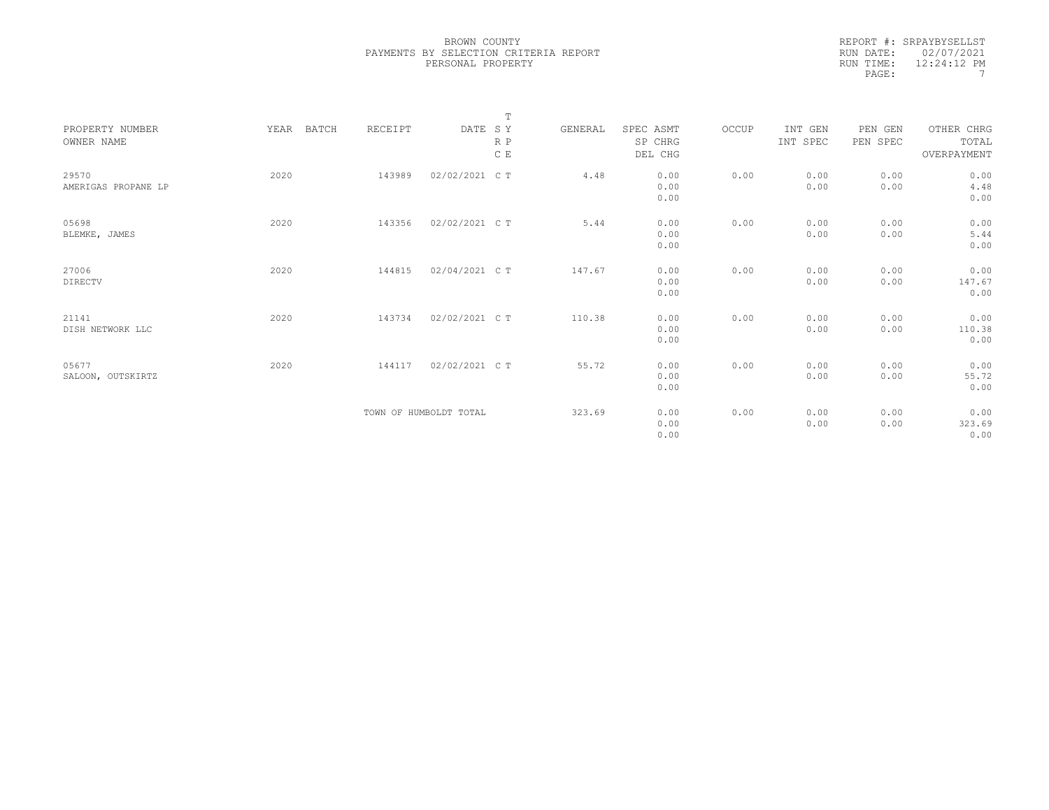BROWN COUNTY
PAYMENTS BY SELECTION CRITERIA REPORT
PERSONAL PROPERTY

REPORT #: SRPAYBYSELLST
RUN DATE: 02/07/2021
RUN TIME: 12:24:12 PM

| PROPERTY NUMBER / OWNER NAME | YEAR | BATCH | RECEIPT | DATE | T S Y R P C E | GENERAL | SPEC ASMT / SP CHRG / DEL CHG | OCCUP | INT GEN / INT SPEC | PEN GEN / PEN SPEC | OTHER CHRG / TOTAL / OVERPAYMENT |
|---|---|---|---|---|---|---|---|---|---|---|---|
| 29570 AMERIGAS PROPANE LP | 2020 | | 143989 | 02/02/2021 | C T | 4.48 | 0.00 / 0.00 / 0.00 | 0.00 | 0.00 / 0.00 | 0.00 / 0.00 | 0.00 / 4.48 / 0.00 |
| 05698 BLEMKE, JAMES | 2020 | | 143356 | 02/02/2021 | C T | 5.44 | 0.00 / 0.00 / 0.00 | 0.00 | 0.00 / 0.00 | 0.00 / 0.00 | 0.00 / 5.44 / 0.00 |
| 27006 DIRECTV | 2020 | | 144815 | 02/04/2021 | C T | 147.67 | 0.00 / 0.00 / 0.00 | 0.00 | 0.00 / 0.00 | 0.00 / 0.00 | 0.00 / 147.67 / 0.00 |
| 21141 DISH NETWORK LLC | 2020 | | 143734 | 02/02/2021 | C T | 110.38 | 0.00 / 0.00 / 0.00 | 0.00 | 0.00 / 0.00 | 0.00 / 0.00 | 0.00 / 110.38 / 0.00 |
| 05677 SALOON, OUTSKIRTZ | 2020 | | 144117 | 02/02/2021 | C T | 55.72 | 0.00 / 0.00 / 0.00 | 0.00 | 0.00 / 0.00 | 0.00 / 0.00 | 0.00 / 55.72 / 0.00 |
| | | | TOWN OF HUMBOLDT TOTAL | | | 323.69 | 0.00 / 0.00 / 0.00 | 0.00 | 0.00 / 0.00 | 0.00 / 0.00 | 0.00 / 323.69 / 0.00 |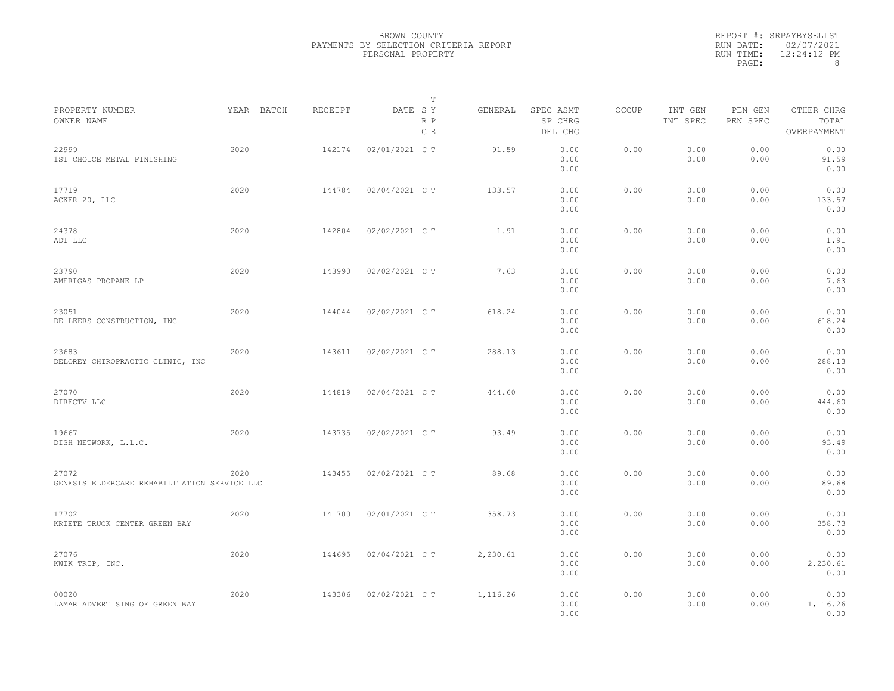BROWN COUNTY
PAYMENTS BY SELECTION CRITERIA REPORT
PERSONAL PROPERTY

REPORT #: SRPAYBYSELLST
RUN DATE: 02/07/2021
RUN TIME: 12:24:12 PM

| PROPERTY NUMBER<br>OWNER NAME | YEAR | BATCH | RECEIPT | DATE | T<br>S Y<br>R P<br>C E | GENERAL | SPEC ASMT<br>SP CHRG<br>DEL CHG | OCCUP | INT GEN<br>INT SPEC | PEN GEN<br>PEN SPEC | OTHER CHRG<br>TOTAL<br>OVERPAYMENT |
|---|---|---|---|---|---|---|---|---|---|---|---|
| 22999<br>1ST CHOICE METAL FINISHING | 2020 | | 142174 | 02/01/2021 | C T | 91.59 | 0.00<br>0.00<br>0.00 | 0.00 | 0.00<br>0.00 | 0.00<br>0.00 | 0.00<br>91.59<br>0.00 |
| 17719<br>ACKER 20, LLC | 2020 | | 144784 | 02/04/2021 | C T | 133.57 | 0.00<br>0.00<br>0.00 | 0.00 | 0.00<br>0.00 | 0.00<br>0.00 | 0.00<br>133.57<br>0.00 |
| 24378<br>ADT LLC | 2020 | | 142804 | 02/02/2021 | C T | 1.91 | 0.00<br>0.00<br>0.00 | 0.00 | 0.00<br>0.00 | 0.00<br>0.00 | 0.00<br>1.91<br>0.00 |
| 23790<br>AMERIGAS PROPANE LP | 2020 | | 143990 | 02/02/2021 | C T | 7.63 | 0.00<br>0.00<br>0.00 | 0.00 | 0.00<br>0.00 | 0.00<br>0.00 | 0.00<br>7.63<br>0.00 |
| 23051<br>DE LEERS CONSTRUCTION, INC | 2020 | | 144044 | 02/02/2021 | C T | 618.24 | 0.00<br>0.00<br>0.00 | 0.00 | 0.00<br>0.00 | 0.00<br>0.00 | 0.00<br>618.24<br>0.00 |
| 23683<br>DELOREY CHIROPRACTIC CLINIC, INC | 2020 | | 143611 | 02/02/2021 | C T | 288.13 | 0.00<br>0.00<br>0.00 | 0.00 | 0.00<br>0.00 | 0.00<br>0.00 | 0.00<br>288.13<br>0.00 |
| 27070<br>DIRECTV LLC | 2020 | | 144819 | 02/04/2021 | C T | 444.60 | 0.00<br>0.00<br>0.00 | 0.00 | 0.00<br>0.00 | 0.00<br>0.00 | 0.00<br>444.60<br>0.00 |
| 19667<br>DISH NETWORK, L.L.C. | 2020 | | 143735 | 02/02/2021 | C T | 93.49 | 0.00<br>0.00<br>0.00 | 0.00 | 0.00<br>0.00 | 0.00<br>0.00 | 0.00<br>93.49<br>0.00 |
| 27072<br>GENESIS ELDERCARE REHABILITATION SERVICE LLC | 2020 | | 143455 | 02/02/2021 | C T | 89.68 | 0.00<br>0.00<br>0.00 | 0.00 | 0.00<br>0.00 | 0.00<br>0.00 | 0.00<br>89.68<br>0.00 |
| 17702<br>KRIETE TRUCK CENTER GREEN BAY | 2020 | | 141700 | 02/01/2021 | C T | 358.73 | 0.00<br>0.00<br>0.00 | 0.00 | 0.00<br>0.00 | 0.00<br>0.00 | 0.00<br>358.73<br>0.00 |
| 27076<br>KWIK TRIP, INC. | 2020 | | 144695 | 02/04/2021 | C T | 2,230.61 | 0.00<br>0.00<br>0.00 | 0.00 | 0.00<br>0.00 | 0.00<br>0.00 | 0.00<br>2,230.61<br>0.00 |
| 00020<br>LAMAR ADVERTISING OF GREEN BAY | 2020 | | 143306 | 02/02/2021 | C T | 1,116.26 | 0.00<br>0.00<br>0.00 | 0.00 | 0.00<br>0.00 | 0.00<br>0.00 | 0.00<br>1,116.26<br>0.00 |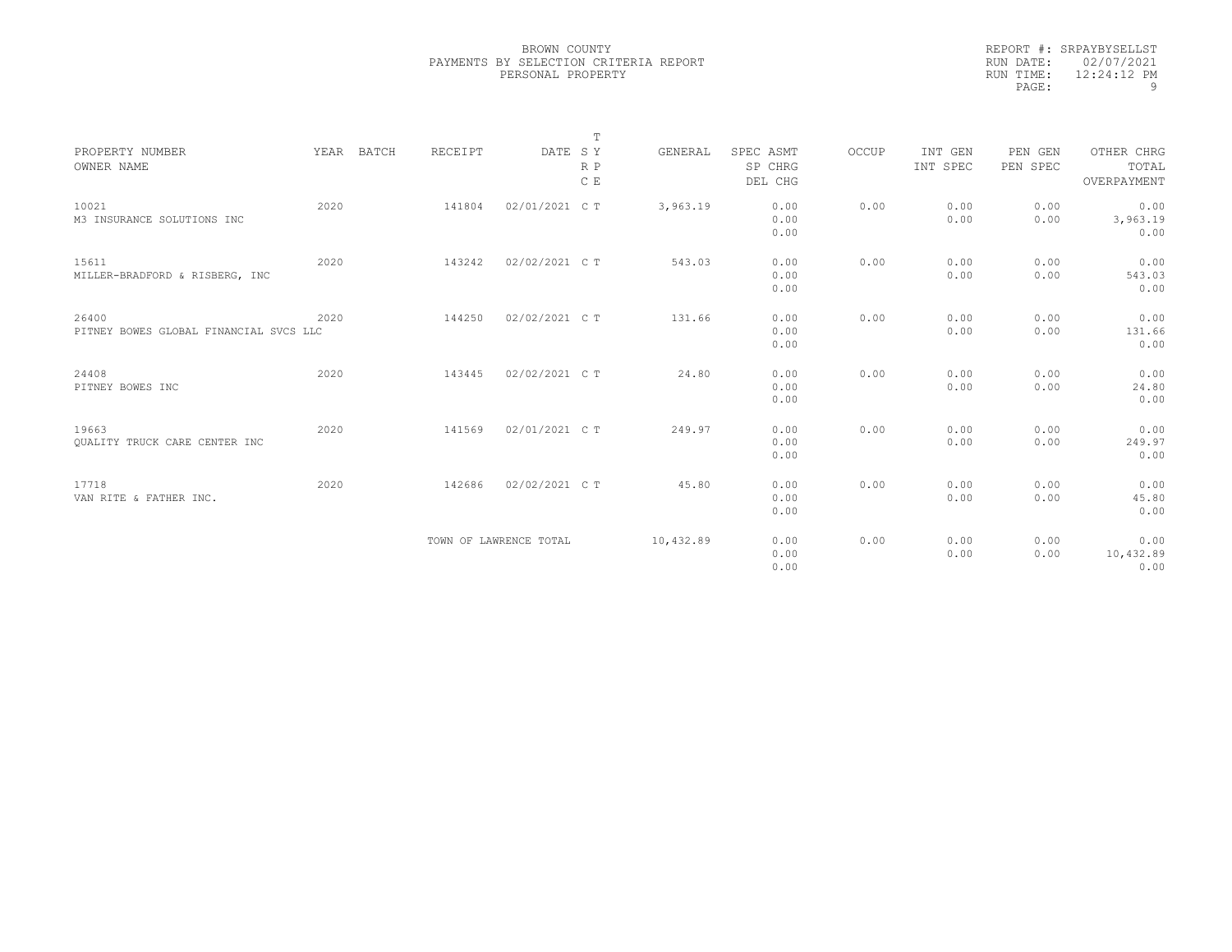BROWN COUNTY
PAYMENTS BY SELECTION CRITERIA REPORT
PERSONAL PROPERTY

REPORT #: SRPAYBYSELLST
RUN DATE: 02/07/2021
RUN TIME: 12:24:12 PM

| PROPERTY NUMBER<br>OWNER NAME | YEAR | BATCH | RECEIPT | DATE | T<br>S Y<br>R P<br>C E | GENERAL | SPEC ASMT<br>SP CHRG<br>DEL CHG | OCCUP | INT GEN<br>INT SPEC | PEN GEN<br>PEN SPEC | OTHER CHRG<br>TOTAL<br>OVERPAYMENT |
|---|---|---|---|---|---|---|---|---|---|---|---|
| 10021<br>M3 INSURANCE SOLUTIONS INC | 2020 | | 141804 | 02/01/2021 | C T | 3,963.19 | 0.00<br>0.00<br>0.00 | 0.00 | 0.00<br>0.00 | 0.00<br>0.00 | 0.00<br>3,963.19<br>0.00 |
| 15611<br>MILLER-BRADFORD & RISBERG, INC | 2020 | | 143242 | 02/02/2021 | C T | 543.03 | 0.00<br>0.00<br>0.00 | 0.00 | 0.00<br>0.00 | 0.00<br>0.00 | 0.00<br>543.03<br>0.00 |
| 26400<br>PITNEY BOWES GLOBAL FINANCIAL SVCS LLC | 2020 | | 144250 | 02/02/2021 | C T | 131.66 | 0.00<br>0.00<br>0.00 | 0.00 | 0.00<br>0.00 | 0.00<br>0.00 | 0.00<br>131.66<br>0.00 |
| 24408<br>PITNEY BOWES INC | 2020 | | 143445 | 02/02/2021 | C T | 24.80 | 0.00<br>0.00<br>0.00 | 0.00 | 0.00<br>0.00 | 0.00<br>0.00 | 0.00<br>24.80<br>0.00 |
| 19663<br>QUALITY TRUCK CARE CENTER INC | 2020 | | 141569 | 02/01/2021 | C T | 249.97 | 0.00<br>0.00<br>0.00 | 0.00 | 0.00<br>0.00 | 0.00<br>0.00 | 0.00<br>249.97<br>0.00 |
| 17718<br>VAN RITE & FATHER INC. | 2020 | | 142686 | 02/02/2021 | C T | 45.80 | 0.00<br>0.00<br>0.00 | 0.00 | 0.00<br>0.00 | 0.00<br>0.00 | 0.00<br>45.80<br>0.00 |
| | | | TOWN OF LAWRENCE TOTAL | | | 10,432.89 | 0.00<br>0.00<br>0.00 | 0.00 | 0.00<br>0.00 | 0.00<br>0.00 | 0.00<br>10,432.89<br>0.00 |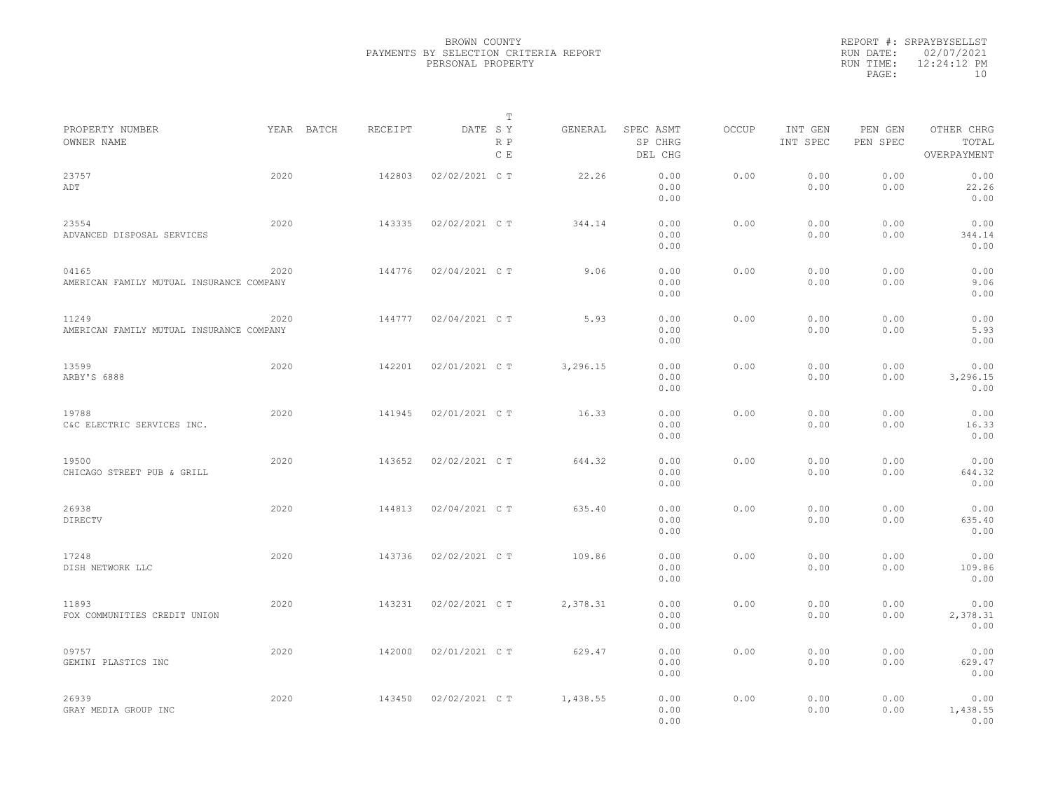BROWN COUNTY
PAYMENTS BY SELECTION CRITERIA REPORT
PERSONAL PROPERTY

REPORT #: SRPAYBYSELLST
RUN DATE: 02/07/2021
RUN TIME: 12:24:12 PM

| PROPERTY NUMBER / OWNER NAME | YEAR | BATCH | RECEIPT | DATE | T SY RP CE | GENERAL | SPEC ASMT / SP CHRG / DEL CHG | OCCUP | INT GEN / INT SPEC | PEN GEN / PEN SPEC | OTHER CHRG / TOTAL / OVERPAYMENT |
|---|---|---|---|---|---|---|---|---|---|---|---|
| 23757 ADT | 2020 | | 142803 | 02/02/2021 | C T | 22.26 | 0.00 0.00 0.00 | 0.00 | 0.00 0.00 | 0.00 0.00 | 0.00 22.26 0.00 |
| 23554 ADVANCED DISPOSAL SERVICES | 2020 | | 143335 | 02/02/2021 | C T | 344.14 | 0.00 0.00 0.00 | 0.00 | 0.00 0.00 | 0.00 0.00 | 0.00 344.14 0.00 |
| 04165 AMERICAN FAMILY MUTUAL INSURANCE COMPANY | 2020 | | 144776 | 02/04/2021 | C T | 9.06 | 0.00 0.00 0.00 | 0.00 | 0.00 0.00 | 0.00 0.00 | 0.00 9.06 0.00 |
| 11249 AMERICAN FAMILY MUTUAL INSURANCE COMPANY | 2020 | | 144777 | 02/04/2021 | C T | 5.93 | 0.00 0.00 0.00 | 0.00 | 0.00 0.00 | 0.00 0.00 | 0.00 5.93 0.00 |
| 13599 ARBY'S 6888 | 2020 | | 142201 | 02/01/2021 | C T | 3,296.15 | 0.00 0.00 0.00 | 0.00 | 0.00 0.00 | 0.00 0.00 | 0.00 3,296.15 0.00 |
| 19788 C&C ELECTRIC SERVICES INC. | 2020 | | 141945 | 02/01/2021 | C T | 16.33 | 0.00 0.00 0.00 | 0.00 | 0.00 0.00 | 0.00 0.00 | 0.00 16.33 0.00 |
| 19500 CHICAGO STREET PUB & GRILL | 2020 | | 143652 | 02/02/2021 | C T | 644.32 | 0.00 0.00 0.00 | 0.00 | 0.00 0.00 | 0.00 0.00 | 0.00 644.32 0.00 |
| 26938 DIRECTV | 2020 | | 144813 | 02/04/2021 | C T | 635.40 | 0.00 0.00 0.00 | 0.00 | 0.00 0.00 | 0.00 0.00 | 0.00 635.40 0.00 |
| 17248 DISH NETWORK LLC | 2020 | | 143736 | 02/02/2021 | C T | 109.86 | 0.00 0.00 0.00 | 0.00 | 0.00 0.00 | 0.00 0.00 | 0.00 109.86 0.00 |
| 11893 FOX COMMUNITIES CREDIT UNION | 2020 | | 143231 | 02/02/2021 | C T | 2,378.31 | 0.00 0.00 0.00 | 0.00 | 0.00 0.00 | 0.00 0.00 | 0.00 2,378.31 0.00 |
| 09757 GEMINI PLASTICS INC | 2020 | | 142000 | 02/01/2021 | C T | 629.47 | 0.00 0.00 0.00 | 0.00 | 0.00 0.00 | 0.00 0.00 | 0.00 629.47 0.00 |
| 26939 GRAY MEDIA GROUP INC | 2020 | | 143450 | 02/02/2021 | C T | 1,438.55 | 0.00 0.00 0.00 | 0.00 | 0.00 0.00 | 0.00 0.00 | 0.00 1,438.55 0.00 |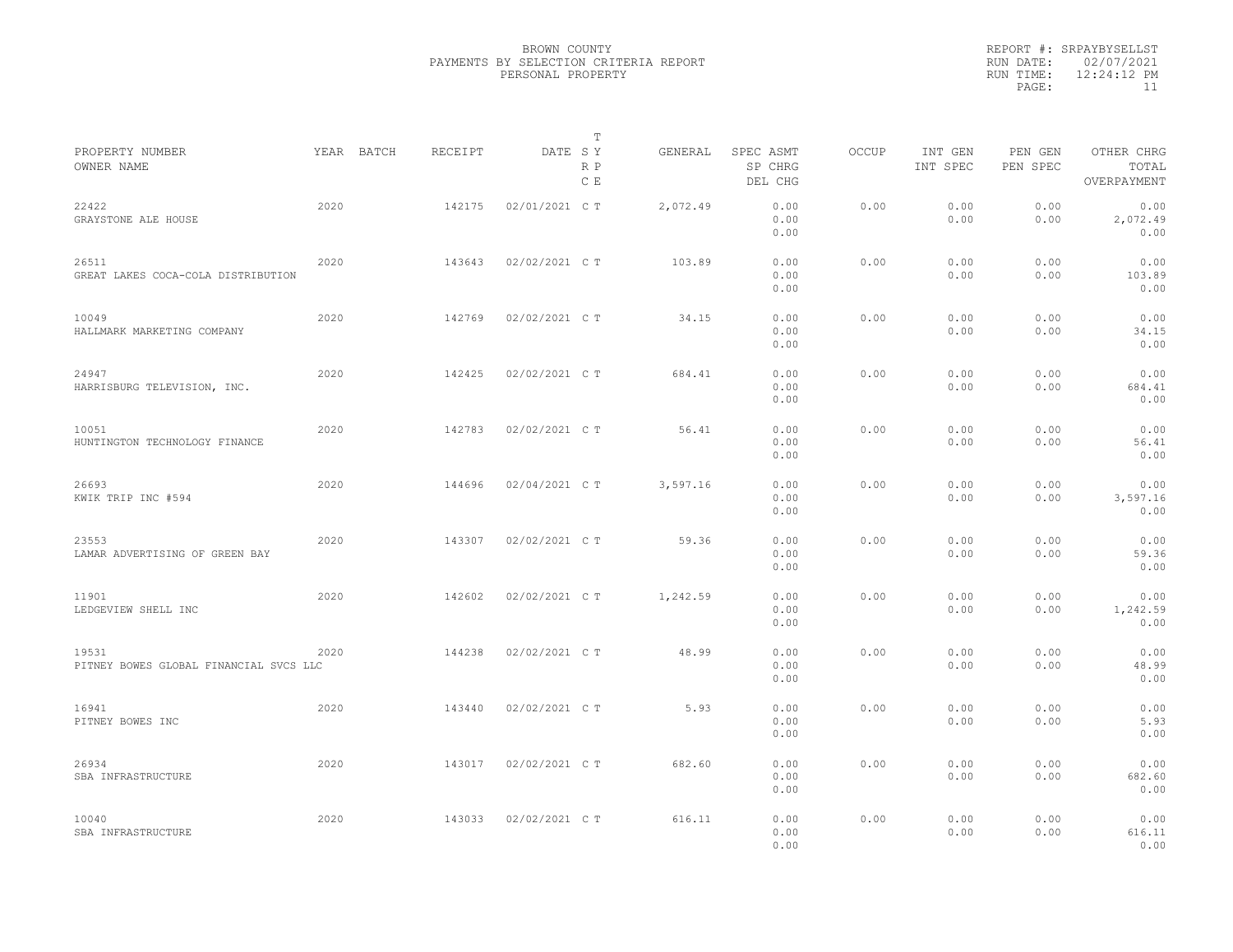BROWN COUNTY
PAYMENTS BY SELECTION CRITERIA REPORT
PERSONAL PROPERTY

REPORT #: SRPAYBYSELLST
RUN DATE: 02/07/2021
RUN TIME: 12:24:12 PM

| PROPERTY NUMBER / OWNER NAME | YEAR | BATCH | RECEIPT | DATE | T SY RP CE | GENERAL | SPEC ASMT / SP CHRG / DEL CHG | OCCUP | INT GEN / INT SPEC | PEN GEN / PEN SPEC | OTHER CHRG / TOTAL / OVERPAYMENT |
|---|---|---|---|---|---|---|---|---|---|---|---|
| 22422 GRAYSTONE ALE HOUSE | 2020 | | 142175 | 02/01/2021 | C T | 2,072.49 | 0.00 0.00 0.00 | 0.00 | 0.00 0.00 | 0.00 0.00 | 0.00 2,072.49 0.00 |
| 26511 GREAT LAKES COCA-COLA DISTRIBUTION | 2020 | | 143643 | 02/02/2021 | C T | 103.89 | 0.00 0.00 0.00 | 0.00 | 0.00 0.00 | 0.00 0.00 | 0.00 103.89 0.00 |
| 10049 HALLMARK MARKETING COMPANY | 2020 | | 142769 | 02/02/2021 | C T | 34.15 | 0.00 0.00 0.00 | 0.00 | 0.00 0.00 | 0.00 0.00 | 0.00 34.15 0.00 |
| 24947 HARRISBURG TELEVISION, INC. | 2020 | | 142425 | 02/02/2021 | C T | 684.41 | 0.00 0.00 0.00 | 0.00 | 0.00 0.00 | 0.00 0.00 | 0.00 684.41 0.00 |
| 10051 HUNTINGTON TECHNOLOGY FINANCE | 2020 | | 142783 | 02/02/2021 | C T | 56.41 | 0.00 0.00 0.00 | 0.00 | 0.00 0.00 | 0.00 0.00 | 0.00 56.41 0.00 |
| 26693 KWIK TRIP INC #594 | 2020 | | 144696 | 02/04/2021 | C T | 3,597.16 | 0.00 0.00 0.00 | 0.00 | 0.00 0.00 | 0.00 0.00 | 0.00 3,597.16 0.00 |
| 23553 LAMAR ADVERTISING OF GREEN BAY | 2020 | | 143307 | 02/02/2021 | C T | 59.36 | 0.00 0.00 0.00 | 0.00 | 0.00 0.00 | 0.00 0.00 | 0.00 59.36 0.00 |
| 11901 LEDGEVIEW SHELL INC | 2020 | | 142602 | 02/02/2021 | C T | 1,242.59 | 0.00 0.00 0.00 | 0.00 | 0.00 0.00 | 0.00 0.00 | 0.00 1,242.59 0.00 |
| 19531 PITNEY BOWES GLOBAL FINANCIAL SVCS LLC | 2020 | | 144238 | 02/02/2021 | C T | 48.99 | 0.00 0.00 0.00 | 0.00 | 0.00 0.00 | 0.00 0.00 | 0.00 48.99 0.00 |
| 16941 PITNEY BOWES INC | 2020 | | 143440 | 02/02/2021 | C T | 5.93 | 0.00 0.00 0.00 | 0.00 | 0.00 0.00 | 0.00 0.00 | 0.00 5.93 0.00 |
| 26934 SBA INFRASTRUCTURE | 2020 | | 143017 | 02/02/2021 | C T | 682.60 | 0.00 0.00 0.00 | 0.00 | 0.00 0.00 | 0.00 0.00 | 0.00 682.60 0.00 |
| 10040 SBA INFRASTRUCTURE | 2020 | | 143033 | 02/02/2021 | C T | 616.11 | 0.00 0.00 0.00 | 0.00 | 0.00 0.00 | 0.00 0.00 | 0.00 616.11 0.00 |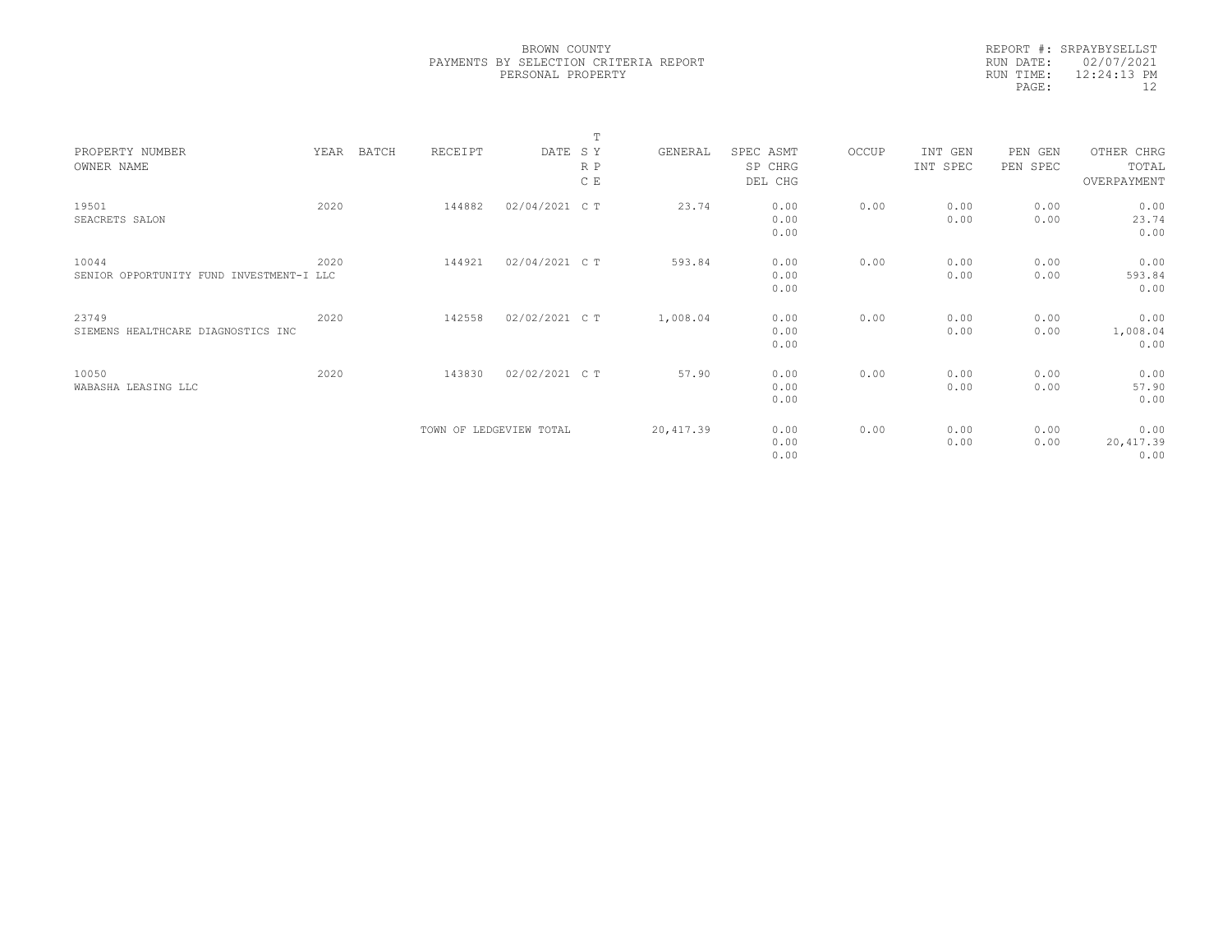BROWN COUNTY
PAYMENTS BY SELECTION CRITERIA REPORT
PERSONAL PROPERTY

REPORT #: SRPAYBYSELLST
RUN DATE: 02/07/2021
RUN TIME: 12:24:13 PM

| PROPERTY NUMBER / OWNER NAME | YEAR | BATCH | RECEIPT | DATE | T SY RP CE | GENERAL | SPEC ASMT / SP CHRG / DEL CHG | OCCUP | INT GEN / INT SPEC | PEN GEN / PEN SPEC | OTHER CHRG / TOTAL / OVERPAYMENT |
|---|---|---|---|---|---|---|---|---|---|---|---|
| 19501 SEACRETS SALON | 2020 | | 144882 | 02/04/2021 | C T | 23.74 | 0.00 / 0.00 / 0.00 | 0.00 | 0.00 / 0.00 | 0.00 / 0.00 | 0.00 / 23.74 / 0.00 |
| 10044 SENIOR OPPORTUNITY FUND INVESTMENT-I LLC | 2020 | | 144921 | 02/04/2021 | C T | 593.84 | 0.00 / 0.00 / 0.00 | 0.00 | 0.00 / 0.00 | 0.00 / 0.00 | 0.00 / 593.84 / 0.00 |
| 23749 SIEMENS HEALTHCARE DIAGNOSTICS INC | 2020 | | 142558 | 02/02/2021 | C T | 1,008.04 | 0.00 / 0.00 / 0.00 | 0.00 | 0.00 / 0.00 | 0.00 / 0.00 | 0.00 / 1,008.04 / 0.00 |
| 10050 WABASHA LEASING LLC | 2020 | | 143830 | 02/02/2021 | C T | 57.90 | 0.00 / 0.00 / 0.00 | 0.00 | 0.00 / 0.00 | 0.00 / 0.00 | 0.00 / 57.90 / 0.00 |
| | | | TOWN OF LEDGEVIEW TOTAL | | | 20,417.39 | 0.00 / 0.00 / 0.00 | 0.00 | 0.00 / 0.00 | 0.00 / 0.00 | 0.00 / 20,417.39 / 0.00 |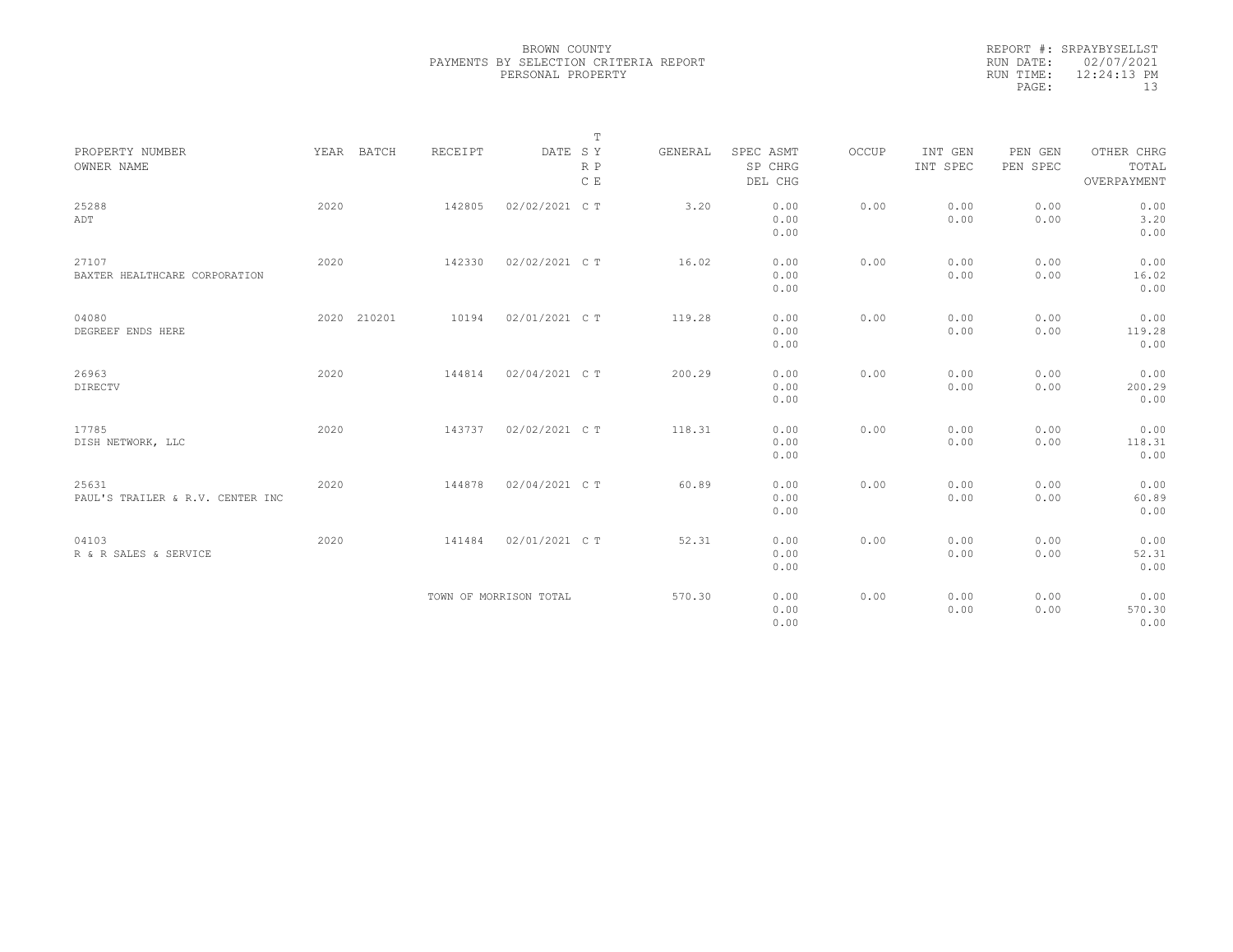# BROWN COUNTY
## PAYMENTS BY SELECTION CRITERIA REPORT
## PERSONAL PROPERTY

REPORT #: SRPAYBYSELLST
RUN DATE: 02/07/2021
RUN TIME: 12:24:13 PM

| PROPERTY NUMBER<br>OWNER NAME | YEAR | BATCH | RECEIPT | DATE | T<br>S Y<br>R P<br>C E | GENERAL | SPEC ASMT<br>SP CHRG<br>DEL CHG | OCCUP | INT GEN<br>INT SPEC | PEN GEN<br>PEN SPEC | OTHER CHRG<br>TOTAL<br>OVERPAYMENT |
|---|---|---|---|---|---|---|---|---|---|---|---|
| 25288<br>ADT | 2020 | | 142805 | 02/02/2021 | C T | 3.20 | 0.00<br>0.00<br>0.00 | 0.00 | 0.00<br>0.00 | 0.00<br>0.00 | 0.00<br>3.20<br>0.00 |
| 27107<br>BAXTER HEALTHCARE CORPORATION | 2020 | | 142330 | 02/02/2021 | C T | 16.02 | 0.00<br>0.00<br>0.00 | 0.00 | 0.00<br>0.00 | 0.00<br>0.00 | 0.00<br>16.02<br>0.00 |
| 04080<br>DEGREEF ENDS HERE | 2020 | 210201 | 10194 | 02/01/2021 | C T | 119.28 | 0.00<br>0.00<br>0.00 | 0.00 | 0.00<br>0.00 | 0.00<br>0.00 | 0.00<br>119.28<br>0.00 |
| 26963<br>DIRECTV | 2020 | | 144814 | 02/04/2021 | C T | 200.29 | 0.00<br>0.00<br>0.00 | 0.00 | 0.00<br>0.00 | 0.00<br>0.00 | 0.00<br>200.29<br>0.00 |
| 17785<br>DISH NETWORK, LLC | 2020 | | 143737 | 02/02/2021 | C T | 118.31 | 0.00<br>0.00<br>0.00 | 0.00 | 0.00<br>0.00 | 0.00<br>0.00 | 0.00<br>118.31<br>0.00 |
| 25631<br>PAUL'S TRAILER & R.V. CENTER INC | 2020 | | 144878 | 02/04/2021 | C T | 60.89 | 0.00<br>0.00<br>0.00 | 0.00 | 0.00<br>0.00 | 0.00<br>0.00 | 0.00<br>60.89<br>0.00 |
| 04103<br>R & R SALES & SERVICE | 2020 | | 141484 | 02/01/2021 | C T | 52.31 | 0.00<br>0.00<br>0.00 | 0.00 | 0.00<br>0.00 | 0.00<br>0.00 | 0.00<br>52.31<br>0.00 |
| | | | TOWN OF MORRISON TOTAL | | | 570.30 | 0.00<br>0.00<br>0.00 | 0.00 | 0.00<br>0.00 | 0.00<br>0.00 | 0.00<br>570.30<br>0.00 |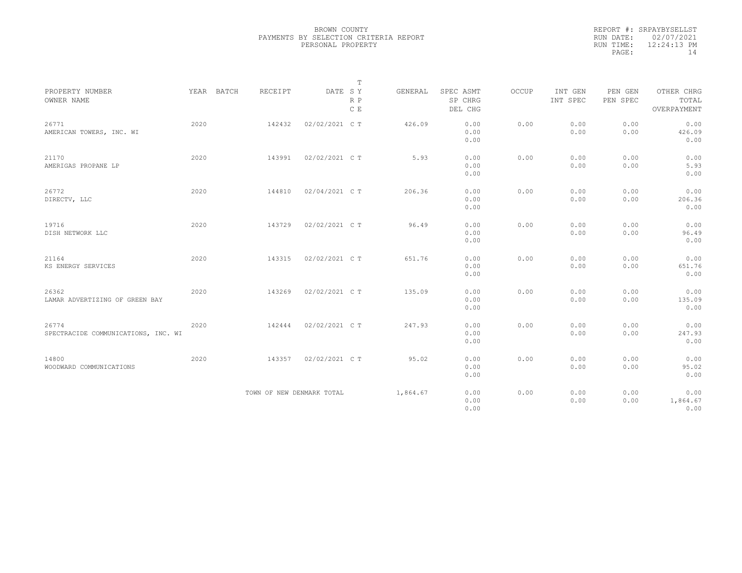BROWN COUNTY
PAYMENTS BY SELECTION CRITERIA REPORT
PERSONAL PROPERTY

REPORT #: SRPAYBYSELLST
RUN DATE: 02/07/2021
RUN TIME: 12:24:13 PM

| PROPERTY NUMBER / OWNER NAME | YEAR | BATCH | RECEIPT | DATE | T SY RP CE | GENERAL | SPEC ASMT / SP CHRG / DEL CHG | OCCUP | INT GEN / INT SPEC | PEN GEN / PEN SPEC | OTHER CHRG / TOTAL / OVERPAYMENT |
|---|---|---|---|---|---|---|---|---|---|---|---|
| 26771 AMERICAN TOWERS, INC. WI | 2020 | | 142432 | 02/02/2021 | C T | 426.09 | 0.00 0.00 0.00 | 0.00 | 0.00 0.00 | 0.00 0.00 | 0.00 426.09 0.00 |
| 21170 AMERIGAS PROPANE LP | 2020 | | 143991 | 02/02/2021 | C T | 5.93 | 0.00 0.00 0.00 | 0.00 | 0.00 0.00 | 0.00 0.00 | 0.00 5.93 0.00 |
| 26772 DIRECTV, LLC | 2020 | | 144810 | 02/04/2021 | C T | 206.36 | 0.00 0.00 0.00 | 0.00 | 0.00 0.00 | 0.00 0.00 | 0.00 206.36 0.00 |
| 19716 DISH NETWORK LLC | 2020 | | 143729 | 02/02/2021 | C T | 96.49 | 0.00 0.00 0.00 | 0.00 | 0.00 0.00 | 0.00 0.00 | 0.00 96.49 0.00 |
| 21164 KS ENERGY SERVICES | 2020 | | 143315 | 02/02/2021 | C T | 651.76 | 0.00 0.00 0.00 | 0.00 | 0.00 0.00 | 0.00 0.00 | 0.00 651.76 0.00 |
| 26362 LAMAR ADVERTIZING OF GREEN BAY | 2020 | | 143269 | 02/02/2021 | C T | 135.09 | 0.00 0.00 0.00 | 0.00 | 0.00 0.00 | 0.00 0.00 | 0.00 135.09 0.00 |
| 26774 SPECTRACIDE COMMUNICATIONS, INC. WI | 2020 | | 142444 | 02/02/2021 | C T | 247.93 | 0.00 0.00 0.00 | 0.00 | 0.00 0.00 | 0.00 0.00 | 0.00 247.93 0.00 |
| 14800 WOODWARD COMMUNICATIONS | 2020 | | 143357 | 02/02/2021 | C T | 95.02 | 0.00 0.00 0.00 | 0.00 | 0.00 0.00 | 0.00 0.00 | 0.00 95.02 0.00 |
| | | | TOWN OF NEW DENMARK TOTAL | | | 1,864.67 | 0.00 0.00 0.00 | 0.00 | 0.00 0.00 | 0.00 0.00 | 0.00 1,864.67 0.00 |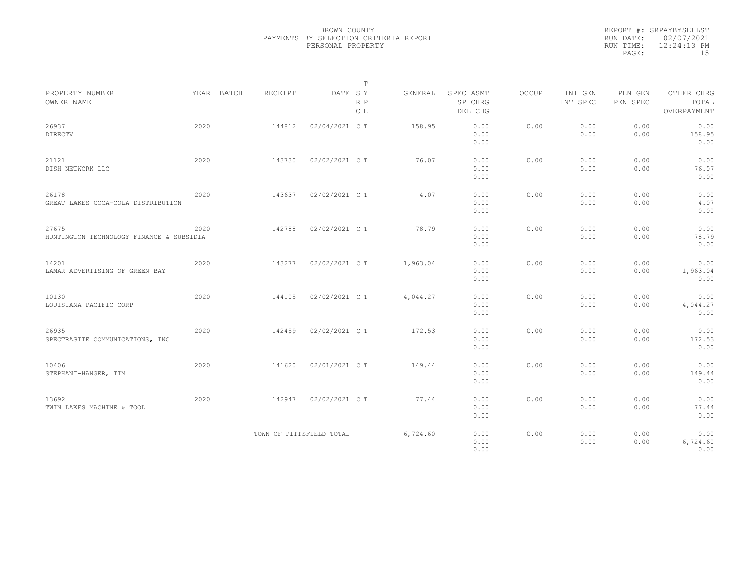BROWN COUNTY
PAYMENTS BY SELECTION CRITERIA REPORT
PERSONAL PROPERTY

REPORT #: SRPAYBYSELLST
RUN DATE: 02/07/2021
RUN TIME: 12:24:13 PM
PAGE: 15

| PROPERTY NUMBER<br>OWNER NAME | YEAR | BATCH | RECEIPT | DATE | T<br>S Y<br>R P<br>C E | GENERAL | SPEC ASMT<br>SP CHRG<br>DEL CHG | OCCUP | INT GEN<br>INT SPEC | PEN GEN<br>PEN SPEC | OTHER CHRG<br>TOTAL<br>OVERPAYMENT |
|---|---|---|---|---|---|---|---|---|---|---|---|
| 26937<br>DIRECTV | 2020 | | 144812 | 02/04/2021 | C T | 158.95 | 0.00<br>0.00<br>0.00 | 0.00 | 0.00<br>0.00 | 0.00<br>0.00 | 0.00<br>158.95<br>0.00 |
| 21121<br>DISH NETWORK LLC | 2020 | | 143730 | 02/02/2021 | C T | 76.07 | 0.00<br>0.00<br>0.00 | 0.00 | 0.00<br>0.00 | 0.00<br>0.00 | 0.00<br>76.07<br>0.00 |
| 26178<br>GREAT LAKES COCA-COLA DISTRIBUTION | 2020 | | 143637 | 02/02/2021 | C T | 4.07 | 0.00<br>0.00<br>0.00 | 0.00 | 0.00<br>0.00 | 0.00<br>0.00 | 0.00<br>4.07<br>0.00 |
| 27675<br>HUNTINGTON TECHNOLOGY FINANCE & SUBSIDIA | 2020 | | 142788 | 02/02/2021 | C T | 78.79 | 0.00<br>0.00<br>0.00 | 0.00 | 0.00<br>0.00 | 0.00<br>0.00 | 0.00<br>78.79<br>0.00 |
| 14201<br>LAMAR ADVERTISING OF GREEN BAY | 2020 | | 143277 | 02/02/2021 | C T | 1,963.04 | 0.00<br>0.00<br>0.00 | 0.00 | 0.00<br>0.00 | 0.00<br>0.00 | 0.00<br>1,963.04<br>0.00 |
| 10130<br>LOUISIANA PACIFIC CORP | 2020 | | 144105 | 02/02/2021 | C T | 4,044.27 | 0.00<br>0.00<br>0.00 | 0.00 | 0.00<br>0.00 | 0.00<br>0.00 | 0.00<br>4,044.27<br>0.00 |
| 26935<br>SPECTRASITE COMMUNICATIONS, INC | 2020 | | 142459 | 02/02/2021 | C T | 172.53 | 0.00<br>0.00<br>0.00 | 0.00 | 0.00<br>0.00 | 0.00<br>0.00 | 0.00<br>172.53<br>0.00 |
| 10406<br>STEPHANI-HANGER, TIM | 2020 | | 141620 | 02/01/2021 | C T | 149.44 | 0.00<br>0.00<br>0.00 | 0.00 | 0.00<br>0.00 | 0.00<br>0.00 | 0.00<br>149.44<br>0.00 |
| 13692<br>TWIN LAKES MACHINE & TOOL | 2020 | | 142947 | 02/02/2021 | C T | 77.44 | 0.00<br>0.00<br>0.00 | 0.00 | 0.00<br>0.00 | 0.00<br>0.00 | 0.00<br>77.44<br>0.00 |
| | | | TOWN OF PITTSFIELD TOTAL | | | 6,724.60 | 0.00<br>0.00<br>0.00 | 0.00 | 0.00<br>0.00 | 0.00<br>0.00 | 0.00<br>6,724.60<br>0.00 |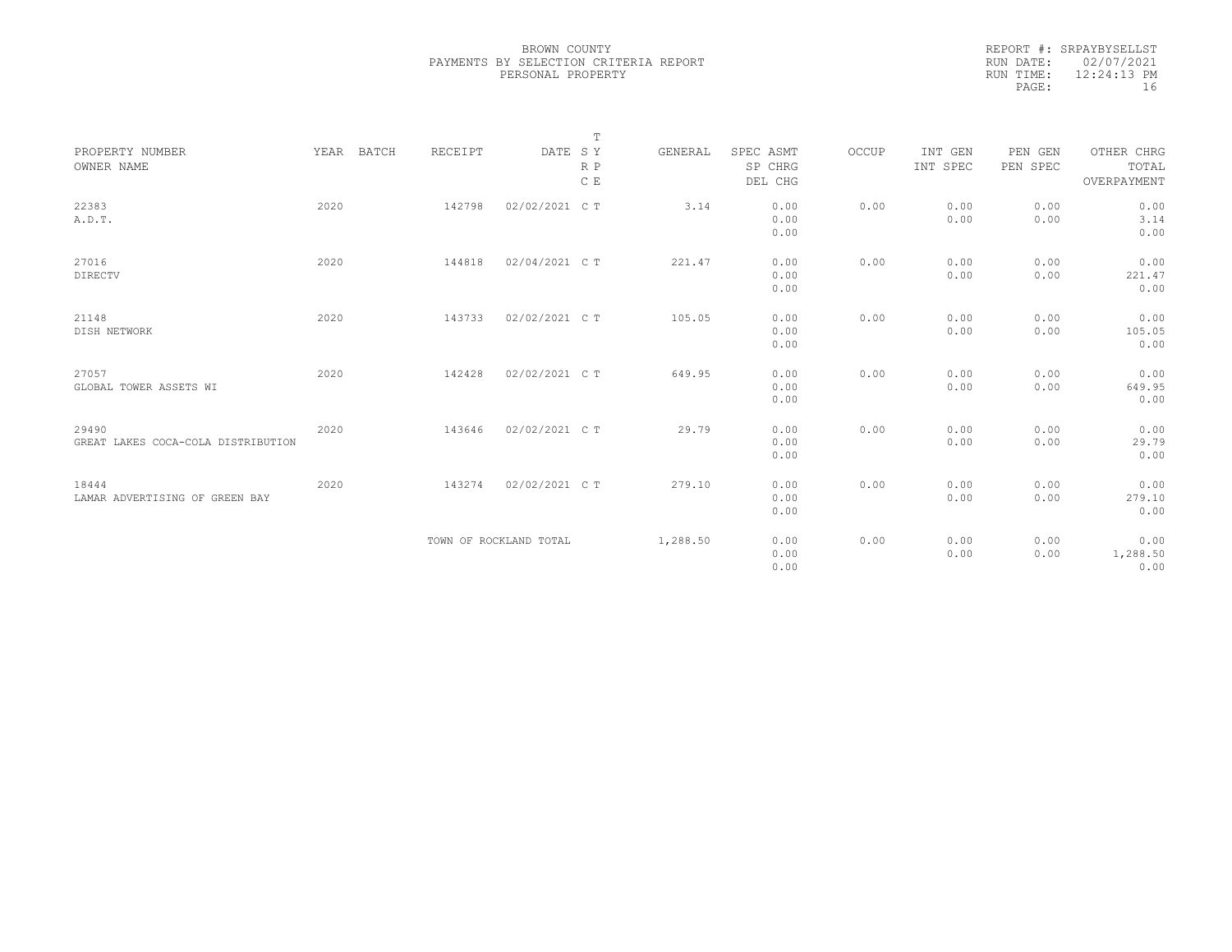BROWN COUNTY
PAYMENTS BY SELECTION CRITERIA REPORT
PERSONAL PROPERTY

REPORT #: SRPAYBYSELLST
RUN DATE: 02/07/2021
RUN TIME: 12:24:13 PM

| PROPERTY NUMBER<br>OWNER NAME | YEAR | BATCH | RECEIPT | DATE | T<br>S Y<br>R P<br>C E | GENERAL | SPEC ASMT<br>SP CHRG<br>DEL CHG | OCCUP | INT GEN<br>INT SPEC | PEN GEN<br>PEN SPEC | OTHER CHRG<br>TOTAL<br>OVERPAYMENT |
|---|---|---|---|---|---|---|---|---|---|---|---|
| 22383<br>A.D.T. | 2020 | | 142798 | 02/02/2021 | C T | 3.14 | 0.00<br>0.00<br>0.00 | 0.00 | 0.00<br>0.00 | 0.00<br>0.00 | 0.00<br>3.14<br>0.00 |
| 27016<br>DIRECTV | 2020 | | 144818 | 02/04/2021 | C T | 221.47 | 0.00<br>0.00<br>0.00 | 0.00 | 0.00<br>0.00 | 0.00<br>0.00 | 0.00<br>221.47<br>0.00 |
| 21148<br>DISH NETWORK | 2020 | | 143733 | 02/02/2021 | C T | 105.05 | 0.00<br>0.00<br>0.00 | 0.00 | 0.00<br>0.00 | 0.00<br>0.00 | 0.00<br>105.05<br>0.00 |
| 27057<br>GLOBAL TOWER ASSETS WI | 2020 | | 142428 | 02/02/2021 | C T | 649.95 | 0.00<br>0.00<br>0.00 | 0.00 | 0.00<br>0.00 | 0.00<br>0.00 | 0.00<br>649.95<br>0.00 |
| 29490<br>GREAT LAKES COCA-COLA DISTRIBUTION | 2020 | | 143646 | 02/02/2021 | C T | 29.79 | 0.00<br>0.00<br>0.00 | 0.00 | 0.00<br>0.00 | 0.00<br>0.00 | 0.00<br>29.79<br>0.00 |
| 18444<br>LAMAR ADVERTISING OF GREEN BAY | 2020 | | 143274 | 02/02/2021 | C T | 279.10 | 0.00<br>0.00<br>0.00 | 0.00 | 0.00<br>0.00 | 0.00<br>0.00 | 0.00<br>279.10<br>0.00 |
| | | | TOWN OF ROCKLAND TOTAL | | | 1,288.50 | 0.00<br>0.00<br>0.00 | 0.00 | 0.00<br>0.00 | 0.00<br>0.00 | 0.00<br>1,288.50<br>0.00 |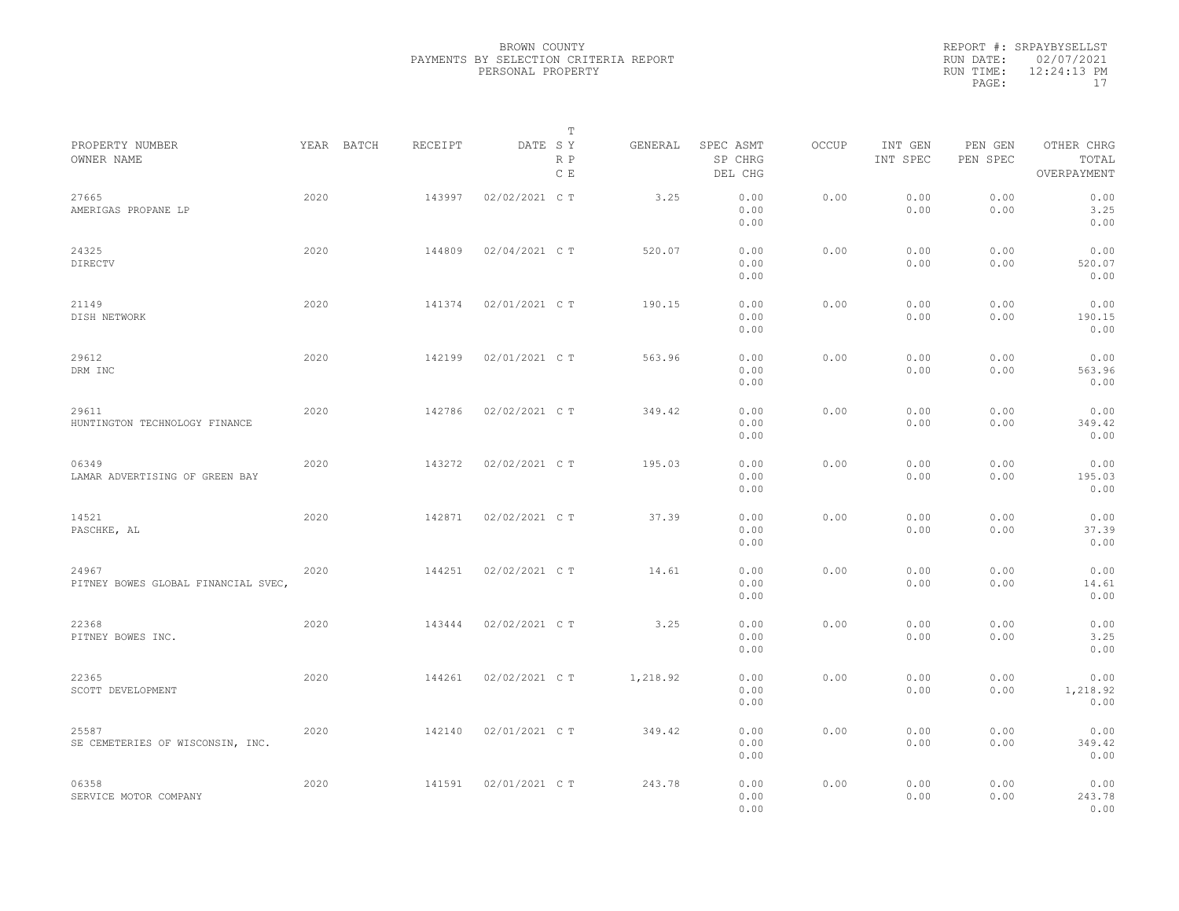BROWN COUNTY
PAYMENTS BY SELECTION CRITERIA REPORT
PERSONAL PROPERTY

REPORT #: SRPAYBYSELLST
RUN DATE: 02/07/2021
RUN TIME: 12:24:13 PM

| PROPERTY NUMBER<br>OWNER NAME | YEAR | BATCH | RECEIPT | DATE | T<br>S Y<br>R P<br>C E | GENERAL | SPEC ASMT<br>SP CHRG<br>DEL CHG | OCCUP | INT GEN<br>INT SPEC | PEN GEN<br>PEN SPEC | OTHER CHRG<br>TOTAL<br>OVERPAYMENT |
|---|---|---|---|---|---|---|---|---|---|---|---|
| 27665<br>AMERIGAS PROPANE LP | 2020 | | 143997 | 02/02/2021 | C T | 3.25 | 0.00<br>0.00<br>0.00 | 0.00 | 0.00<br>0.00 | 0.00<br>0.00 | 0.00<br>3.25<br>0.00 |
| 24325<br>DIRECTV | 2020 | | 144809 | 02/04/2021 | C T | 520.07 | 0.00<br>0.00<br>0.00 | 0.00 | 0.00<br>0.00 | 0.00<br>0.00 | 0.00<br>520.07<br>0.00 |
| 21149<br>DISH NETWORK | 2020 | | 141374 | 02/01/2021 | C T | 190.15 | 0.00<br>0.00<br>0.00 | 0.00 | 0.00<br>0.00 | 0.00<br>0.00 | 0.00<br>190.15<br>0.00 |
| 29612<br>DRM INC | 2020 | | 142199 | 02/01/2021 | C T | 563.96 | 0.00<br>0.00<br>0.00 | 0.00 | 0.00<br>0.00 | 0.00<br>0.00 | 0.00<br>563.96<br>0.00 |
| 29611<br>HUNTINGTON TECHNOLOGY FINANCE | 2020 | | 142786 | 02/02/2021 | C T | 349.42 | 0.00<br>0.00<br>0.00 | 0.00 | 0.00<br>0.00 | 0.00<br>0.00 | 0.00<br>349.42<br>0.00 |
| 06349<br>LAMAR ADVERTISING OF GREEN BAY | 2020 | | 143272 | 02/02/2021 | C T | 195.03 | 0.00<br>0.00<br>0.00 | 0.00 | 0.00<br>0.00 | 0.00<br>0.00 | 0.00<br>195.03<br>0.00 |
| 14521<br>PASCHKE, AL | 2020 | | 142871 | 02/02/2021 | C T | 37.39 | 0.00<br>0.00<br>0.00 | 0.00 | 0.00<br>0.00 | 0.00<br>0.00 | 0.00<br>37.39<br>0.00 |
| 24967<br>PITNEY BOWES GLOBAL FINANCIAL SVEC, | 2020 | | 144251 | 02/02/2021 | C T | 14.61 | 0.00<br>0.00<br>0.00 | 0.00 | 0.00<br>0.00 | 0.00<br>0.00 | 0.00<br>14.61<br>0.00 |
| 22368<br>PITNEY BOWES INC. | 2020 | | 143444 | 02/02/2021 | C T | 3.25 | 0.00<br>0.00<br>0.00 | 0.00 | 0.00<br>0.00 | 0.00<br>0.00 | 0.00<br>3.25<br>0.00 |
| 22365<br>SCOTT DEVELOPMENT | 2020 | | 144261 | 02/02/2021 | C T | 1,218.92 | 0.00<br>0.00<br>0.00 | 0.00 | 0.00<br>0.00 | 0.00<br>0.00 | 0.00<br>1,218.92<br>0.00 |
| 25587<br>SE CEMETERIES OF WISCONSIN, INC. | 2020 | | 142140 | 02/01/2021 | C T | 349.42 | 0.00<br>0.00<br>0.00 | 0.00 | 0.00<br>0.00 | 0.00<br>0.00 | 0.00<br>349.42<br>0.00 |
| 06358<br>SERVICE MOTOR COMPANY | 2020 | | 141591 | 02/01/2021 | C T | 243.78 | 0.00<br>0.00<br>0.00 | 0.00 | 0.00<br>0.00 | 0.00<br>0.00 | 0.00<br>243.78<br>0.00 |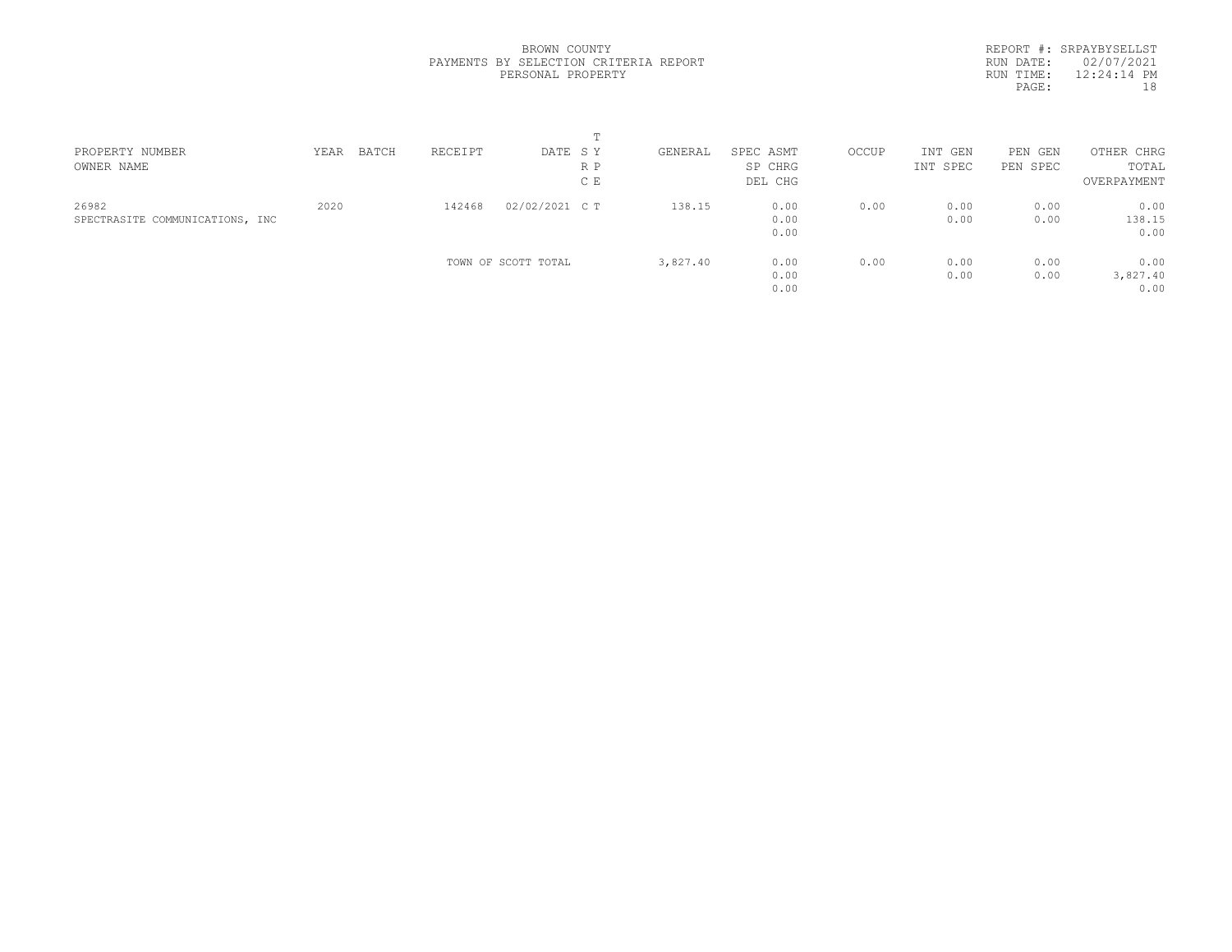BROWN COUNTY
PAYMENTS BY SELECTION CRITERIA REPORT
PERSONAL PROPERTY

REPORT #: SRPAYBYSELLST
RUN DATE: 02/07/2021
RUN TIME: 12:24:14 PM

| PROPERTY NUMBER / OWNER NAME | YEAR | BATCH | RECEIPT | DATE | T SY RP CE | GENERAL | SPEC ASMT / SP CHRG / DEL CHG | OCCUP | INT GEN / INT SPEC | PEN GEN / PEN SPEC | OTHER CHRG / TOTAL / OVERPAYMENT |
|---|---|---|---|---|---|---|---|---|---|---|---|
| 26982 / SPECTRASITE COMMUNICATIONS, INC | 2020 | | 142468 | 02/02/2021 | C T | 138.15 | 0.00 / 0.00 / 0.00 | 0.00 | 0.00 / 0.00 | 0.00 / 0.00 | 0.00 / 138.15 / 0.00 |
| | | | TOWN OF SCOTT TOTAL | | | 3,827.40 | 0.00 / 0.00 / 0.00 | 0.00 | 0.00 / 0.00 | 0.00 / 0.00 | 0.00 / 3,827.40 / 0.00 |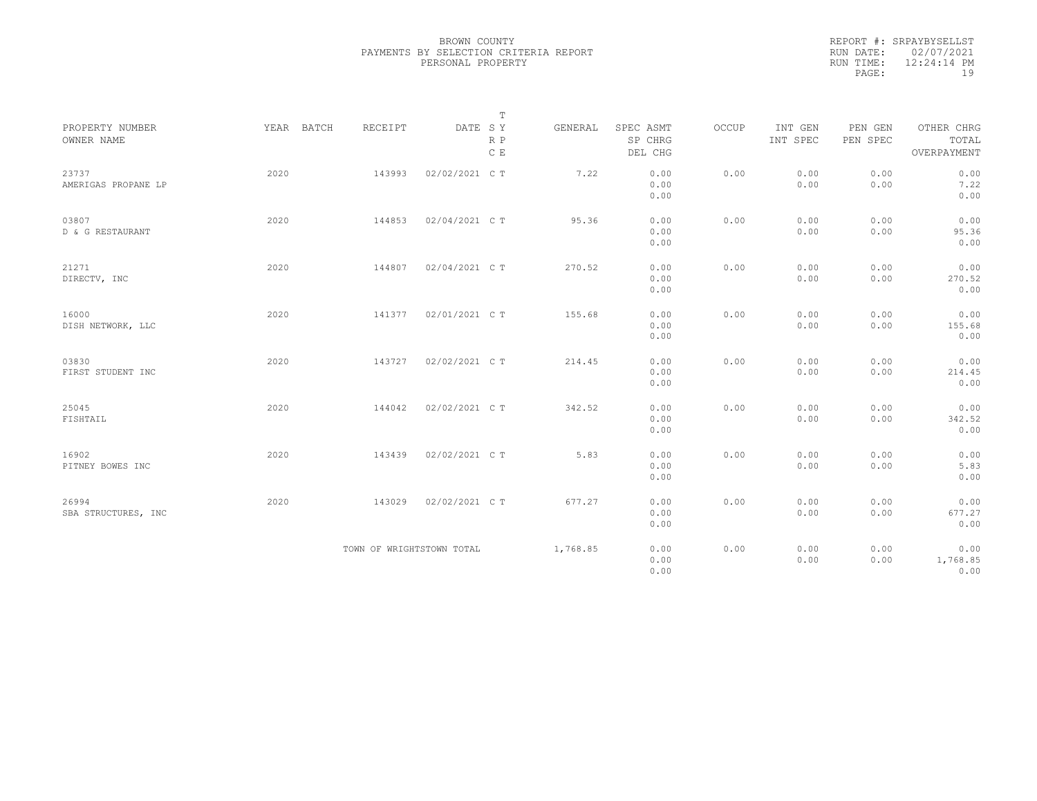BROWN COUNTY
PAYMENTS BY SELECTION CRITERIA REPORT
PERSONAL PROPERTY

REPORT #: SRPAYBYSELLST
RUN DATE: 02/07/2021
RUN TIME: 12:24:14 PM

| PROPERTY NUMBER / OWNER NAME | YEAR | BATCH | RECEIPT | DATE | T SY RP CE | GENERAL | SPEC ASMT / SP CHRG / DEL CHG | OCCUP | INT GEN / INT SPEC | PEN GEN / PEN SPEC | OTHER CHRG / TOTAL / OVERPAYMENT |
|---|---|---|---|---|---|---|---|---|---|---|---|
| 23737 AMERIGAS PROPANE LP | 2020 | | 143993 | 02/02/2021 | C T | 7.22 | 0.00 0.00 0.00 | 0.00 | 0.00 0.00 | 0.00 0.00 | 0.00 7.22 0.00 |
| 03807 D & G RESTAURANT | 2020 | | 144853 | 02/04/2021 | C T | 95.36 | 0.00 0.00 0.00 | 0.00 | 0.00 0.00 | 0.00 0.00 | 0.00 95.36 0.00 |
| 21271 DIRECTV, INC | 2020 | | 144807 | 02/04/2021 | C T | 270.52 | 0.00 0.00 0.00 | 0.00 | 0.00 0.00 | 0.00 0.00 | 0.00 270.52 0.00 |
| 16000 DISH NETWORK, LLC | 2020 | | 141377 | 02/01/2021 | C T | 155.68 | 0.00 0.00 0.00 | 0.00 | 0.00 0.00 | 0.00 0.00 | 0.00 155.68 0.00 |
| 03830 FIRST STUDENT INC | 2020 | | 143727 | 02/02/2021 | C T | 214.45 | 0.00 0.00 0.00 | 0.00 | 0.00 0.00 | 0.00 0.00 | 0.00 214.45 0.00 |
| 25045 FISHTAIL | 2020 | | 144042 | 02/02/2021 | C T | 342.52 | 0.00 0.00 0.00 | 0.00 | 0.00 0.00 | 0.00 0.00 | 0.00 342.52 0.00 |
| 16902 PITNEY BOWES INC | 2020 | | 143439 | 02/02/2021 | C T | 5.83 | 0.00 0.00 0.00 | 0.00 | 0.00 0.00 | 0.00 0.00 | 0.00 5.83 0.00 |
| 26994 SBA STRUCTURES, INC | 2020 | | 143029 | 02/02/2021 | C T | 677.27 | 0.00 0.00 0.00 | 0.00 | 0.00 0.00 | 0.00 0.00 | 0.00 677.27 0.00 |
| | | | TOWN OF WRIGHTSTOWN TOTAL | | | 1,768.85 | 0.00 0.00 0.00 | 0.00 | 0.00 0.00 | 0.00 0.00 | 0.00 1,768.85 0.00 |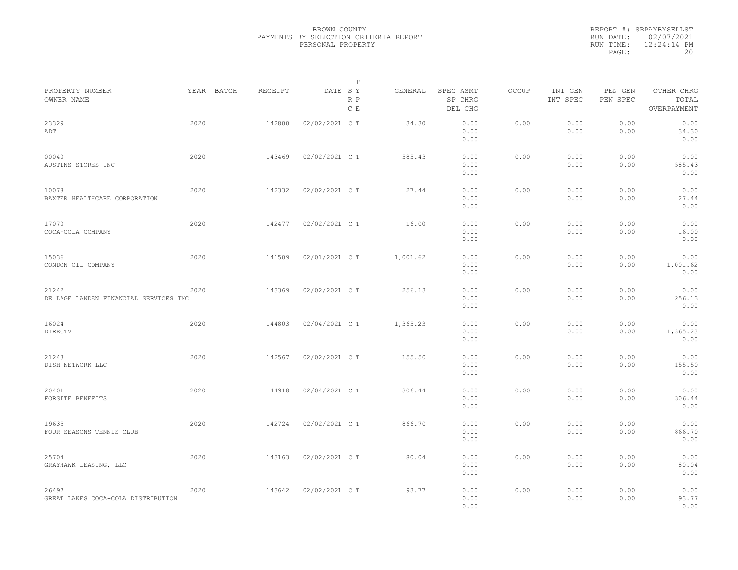BROWN COUNTY
PAYMENTS BY SELECTION CRITERIA REPORT
PERSONAL PROPERTY

REPORT #: SRPAYBYSELLST
RUN DATE: 02/07/2021
RUN TIME: 12:24:14 PM

| PROPERTY NUMBER<br>OWNER NAME | YEAR | BATCH | RECEIPT | DATE | T SY RP CE | GENERAL | SPEC ASMT<br>SP CHRG<br>DEL CHG | OCCUP | INT GEN<br>INT SPEC | PEN GEN<br>PEN SPEC | OTHER CHRG<br>TOTAL<br>OVERPAYMENT |
|---|---|---|---|---|---|---|---|---|---|---|---|
| 23329<br>ADT | 2020 | | 142800 | 02/02/2021 | C T | 34.30 | 0.00<br>0.00<br>0.00 | 0.00 | 0.00<br>0.00 | 0.00<br>0.00 | 0.00<br>34.30<br>0.00 |
| 00040<br>AUSTINS STORES INC | 2020 | | 143469 | 02/02/2021 | C T | 585.43 | 0.00<br>0.00<br>0.00 | 0.00 | 0.00<br>0.00 | 0.00<br>0.00 | 0.00<br>585.43<br>0.00 |
| 10078<br>BAXTER HEALTHCARE CORPORATION | 2020 | | 142332 | 02/02/2021 | C T | 27.44 | 0.00<br>0.00<br>0.00 | 0.00 | 0.00<br>0.00 | 0.00<br>0.00 | 0.00<br>27.44<br>0.00 |
| 17070<br>COCA-COLA COMPANY | 2020 | | 142477 | 02/02/2021 | C T | 16.00 | 0.00<br>0.00<br>0.00 | 0.00 | 0.00<br>0.00 | 0.00<br>0.00 | 0.00<br>16.00<br>0.00 |
| 15036<br>CONDON OIL COMPANY | 2020 | | 141509 | 02/01/2021 | C T | 1,001.62 | 0.00<br>0.00<br>0.00 | 0.00 | 0.00<br>0.00 | 0.00<br>0.00 | 0.00<br>1,001.62<br>0.00 |
| 21242<br>DE LAGE LANDEN FINANCIAL SERVICES INC | 2020 | | 143369 | 02/02/2021 | C T | 256.13 | 0.00<br>0.00<br>0.00 | 0.00 | 0.00<br>0.00 | 0.00<br>0.00 | 0.00<br>256.13<br>0.00 |
| 16024<br>DIRECTV | 2020 | | 144803 | 02/04/2021 | C T | 1,365.23 | 0.00<br>0.00<br>0.00 | 0.00 | 0.00<br>0.00 | 0.00<br>0.00 | 0.00<br>1,365.23<br>0.00 |
| 21243<br>DISH NETWORK LLC | 2020 | | 142567 | 02/02/2021 | C T | 155.50 | 0.00<br>0.00<br>0.00 | 0.00 | 0.00<br>0.00 | 0.00<br>0.00 | 0.00<br>155.50<br>0.00 |
| 20401<br>FORSITE BENEFITS | 2020 | | 144918 | 02/04/2021 | C T | 306.44 | 0.00<br>0.00<br>0.00 | 0.00 | 0.00<br>0.00 | 0.00<br>0.00 | 0.00<br>306.44<br>0.00 |
| 19635<br>FOUR SEASONS TENNIS CLUB | 2020 | | 142724 | 02/02/2021 | C T | 866.70 | 0.00<br>0.00<br>0.00 | 0.00 | 0.00<br>0.00 | 0.00<br>0.00 | 0.00<br>866.70<br>0.00 |
| 25704<br>GRAYHAWK LEASING, LLC | 2020 | | 143163 | 02/02/2021 | C T | 80.04 | 0.00<br>0.00<br>0.00 | 0.00 | 0.00<br>0.00 | 0.00<br>0.00 | 0.00<br>80.04<br>0.00 |
| 26497<br>GREAT LAKES COCA-COLA DISTRIBUTION | 2020 | | 143642 | 02/02/2021 | C T | 93.77 | 0.00<br>0.00<br>0.00 | 0.00 | 0.00<br>0.00 | 0.00<br>0.00 | 0.00<br>93.77<br>0.00 |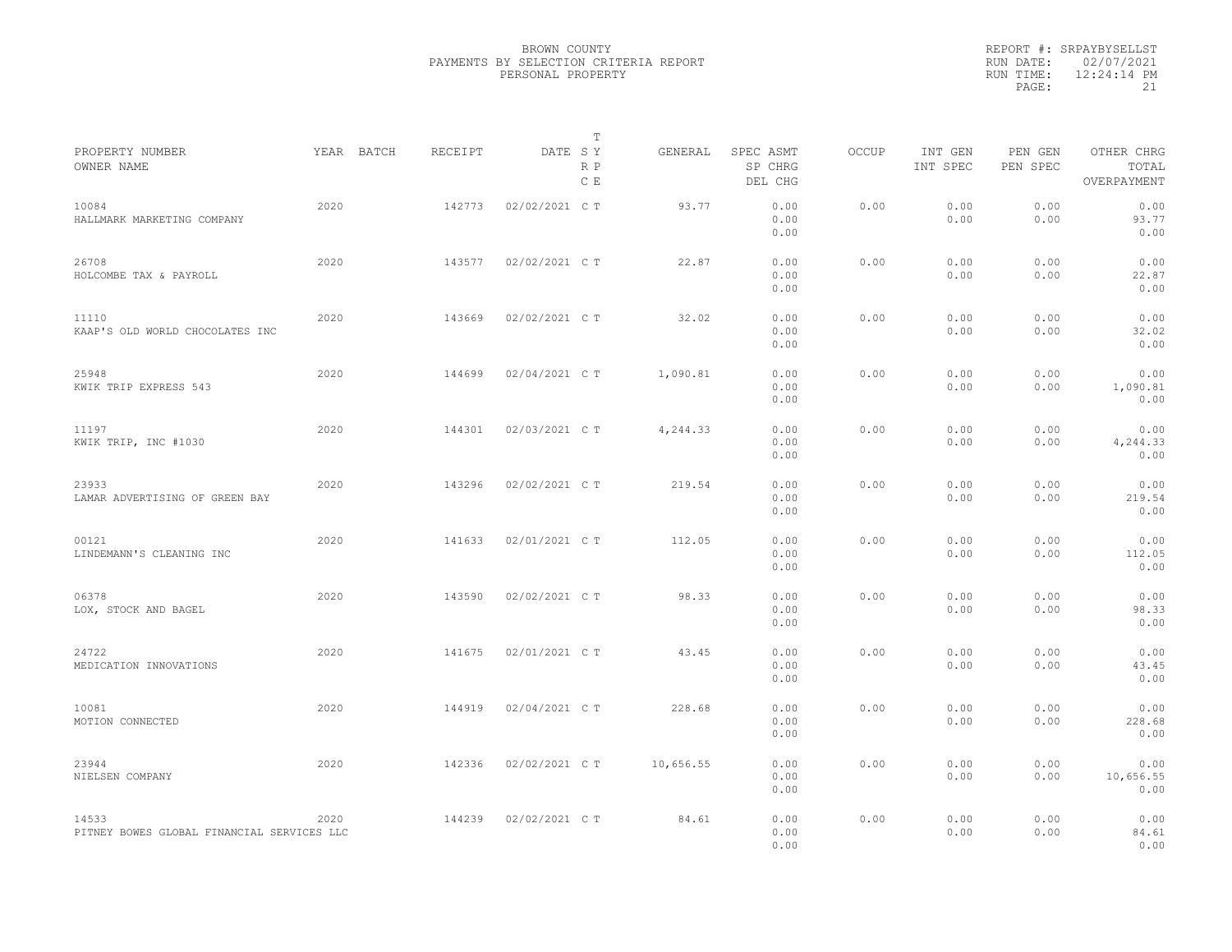BROWN COUNTY
PAYMENTS BY SELECTION CRITERIA REPORT
PERSONAL PROPERTY

REPORT #: SRPAYBYSELLST
RUN DATE: 02/07/2021
RUN TIME: 12:24:14 PM

| PROPERTY NUMBER OWNER NAME | YEAR | BATCH | RECEIPT | DATE | T S Y R P C E | GENERAL | SPEC ASMT SP CHRG DEL CHG | OCCUP | INT GEN INT SPEC | PEN GEN PEN SPEC | OTHER CHRG TOTAL OVERPAYMENT |
|---|---|---|---|---|---|---|---|---|---|---|---|
| 10084 HALLMARK MARKETING COMPANY | 2020 | | 142773 | 02/02/2021 | C T | 93.77 | 0.00 0.00 0.00 | 0.00 | 0.00 0.00 | 0.00 0.00 | 0.00 93.77 0.00 |
| 26708 HOLCOMBE TAX & PAYROLL | 2020 | | 143577 | 02/02/2021 | C T | 22.87 | 0.00 0.00 0.00 | 0.00 | 0.00 0.00 | 0.00 0.00 | 0.00 22.87 0.00 |
| 11110 KAAP'S OLD WORLD CHOCOLATES INC | 2020 | | 143669 | 02/02/2021 | C T | 32.02 | 0.00 0.00 0.00 | 0.00 | 0.00 0.00 | 0.00 0.00 | 0.00 32.02 0.00 |
| 25948 KWIK TRIP EXPRESS 543 | 2020 | | 144699 | 02/04/2021 | C T | 1,090.81 | 0.00 0.00 0.00 | 0.00 | 0.00 0.00 | 0.00 0.00 | 0.00 1,090.81 0.00 |
| 11197 KWIK TRIP, INC #1030 | 2020 | | 144301 | 02/03/2021 | C T | 4,244.33 | 0.00 0.00 0.00 | 0.00 | 0.00 0.00 | 0.00 0.00 | 0.00 4,244.33 0.00 |
| 23933 LAMAR ADVERTISING OF GREEN BAY | 2020 | | 143296 | 02/02/2021 | C T | 219.54 | 0.00 0.00 0.00 | 0.00 | 0.00 0.00 | 0.00 0.00 | 0.00 219.54 0.00 |
| 00121 LINDEMANN'S CLEANING INC | 2020 | | 141633 | 02/01/2021 | C T | 112.05 | 0.00 0.00 0.00 | 0.00 | 0.00 0.00 | 0.00 0.00 | 0.00 112.05 0.00 |
| 06378 LOX, STOCK AND BAGEL | 2020 | | 143590 | 02/02/2021 | C T | 98.33 | 0.00 0.00 0.00 | 0.00 | 0.00 0.00 | 0.00 0.00 | 0.00 98.33 0.00 |
| 24722 MEDICATION INNOVATIONS | 2020 | | 141675 | 02/01/2021 | C T | 43.45 | 0.00 0.00 0.00 | 0.00 | 0.00 0.00 | 0.00 0.00 | 0.00 43.45 0.00 |
| 10081 MOTION CONNECTED | 2020 | | 144919 | 02/04/2021 | C T | 228.68 | 0.00 0.00 0.00 | 0.00 | 0.00 0.00 | 0.00 0.00 | 0.00 228.68 0.00 |
| 23944 NIELSEN COMPANY | 2020 | | 142336 | 02/02/2021 | C T | 10,656.55 | 0.00 0.00 0.00 | 0.00 | 0.00 0.00 | 0.00 0.00 | 0.00 10,656.55 0.00 |
| 14533 PITNEY BOWES GLOBAL FINANCIAL SERVICES LLC | 2020 | | 144239 | 02/02/2021 | C T | 84.61 | 0.00 0.00 0.00 | 0.00 | 0.00 0.00 | 0.00 0.00 | 0.00 84.61 0.00 |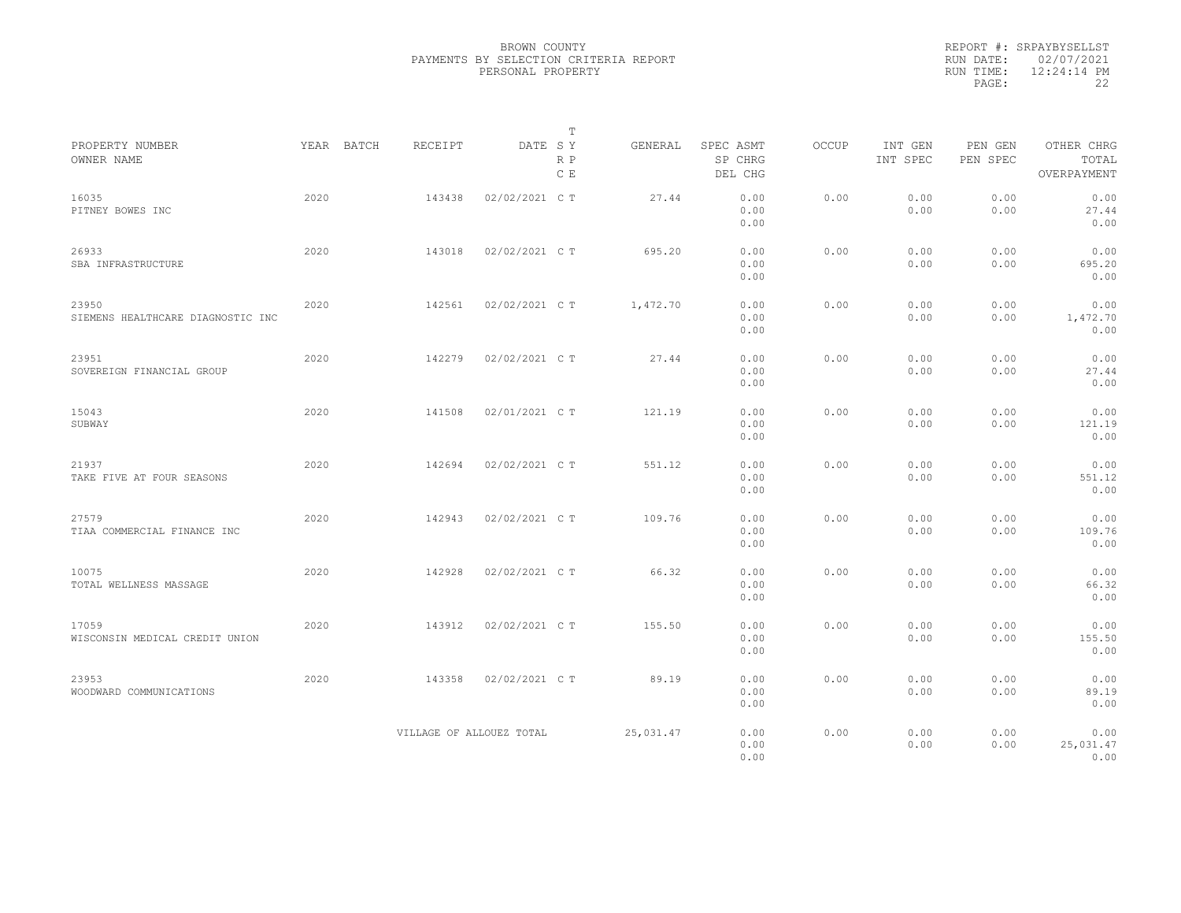BROWN COUNTY
PAYMENTS BY SELECTION CRITERIA REPORT
PERSONAL PROPERTY

REPORT #: SRPAYBYSELLST
RUN DATE: 02/07/2021
RUN TIME: 12:24:14 PM

| PROPERTY NUMBER<br>OWNER NAME | YEAR | BATCH | RECEIPT | DATE | T SY RP CE | GENERAL | SPEC ASMT<br>SP CHRG<br>DEL CHG | OCCUP | INT GEN<br>INT SPEC | PEN GEN<br>PEN SPEC | OTHER CHRG<br>TOTAL<br>OVERPAYMENT |
|---|---|---|---|---|---|---|---|---|---|---|---|
| 16035<br>PITNEY BOWES INC | 2020 | | 143438 | 02/02/2021 | C T | 27.44 | 0.00<br>0.00<br>0.00 | 0.00 | 0.00<br>0.00 | 0.00<br>0.00 | 0.00<br>27.44<br>0.00 |
| 26933<br>SBA INFRASTRUCTURE | 2020 | | 143018 | 02/02/2021 | C T | 695.20 | 0.00<br>0.00<br>0.00 | 0.00 | 0.00<br>0.00 | 0.00<br>0.00 | 0.00<br>695.20<br>0.00 |
| 23950<br>SIEMENS HEALTHCARE DIAGNOSTIC INC | 2020 | | 142561 | 02/02/2021 | C T | 1,472.70 | 0.00<br>0.00<br>0.00 | 0.00 | 0.00<br>0.00 | 0.00<br>0.00 | 0.00<br>1,472.70<br>0.00 |
| 23951<br>SOVEREIGN FINANCIAL GROUP | 2020 | | 142279 | 02/02/2021 | C T | 27.44 | 0.00<br>0.00<br>0.00 | 0.00 | 0.00<br>0.00 | 0.00<br>0.00 | 0.00<br>27.44<br>0.00 |
| 15043<br>SUBWAY | 2020 | | 141508 | 02/01/2021 | C T | 121.19 | 0.00<br>0.00<br>0.00 | 0.00 | 0.00<br>0.00 | 0.00<br>0.00 | 0.00<br>121.19<br>0.00 |
| 21937<br>TAKE FIVE AT FOUR SEASONS | 2020 | | 142694 | 02/02/2021 | C T | 551.12 | 0.00<br>0.00<br>0.00 | 0.00 | 0.00<br>0.00 | 0.00<br>0.00 | 0.00<br>551.12<br>0.00 |
| 27579<br>TIAA COMMERCIAL FINANCE INC | 2020 | | 142943 | 02/02/2021 | C T | 109.76 | 0.00<br>0.00<br>0.00 | 0.00 | 0.00<br>0.00 | 0.00<br>0.00 | 0.00<br>109.76<br>0.00 |
| 10075<br>TOTAL WELLNESS MASSAGE | 2020 | | 142928 | 02/02/2021 | C T | 66.32 | 0.00<br>0.00<br>0.00 | 0.00 | 0.00<br>0.00 | 0.00<br>0.00 | 0.00<br>66.32<br>0.00 |
| 17059<br>WISCONSIN MEDICAL CREDIT UNION | 2020 | | 143912 | 02/02/2021 | C T | 155.50 | 0.00<br>0.00<br>0.00 | 0.00 | 0.00<br>0.00 | 0.00<br>0.00 | 0.00<br>155.50<br>0.00 |
| 23953<br>WOODWARD COMMUNICATIONS | 2020 | | 143358 | 02/02/2021 | C T | 89.19 | 0.00<br>0.00<br>0.00 | 0.00 | 0.00<br>0.00 | 0.00<br>0.00 | 0.00<br>89.19<br>0.00 |
| | | | VILLAGE OF ALLOUEZ TOTAL | | | 25,031.47 | 0.00<br>0.00<br>0.00 | 0.00 | 0.00<br>0.00 | 0.00<br>0.00 | 0.00<br>25,031.47<br>0.00 |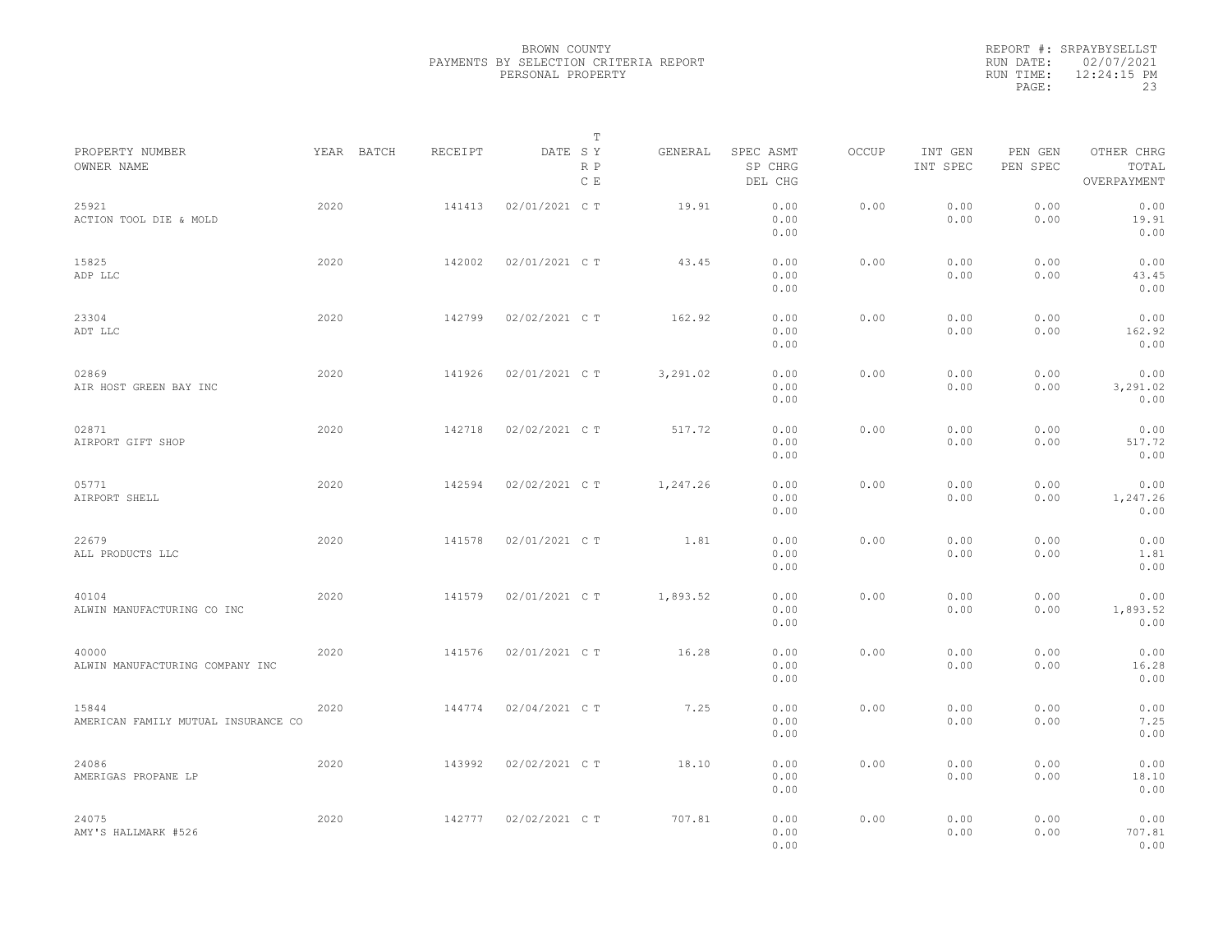BROWN COUNTY
PAYMENTS BY SELECTION CRITERIA REPORT
PERSONAL PROPERTY

REPORT #: SRPAYBYSELLST
RUN DATE: 02/07/2021
RUN TIME: 12:24:15 PM

| PROPERTY NUMBER<br>OWNER NAME | YEAR | BATCH | RECEIPT | DATE | T S Y R P C E | GENERAL | SPEC ASMT<br>SP CHRG<br>DEL CHG | OCCUP | INT GEN<br>INT SPEC | PEN GEN<br>PEN SPEC | OTHER CHRG<br>TOTAL<br>OVERPAYMENT |
|---|---|---|---|---|---|---|---|---|---|---|---|
| 25921<br>ACTION TOOL DIE & MOLD | 2020 | | 141413 | 02/01/2021 | C T | 19.91 | 0.00<br>0.00<br>0.00 | 0.00 | 0.00<br>0.00 | 0.00<br>0.00 | 0.00<br>19.91<br>0.00 |
| 15825<br>ADP LLC | 2020 | | 142002 | 02/01/2021 | C T | 43.45 | 0.00<br>0.00<br>0.00 | 0.00 | 0.00<br>0.00 | 0.00<br>0.00 | 0.00<br>43.45<br>0.00 |
| 23304<br>ADT LLC | 2020 | | 142799 | 02/02/2021 | C T | 162.92 | 0.00<br>0.00<br>0.00 | 0.00 | 0.00<br>0.00 | 0.00<br>0.00 | 0.00<br>162.92<br>0.00 |
| 02869<br>AIR HOST GREEN BAY INC | 2020 | | 141926 | 02/01/2021 | C T | 3,291.02 | 0.00<br>0.00<br>0.00 | 0.00 | 0.00<br>0.00 | 0.00<br>0.00 | 0.00<br>3,291.02<br>0.00 |
| 02871<br>AIRPORT GIFT SHOP | 2020 | | 142718 | 02/02/2021 | C T | 517.72 | 0.00<br>0.00<br>0.00 | 0.00 | 0.00<br>0.00 | 0.00<br>0.00 | 0.00<br>517.72<br>0.00 |
| 05771<br>AIRPORT SHELL | 2020 | | 142594 | 02/02/2021 | C T | 1,247.26 | 0.00<br>0.00<br>0.00 | 0.00 | 0.00<br>0.00 | 0.00<br>0.00 | 0.00<br>1,247.26<br>0.00 |
| 22679<br>ALL PRODUCTS LLC | 2020 | | 141578 | 02/01/2021 | C T | 1.81 | 0.00<br>0.00<br>0.00 | 0.00 | 0.00<br>0.00 | 0.00<br>0.00 | 0.00<br>1.81<br>0.00 |
| 40104<br>ALWIN MANUFACTURING CO INC | 2020 | | 141579 | 02/01/2021 | C T | 1,893.52 | 0.00<br>0.00<br>0.00 | 0.00 | 0.00<br>0.00 | 0.00<br>0.00 | 0.00<br>1,893.52<br>0.00 |
| 40000<br>ALWIN MANUFACTURING COMPANY INC | 2020 | | 141576 | 02/01/2021 | C T | 16.28 | 0.00<br>0.00<br>0.00 | 0.00 | 0.00<br>0.00 | 0.00<br>0.00 | 0.00<br>16.28<br>0.00 |
| 15844<br>AMERICAN FAMILY MUTUAL INSURANCE CO | 2020 | | 144774 | 02/04/2021 | C T | 7.25 | 0.00<br>0.00<br>0.00 | 0.00 | 0.00<br>0.00 | 0.00<br>0.00 | 0.00<br>7.25<br>0.00 |
| 24086<br>AMERIGAS PROPANE LP | 2020 | | 143992 | 02/02/2021 | C T | 18.10 | 0.00<br>0.00<br>0.00 | 0.00 | 0.00<br>0.00 | 0.00<br>0.00 | 0.00<br>18.10<br>0.00 |
| 24075<br>AMY'S HALLMARK #526 | 2020 | | 142777 | 02/02/2021 | C T | 707.81 | 0.00<br>0.00<br>0.00 | 0.00 | 0.00<br>0.00 | 0.00<br>0.00 | 0.00<br>707.81<br>0.00 |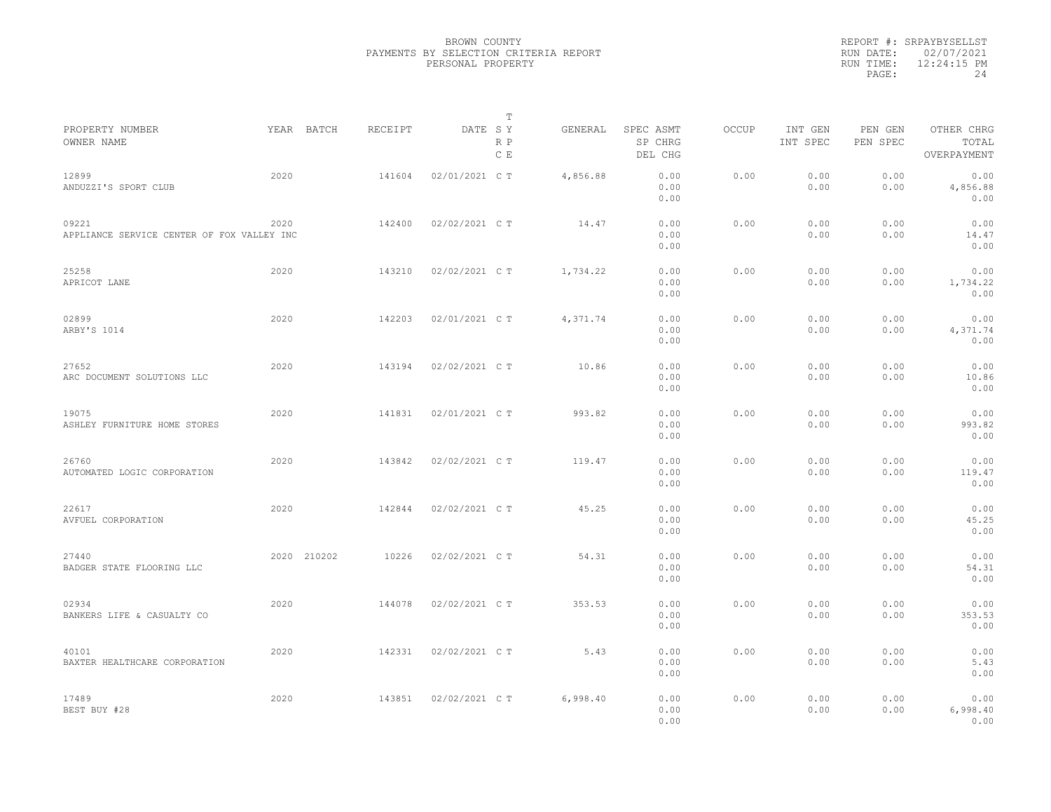BROWN COUNTY
PAYMENTS BY SELECTION CRITERIA REPORT
PERSONAL PROPERTY

REPORT #: SRPAYBYSELLST
RUN DATE: 02/07/2021
RUN TIME: 12:24:15 PM

| PROPERTY NUMBER / OWNER NAME | YEAR | BATCH | RECEIPT | DATE | T SY RP CE | GENERAL | SPEC ASMT / SP CHRG / DEL CHG | OCCUP | INT GEN / INT SPEC | PEN GEN / PEN SPEC | OTHER CHRG / TOTAL / OVERPAYMENT |
|---|---|---|---|---|---|---|---|---|---|---|---|
| 12899 ANDUZZI'S SPORT CLUB | 2020 | | 141604 | 02/01/2021 | C T | 4,856.88 | 0.00 0.00 0.00 | 0.00 | 0.00 0.00 | 0.00 0.00 | 0.00 4,856.88 0.00 |
| 09221 APPLIANCE SERVICE CENTER OF FOX VALLEY INC | 2020 | | 142400 | 02/02/2021 | C T | 14.47 | 0.00 0.00 0.00 | 0.00 | 0.00 0.00 | 0.00 0.00 | 0.00 14.47 0.00 |
| 25258 APRICOT LANE | 2020 | | 143210 | 02/02/2021 | C T | 1,734.22 | 0.00 0.00 0.00 | 0.00 | 0.00 0.00 | 0.00 0.00 | 0.00 1,734.22 0.00 |
| 02899 ARBY'S 1014 | 2020 | | 142203 | 02/01/2021 | C T | 4,371.74 | 0.00 0.00 0.00 | 0.00 | 0.00 0.00 | 0.00 0.00 | 0.00 4,371.74 0.00 |
| 27652 ARC DOCUMENT SOLUTIONS LLC | 2020 | | 143194 | 02/02/2021 | C T | 10.86 | 0.00 0.00 0.00 | 0.00 | 0.00 0.00 | 0.00 0.00 | 0.00 10.86 0.00 |
| 19075 ASHLEY FURNITURE HOME STORES | 2020 | | 141831 | 02/01/2021 | C T | 993.82 | 0.00 0.00 0.00 | 0.00 | 0.00 0.00 | 0.00 0.00 | 0.00 993.82 0.00 |
| 26760 AUTOMATED LOGIC CORPORATION | 2020 | | 143842 | 02/02/2021 | C T | 119.47 | 0.00 0.00 0.00 | 0.00 | 0.00 0.00 | 0.00 0.00 | 0.00 119.47 0.00 |
| 22617 AVFUEL CORPORATION | 2020 | | 142844 | 02/02/2021 | C T | 45.25 | 0.00 0.00 0.00 | 0.00 | 0.00 0.00 | 0.00 0.00 | 0.00 45.25 0.00 |
| 27440 BADGER STATE FLOORING LLC | 2020 | 210202 | 10226 | 02/02/2021 | C T | 54.31 | 0.00 0.00 0.00 | 0.00 | 0.00 0.00 | 0.00 0.00 | 0.00 54.31 0.00 |
| 02934 BANKERS LIFE & CASUALTY CO | 2020 | | 144078 | 02/02/2021 | C T | 353.53 | 0.00 0.00 0.00 | 0.00 | 0.00 0.00 | 0.00 0.00 | 0.00 353.53 0.00 |
| 40101 BAXTER HEALTHCARE CORPORATION | 2020 | | 142331 | 02/02/2021 | C T | 5.43 | 0.00 0.00 0.00 | 0.00 | 0.00 0.00 | 0.00 0.00 | 0.00 5.43 0.00 |
| 17489 BEST BUY #28 | 2020 | | 143851 | 02/02/2021 | C T | 6,998.40 | 0.00 0.00 0.00 | 0.00 | 0.00 0.00 | 0.00 0.00 | 0.00 6,998.40 0.00 |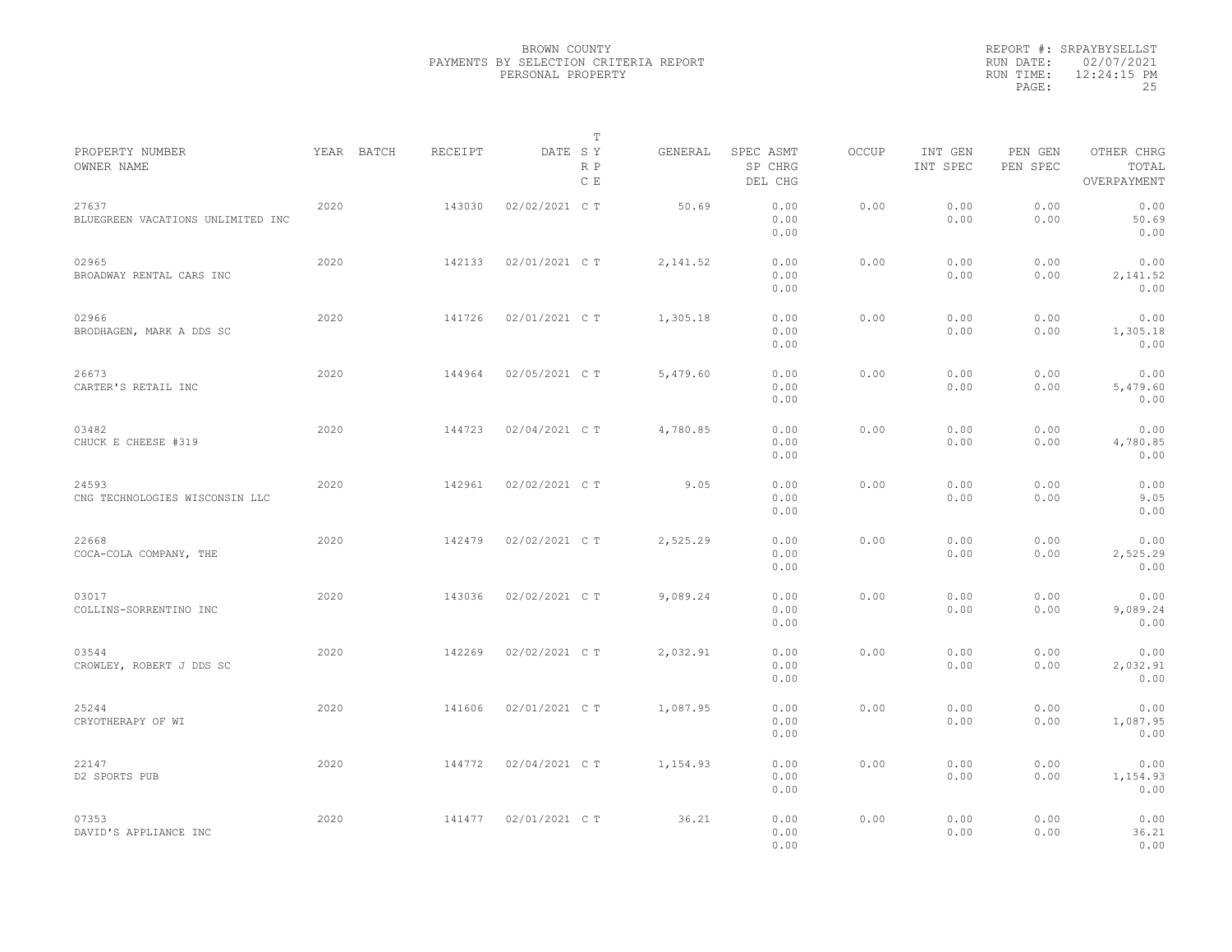BROWN COUNTY
PAYMENTS BY SELECTION CRITERIA REPORT
PERSONAL PROPERTY

REPORT #: SRPAYBYSELLST
RUN DATE: 02/07/2021
RUN TIME: 12:24:15 PM

| PROPERTY NUMBER / OWNER NAME | YEAR | BATCH | RECEIPT | DATE | T SY RP CE | GENERAL | SPEC ASMT / SP CHRG / DEL CHG | OCCUP | INT GEN / INT SPEC | PEN GEN / PEN SPEC | OTHER CHRG / TOTAL / OVERPAYMENT |
|---|---|---|---|---|---|---|---|---|---|---|---|
| 27637 BLUEGREEN VACATIONS UNLIMITED INC | 2020 | | 143030 | 02/02/2021 | C T | 50.69 | 0.00 0.00 0.00 | 0.00 | 0.00 0.00 | 0.00 0.00 | 0.00 50.69 0.00 |
| 02965 BROADWAY RENTAL CARS INC | 2020 | | 142133 | 02/01/2021 | C T | 2,141.52 | 0.00 0.00 0.00 | 0.00 | 0.00 0.00 | 0.00 0.00 | 0.00 2,141.52 0.00 |
| 02966 BRODHAGEN, MARK A DDS SC | 2020 | | 141726 | 02/01/2021 | C T | 1,305.18 | 0.00 0.00 0.00 | 0.00 | 0.00 0.00 | 0.00 0.00 | 0.00 1,305.18 0.00 |
| 26673 CARTER'S RETAIL INC | 2020 | | 144964 | 02/05/2021 | C T | 5,479.60 | 0.00 0.00 0.00 | 0.00 | 0.00 0.00 | 0.00 0.00 | 0.00 5,479.60 0.00 |
| 03482 CHUCK E CHEESE #319 | 2020 | | 144723 | 02/04/2021 | C T | 4,780.85 | 0.00 0.00 0.00 | 0.00 | 0.00 0.00 | 0.00 0.00 | 0.00 4,780.85 0.00 |
| 24593 CNG TECHNOLOGIES WISCONSIN LLC | 2020 | | 142961 | 02/02/2021 | C T | 9.05 | 0.00 0.00 0.00 | 0.00 | 0.00 0.00 | 0.00 0.00 | 0.00 9.05 0.00 |
| 22668 COCA-COLA COMPANY, THE | 2020 | | 142479 | 02/02/2021 | C T | 2,525.29 | 0.00 0.00 0.00 | 0.00 | 0.00 0.00 | 0.00 0.00 | 0.00 2,525.29 0.00 |
| 03017 COLLINS-SORRENTINO INC | 2020 | | 143036 | 02/02/2021 | C T | 9,089.24 | 0.00 0.00 0.00 | 0.00 | 0.00 0.00 | 0.00 0.00 | 0.00 9,089.24 0.00 |
| 03544 CROWLEY, ROBERT J DDS SC | 2020 | | 142269 | 02/02/2021 | C T | 2,032.91 | 0.00 0.00 0.00 | 0.00 | 0.00 0.00 | 0.00 0.00 | 0.00 2,032.91 0.00 |
| 25244 CRYOTHERAPY OF WI | 2020 | | 141606 | 02/01/2021 | C T | 1,087.95 | 0.00 0.00 0.00 | 0.00 | 0.00 0.00 | 0.00 0.00 | 0.00 1,087.95 0.00 |
| 22147 D2 SPORTS PUB | 2020 | | 144772 | 02/04/2021 | C T | 1,154.93 | 0.00 0.00 0.00 | 0.00 | 0.00 0.00 | 0.00 0.00 | 0.00 1,154.93 0.00 |
| 07353 DAVID'S APPLIANCE INC | 2020 | | 141477 | 02/01/2021 | C T | 36.21 | 0.00 0.00 0.00 | 0.00 | 0.00 0.00 | 0.00 0.00 | 0.00 36.21 0.00 |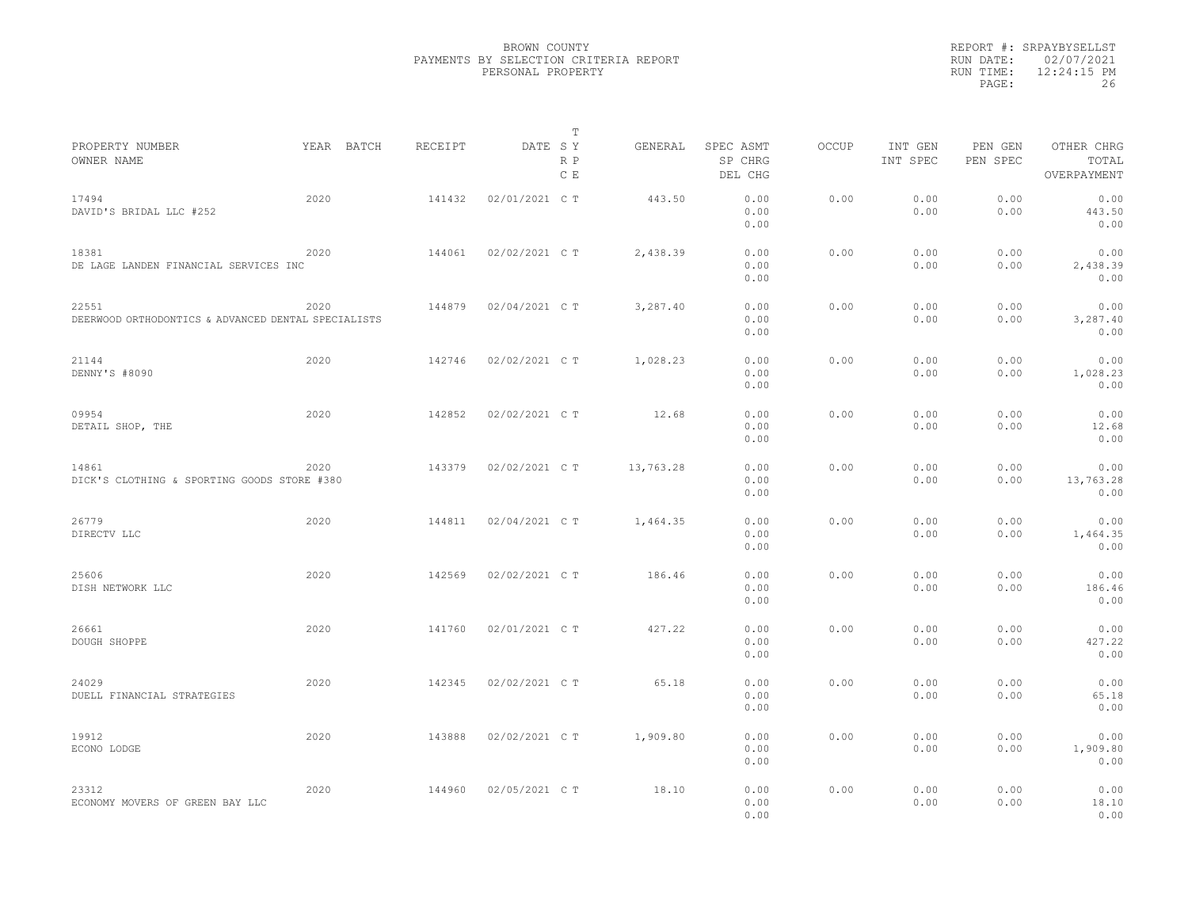BROWN COUNTY
PAYMENTS BY SELECTION CRITERIA REPORT
PERSONAL PROPERTY

REPORT #: SRPAYBYSELLST
RUN DATE: 02/07/2021
RUN TIME: 12:24:15 PM

| PROPERTY NUMBER / OWNER NAME | YEAR | BATCH | RECEIPT | DATE | T SY RP CE | GENERAL | SPEC ASMT / SP CHRG / DEL CHG | OCCUP | INT GEN / INT SPEC | PEN GEN / PEN SPEC | OTHER CHRG / TOTAL / OVERPAYMENT |
|---|---|---|---|---|---|---|---|---|---|---|---|
| 17494 DAVID'S BRIDAL LLC #252 | 2020 | | 141432 | 02/01/2021 | C T | 443.50 | 0.00 0.00 0.00 | 0.00 | 0.00 0.00 | 0.00 0.00 | 0.00 443.50 0.00 |
| 18381 DE LAGE LANDEN FINANCIAL SERVICES INC | 2020 | | 144061 | 02/02/2021 | C T | 2,438.39 | 0.00 0.00 0.00 | 0.00 | 0.00 0.00 | 0.00 0.00 | 0.00 2,438.39 0.00 |
| 22551 DEERWOOD ORTHODONTICS & ADVANCED DENTAL SPECIALISTS | 2020 | | 144879 | 02/04/2021 | C T | 3,287.40 | 0.00 0.00 0.00 | 0.00 | 0.00 0.00 | 0.00 0.00 | 0.00 3,287.40 0.00 |
| 21144 DENNY'S #8090 | 2020 | | 142746 | 02/02/2021 | C T | 1,028.23 | 0.00 0.00 0.00 | 0.00 | 0.00 0.00 | 0.00 0.00 | 0.00 1,028.23 0.00 |
| 09954 DETAIL SHOP, THE | 2020 | | 142852 | 02/02/2021 | C T | 12.68 | 0.00 0.00 0.00 | 0.00 | 0.00 0.00 | 0.00 0.00 | 0.00 12.68 0.00 |
| 14861 DICK'S CLOTHING & SPORTING GOODS STORE #380 | 2020 | | 143379 | 02/02/2021 | C T | 13,763.28 | 0.00 0.00 0.00 | 0.00 | 0.00 0.00 | 0.00 0.00 | 0.00 13,763.28 0.00 |
| 26779 DIRECTV LLC | 2020 | | 144811 | 02/04/2021 | C T | 1,464.35 | 0.00 0.00 0.00 | 0.00 | 0.00 0.00 | 0.00 0.00 | 0.00 1,464.35 0.00 |
| 25606 DISH NETWORK LLC | 2020 | | 142569 | 02/02/2021 | C T | 186.46 | 0.00 0.00 0.00 | 0.00 | 0.00 0.00 | 0.00 0.00 | 0.00 186.46 0.00 |
| 26661 DOUGH SHOPPE | 2020 | | 141760 | 02/01/2021 | C T | 427.22 | 0.00 0.00 0.00 | 0.00 | 0.00 0.00 | 0.00 0.00 | 0.00 427.22 0.00 |
| 24029 DUELL FINANCIAL STRATEGIES | 2020 | | 142345 | 02/02/2021 | C T | 65.18 | 0.00 0.00 0.00 | 0.00 | 0.00 0.00 | 0.00 0.00 | 0.00 65.18 0.00 |
| 19912 ECONO LODGE | 2020 | | 143888 | 02/02/2021 | C T | 1,909.80 | 0.00 0.00 0.00 | 0.00 | 0.00 0.00 | 0.00 0.00 | 0.00 1,909.80 0.00 |
| 23312 ECONOMY MOVERS OF GREEN BAY LLC | 2020 | | 144960 | 02/05/2021 | C T | 18.10 | 0.00 0.00 0.00 | 0.00 | 0.00 0.00 | 0.00 0.00 | 0.00 18.10 0.00 |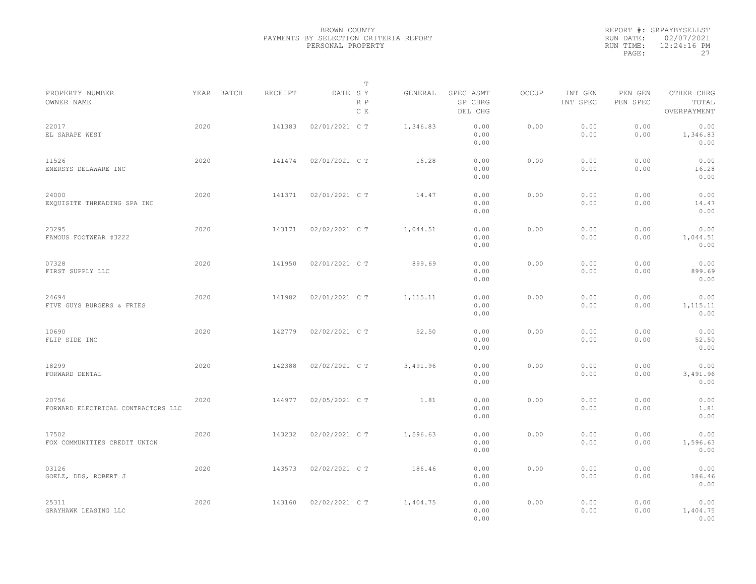BROWN COUNTY
PAYMENTS BY SELECTION CRITERIA REPORT
PERSONAL PROPERTY

REPORT #: SRPAYBYSELLST
RUN DATE: 02/07/2021
RUN TIME: 12:24:16 PM

| PROPERTY NUMBER OWNER NAME | YEAR | BATCH | RECEIPT | DATE | T SY RP CE | GENERAL | SPEC ASMT SP CHRG DEL CHG | OCCUP | INT GEN INT SPEC | PEN GEN PEN SPEC | OTHER CHRG TOTAL OVERPAYMENT |
|---|---|---|---|---|---|---|---|---|---|---|---|
| 22017 EL SARAPE WEST | 2020 | | 141383 | 02/01/2021 | C T | 1,346.83 | 0.00 0.00 0.00 | 0.00 | 0.00 0.00 | 0.00 0.00 | 0.00 1,346.83 0.00 |
| 11526 ENERSYS DELAWARE INC | 2020 | | 141474 | 02/01/2021 | C T | 16.28 | 0.00 0.00 0.00 | 0.00 | 0.00 0.00 | 0.00 0.00 | 0.00 16.28 0.00 |
| 24000 EXQUISITE THREADING SPA INC | 2020 | | 141371 | 02/01/2021 | C T | 14.47 | 0.00 0.00 0.00 | 0.00 | 0.00 0.00 | 0.00 0.00 | 0.00 14.47 0.00 |
| 23295 FAMOUS FOOTWEAR #3222 | 2020 | | 143171 | 02/02/2021 | C T | 1,044.51 | 0.00 0.00 0.00 | 0.00 | 0.00 0.00 | 0.00 0.00 | 0.00 1,044.51 0.00 |
| 07328 FIRST SUPPLY LLC | 2020 | | 141950 | 02/01/2021 | C T | 899.69 | 0.00 0.00 0.00 | 0.00 | 0.00 0.00 | 0.00 0.00 | 0.00 899.69 0.00 |
| 24694 FIVE GUYS BURGERS & FRIES | 2020 | | 141982 | 02/01/2021 | C T | 1,115.11 | 0.00 0.00 0.00 | 0.00 | 0.00 0.00 | 0.00 0.00 | 0.00 1,115.11 0.00 |
| 10690 FLIP SIDE INC | 2020 | | 142779 | 02/02/2021 | C T | 52.50 | 0.00 0.00 0.00 | 0.00 | 0.00 0.00 | 0.00 0.00 | 0.00 52.50 0.00 |
| 18299 FORWARD DENTAL | 2020 | | 142388 | 02/02/2021 | C T | 3,491.96 | 0.00 0.00 0.00 | 0.00 | 0.00 0.00 | 0.00 0.00 | 0.00 3,491.96 0.00 |
| 20756 FORWARD ELECTRICAL CONTRACTORS LLC | 2020 | | 144977 | 02/05/2021 | C T | 1.81 | 0.00 0.00 0.00 | 0.00 | 0.00 0.00 | 0.00 0.00 | 0.00 1.81 0.00 |
| 17502 FOX COMMUNITIES CREDIT UNION | 2020 | | 143232 | 02/02/2021 | C T | 1,596.63 | 0.00 0.00 0.00 | 0.00 | 0.00 0.00 | 0.00 0.00 | 0.00 1,596.63 0.00 |
| 03126 GOELZ, DDS, ROBERT J | 2020 | | 143573 | 02/02/2021 | C T | 186.46 | 0.00 0.00 0.00 | 0.00 | 0.00 0.00 | 0.00 0.00 | 0.00 186.46 0.00 |
| 25311 GRAYHAWK LEASING LLC | 2020 | | 143160 | 02/02/2021 | C T | 1,404.75 | 0.00 0.00 0.00 | 0.00 | 0.00 0.00 | 0.00 0.00 | 0.00 1,404.75 0.00 |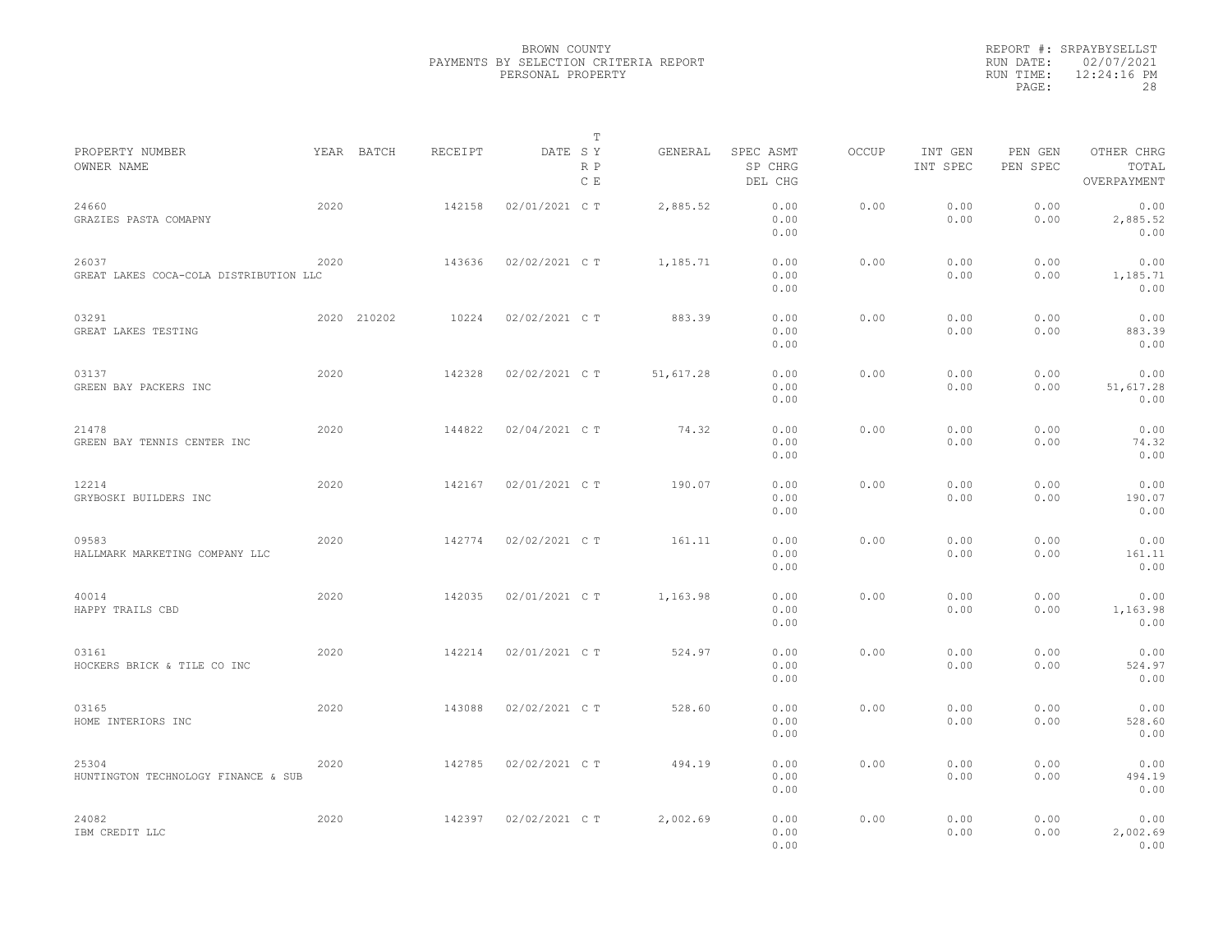BROWN COUNTY
PAYMENTS BY SELECTION CRITERIA REPORT
PERSONAL PROPERTY

REPORT #: SRPAYBYSELLST
RUN DATE: 02/07/2021
RUN TIME: 12:24:16 PM

| PROPERTY NUMBER / OWNER NAME | YEAR | BATCH | RECEIPT | DATE | T SY RP CE | GENERAL | SPEC ASMT / SP CHRG / DEL CHG | OCCUP | INT GEN / INT SPEC | PEN GEN / PEN SPEC | OTHER CHRG / TOTAL / OVERPAYMENT |
|---|---|---|---|---|---|---|---|---|---|---|---|
| 24660 GRAZIES PASTA COMAPNY | 2020 | | 142158 | 02/01/2021 | C T | 2,885.52 | 0.00 / 0.00 / 0.00 | 0.00 | 0.00 / 0.00 | 0.00 / 0.00 | 0.00 / 2,885.52 / 0.00 |
| 26037 GREAT LAKES COCA-COLA DISTRIBUTION LLC | 2020 | | 143636 | 02/02/2021 | C T | 1,185.71 | 0.00 / 0.00 / 0.00 | 0.00 | 0.00 / 0.00 | 0.00 / 0.00 | 0.00 / 1,185.71 / 0.00 |
| 03291 GREAT LAKES TESTING | 2020 | 210202 | 10224 | 02/02/2021 | C T | 883.39 | 0.00 / 0.00 / 0.00 | 0.00 | 0.00 / 0.00 | 0.00 / 0.00 | 0.00 / 883.39 / 0.00 |
| 03137 GREEN BAY PACKERS INC | 2020 | | 142328 | 02/02/2021 | C T | 51,617.28 | 0.00 / 0.00 / 0.00 | 0.00 | 0.00 / 0.00 | 0.00 / 0.00 | 0.00 / 51,617.28 / 0.00 |
| 21478 GREEN BAY TENNIS CENTER INC | 2020 | | 144822 | 02/04/2021 | C T | 74.32 | 0.00 / 0.00 / 0.00 | 0.00 | 0.00 / 0.00 | 0.00 / 0.00 | 0.00 / 74.32 / 0.00 |
| 12214 GRYBOSKI BUILDERS INC | 2020 | | 142167 | 02/01/2021 | C T | 190.07 | 0.00 / 0.00 / 0.00 | 0.00 | 0.00 / 0.00 | 0.00 / 0.00 | 0.00 / 190.07 / 0.00 |
| 09583 HALLMARK MARKETING COMPANY LLC | 2020 | | 142774 | 02/02/2021 | C T | 161.11 | 0.00 / 0.00 / 0.00 | 0.00 | 0.00 / 0.00 | 0.00 / 0.00 | 0.00 / 161.11 / 0.00 |
| 40014 HAPPY TRAILS CBD | 2020 | | 142035 | 02/01/2021 | C T | 1,163.98 | 0.00 / 0.00 / 0.00 | 0.00 | 0.00 / 0.00 | 0.00 / 0.00 | 0.00 / 1,163.98 / 0.00 |
| 03161 HOCKERS BRICK & TILE CO INC | 2020 | | 142214 | 02/01/2021 | C T | 524.97 | 0.00 / 0.00 / 0.00 | 0.00 | 0.00 / 0.00 | 0.00 / 0.00 | 0.00 / 524.97 / 0.00 |
| 03165 HOME INTERIORS INC | 2020 | | 143088 | 02/02/2021 | C T | 528.60 | 0.00 / 0.00 / 0.00 | 0.00 | 0.00 / 0.00 | 0.00 / 0.00 | 0.00 / 528.60 / 0.00 |
| 25304 HUNTINGTON TECHNOLOGY FINANCE & SUB | 2020 | | 142785 | 02/02/2021 | C T | 494.19 | 0.00 / 0.00 / 0.00 | 0.00 | 0.00 / 0.00 | 0.00 / 0.00 | 0.00 / 494.19 / 0.00 |
| 24082 IBM CREDIT LLC | 2020 | | 142397 | 02/02/2021 | C T | 2,002.69 | 0.00 / 0.00 / 0.00 | 0.00 | 0.00 / 0.00 | 0.00 / 0.00 | 0.00 / 2,002.69 / 0.00 |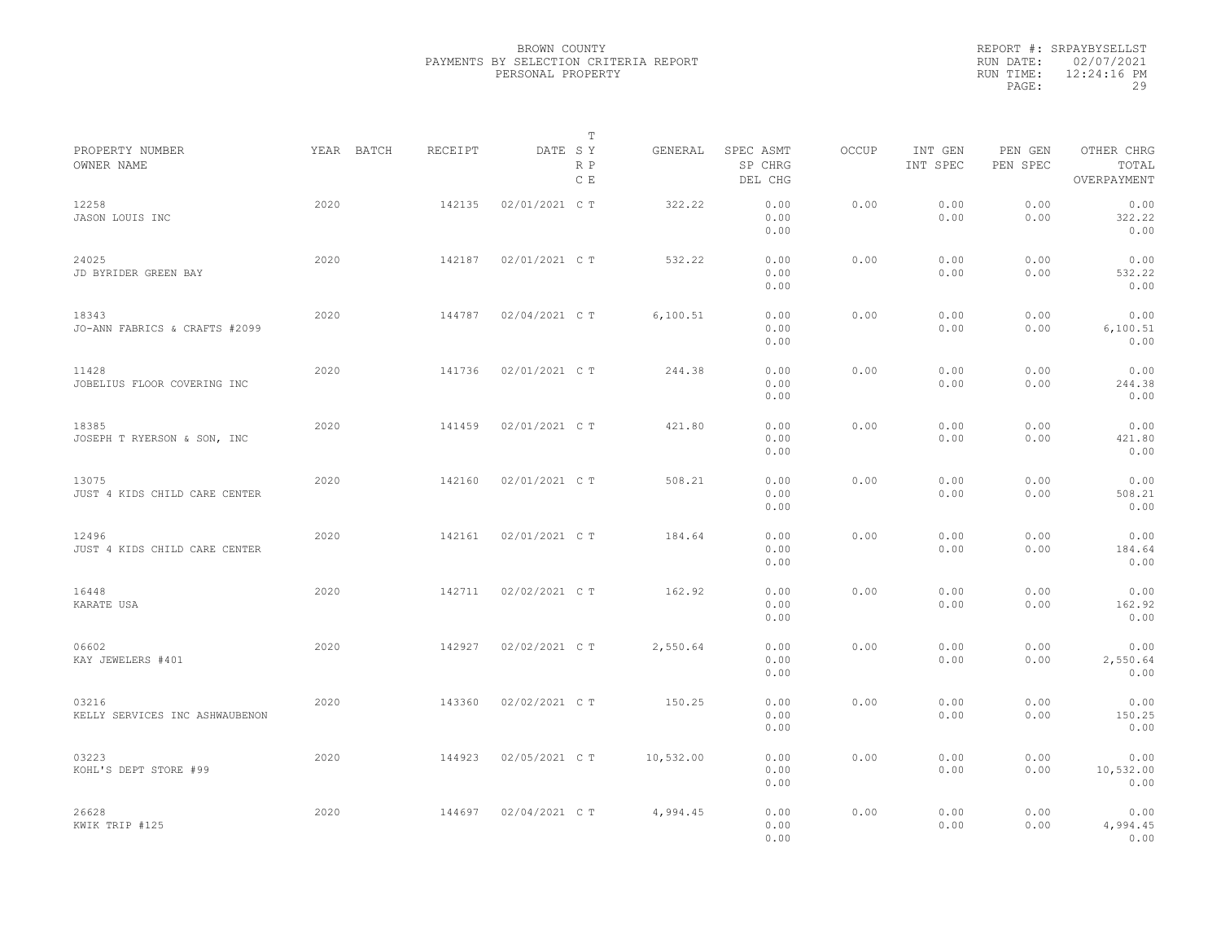BROWN COUNTY
PAYMENTS BY SELECTION CRITERIA REPORT
PERSONAL PROPERTY

REPORT #: SRPAYBYSELLST
RUN DATE: 02/07/2021
RUN TIME: 12:24:16 PM

| PROPERTY NUMBER<br>OWNER NAME | YEAR | BATCH | RECEIPT | DATE | T S Y<br>R P<br>C E | GENERAL | SPEC ASMT<br>SP CHRG<br>DEL CHG | OCCUP | INT GEN<br>INT SPEC | PEN GEN<br>PEN SPEC | OTHER CHRG<br>TOTAL<br>OVERPAYMENT |
|---|---|---|---|---|---|---|---|---|---|---|---|
| 12258<br>JASON LOUIS INC | 2020 | | 142135 | 02/01/2021 | C T | 322.22 | 0.00<br>0.00<br>0.00 | 0.00 | 0.00<br>0.00 | 0.00<br>0.00 | 0.00<br>322.22<br>0.00 |
| 24025<br>JD BYRIDER GREEN BAY | 2020 | | 142187 | 02/01/2021 | C T | 532.22 | 0.00<br>0.00<br>0.00 | 0.00 | 0.00<br>0.00 | 0.00<br>0.00 | 0.00<br>532.22<br>0.00 |
| 18343<br>JO-ANN FABRICS & CRAFTS #2099 | 2020 | | 144787 | 02/04/2021 | C T | 6,100.51 | 0.00<br>0.00<br>0.00 | 0.00 | 0.00<br>0.00 | 0.00<br>0.00 | 0.00<br>6,100.51<br>0.00 |
| 11428<br>JOBELIUS FLOOR COVERING INC | 2020 | | 141736 | 02/01/2021 | C T | 244.38 | 0.00<br>0.00<br>0.00 | 0.00 | 0.00<br>0.00 | 0.00<br>0.00 | 0.00<br>244.38<br>0.00 |
| 18385<br>JOSEPH T RYERSON & SON, INC | 2020 | | 141459 | 02/01/2021 | C T | 421.80 | 0.00<br>0.00<br>0.00 | 0.00 | 0.00<br>0.00 | 0.00<br>0.00 | 0.00<br>421.80<br>0.00 |
| 13075<br>JUST 4 KIDS CHILD CARE CENTER | 2020 | | 142160 | 02/01/2021 | C T | 508.21 | 0.00<br>0.00<br>0.00 | 0.00 | 0.00<br>0.00 | 0.00<br>0.00 | 0.00<br>508.21<br>0.00 |
| 12496<br>JUST 4 KIDS CHILD CARE CENTER | 2020 | | 142161 | 02/01/2021 | C T | 184.64 | 0.00<br>0.00<br>0.00 | 0.00 | 0.00<br>0.00 | 0.00<br>0.00 | 0.00<br>184.64<br>0.00 |
| 16448<br>KARATE USA | 2020 | | 142711 | 02/02/2021 | C T | 162.92 | 0.00<br>0.00<br>0.00 | 0.00 | 0.00<br>0.00 | 0.00<br>0.00 | 0.00<br>162.92<br>0.00 |
| 06602<br>KAY JEWELERS #401 | 2020 | | 142927 | 02/02/2021 | C T | 2,550.64 | 0.00<br>0.00<br>0.00 | 0.00 | 0.00<br>0.00 | 0.00<br>0.00 | 0.00<br>2,550.64<br>0.00 |
| 03216<br>KELLY SERVICES INC ASHWAUBENON | 2020 | | 143360 | 02/02/2021 | C T | 150.25 | 0.00<br>0.00<br>0.00 | 0.00 | 0.00<br>0.00 | 0.00<br>0.00 | 0.00<br>150.25<br>0.00 |
| 03223<br>KOHL'S DEPT STORE #99 | 2020 | | 144923 | 02/05/2021 | C T | 10,532.00 | 0.00<br>0.00<br>0.00 | 0.00 | 0.00<br>0.00 | 0.00<br>0.00 | 0.00<br>10,532.00<br>0.00 |
| 26628<br>KWIK TRIP #125 | 2020 | | 144697 | 02/04/2021 | C T | 4,994.45 | 0.00<br>0.00<br>0.00 | 0.00 | 0.00<br>0.00 | 0.00<br>0.00 | 0.00<br>4,994.45<br>0.00 |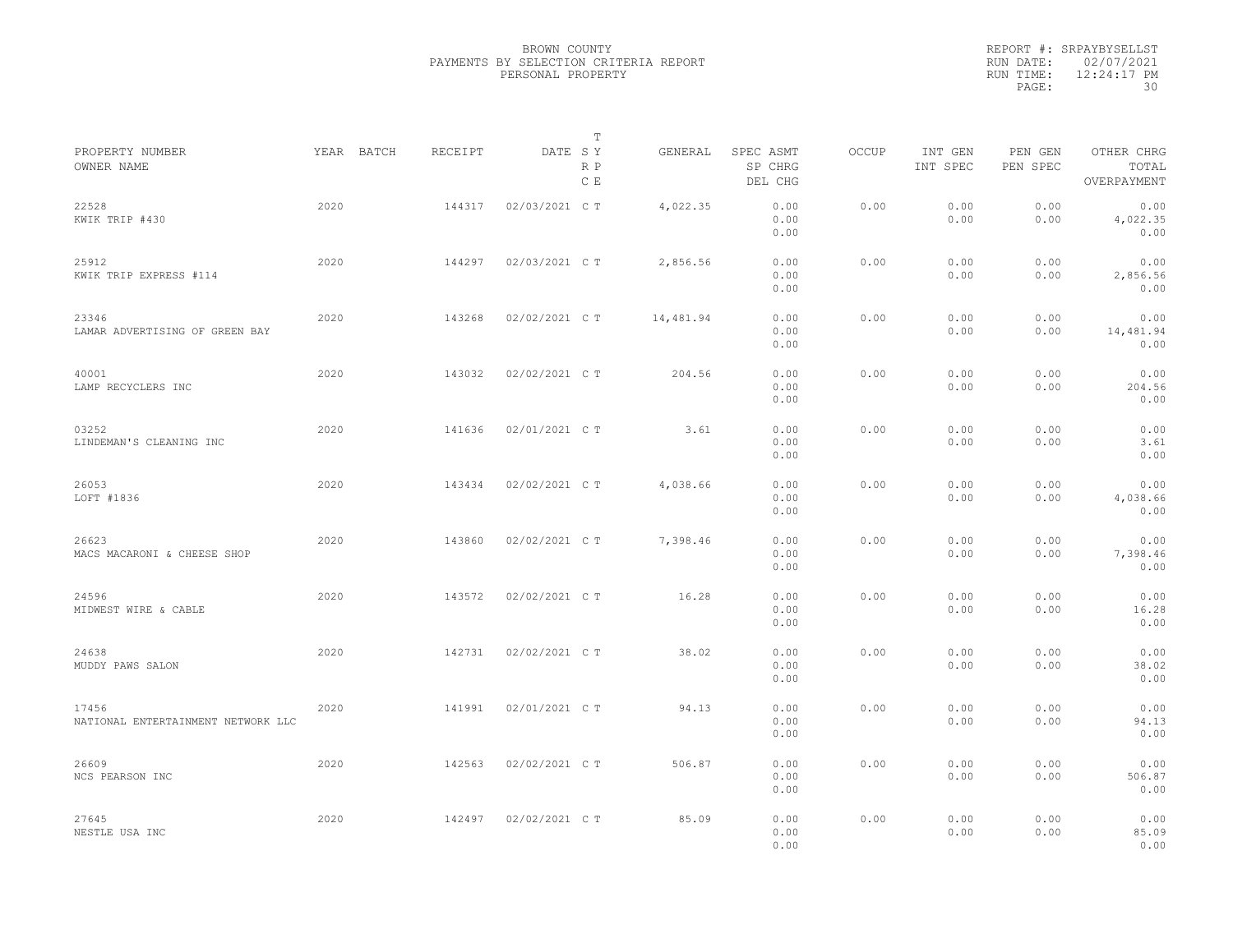BROWN COUNTY
PAYMENTS BY SELECTION CRITERIA REPORT
PERSONAL PROPERTY

REPORT #: SRPAYBYSELLST
RUN DATE: 02/07/2021
RUN TIME: 12:24:17 PM

| PROPERTY NUMBER<br>OWNER NAME | YEAR | BATCH | RECEIPT | DATE | T S Y<br>R P<br>C E | GENERAL | SPEC ASMT<br>SP CHRG<br>DEL CHG | OCCUP | INT GEN<br>INT SPEC | PEN GEN<br>PEN SPEC | OTHER CHRG<br>TOTAL<br>OVERPAYMENT |
|---|---|---|---|---|---|---|---|---|---|---|---|
| 22528<br>KWIK TRIP #430 | 2020 | | 144317 | 02/03/2021 | C T | 4,022.35 | 0.00<br>0.00<br>0.00 | 0.00 | 0.00<br>0.00 | 0.00<br>0.00 | 0.00<br>4,022.35<br>0.00 |
| 25912<br>KWIK TRIP EXPRESS #114 | 2020 | | 144297 | 02/03/2021 | C T | 2,856.56 | 0.00<br>0.00<br>0.00 | 0.00 | 0.00<br>0.00 | 0.00<br>0.00 | 0.00<br>2,856.56<br>0.00 |
| 23346<br>LAMAR ADVERTISING OF GREEN BAY | 2020 | | 143268 | 02/02/2021 | C T | 14,481.94 | 0.00<br>0.00<br>0.00 | 0.00 | 0.00<br>0.00 | 0.00<br>0.00 | 0.00<br>14,481.94<br>0.00 |
| 40001<br>LAMP RECYCLERS INC | 2020 | | 143032 | 02/02/2021 | C T | 204.56 | 0.00<br>0.00<br>0.00 | 0.00 | 0.00<br>0.00 | 0.00<br>0.00 | 0.00<br>204.56<br>0.00 |
| 03252<br>LINDEMAN'S CLEANING INC | 2020 | | 141636 | 02/01/2021 | C T | 3.61 | 0.00<br>0.00<br>0.00 | 0.00 | 0.00<br>0.00 | 0.00<br>0.00 | 0.00<br>3.61<br>0.00 |
| 26053<br>LOFT #1836 | 2020 | | 143434 | 02/02/2021 | C T | 4,038.66 | 0.00<br>0.00<br>0.00 | 0.00 | 0.00<br>0.00 | 0.00<br>0.00 | 0.00<br>4,038.66<br>0.00 |
| 26623<br>MACS MACARONI & CHEESE SHOP | 2020 | | 143860 | 02/02/2021 | C T | 7,398.46 | 0.00<br>0.00<br>0.00 | 0.00 | 0.00<br>0.00 | 0.00<br>0.00 | 0.00<br>7,398.46<br>0.00 |
| 24596<br>MIDWEST WIRE & CABLE | 2020 | | 143572 | 02/02/2021 | C T | 16.28 | 0.00<br>0.00<br>0.00 | 0.00 | 0.00<br>0.00 | 0.00<br>0.00 | 0.00<br>16.28<br>0.00 |
| 24638<br>MUDDY PAWS SALON | 2020 | | 142731 | 02/02/2021 | C T | 38.02 | 0.00<br>0.00<br>0.00 | 0.00 | 0.00<br>0.00 | 0.00<br>0.00 | 0.00<br>38.02<br>0.00 |
| 17456<br>NATIONAL ENTERTAINMENT NETWORK LLC | 2020 | | 141991 | 02/01/2021 | C T | 94.13 | 0.00<br>0.00<br>0.00 | 0.00 | 0.00<br>0.00 | 0.00<br>0.00 | 0.00<br>94.13<br>0.00 |
| 26609<br>NCS PEARSON INC | 2020 | | 142563 | 02/02/2021 | C T | 506.87 | 0.00<br>0.00<br>0.00 | 0.00 | 0.00<br>0.00 | 0.00<br>0.00 | 0.00<br>506.87<br>0.00 |
| 27645<br>NESTLE USA INC | 2020 | | 142497 | 02/02/2021 | C T | 85.09 | 0.00<br>0.00<br>0.00 | 0.00 | 0.00<br>0.00 | 0.00<br>0.00 | 0.00<br>85.09<br>0.00 |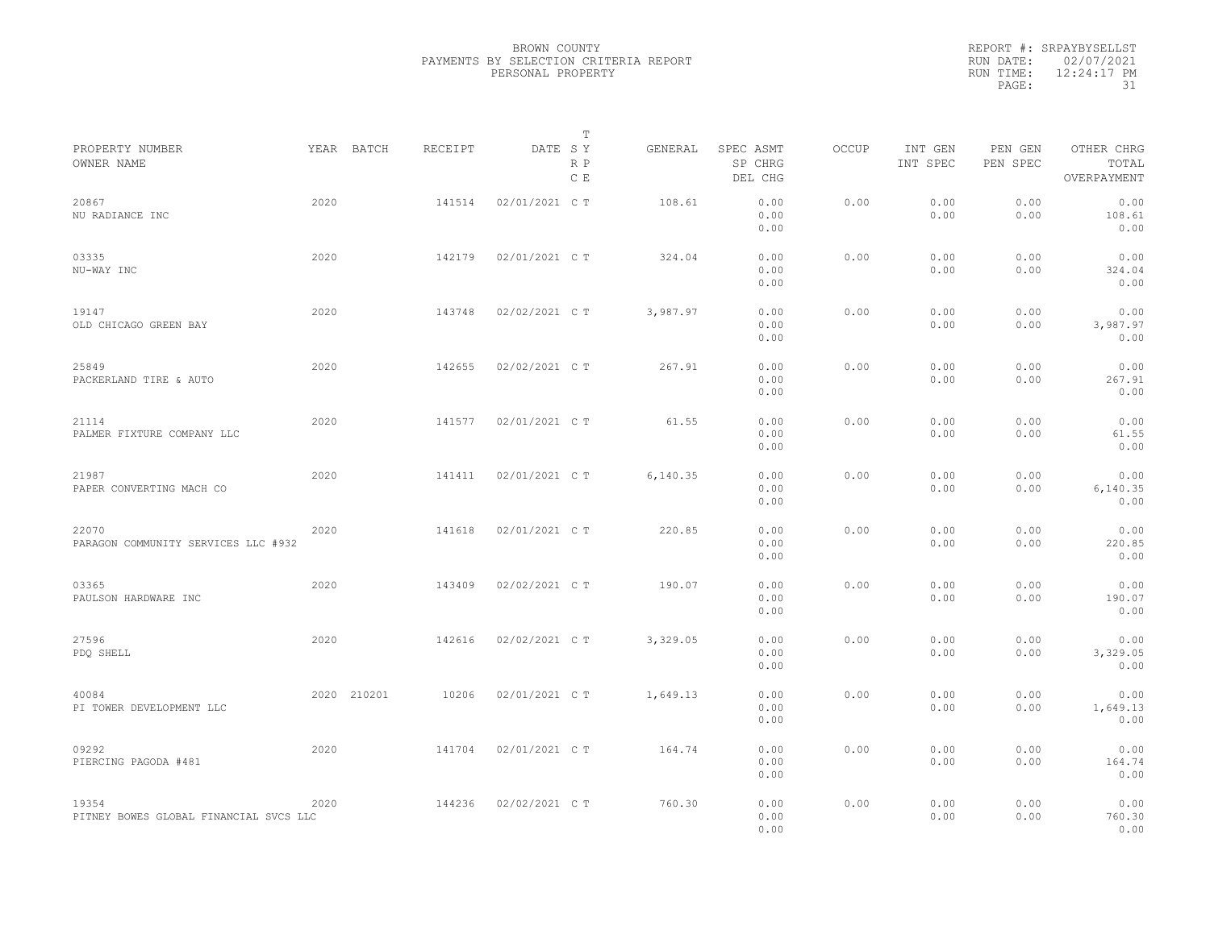BROWN COUNTY
PAYMENTS BY SELECTION CRITERIA REPORT
PERSONAL PROPERTY

REPORT #: SRPAYBYSELLST
RUN DATE: 02/07/2021
RUN TIME: 12:24:17 PM

| PROPERTY NUMBER / OWNER NAME | YEAR | BATCH | RECEIPT | DATE | T SY RP CE | GENERAL | SPEC ASMT / SP CHRG / DEL CHG | OCCUP | INT GEN / INT SPEC | PEN GEN / PEN SPEC | OTHER CHRG / TOTAL / OVERPAYMENT |
|---|---|---|---|---|---|---|---|---|---|---|---|
| 20867 NU RADIANCE INC | 2020 | | 141514 | 02/01/2021 | C T | 108.61 | 0.00 0.00 0.00 | 0.00 | 0.00 0.00 | 0.00 0.00 | 0.00 108.61 0.00 |
| 03335 NU-WAY INC | 2020 | | 142179 | 02/01/2021 | C T | 324.04 | 0.00 0.00 0.00 | 0.00 | 0.00 0.00 | 0.00 0.00 | 0.00 324.04 0.00 |
| 19147 OLD CHICAGO GREEN BAY | 2020 | | 143748 | 02/02/2021 | C T | 3,987.97 | 0.00 0.00 0.00 | 0.00 | 0.00 0.00 | 0.00 0.00 | 0.00 3,987.97 0.00 |
| 25849 PACKERLAND TIRE & AUTO | 2020 | | 142655 | 02/02/2021 | C T | 267.91 | 0.00 0.00 0.00 | 0.00 | 0.00 0.00 | 0.00 0.00 | 0.00 267.91 0.00 |
| 21114 PALMER FIXTURE COMPANY LLC | 2020 | | 141577 | 02/01/2021 | C T | 61.55 | 0.00 0.00 0.00 | 0.00 | 0.00 0.00 | 0.00 0.00 | 0.00 61.55 0.00 |
| 21987 PAPER CONVERTING MACH CO | 2020 | | 141411 | 02/01/2021 | C T | 6,140.35 | 0.00 0.00 0.00 | 0.00 | 0.00 0.00 | 0.00 0.00 | 0.00 6,140.35 0.00 |
| 22070 PARAGON COMMUNITY SERVICES LLC #932 | 2020 | | 141618 | 02/01/2021 | C T | 220.85 | 0.00 0.00 0.00 | 0.00 | 0.00 0.00 | 0.00 0.00 | 0.00 220.85 0.00 |
| 03365 PAULSON HARDWARE INC | 2020 | | 143409 | 02/02/2021 | C T | 190.07 | 0.00 0.00 0.00 | 0.00 | 0.00 0.00 | 0.00 0.00 | 0.00 190.07 0.00 |
| 27596 PDQ SHELL | 2020 | | 142616 | 02/02/2021 | C T | 3,329.05 | 0.00 0.00 0.00 | 0.00 | 0.00 0.00 | 0.00 0.00 | 0.00 3,329.05 0.00 |
| 40084 PI TOWER DEVELOPMENT LLC | 2020 | 210201 | 10206 | 02/01/2021 | C T | 1,649.13 | 0.00 0.00 0.00 | 0.00 | 0.00 0.00 | 0.00 0.00 | 0.00 1,649.13 0.00 |
| 09292 PIERCING PAGODA #481 | 2020 | | 141704 | 02/01/2021 | C T | 164.74 | 0.00 0.00 0.00 | 0.00 | 0.00 0.00 | 0.00 0.00 | 0.00 164.74 0.00 |
| 19354 PITNEY BOWES GLOBAL FINANCIAL SVCS LLC | 2020 | | 144236 | 02/02/2021 | C T | 760.30 | 0.00 0.00 0.00 | 0.00 | 0.00 0.00 | 0.00 0.00 | 0.00 760.30 0.00 |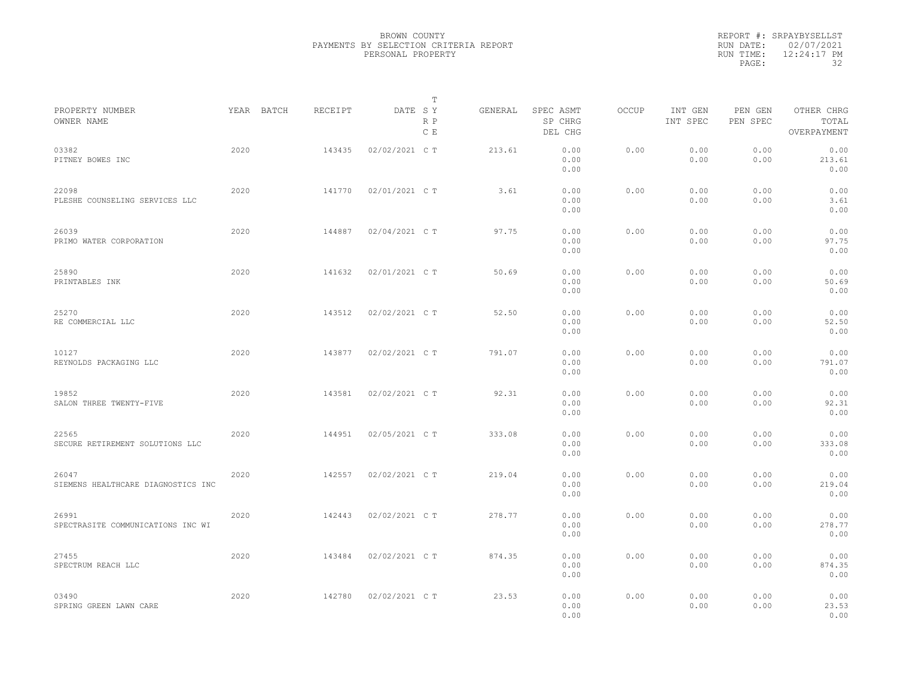BROWN COUNTY
PAYMENTS BY SELECTION CRITERIA REPORT
PERSONAL PROPERTY

REPORT #: SRPAYBYSELLST
RUN DATE: 02/07/2021
RUN TIME: 12:24:17 PM

| PROPERTY NUMBER<br>OWNER NAME | YEAR | BATCH | RECEIPT | DATE | T<br>S Y<br>R P<br>C E | GENERAL | SPEC ASMT<br>SP CHRG<br>DEL CHG | OCCUP | INT GEN<br>INT SPEC | PEN GEN<br>PEN SPEC | OTHER CHRG<br>TOTAL<br>OVERPAYMENT |
|---|---|---|---|---|---|---|---|---|---|---|---|
| 03382<br>PITNEY BOWES INC | 2020 | | 143435 | 02/02/2021 | C T | 213.61 | 0.00<br>0.00<br>0.00 | 0.00 | 0.00<br>0.00 | 0.00<br>0.00 | 0.00<br>213.61<br>0.00 |
| 22098<br>PLESHE COUNSELING SERVICES LLC | 2020 | | 141770 | 02/01/2021 | C T | 3.61 | 0.00<br>0.00<br>0.00 | 0.00 | 0.00<br>0.00 | 0.00<br>0.00 | 0.00<br>3.61<br>0.00 |
| 26039<br>PRIMO WATER CORPORATION | 2020 | | 144887 | 02/04/2021 | C T | 97.75 | 0.00<br>0.00<br>0.00 | 0.00 | 0.00<br>0.00 | 0.00<br>0.00 | 0.00<br>97.75<br>0.00 |
| 25890<br>PRINTABLES INK | 2020 | | 141632 | 02/01/2021 | C T | 50.69 | 0.00<br>0.00<br>0.00 | 0.00 | 0.00<br>0.00 | 0.00<br>0.00 | 0.00<br>50.69<br>0.00 |
| 25270<br>RE COMMERCIAL LLC | 2020 | | 143512 | 02/02/2021 | C T | 52.50 | 0.00<br>0.00<br>0.00 | 0.00 | 0.00<br>0.00 | 0.00<br>0.00 | 0.00<br>52.50<br>0.00 |
| 10127<br>REYNOLDS PACKAGING LLC | 2020 | | 143877 | 02/02/2021 | C T | 791.07 | 0.00<br>0.00<br>0.00 | 0.00 | 0.00<br>0.00 | 0.00<br>0.00 | 0.00<br>791.07<br>0.00 |
| 19852<br>SALON THREE TWENTY-FIVE | 2020 | | 143581 | 02/02/2021 | C T | 92.31 | 0.00<br>0.00<br>0.00 | 0.00 | 0.00<br>0.00 | 0.00<br>0.00 | 0.00<br>92.31<br>0.00 |
| 22565<br>SECURE RETIREMENT SOLUTIONS LLC | 2020 | | 144951 | 02/05/2021 | C T | 333.08 | 0.00<br>0.00<br>0.00 | 0.00 | 0.00<br>0.00 | 0.00<br>0.00 | 0.00<br>333.08<br>0.00 |
| 26047<br>SIEMENS HEALTHCARE DIAGNOSTICS INC | 2020 | | 142557 | 02/02/2021 | C T | 219.04 | 0.00<br>0.00<br>0.00 | 0.00 | 0.00<br>0.00 | 0.00<br>0.00 | 0.00<br>219.04<br>0.00 |
| 26991<br>SPECTRASITE COMMUNICATIONS INC WI | 2020 | | 142443 | 02/02/2021 | C T | 278.77 | 0.00<br>0.00<br>0.00 | 0.00 | 0.00<br>0.00 | 0.00<br>0.00 | 0.00<br>278.77<br>0.00 |
| 27455<br>SPECTRUM REACH LLC | 2020 | | 143484 | 02/02/2021 | C T | 874.35 | 0.00<br>0.00<br>0.00 | 0.00 | 0.00<br>0.00 | 0.00<br>0.00 | 0.00<br>874.35<br>0.00 |
| 03490<br>SPRING GREEN LAWN CARE | 2020 | | 142780 | 02/02/2021 | C T | 23.53 | 0.00<br>0.00<br>0.00 | 0.00 | 0.00<br>0.00 | 0.00<br>0.00 | 0.00<br>23.53<br>0.00 |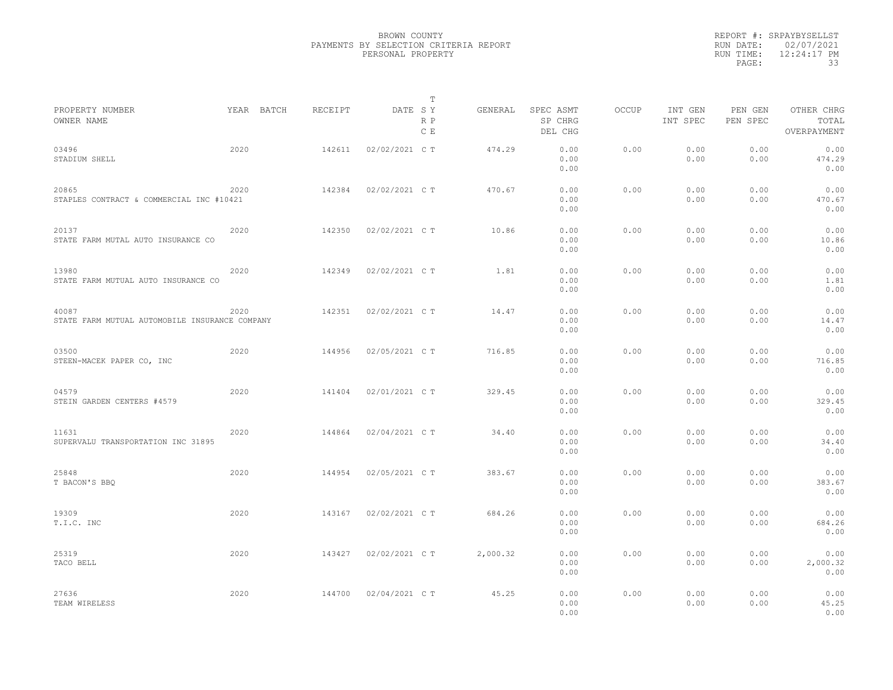BROWN COUNTY
PAYMENTS BY SELECTION CRITERIA REPORT
PERSONAL PROPERTY

REPORT #: SRPAYBYSELLST
RUN DATE: 02/07/2021
RUN TIME: 12:24:17 PM

| PROPERTY NUMBER / OWNER NAME | YEAR | BATCH | RECEIPT | DATE | T SY RP CE | GENERAL | SPEC ASMT / SP CHRG / DEL CHG | OCCUP | INT GEN / INT SPEC | PEN GEN / PEN SPEC | OTHER CHRG / TOTAL / OVERPAYMENT |
|---|---|---|---|---|---|---|---|---|---|---|---|
| 03496 STADIUM SHELL | 2020 | | 142611 | 02/02/2021 | C T | 474.29 | 0.00 0.00 0.00 | 0.00 | 0.00 0.00 | 0.00 0.00 | 0.00 474.29 0.00 |
| 20865 STAPLES CONTRACT & COMMERCIAL INC #10421 | 2020 | | 142384 | 02/02/2021 | C T | 470.67 | 0.00 0.00 0.00 | 0.00 | 0.00 0.00 | 0.00 0.00 | 0.00 470.67 0.00 |
| 20137 STATE FARM MUTAL AUTO INSURANCE CO | 2020 | | 142350 | 02/02/2021 | C T | 10.86 | 0.00 0.00 0.00 | 0.00 | 0.00 0.00 | 0.00 0.00 | 0.00 10.86 0.00 |
| 13980 STATE FARM MUTUAL AUTO INSURANCE CO | 2020 | | 142349 | 02/02/2021 | C T | 1.81 | 0.00 0.00 0.00 | 0.00 | 0.00 0.00 | 0.00 0.00 | 0.00 1.81 0.00 |
| 40087 STATE FARM MUTUAL AUTOMOBILE INSURANCE COMPANY | 2020 | | 142351 | 02/02/2021 | C T | 14.47 | 0.00 0.00 0.00 | 0.00 | 0.00 0.00 | 0.00 0.00 | 0.00 14.47 0.00 |
| 03500 STEEN-MACEK PAPER CO, INC | 2020 | | 144956 | 02/05/2021 | C T | 716.85 | 0.00 0.00 0.00 | 0.00 | 0.00 0.00 | 0.00 0.00 | 0.00 716.85 0.00 |
| 04579 STEIN GARDEN CENTERS #4579 | 2020 | | 141404 | 02/01/2021 | C T | 329.45 | 0.00 0.00 0.00 | 0.00 | 0.00 0.00 | 0.00 0.00 | 0.00 329.45 0.00 |
| 11631 SUPERVALU TRANSPORTATION INC 31895 | 2020 | | 144864 | 02/04/2021 | C T | 34.40 | 0.00 0.00 0.00 | 0.00 | 0.00 0.00 | 0.00 0.00 | 0.00 34.40 0.00 |
| 25848 T BACON'S BBQ | 2020 | | 144954 | 02/05/2021 | C T | 383.67 | 0.00 0.00 0.00 | 0.00 | 0.00 0.00 | 0.00 0.00 | 0.00 383.67 0.00 |
| 19309 T.I.C. INC | 2020 | | 143167 | 02/02/2021 | C T | 684.26 | 0.00 0.00 0.00 | 0.00 | 0.00 0.00 | 0.00 0.00 | 0.00 684.26 0.00 |
| 25319 TACO BELL | 2020 | | 143427 | 02/02/2021 | C T | 2,000.32 | 0.00 0.00 0.00 | 0.00 | 0.00 0.00 | 0.00 0.00 | 0.00 2,000.32 0.00 |
| 27636 TEAM WIRELESS | 2020 | | 144700 | 02/04/2021 | C T | 45.25 | 0.00 0.00 0.00 | 0.00 | 0.00 0.00 | 0.00 0.00 | 0.00 45.25 0.00 |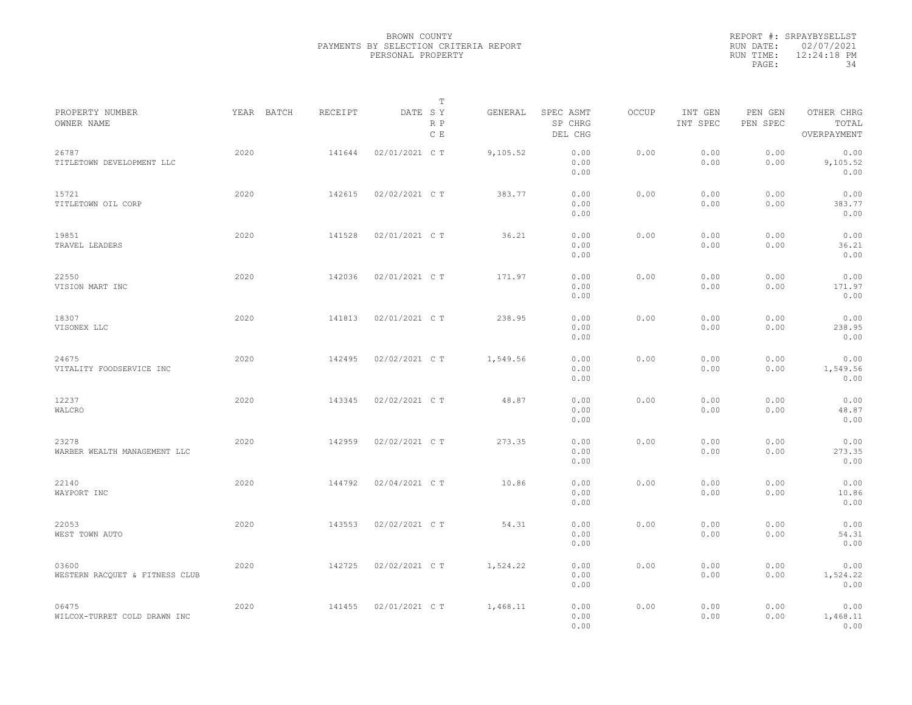BROWN COUNTY
PAYMENTS BY SELECTION CRITERIA REPORT
PERSONAL PROPERTY

REPORT #: SRPAYBYSELLST
RUN DATE: 02/07/2021
RUN TIME: 12:24:18 PM

| PROPERTY NUMBER<br>OWNER NAME | YEAR | BATCH | RECEIPT | DATE | T<br>S Y<br>R P<br>C E | GENERAL | SPEC ASMT<br>SP CHRG<br>DEL CHG | OCCUP | INT GEN<br>INT SPEC | PEN GEN<br>PEN SPEC | OTHER CHRG<br>TOTAL<br>OVERPAYMENT |
|---|---|---|---|---|---|---|---|---|---|---|---|
| 26787<br>TITLETOWN DEVELOPMENT LLC | 2020 | | 141644 | 02/01/2021 | C T | 9,105.52 | 0.00<br>0.00<br>0.00 | 0.00 | 0.00<br>0.00 | 0.00<br>0.00 | 0.00<br>9,105.52<br>0.00 |
| 15721<br>TITLETOWN OIL CORP | 2020 | | 142615 | 02/02/2021 | C T | 383.77 | 0.00<br>0.00<br>0.00 | 0.00 | 0.00<br>0.00 | 0.00<br>0.00 | 0.00<br>383.77<br>0.00 |
| 19851<br>TRAVEL LEADERS | 2020 | | 141528 | 02/01/2021 | C T | 36.21 | 0.00<br>0.00<br>0.00 | 0.00 | 0.00<br>0.00 | 0.00<br>0.00 | 0.00<br>36.21<br>0.00 |
| 22550<br>VISION MART INC | 2020 | | 142036 | 02/01/2021 | C T | 171.97 | 0.00<br>0.00<br>0.00 | 0.00 | 0.00<br>0.00 | 0.00<br>0.00 | 0.00<br>171.97<br>0.00 |
| 18307<br>VISONEX LLC | 2020 | | 141813 | 02/01/2021 | C T | 238.95 | 0.00<br>0.00<br>0.00 | 0.00 | 0.00<br>0.00 | 0.00<br>0.00 | 0.00<br>238.95<br>0.00 |
| 24675<br>VITALITY FOODSERVICE INC | 2020 | | 142495 | 02/02/2021 | C T | 1,549.56 | 0.00<br>0.00<br>0.00 | 0.00 | 0.00<br>0.00 | 0.00<br>0.00 | 0.00<br>1,549.56<br>0.00 |
| 12237<br>WALCRO | 2020 | | 143345 | 02/02/2021 | C T | 48.87 | 0.00<br>0.00<br>0.00 | 0.00 | 0.00<br>0.00 | 0.00<br>0.00 | 0.00<br>48.87<br>0.00 |
| 23278<br>WARBER WEALTH MANAGEMENT LLC | 2020 | | 142959 | 02/02/2021 | C T | 273.35 | 0.00<br>0.00<br>0.00 | 0.00 | 0.00<br>0.00 | 0.00<br>0.00 | 0.00<br>273.35<br>0.00 |
| 22140<br>WAYPORT INC | 2020 | | 144792 | 02/04/2021 | C T | 10.86 | 0.00<br>0.00<br>0.00 | 0.00 | 0.00<br>0.00 | 0.00<br>0.00 | 0.00<br>10.86<br>0.00 |
| 22053<br>WEST TOWN AUTO | 2020 | | 143553 | 02/02/2021 | C T | 54.31 | 0.00<br>0.00<br>0.00 | 0.00 | 0.00<br>0.00 | 0.00<br>0.00 | 0.00<br>54.31<br>0.00 |
| 03600<br>WESTERN RACQUET & FITNESS CLUB | 2020 | | 142725 | 02/02/2021 | C T | 1,524.22 | 0.00<br>0.00<br>0.00 | 0.00 | 0.00<br>0.00 | 0.00<br>0.00 | 0.00<br>1,524.22<br>0.00 |
| 06475<br>WILCOX-TURRET COLD DRAWN INC | 2020 | | 141455 | 02/01/2021 | C T | 1,468.11 | 0.00<br>0.00<br>0.00 | 0.00 | 0.00<br>0.00 | 0.00<br>0.00 | 0.00<br>1,468.11<br>0.00 |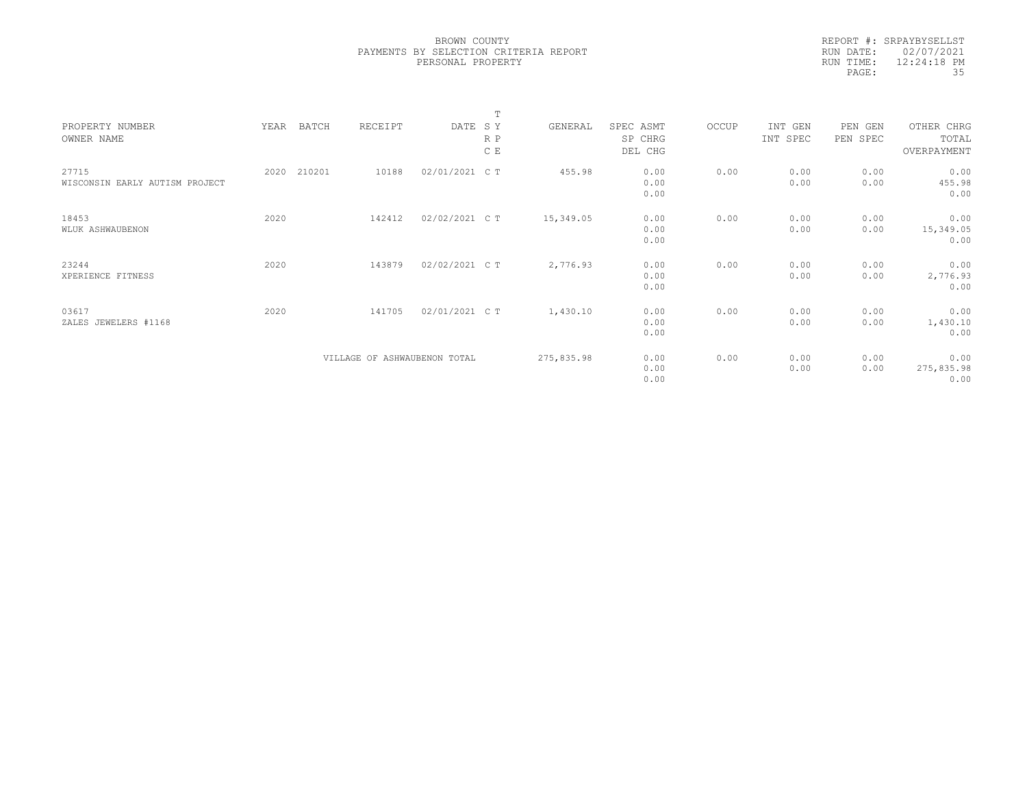BROWN COUNTY
PAYMENTS BY SELECTION CRITERIA REPORT
PERSONAL PROPERTY

REPORT #: SRPAYBYSELLST
RUN DATE: 02/07/2021
RUN TIME: 12:24:18 PM

| PROPERTY NUMBER<br>OWNER NAME | YEAR | BATCH | RECEIPT | DATE | T<br>S Y<br>R P<br>C E | GENERAL | SPEC ASMT<br>SP CHRG<br>DEL CHG | OCCUP | INT GEN<br>INT SPEC | PEN GEN<br>PEN SPEC | OTHER CHRG<br>TOTAL<br>OVERPAYMENT |
|---|---|---|---|---|---|---|---|---|---|---|---|
| 27715<br>WISCONSIN EARLY AUTISM PROJECT | 2020 | 210201 | 10188 | 02/01/2021 | C T | 455.98 | 0.00<br>0.00<br>0.00 | 0.00 | 0.00<br>0.00 | 0.00<br>0.00 | 0.00<br>455.98<br>0.00 |
| 18453<br>WLUK ASHWAUBENON | 2020 | | 142412 | 02/02/2021 | C T | 15,349.05 | 0.00<br>0.00<br>0.00 | 0.00 | 0.00<br>0.00 | 0.00<br>0.00 | 0.00<br>15,349.05<br>0.00 |
| 23244<br>XPERIENCE FITNESS | 2020 | | 143879 | 02/02/2021 | C T | 2,776.93 | 0.00<br>0.00<br>0.00 | 0.00 | 0.00<br>0.00 | 0.00<br>0.00 | 0.00<br>2,776.93<br>0.00 |
| 03617<br>ZALES JEWELERS #1168 | 2020 | | 141705 | 02/01/2021 | C T | 1,430.10 | 0.00<br>0.00<br>0.00 | 0.00 | 0.00<br>0.00 | 0.00<br>0.00 | 0.00<br>1,430.10<br>0.00 |
| | | | VILLAGE OF ASHWAUBENON TOTAL | | | 275,835.98 | 0.00<br>0.00<br>0.00 | 0.00 | 0.00<br>0.00 | 0.00<br>0.00 | 0.00<br>275,835.98<br>0.00 |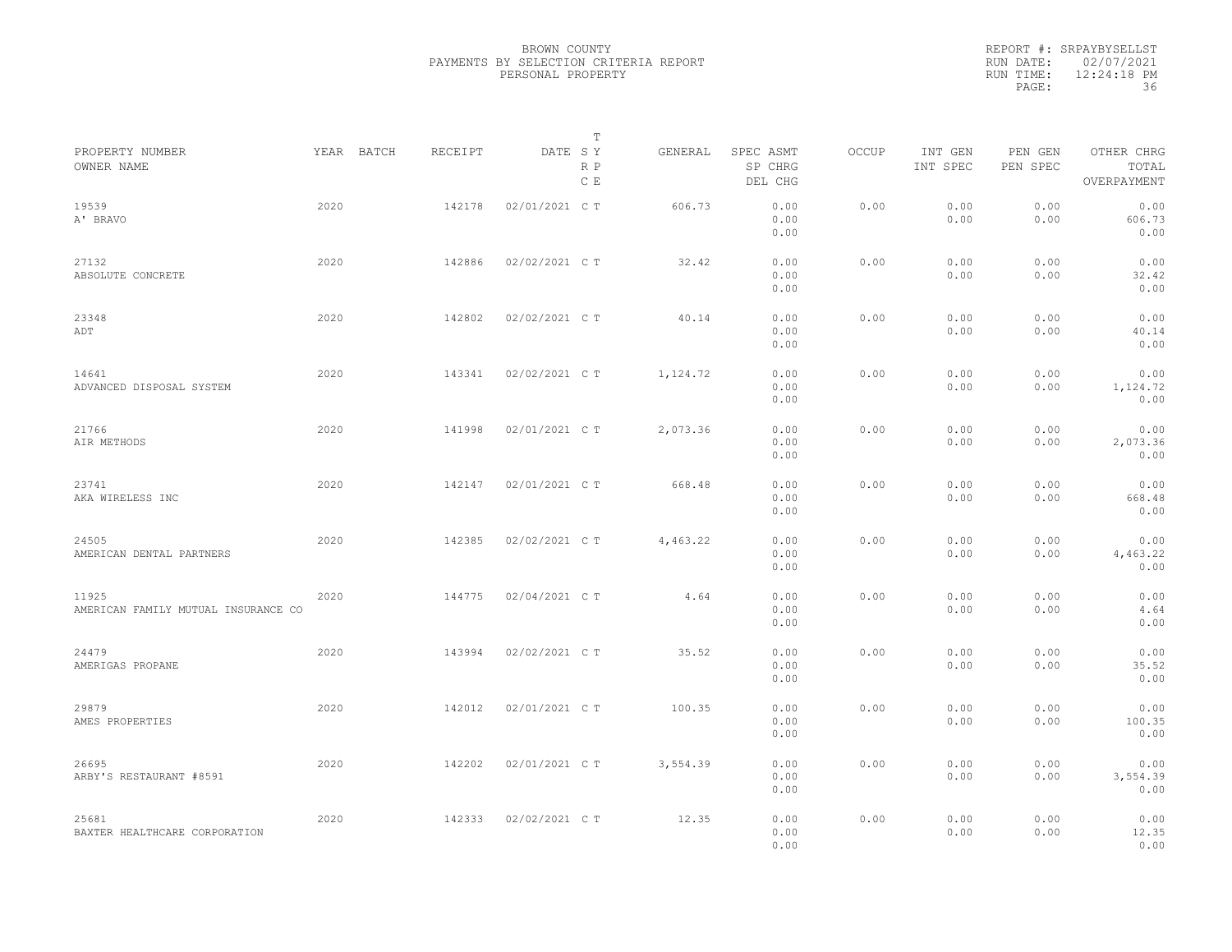BROWN COUNTY
PAYMENTS BY SELECTION CRITERIA REPORT
PERSONAL PROPERTY

REPORT #: SRPAYBYSELLST
RUN DATE: 02/07/2021
RUN TIME: 12:24:18 PM

| PROPERTY NUMBER<br>OWNER NAME | YEAR | BATCH | RECEIPT | DATE | T<br>S Y<br>R P<br>C E | GENERAL | SPEC ASMT<br>SP CHRG<br>DEL CHG | OCCUP | INT GEN<br>INT SPEC | PEN GEN<br>PEN SPEC | OTHER CHRG<br>TOTAL<br>OVERPAYMENT |
|---|---|---|---|---|---|---|---|---|---|---|---|
| 19539<br>A' BRAVO | 2020 | | 142178 | 02/01/2021 | C T | 606.73 | 0.00<br>0.00<br>0.00 | 0.00 | 0.00<br>0.00 | 0.00<br>0.00 | 0.00<br>606.73<br>0.00 |
| 27132<br>ABSOLUTE CONCRETE | 2020 | | 142886 | 02/02/2021 | C T | 32.42 | 0.00<br>0.00<br>0.00 | 0.00 | 0.00<br>0.00 | 0.00<br>0.00 | 0.00<br>32.42<br>0.00 |
| 23348<br>ADT | 2020 | | 142802 | 02/02/2021 | C T | 40.14 | 0.00<br>0.00<br>0.00 | 0.00 | 0.00<br>0.00 | 0.00<br>0.00 | 0.00<br>40.14<br>0.00 |
| 14641<br>ADVANCED DISPOSAL SYSTEM | 2020 | | 143341 | 02/02/2021 | C T | 1,124.72 | 0.00<br>0.00<br>0.00 | 0.00 | 0.00<br>0.00 | 0.00<br>0.00 | 0.00<br>1,124.72<br>0.00 |
| 21766<br>AIR METHODS | 2020 | | 141998 | 02/01/2021 | C T | 2,073.36 | 0.00<br>0.00<br>0.00 | 0.00 | 0.00<br>0.00 | 0.00<br>0.00 | 0.00<br>2,073.36<br>0.00 |
| 23741<br>AKA WIRELESS INC | 2020 | | 142147 | 02/01/2021 | C T | 668.48 | 0.00<br>0.00<br>0.00 | 0.00 | 0.00<br>0.00 | 0.00<br>0.00 | 0.00<br>668.48<br>0.00 |
| 24505<br>AMERICAN DENTAL PARTNERS | 2020 | | 142385 | 02/02/2021 | C T | 4,463.22 | 0.00<br>0.00<br>0.00 | 0.00 | 0.00<br>0.00 | 0.00<br>0.00 | 0.00<br>4,463.22<br>0.00 |
| 11925<br>AMERICAN FAMILY MUTUAL INSURANCE CO | 2020 | | 144775 | 02/04/2021 | C T | 4.64 | 0.00<br>0.00<br>0.00 | 0.00 | 0.00<br>0.00 | 0.00<br>0.00 | 0.00<br>4.64<br>0.00 |
| 24479<br>AMERIGAS PROPANE | 2020 | | 143994 | 02/02/2021 | C T | 35.52 | 0.00<br>0.00<br>0.00 | 0.00 | 0.00<br>0.00 | 0.00<br>0.00 | 0.00<br>35.52<br>0.00 |
| 29879<br>AMES PROPERTIES | 2020 | | 142012 | 02/01/2021 | C T | 100.35 | 0.00<br>0.00<br>0.00 | 0.00 | 0.00<br>0.00 | 0.00<br>0.00 | 0.00<br>100.35<br>0.00 |
| 26695<br>ARBY'S RESTAURANT #8591 | 2020 | | 142202 | 02/01/2021 | C T | 3,554.39 | 0.00<br>0.00<br>0.00 | 0.00 | 0.00<br>0.00 | 0.00<br>0.00 | 0.00<br>3,554.39<br>0.00 |
| 25681<br>BAXTER HEALTHCARE CORPORATION | 2020 | | 142333 | 02/02/2021 | C T | 12.35 | 0.00<br>0.00<br>0.00 | 0.00 | 0.00<br>0.00 | 0.00<br>0.00 | 0.00<br>12.35<br>0.00 |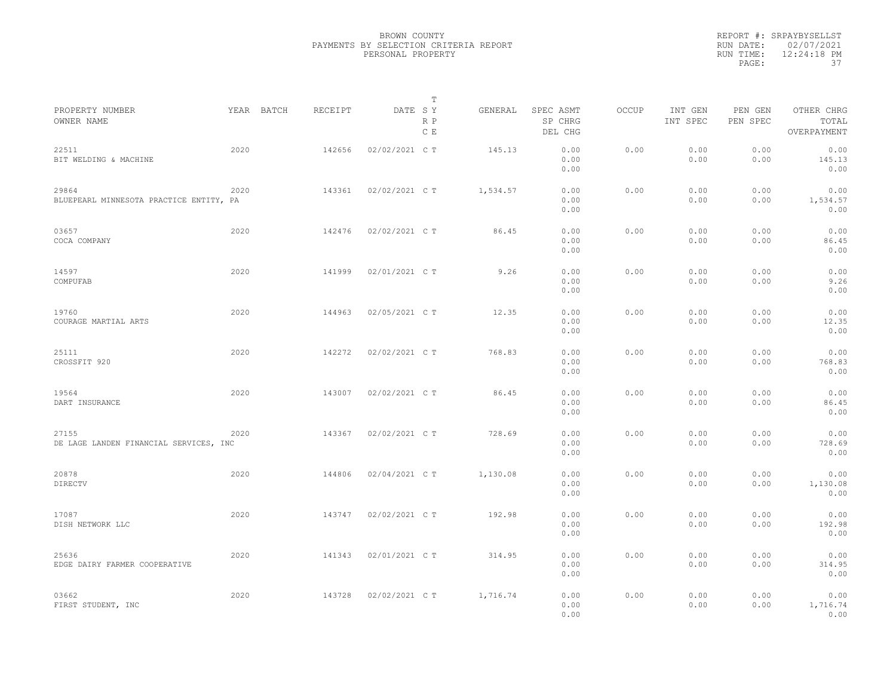BROWN COUNTY
PAYMENTS BY SELECTION CRITERIA REPORT
PERSONAL PROPERTY

REPORT #: SRPAYBYSELLST
RUN DATE: 02/07/2021
RUN TIME: 12:24:18 PM

| PROPERTY NUMBER<br>OWNER NAME | YEAR | BATCH | RECEIPT | DATE | T<br>SY<br>RP<br>CE | GENERAL | SPEC ASMT<br>SP CHRG<br>DEL CHG | OCCUP | INT GEN<br>INT SPEC | PEN GEN<br>PEN SPEC | OTHER CHRG<br>TOTAL<br>OVERPAYMENT |
|---|---|---|---|---|---|---|---|---|---|---|---|
| 22511<br>BIT WELDING & MACHINE | 2020 | | 142656 | 02/02/2021 | C T | 145.13 | 0.00<br>0.00<br>0.00 | 0.00 | 0.00<br>0.00 | 0.00<br>0.00 | 0.00<br>145.13<br>0.00 |
| 29864<br>BLUEPEARL MINNESOTA PRACTICE ENTITY, PA | 2020 | | 143361 | 02/02/2021 | C T | 1,534.57 | 0.00<br>0.00<br>0.00 | 0.00 | 0.00<br>0.00 | 0.00<br>0.00 | 0.00<br>1,534.57<br>0.00 |
| 03657<br>COCA COMPANY | 2020 | | 142476 | 02/02/2021 | C T | 86.45 | 0.00<br>0.00<br>0.00 | 0.00 | 0.00<br>0.00 | 0.00<br>0.00 | 0.00<br>86.45<br>0.00 |
| 14597<br>COMPUFAB | 2020 | | 141999 | 02/01/2021 | C T | 9.26 | 0.00<br>0.00<br>0.00 | 0.00 | 0.00<br>0.00 | 0.00<br>0.00 | 0.00<br>9.26<br>0.00 |
| 19760<br>COURAGE MARTIAL ARTS | 2020 | | 144963 | 02/05/2021 | C T | 12.35 | 0.00<br>0.00<br>0.00 | 0.00 | 0.00<br>0.00 | 0.00<br>0.00 | 0.00<br>12.35<br>0.00 |
| 25111<br>CROSSFIT 920 | 2020 | | 142272 | 02/02/2021 | C T | 768.83 | 0.00<br>0.00<br>0.00 | 0.00 | 0.00<br>0.00 | 0.00<br>0.00 | 0.00<br>768.83<br>0.00 |
| 19564<br>DART INSURANCE | 2020 | | 143007 | 02/02/2021 | C T | 86.45 | 0.00<br>0.00<br>0.00 | 0.00 | 0.00<br>0.00 | 0.00<br>0.00 | 0.00<br>86.45<br>0.00 |
| 27155<br>DE LAGE LANDEN FINANCIAL SERVICES, INC | 2020 | | 143367 | 02/02/2021 | C T | 728.69 | 0.00<br>0.00<br>0.00 | 0.00 | 0.00<br>0.00 | 0.00<br>0.00 | 0.00<br>728.69<br>0.00 |
| 20878<br>DIRECTV | 2020 | | 144806 | 02/04/2021 | C T | 1,130.08 | 0.00<br>0.00<br>0.00 | 0.00 | 0.00<br>0.00 | 0.00<br>0.00 | 0.00<br>1,130.08<br>0.00 |
| 17087<br>DISH NETWORK LLC | 2020 | | 143747 | 02/02/2021 | C T | 192.98 | 0.00<br>0.00<br>0.00 | 0.00 | 0.00<br>0.00 | 0.00<br>0.00 | 0.00<br>192.98<br>0.00 |
| 25636<br>EDGE DAIRY FARMER COOPERATIVE | 2020 | | 141343 | 02/01/2021 | C T | 314.95 | 0.00<br>0.00<br>0.00 | 0.00 | 0.00<br>0.00 | 0.00<br>0.00 | 0.00<br>314.95<br>0.00 |
| 03662<br>FIRST STUDENT, INC | 2020 | | 143728 | 02/02/2021 | C T | 1,716.74 | 0.00<br>0.00<br>0.00 | 0.00 | 0.00<br>0.00 | 0.00<br>0.00 | 0.00<br>1,716.74<br>0.00 |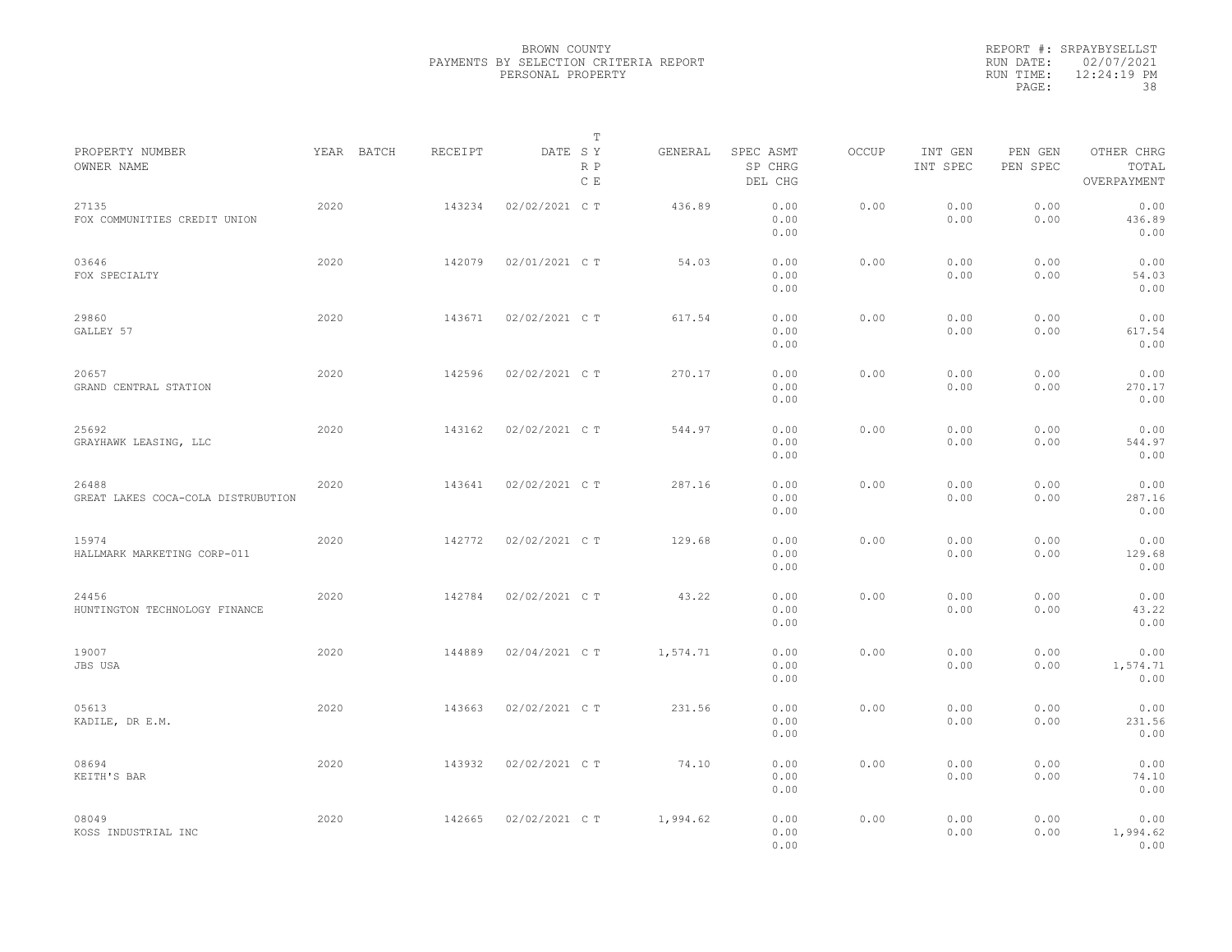BROWN COUNTY
PAYMENTS BY SELECTION CRITERIA REPORT
PERSONAL PROPERTY

REPORT #: SRPAYBYSELLST
RUN DATE: 02/07/2021
RUN TIME: 12:24:19 PM

| PROPERTY NUMBER<br>OWNER NAME | YEAR | BATCH | RECEIPT | DATE | T<br>S Y<br>R P<br>C E | GENERAL | SPEC ASMT<br>SP CHRG<br>DEL CHG | OCCUP | INT GEN<br>INT SPEC | PEN GEN<br>PEN SPEC | OTHER CHRG<br>TOTAL<br>OVERPAYMENT |
|---|---|---|---|---|---|---|---|---|---|---|---|
| 27135<br>FOX COMMUNITIES CREDIT UNION | 2020 | | 143234 | 02/02/2021 | C T | 436.89 | 0.00<br>0.00<br>0.00 | 0.00 | 0.00<br>0.00 | 0.00<br>0.00 | 0.00<br>436.89<br>0.00 |
| 03646<br>FOX SPECIALTY | 2020 | | 142079 | 02/01/2021 | C T | 54.03 | 0.00<br>0.00<br>0.00 | 0.00 | 0.00<br>0.00 | 0.00<br>0.00 | 0.00<br>54.03<br>0.00 |
| 29860<br>GALLEY 57 | 2020 | | 143671 | 02/02/2021 | C T | 617.54 | 0.00<br>0.00<br>0.00 | 0.00 | 0.00<br>0.00 | 0.00<br>0.00 | 0.00<br>617.54<br>0.00 |
| 20657<br>GRAND CENTRAL STATION | 2020 | | 142596 | 02/02/2021 | C T | 270.17 | 0.00<br>0.00<br>0.00 | 0.00 | 0.00<br>0.00 | 0.00<br>0.00 | 0.00<br>270.17<br>0.00 |
| 25692<br>GRAYHAWK LEASING, LLC | 2020 | | 143162 | 02/02/2021 | C T | 544.97 | 0.00<br>0.00<br>0.00 | 0.00 | 0.00<br>0.00 | 0.00<br>0.00 | 0.00<br>544.97<br>0.00 |
| 26488<br>GREAT LAKES COCA-COLA DISTRUBUTION | 2020 | | 143641 | 02/02/2021 | C T | 287.16 | 0.00<br>0.00<br>0.00 | 0.00 | 0.00<br>0.00 | 0.00<br>0.00 | 0.00<br>287.16<br>0.00 |
| 15974<br>HALLMARK MARKETING CORP-011 | 2020 | | 142772 | 02/02/2021 | C T | 129.68 | 0.00<br>0.00<br>0.00 | 0.00 | 0.00<br>0.00 | 0.00<br>0.00 | 0.00<br>129.68<br>0.00 |
| 24456<br>HUNTINGTON TECHNOLOGY FINANCE | 2020 | | 142784 | 02/02/2021 | C T | 43.22 | 0.00<br>0.00<br>0.00 | 0.00 | 0.00<br>0.00 | 0.00<br>0.00 | 0.00<br>43.22<br>0.00 |
| 19007<br>JBS USA | 2020 | | 144889 | 02/04/2021 | C T | 1,574.71 | 0.00<br>0.00<br>0.00 | 0.00 | 0.00<br>0.00 | 0.00<br>0.00 | 0.00<br>1,574.71<br>0.00 |
| 05613<br>KADILE, DR E.M. | 2020 | | 143663 | 02/02/2021 | C T | 231.56 | 0.00<br>0.00<br>0.00 | 0.00 | 0.00<br>0.00 | 0.00<br>0.00 | 0.00<br>231.56<br>0.00 |
| 08694<br>KEITH'S BAR | 2020 | | 143932 | 02/02/2021 | C T | 74.10 | 0.00<br>0.00<br>0.00 | 0.00 | 0.00<br>0.00 | 0.00<br>0.00 | 0.00<br>74.10<br>0.00 |
| 08049<br>KOSS INDUSTRIAL INC | 2020 | | 142665 | 02/02/2021 | C T | 1,994.62 | 0.00<br>0.00<br>0.00 | 0.00 | 0.00<br>0.00 | 0.00<br>0.00 | 0.00<br>1,994.62<br>0.00 |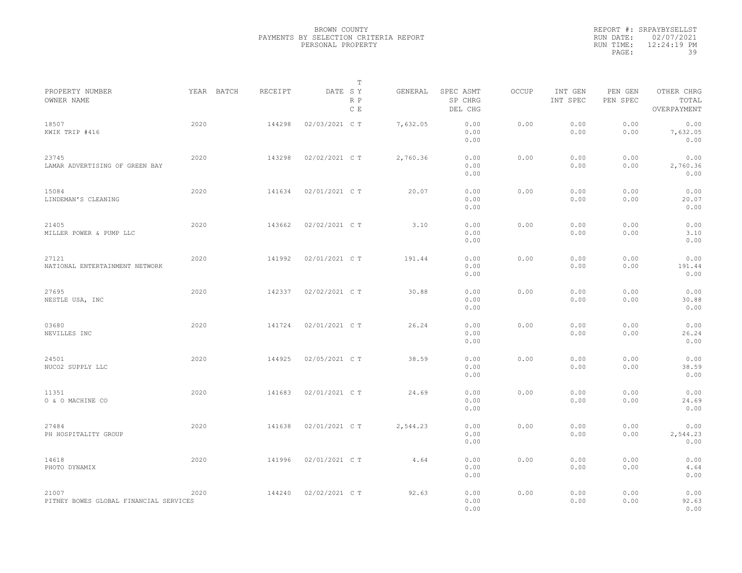BROWN COUNTY
PAYMENTS BY SELECTION CRITERIA REPORT
PERSONAL PROPERTY

REPORT #: SRPAYBYSELLST
RUN DATE: 02/07/2021
RUN TIME: 12:24:19 PM

| PROPERTY NUMBER<br>OWNER NAME | YEAR | BATCH | RECEIPT | DATE | T<br>S Y<br>R P<br>C E | GENERAL | SPEC ASMT<br>SP CHRG<br>DEL CHG | OCCUP | INT GEN<br>INT SPEC | PEN GEN<br>PEN SPEC | OTHER CHRG<br>TOTAL<br>OVERPAYMENT |
|---|---|---|---|---|---|---|---|---|---|---|---|
| 18507<br>KWIK TRIP #416 | 2020 | | 144298 | 02/03/2021 | C T | 7,632.05 | 0.00<br>0.00<br>0.00 | 0.00 | 0.00<br>0.00 | 0.00<br>0.00 | 0.00<br>7,632.05<br>0.00 |
| 23745<br>LAMAR ADVERTISING OF GREEN BAY | 2020 | | 143298 | 02/02/2021 | C T | 2,760.36 | 0.00<br>0.00<br>0.00 | 0.00 | 0.00<br>0.00 | 0.00<br>0.00 | 0.00<br>2,760.36<br>0.00 |
| 15084<br>LINDEMAN'S CLEANING | 2020 | | 141634 | 02/01/2021 | C T | 20.07 | 0.00<br>0.00<br>0.00 | 0.00 | 0.00<br>0.00 | 0.00<br>0.00 | 0.00<br>20.07<br>0.00 |
| 21405<br>MILLER POWER & PUMP LLC | 2020 | | 143662 | 02/02/2021 | C T | 3.10 | 0.00<br>0.00<br>0.00 | 0.00 | 0.00<br>0.00 | 0.00<br>0.00 | 0.00<br>3.10<br>0.00 |
| 27121<br>NATIONAL ENTERTAINMENT NETWORK | 2020 | | 141992 | 02/01/2021 | C T | 191.44 | 0.00<br>0.00<br>0.00 | 0.00 | 0.00<br>0.00 | 0.00<br>0.00 | 0.00<br>191.44<br>0.00 |
| 27695<br>NESTLE USA, INC | 2020 | | 142337 | 02/02/2021 | C T | 30.88 | 0.00<br>0.00<br>0.00 | 0.00 | 0.00<br>0.00 | 0.00<br>0.00 | 0.00<br>30.88<br>0.00 |
| 03680<br>NEVILLES INC | 2020 | | 141724 | 02/01/2021 | C T | 26.24 | 0.00<br>0.00<br>0.00 | 0.00 | 0.00<br>0.00 | 0.00<br>0.00 | 0.00<br>26.24<br>0.00 |
| 24501<br>NUCO2 SUPPLY LLC | 2020 | | 144925 | 02/05/2021 | C T | 38.59 | 0.00<br>0.00<br>0.00 | 0.00 | 0.00<br>0.00 | 0.00<br>0.00 | 0.00<br>38.59<br>0.00 |
| 11351<br>O & O MACHINE CO | 2020 | | 141683 | 02/01/2021 | C T | 24.69 | 0.00<br>0.00<br>0.00 | 0.00 | 0.00<br>0.00 | 0.00<br>0.00 | 0.00<br>24.69<br>0.00 |
| 27484<br>PH HOSPITALITY GROUP | 2020 | | 141638 | 02/01/2021 | C T | 2,544.23 | 0.00<br>0.00<br>0.00 | 0.00 | 0.00<br>0.00 | 0.00<br>0.00 | 0.00<br>2,544.23<br>0.00 |
| 14618<br>PHOTO DYNAMIX | 2020 | | 141996 | 02/01/2021 | C T | 4.64 | 0.00<br>0.00<br>0.00 | 0.00 | 0.00<br>0.00 | 0.00<br>0.00 | 0.00<br>4.64<br>0.00 |
| 21007<br>PITNEY BOWES GLOBAL FINANCIAL SERVICES | 2020 | | 144240 | 02/02/2021 | C T | 92.63 | 0.00<br>0.00<br>0.00 | 0.00 | 0.00<br>0.00 | 0.00<br>0.00 | 0.00<br>92.63<br>0.00 |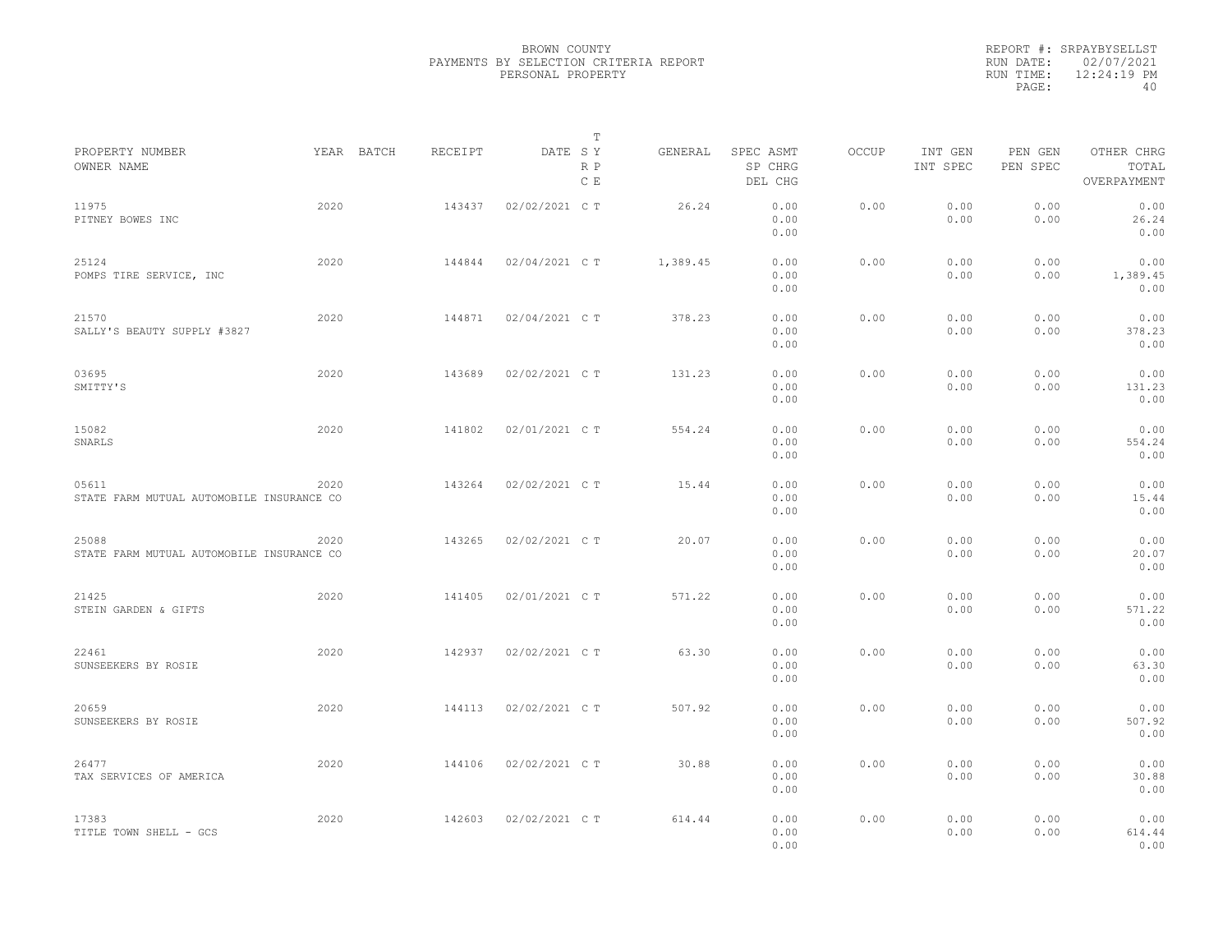BROWN COUNTY
PAYMENTS BY SELECTION CRITERIA REPORT
PERSONAL PROPERTY

REPORT #: SRPAYBYSELLST
RUN DATE: 02/07/2021
RUN TIME: 12:24:19 PM

| PROPERTY NUMBER<br>OWNER NAME | YEAR | BATCH | RECEIPT | DATE | T<br>S Y<br>R P<br>C E | GENERAL | SPEC ASMT<br>SP CHRG<br>DEL CHG | OCCUP | INT GEN<br>INT SPEC | PEN GEN<br>PEN SPEC | OTHER CHRG<br>TOTAL<br>OVERPAYMENT |
|---|---|---|---|---|---|---|---|---|---|---|---|
| 11975<br>PITNEY BOWES INC | 2020 | | 143437 | 02/02/2021 | C T | 26.24 | 0.00<br>0.00<br>0.00 | 0.00 | 0.00<br>0.00 | 0.00<br>0.00 | 0.00<br>26.24<br>0.00 |
| 25124<br>POMPS TIRE SERVICE, INC | 2020 | | 144844 | 02/04/2021 | C T | 1,389.45 | 0.00<br>0.00<br>0.00 | 0.00 | 0.00<br>0.00 | 0.00<br>0.00 | 0.00<br>1,389.45<br>0.00 |
| 21570<br>SALLY'S BEAUTY SUPPLY #3827 | 2020 | | 144871 | 02/04/2021 | C T | 378.23 | 0.00<br>0.00<br>0.00 | 0.00 | 0.00<br>0.00 | 0.00<br>0.00 | 0.00<br>378.23<br>0.00 |
| 03695<br>SMITTY'S | 2020 | | 143689 | 02/02/2021 | C T | 131.23 | 0.00<br>0.00<br>0.00 | 0.00 | 0.00<br>0.00 | 0.00<br>0.00 | 0.00<br>131.23<br>0.00 |
| 15082<br>SNARLS | 2020 | | 141802 | 02/01/2021 | C T | 554.24 | 0.00<br>0.00<br>0.00 | 0.00 | 0.00<br>0.00 | 0.00<br>0.00 | 0.00<br>554.24<br>0.00 |
| 05611<br>STATE FARM MUTUAL AUTOMOBILE INSURANCE CO | 2020 | | 143264 | 02/02/2021 | C T | 15.44 | 0.00<br>0.00<br>0.00 | 0.00 | 0.00<br>0.00 | 0.00<br>0.00 | 0.00<br>15.44<br>0.00 |
| 25088<br>STATE FARM MUTUAL AUTOMOBILE INSURANCE CO | 2020 | | 143265 | 02/02/2021 | C T | 20.07 | 0.00<br>0.00<br>0.00 | 0.00 | 0.00<br>0.00 | 0.00<br>0.00 | 0.00<br>20.07<br>0.00 |
| 21425<br>STEIN GARDEN & GIFTS | 2020 | | 141405 | 02/01/2021 | C T | 571.22 | 0.00<br>0.00<br>0.00 | 0.00 | 0.00<br>0.00 | 0.00<br>0.00 | 0.00<br>571.22<br>0.00 |
| 22461<br>SUNSEEKERS BY ROSIE | 2020 | | 142937 | 02/02/2021 | C T | 63.30 | 0.00<br>0.00<br>0.00 | 0.00 | 0.00<br>0.00 | 0.00<br>0.00 | 0.00<br>63.30<br>0.00 |
| 20659<br>SUNSEEKERS BY ROSIE | 2020 | | 144113 | 02/02/2021 | C T | 507.92 | 0.00<br>0.00<br>0.00 | 0.00 | 0.00<br>0.00 | 0.00<br>0.00 | 0.00<br>507.92<br>0.00 |
| 26477<br>TAX SERVICES OF AMERICA | 2020 | | 144106 | 02/02/2021 | C T | 30.88 | 0.00<br>0.00<br>0.00 | 0.00 | 0.00<br>0.00 | 0.00<br>0.00 | 0.00<br>30.88<br>0.00 |
| 17383<br>TITLE TOWN SHELL - GCS | 2020 | | 142603 | 02/02/2021 | C T | 614.44 | 0.00<br>0.00<br>0.00 | 0.00 | 0.00<br>0.00 | 0.00<br>0.00 | 0.00<br>614.44<br>0.00 |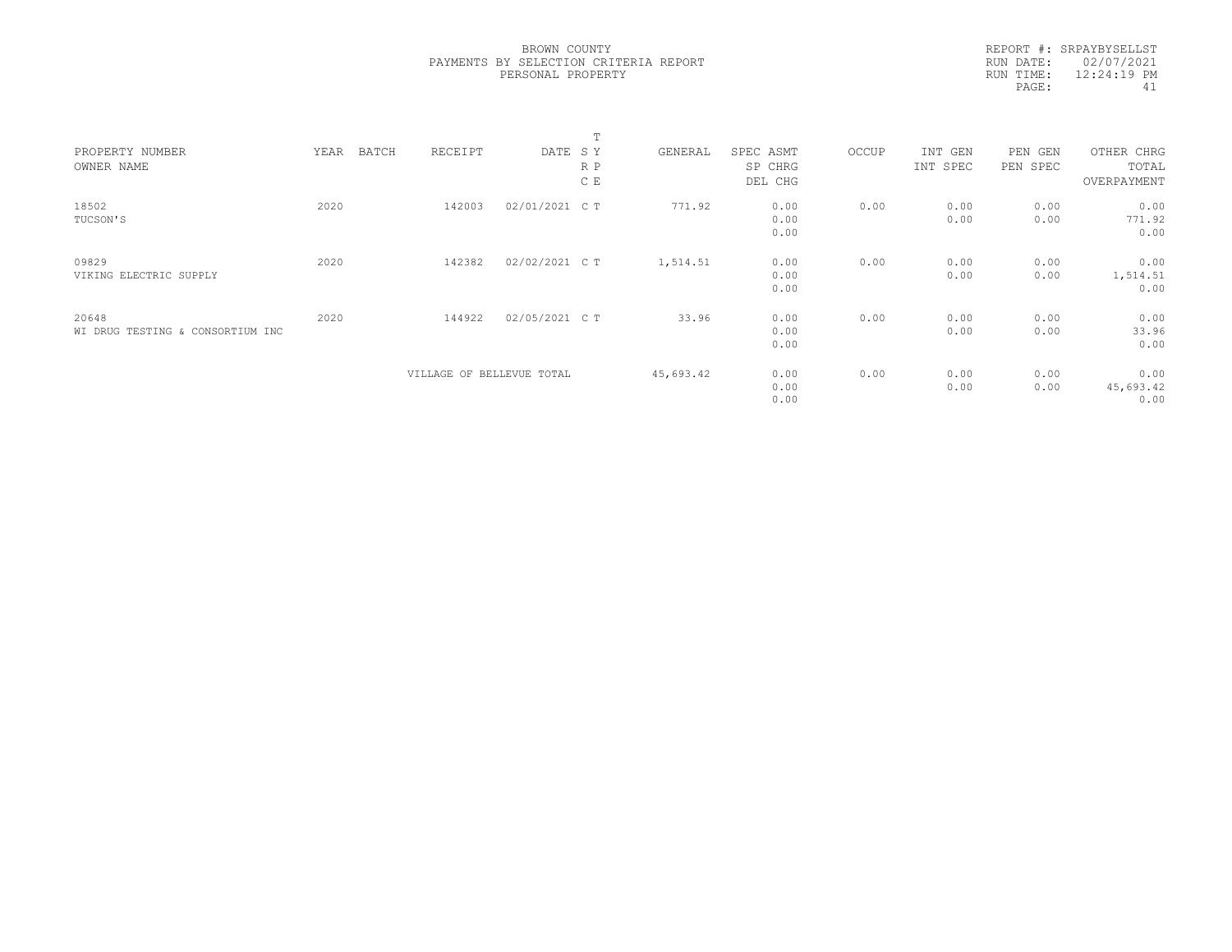BROWN COUNTY
PAYMENTS BY SELECTION CRITERIA REPORT
PERSONAL PROPERTY

REPORT #: SRPAYBYSELLST
RUN DATE: 02/07/2021
RUN TIME: 12:24:19 PM

| PROPERTY NUMBER<br>OWNER NAME | YEAR | BATCH | RECEIPT | DATE | T<br>S Y<br>R P<br>C E | GENERAL | SPEC ASMT<br>SP CHRG<br>DEL CHG | OCCUP | INT GEN<br>INT SPEC | PEN GEN<br>PEN SPEC | OTHER CHRG<br>TOTAL<br>OVERPAYMENT |
|---|---|---|---|---|---|---|---|---|---|---|---|
| 18502<br>TUCSON'S | 2020 | | 142003 | 02/01/2021 | C T | 771.92 | 0.00<br>0.00<br>0.00 | 0.00 | 0.00<br>0.00 | 0.00<br>0.00 | 0.00<br>771.92<br>0.00 |
| 09829<br>VIKING ELECTRIC SUPPLY | 2020 | | 142382 | 02/02/2021 | C T | 1,514.51 | 0.00<br>0.00<br>0.00 | 0.00 | 0.00<br>0.00 | 0.00<br>0.00 | 0.00<br>1,514.51<br>0.00 |
| 20648<br>WI DRUG TESTING & CONSORTIUM INC | 2020 | | 144922 | 02/05/2021 | C T | 33.96 | 0.00<br>0.00<br>0.00 | 0.00 | 0.00<br>0.00 | 0.00<br>0.00 | 0.00<br>33.96<br>0.00 |
| | | | VILLAGE OF BELLEVUE TOTAL | | | 45,693.42 | 0.00<br>0.00<br>0.00 | 0.00 | 0.00<br>0.00 | 0.00<br>0.00 | 0.00<br>45,693.42<br>0.00 |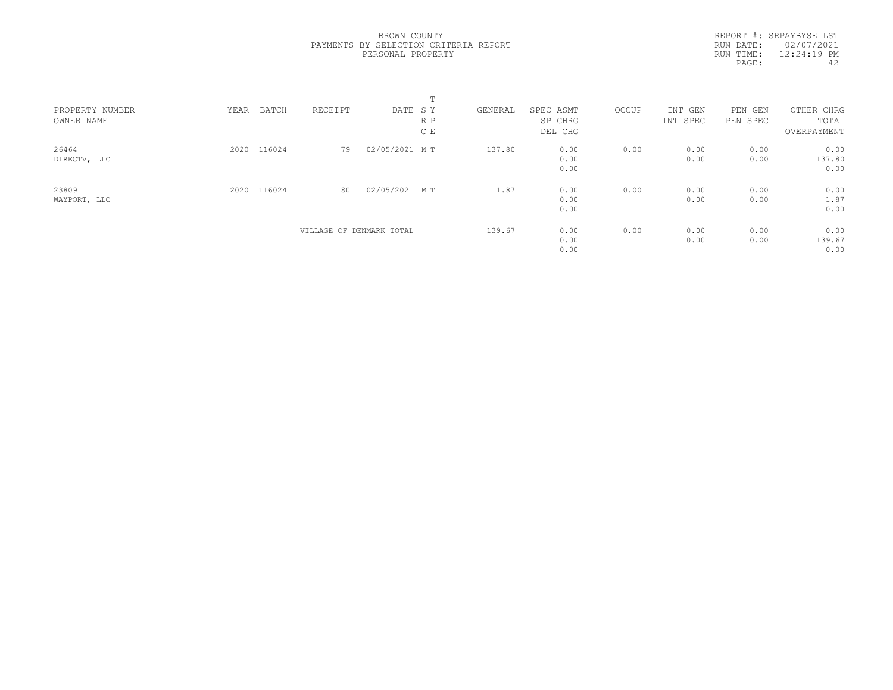BROWN COUNTY
PAYMENTS BY SELECTION CRITERIA REPORT
PERSONAL PROPERTY

REPORT #: SRPAYBYSELLST
RUN DATE: 02/07/2021
RUN TIME: 12:24:19 PM

| PROPERTY NUMBER OWNER NAME | YEAR | BATCH | RECEIPT | DATE | T S Y R P C E | GENERAL | SPEC ASMT SP CHRG DEL CHG | OCCUP | INT GEN INT SPEC | PEN GEN PEN SPEC | OTHER CHRG TOTAL OVERPAYMENT |
|---|---|---|---|---|---|---|---|---|---|---|---|
| 26464 DIRECTV, LLC | 2020 | 116024 | 79 | 02/05/2021 | M T | 137.80 | 0.00 0.00 0.00 | 0.00 | 0.00 0.00 | 0.00 0.00 | 0.00 137.80 0.00 |
| 23809 WAYPORT, LLC | 2020 | 116024 | 80 | 02/05/2021 | M T | 1.87 | 0.00 0.00 0.00 | 0.00 | 0.00 0.00 | 0.00 0.00 | 0.00 1.87 0.00 |
| | | | VILLAGE OF DENMARK TOTAL | | | 139.67 | 0.00 0.00 0.00 | 0.00 | 0.00 0.00 | 0.00 0.00 | 0.00 139.67 0.00 |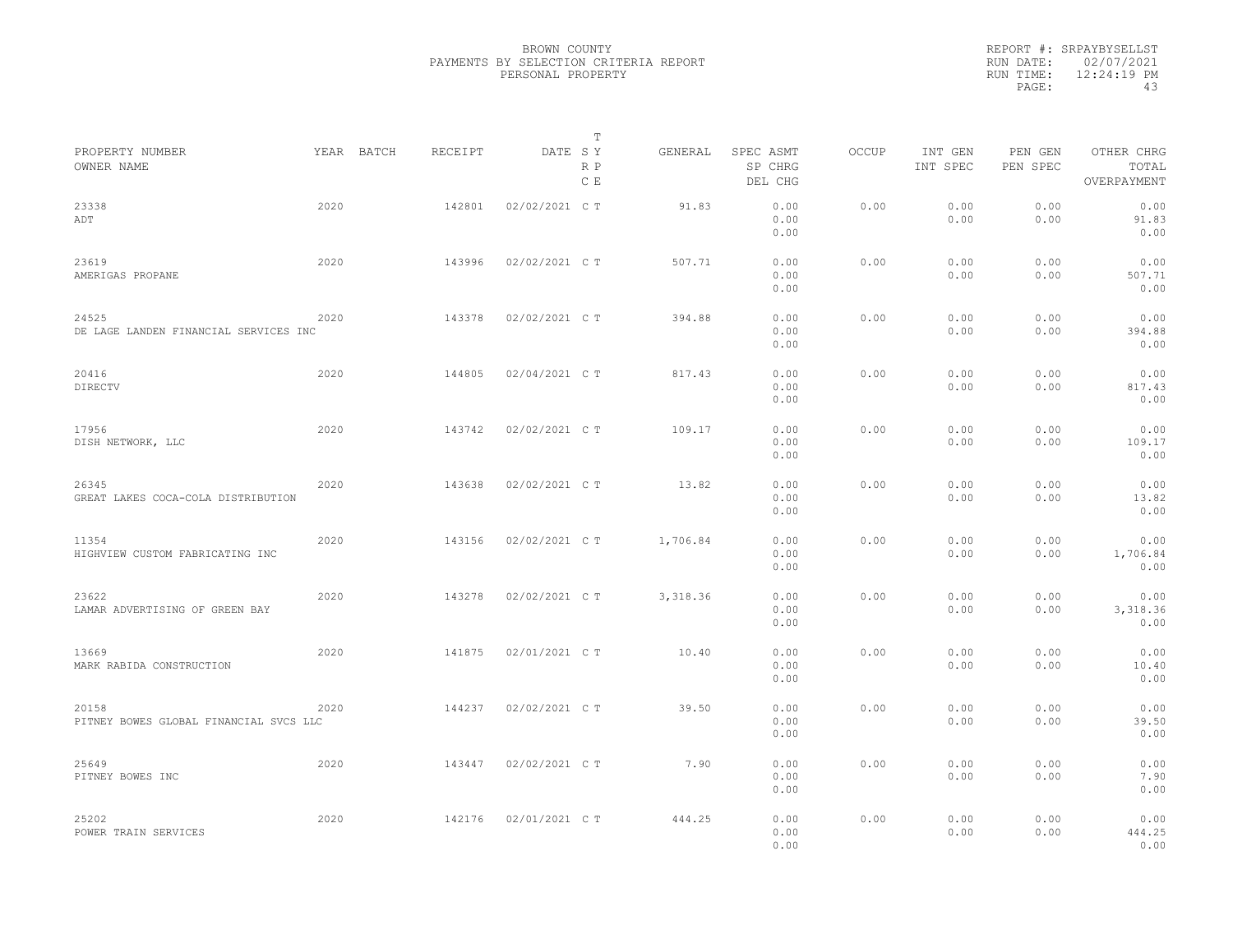BROWN COUNTY
PAYMENTS BY SELECTION CRITERIA REPORT
PERSONAL PROPERTY

REPORT #: SRPAYBYSELLST
RUN DATE: 02/07/2021
RUN TIME: 12:24:19 PM

| PROPERTY NUMBER<br>OWNER NAME | YEAR | BATCH | RECEIPT | DATE | T<br>SY<br>RP<br>CE | GENERAL | SPEC ASMT<br>SP CHRG<br>DEL CHG | OCCUP | INT GEN<br>INT SPEC | PEN GEN<br>PEN SPEC | OTHER CHRG<br>TOTAL<br>OVERPAYMENT |
|---|---|---|---|---|---|---|---|---|---|---|---|
| 23338<br>ADT | 2020 | | 142801 | 02/02/2021 | C T | 91.83 | 0.00<br>0.00<br>0.00 | 0.00 | 0.00<br>0.00 | 0.00<br>0.00 | 0.00<br>91.83<br>0.00 |
| 23619<br>AMERIGAS PROPANE | 2020 | | 143996 | 02/02/2021 | C T | 507.71 | 0.00<br>0.00<br>0.00 | 0.00 | 0.00<br>0.00 | 0.00<br>0.00 | 0.00<br>507.71<br>0.00 |
| 24525<br>DE LAGE LANDEN FINANCIAL SERVICES INC | 2020 | | 143378 | 02/02/2021 | C T | 394.88 | 0.00<br>0.00<br>0.00 | 0.00 | 0.00<br>0.00 | 0.00<br>0.00 | 0.00<br>394.88<br>0.00 |
| 20416<br>DIRECTV | 2020 | | 144805 | 02/04/2021 | C T | 817.43 | 0.00<br>0.00<br>0.00 | 0.00 | 0.00<br>0.00 | 0.00<br>0.00 | 0.00<br>817.43<br>0.00 |
| 17956<br>DISH NETWORK, LLC | 2020 | | 143742 | 02/02/2021 | C T | 109.17 | 0.00<br>0.00<br>0.00 | 0.00 | 0.00<br>0.00 | 0.00<br>0.00 | 0.00<br>109.17<br>0.00 |
| 26345<br>GREAT LAKES COCA-COLA DISTRIBUTION | 2020 | | 143638 | 02/02/2021 | C T | 13.82 | 0.00<br>0.00<br>0.00 | 0.00 | 0.00<br>0.00 | 0.00<br>0.00 | 0.00<br>13.82<br>0.00 |
| 11354<br>HIGHVIEW CUSTOM FABRICATING INC | 2020 | | 143156 | 02/02/2021 | C T | 1,706.84 | 0.00<br>0.00<br>0.00 | 0.00 | 0.00<br>0.00 | 0.00<br>0.00 | 0.00<br>1,706.84<br>0.00 |
| 23622<br>LAMAR ADVERTISING OF GREEN BAY | 2020 | | 143278 | 02/02/2021 | C T | 3,318.36 | 0.00<br>0.00<br>0.00 | 0.00 | 0.00<br>0.00 | 0.00<br>0.00 | 0.00<br>3,318.36<br>0.00 |
| 13669<br>MARK RABIDA CONSTRUCTION | 2020 | | 141875 | 02/01/2021 | C T | 10.40 | 0.00<br>0.00<br>0.00 | 0.00 | 0.00<br>0.00 | 0.00<br>0.00 | 0.00<br>10.40<br>0.00 |
| 20158<br>PITNEY BOWES GLOBAL FINANCIAL SVCS LLC | 2020 | | 144237 | 02/02/2021 | C T | 39.50 | 0.00<br>0.00<br>0.00 | 0.00 | 0.00<br>0.00 | 0.00<br>0.00 | 0.00<br>39.50<br>0.00 |
| 25649<br>PITNEY BOWES INC | 2020 | | 143447 | 02/02/2021 | C T | 7.90 | 0.00<br>0.00<br>0.00 | 0.00 | 0.00<br>0.00 | 0.00<br>0.00 | 0.00<br>7.90<br>0.00 |
| 25202<br>POWER TRAIN SERVICES | 2020 | | 142176 | 02/01/2021 | C T | 444.25 | 0.00<br>0.00<br>0.00 | 0.00 | 0.00<br>0.00 | 0.00<br>0.00 | 0.00<br>444.25<br>0.00 |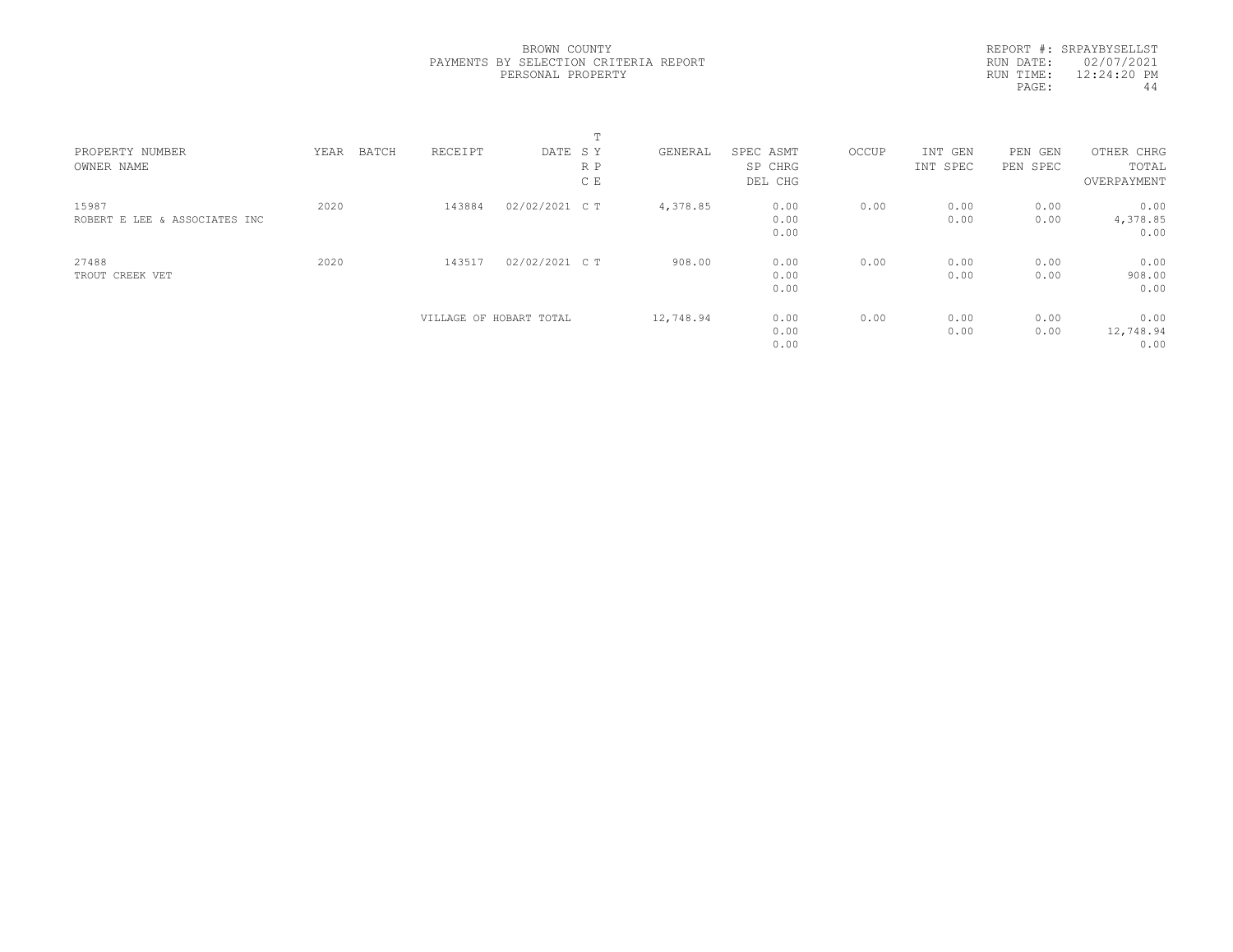BROWN COUNTY
PAYMENTS BY SELECTION CRITERIA REPORT
PERSONAL PROPERTY

REPORT #: SRPAYBYSELLST
RUN DATE: 02/07/2021
RUN TIME: 12:24:20 PM

| PROPERTY NUMBER<br>OWNER NAME | YEAR | BATCH | RECEIPT | DATE | T<br>S Y<br>R P<br>C E | GENERAL | SPEC ASMT<br>SP CHRG<br>DEL CHG | OCCUP | INT GEN<br>INT SPEC | PEN GEN<br>PEN SPEC | OTHER CHRG<br>TOTAL<br>OVERPAYMENT |
|---|---|---|---|---|---|---|---|---|---|---|---|
| 15987<br>ROBERT E LEE & ASSOCIATES INC | 2020 | | 143884 | 02/02/2021 | C T | 4,378.85 | 0.00<br>0.00<br>0.00 | 0.00 | 0.00<br>0.00 | 0.00<br>0.00 | 0.00<br>4,378.85<br>0.00 |
| 27488<br>TROUT CREEK VET | 2020 | | 143517 | 02/02/2021 | C T | 908.00 | 0.00<br>0.00<br>0.00 | 0.00 | 0.00<br>0.00 | 0.00<br>0.00 | 0.00<br>908.00<br>0.00 |
| | | | VILLAGE OF HOBART TOTAL | | | 12,748.94 | 0.00<br>0.00<br>0.00 | 0.00 | 0.00<br>0.00 | 0.00<br>0.00 | 0.00<br>12,748.94<br>0.00 |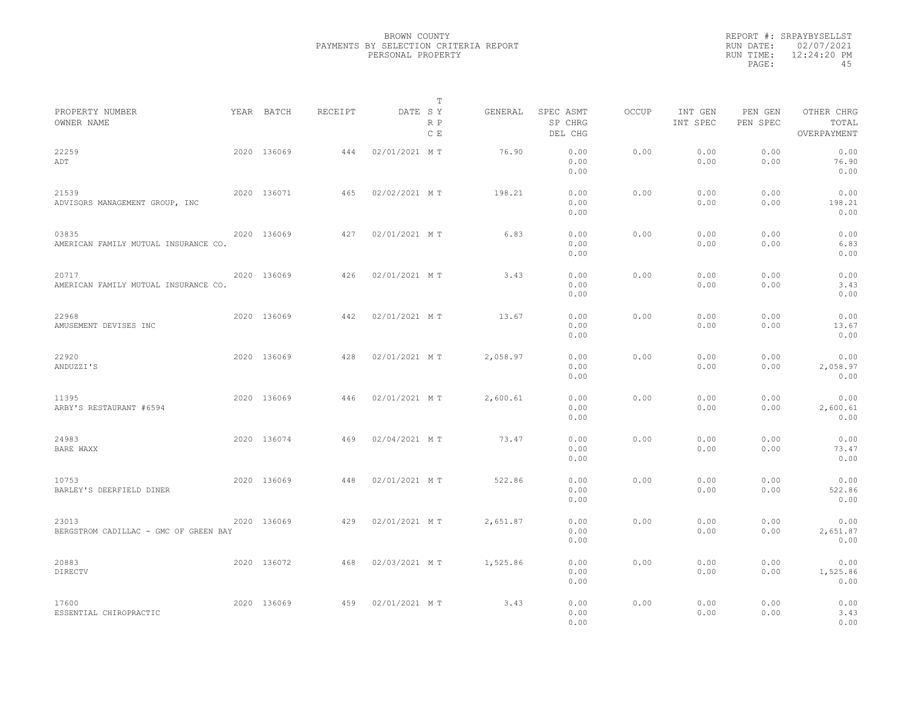BROWN COUNTY
PAYMENTS BY SELECTION CRITERIA REPORT
PERSONAL PROPERTY

REPORT #: SRPAYBYSELLST
RUN DATE: 02/07/2021
RUN TIME: 12:24:20 PM

| PROPERTY NUMBER / OWNER NAME | YEAR | BATCH | RECEIPT | DATE | T SY RP CE | GENERAL | SPEC ASMT / SP CHRG / DEL CHG | OCCUP | INT GEN / INT SPEC | PEN GEN / PEN SPEC | OTHER CHRG / TOTAL / OVERPAYMENT |
|---|---|---|---|---|---|---|---|---|---|---|---|
| 22259 ADT | 2020 | 136069 | 444 | 02/01/2021 | M T | 76.90 | 0.00 / 0.00 / 0.00 | 0.00 | 0.00 / 0.00 | 0.00 / 0.00 | 0.00 / 76.90 / 0.00 |
| 21539 ADVISORS MANAGEMENT GROUP, INC | 2020 | 136071 | 465 | 02/02/2021 | M T | 198.21 | 0.00 / 0.00 / 0.00 | 0.00 | 0.00 / 0.00 | 0.00 / 0.00 | 0.00 / 198.21 / 0.00 |
| 03835 AMERICAN FAMILY MUTUAL INSURANCE CO. | 2020 | 136069 | 427 | 02/01/2021 | M T | 6.83 | 0.00 / 0.00 / 0.00 | 0.00 | 0.00 / 0.00 | 0.00 / 0.00 | 0.00 / 6.83 / 0.00 |
| 20717 AMERICAN FAMILY MUTUAL INSURANCE CO. | 2020 | 136069 | 426 | 02/01/2021 | M T | 3.43 | 0.00 / 0.00 / 0.00 | 0.00 | 0.00 / 0.00 | 0.00 / 0.00 | 0.00 / 3.43 / 0.00 |
| 22968 AMUSEMENT DEVISES INC | 2020 | 136069 | 442 | 02/01/2021 | M T | 13.67 | 0.00 / 0.00 / 0.00 | 0.00 | 0.00 / 0.00 | 0.00 / 0.00 | 0.00 / 13.67 / 0.00 |
| 22920 ANDUZZI'S | 2020 | 136069 | 428 | 02/01/2021 | M T | 2,058.97 | 0.00 / 0.00 / 0.00 | 0.00 | 0.00 / 0.00 | 0.00 / 0.00 | 0.00 / 2,058.97 / 0.00 |
| 11395 ARBY'S RESTAURANT #6594 | 2020 | 136069 | 446 | 02/01/2021 | M T | 2,600.61 | 0.00 / 0.00 / 0.00 | 0.00 | 0.00 / 0.00 | 0.00 / 0.00 | 0.00 / 2,600.61 / 0.00 |
| 24983 BARE WAXX | 2020 | 136074 | 469 | 02/04/2021 | M T | 73.47 | 0.00 / 0.00 / 0.00 | 0.00 | 0.00 / 0.00 | 0.00 / 0.00 | 0.00 / 73.47 / 0.00 |
| 10753 BARLEY'S DEERFIELD DINER | 2020 | 136069 | 448 | 02/01/2021 | M T | 522.86 | 0.00 / 0.00 / 0.00 | 0.00 | 0.00 / 0.00 | 0.00 / 0.00 | 0.00 / 522.86 / 0.00 |
| 23013 BERGSTROM CADILLAC - GMC OF GREEN BAY | 2020 | 136069 | 429 | 02/01/2021 | M T | 2,651.87 | 0.00 / 0.00 / 0.00 | 0.00 | 0.00 / 0.00 | 0.00 / 0.00 | 0.00 / 2,651.87 / 0.00 |
| 20883 DIRECTV | 2020 | 136072 | 468 | 02/03/2021 | M T | 1,525.86 | 0.00 / 0.00 / 0.00 | 0.00 | 0.00 / 0.00 | 0.00 / 0.00 | 0.00 / 1,525.86 / 0.00 |
| 17600 ESSENTIAL CHIROPRACTIC | 2020 | 136069 | 459 | 02/01/2021 | M T | 3.43 | 0.00 / 0.00 / 0.00 | 0.00 | 0.00 / 0.00 | 0.00 / 0.00 | 0.00 / 3.43 / 0.00 |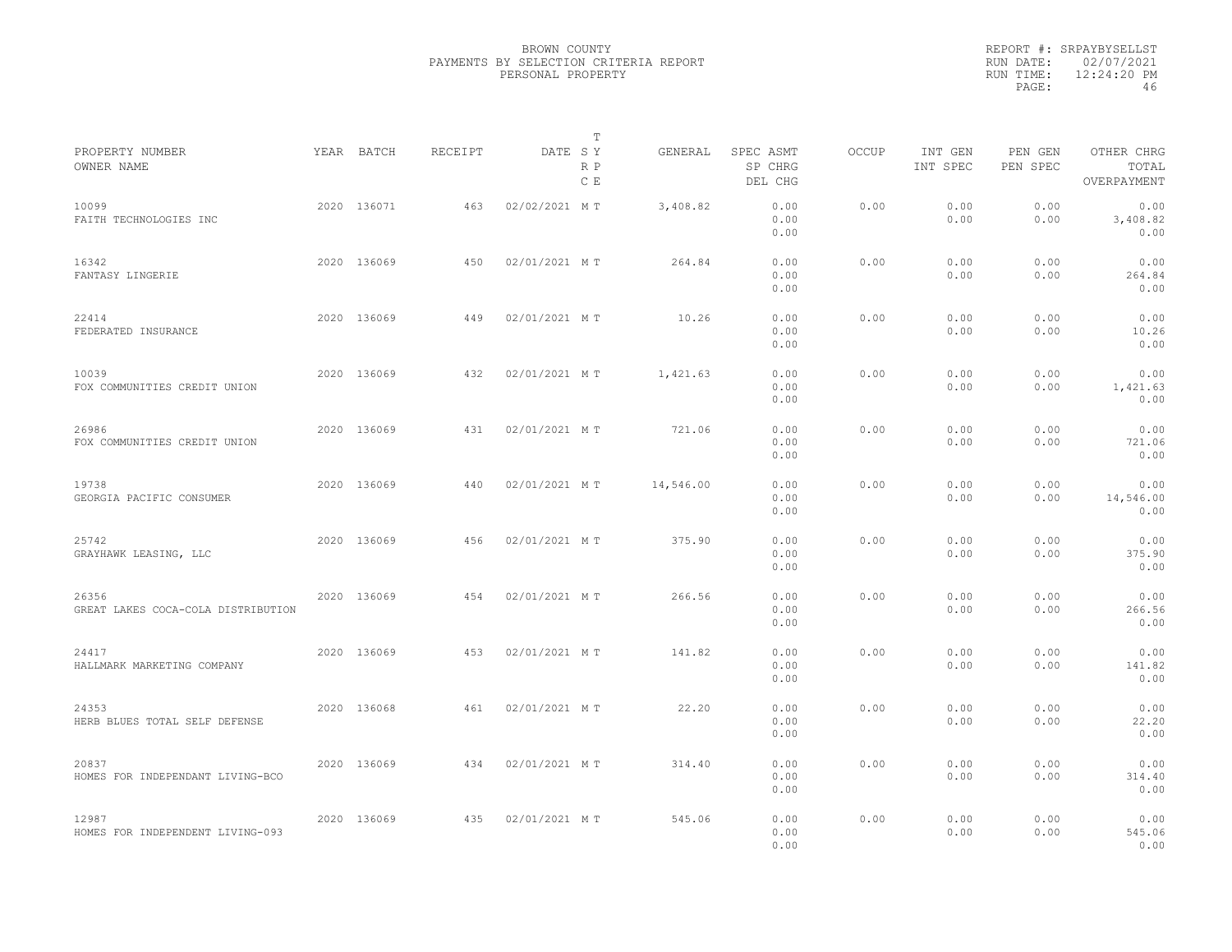BROWN COUNTY
PAYMENTS BY SELECTION CRITERIA REPORT
PERSONAL PROPERTY

REPORT #: SRPAYBYSELLST
RUN DATE: 02/07/2021
RUN TIME: 12:24:20 PM

| PROPERTY NUMBER / OWNER NAME | YEAR | BATCH | RECEIPT | DATE | T S Y R P C E | GENERAL | SPEC ASMT / SP CHRG / DEL CHG | OCCUP | INT GEN / INT SPEC | PEN GEN / PEN SPEC | OTHER CHRG / TOTAL / OVERPAYMENT |
|---|---|---|---|---|---|---|---|---|---|---|---|
| 10099 FAITH TECHNOLOGIES INC | 2020 | 136071 | 463 | 02/02/2021 | M T | 3,408.82 | 0.00 0.00 0.00 | 0.00 | 0.00 0.00 | 0.00 0.00 | 0.00 3,408.82 0.00 |
| 16342 FANTASY LINGERIE | 2020 | 136069 | 450 | 02/01/2021 | M T | 264.84 | 0.00 0.00 0.00 | 0.00 | 0.00 0.00 | 0.00 0.00 | 0.00 264.84 0.00 |
| 22414 FEDERATED INSURANCE | 2020 | 136069 | 449 | 02/01/2021 | M T | 10.26 | 0.00 0.00 0.00 | 0.00 | 0.00 0.00 | 0.00 0.00 | 0.00 10.26 0.00 |
| 10039 FOX COMMUNITIES CREDIT UNION | 2020 | 136069 | 432 | 02/01/2021 | M T | 1,421.63 | 0.00 0.00 0.00 | 0.00 | 0.00 0.00 | 0.00 0.00 | 0.00 1,421.63 0.00 |
| 26986 FOX COMMUNITIES CREDIT UNION | 2020 | 136069 | 431 | 02/01/2021 | M T | 721.06 | 0.00 0.00 0.00 | 0.00 | 0.00 0.00 | 0.00 0.00 | 0.00 721.06 0.00 |
| 19738 GEORGIA PACIFIC CONSUMER | 2020 | 136069 | 440 | 02/01/2021 | M T | 14,546.00 | 0.00 0.00 0.00 | 0.00 | 0.00 0.00 | 0.00 0.00 | 0.00 14,546.00 0.00 |
| 25742 GRAYHAWK LEASING, LLC | 2020 | 136069 | 456 | 02/01/2021 | M T | 375.90 | 0.00 0.00 0.00 | 0.00 | 0.00 0.00 | 0.00 0.00 | 0.00 375.90 0.00 |
| 26356 GREAT LAKES COCA-COLA DISTRIBUTION | 2020 | 136069 | 454 | 02/01/2021 | M T | 266.56 | 0.00 0.00 0.00 | 0.00 | 0.00 0.00 | 0.00 0.00 | 0.00 266.56 0.00 |
| 24417 HALLMARK MARKETING COMPANY | 2020 | 136069 | 453 | 02/01/2021 | M T | 141.82 | 0.00 0.00 0.00 | 0.00 | 0.00 0.00 | 0.00 0.00 | 0.00 141.82 0.00 |
| 24353 HERB BLUES TOTAL SELF DEFENSE | 2020 | 136068 | 461 | 02/01/2021 | M T | 22.20 | 0.00 0.00 0.00 | 0.00 | 0.00 0.00 | 0.00 0.00 | 0.00 22.20 0.00 |
| 20837 HOMES FOR INDEPENDANT LIVING-BCO | 2020 | 136069 | 434 | 02/01/2021 | M T | 314.40 | 0.00 0.00 0.00 | 0.00 | 0.00 0.00 | 0.00 0.00 | 0.00 314.40 0.00 |
| 12987 HOMES FOR INDEPENDENT LIVING-093 | 2020 | 136069 | 435 | 02/01/2021 | M T | 545.06 | 0.00 0.00 0.00 | 0.00 | 0.00 0.00 | 0.00 0.00 | 0.00 545.06 0.00 |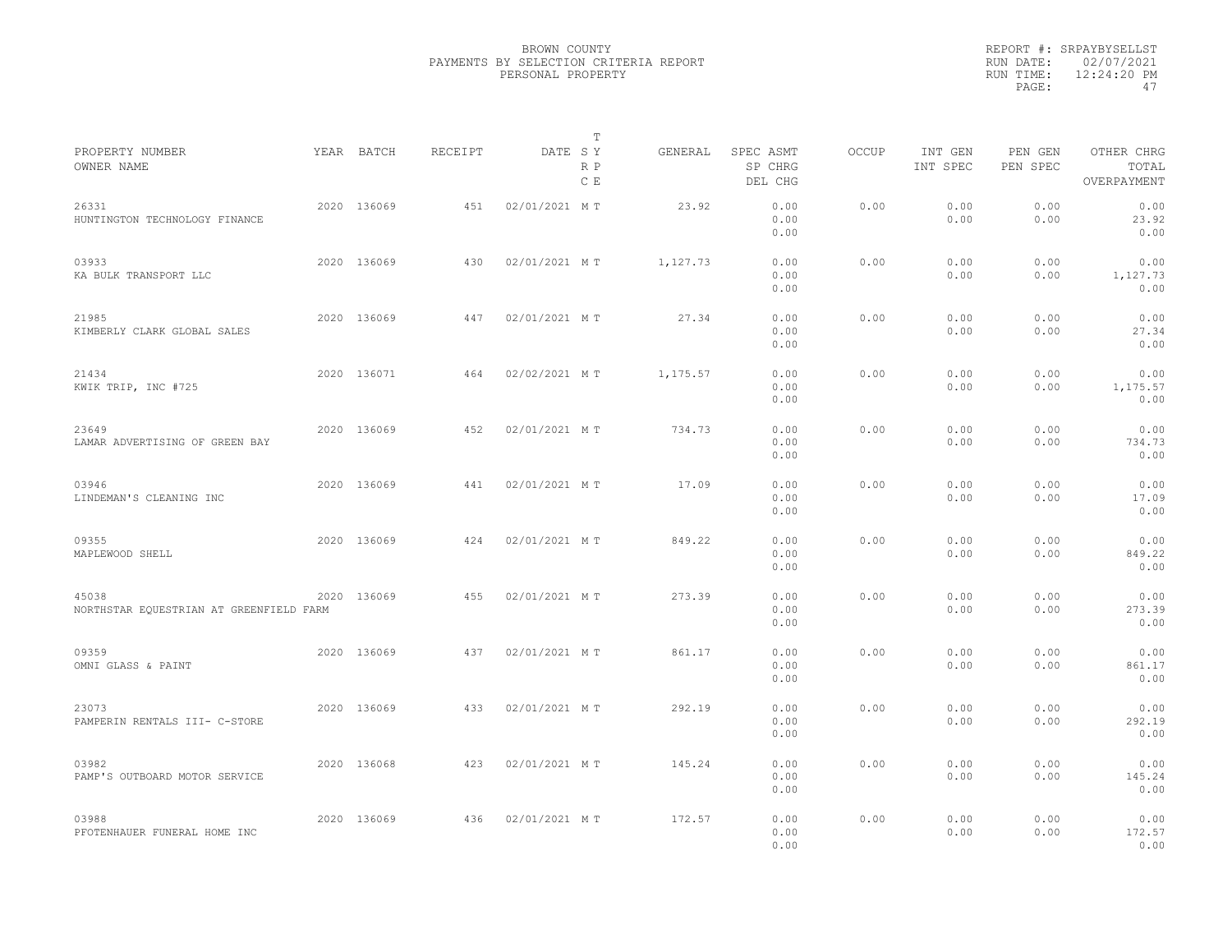BROWN COUNTY
PAYMENTS BY SELECTION CRITERIA REPORT
PERSONAL PROPERTY

REPORT #: SRPAYBYSELLST
RUN DATE: 02/07/2021
RUN TIME: 12:24:20 PM

| PROPERTY NUMBER / OWNER NAME | YEAR | BATCH | RECEIPT | DATE | T SY RP CE | GENERAL | SPEC ASMT / SP CHRG / DEL CHG | OCCUP | INT GEN / INT SPEC | PEN GEN / PEN SPEC | OTHER CHRG / TOTAL / OVERPAYMENT |
|---|---|---|---|---|---|---|---|---|---|---|---|
| 26331 HUNTINGTON TECHNOLOGY FINANCE | 2020 | 136069 | 451 | 02/01/2021 | M T | 23.92 | 0.00 0.00 0.00 | 0.00 | 0.00 0.00 | 0.00 0.00 | 0.00 23.92 0.00 |
| 03933 KA BULK TRANSPORT LLC | 2020 | 136069 | 430 | 02/01/2021 | M T | 1,127.73 | 0.00 0.00 0.00 | 0.00 | 0.00 0.00 | 0.00 0.00 | 0.00 1,127.73 0.00 |
| 21985 KIMBERLY CLARK GLOBAL SALES | 2020 | 136069 | 447 | 02/01/2021 | M T | 27.34 | 0.00 0.00 0.00 | 0.00 | 0.00 0.00 | 0.00 0.00 | 0.00 27.34 0.00 |
| 21434 KWIK TRIP, INC #725 | 2020 | 136071 | 464 | 02/02/2021 | M T | 1,175.57 | 0.00 0.00 0.00 | 0.00 | 0.00 0.00 | 0.00 0.00 | 0.00 1,175.57 0.00 |
| 23649 LAMAR ADVERTISING OF GREEN BAY | 2020 | 136069 | 452 | 02/01/2021 | M T | 734.73 | 0.00 0.00 0.00 | 0.00 | 0.00 0.00 | 0.00 0.00 | 0.00 734.73 0.00 |
| 03946 LINDEMAN'S CLEANING INC | 2020 | 136069 | 441 | 02/01/2021 | M T | 17.09 | 0.00 0.00 0.00 | 0.00 | 0.00 0.00 | 0.00 0.00 | 0.00 17.09 0.00 |
| 09355 MAPLEWOOD SHELL | 2020 | 136069 | 424 | 02/01/2021 | M T | 849.22 | 0.00 0.00 0.00 | 0.00 | 0.00 0.00 | 0.00 0.00 | 0.00 849.22 0.00 |
| 45038 NORTHSTAR EQUESTRIAN AT GREENFIELD FARM | 2020 | 136069 | 455 | 02/01/2021 | M T | 273.39 | 0.00 0.00 0.00 | 0.00 | 0.00 0.00 | 0.00 0.00 | 0.00 273.39 0.00 |
| 09359 OMNI GLASS & PAINT | 2020 | 136069 | 437 | 02/01/2021 | M T | 861.17 | 0.00 0.00 0.00 | 0.00 | 0.00 0.00 | 0.00 0.00 | 0.00 861.17 0.00 |
| 23073 PAMPERIN RENTALS III- C-STORE | 2020 | 136069 | 433 | 02/01/2021 | M T | 292.19 | 0.00 0.00 0.00 | 0.00 | 0.00 0.00 | 0.00 0.00 | 0.00 292.19 0.00 |
| 03982 PAMP'S OUTBOARD MOTOR SERVICE | 2020 | 136068 | 423 | 02/01/2021 | M T | 145.24 | 0.00 0.00 0.00 | 0.00 | 0.00 0.00 | 0.00 0.00 | 0.00 145.24 0.00 |
| 03988 PFOTENHAUER FUNERAL HOME INC | 2020 | 136069 | 436 | 02/01/2021 | M T | 172.57 | 0.00 0.00 0.00 | 0.00 | 0.00 0.00 | 0.00 0.00 | 0.00 172.57 0.00 |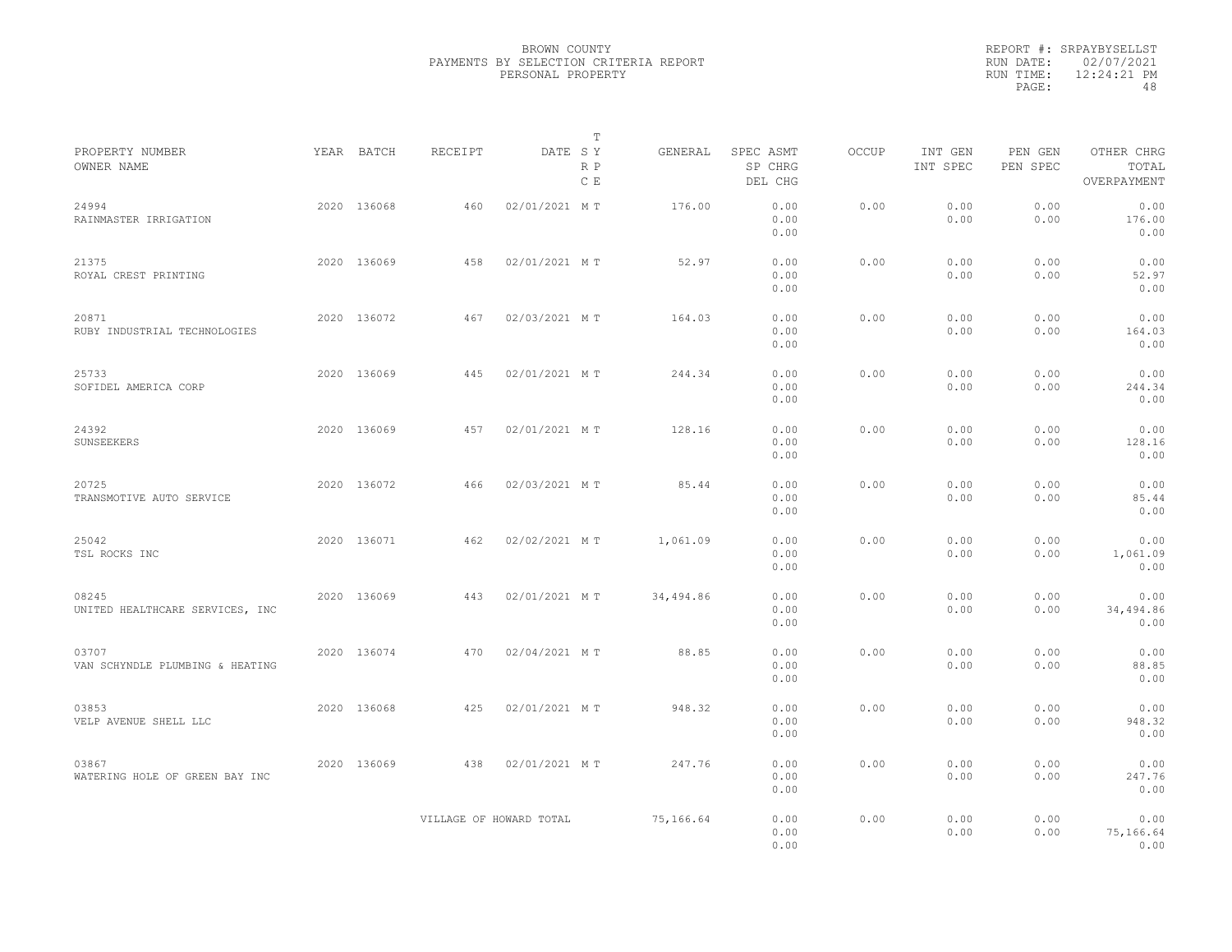BROWN COUNTY
PAYMENTS BY SELECTION CRITERIA REPORT
PERSONAL PROPERTY

REPORT #: SRPAYBYSELLST
RUN DATE: 02/07/2021
RUN TIME: 12:24:21 PM
PAGE: 48

| PROPERTY NUMBER / OWNER NAME | YEAR | BATCH | RECEIPT | DATE | T S Y / R P / C E | GENERAL | SPEC ASMT / SP CHRG / DEL CHG | OCCUP | INT GEN / INT SPEC | PEN GEN / PEN SPEC | OTHER CHRG / TOTAL / OVERPAYMENT |
|---|---|---|---|---|---|---|---|---|---|---|---|
| 24994 RAINMASTER IRRIGATION | 2020 | 136068 | 460 | 02/01/2021 | M T | 176.00 | 0.00 0.00 0.00 | 0.00 | 0.00 0.00 | 0.00 0.00 | 0.00 176.00 0.00 |
| 21375 ROYAL CREST PRINTING | 2020 | 136069 | 458 | 02/01/2021 | M T | 52.97 | 0.00 0.00 0.00 | 0.00 | 0.00 0.00 | 0.00 0.00 | 0.00 52.97 0.00 |
| 20871 RUBY INDUSTRIAL TECHNOLOGIES | 2020 | 136072 | 467 | 02/03/2021 | M T | 164.03 | 0.00 0.00 0.00 | 0.00 | 0.00 0.00 | 0.00 0.00 | 0.00 164.03 0.00 |
| 25733 SOFIDEL AMERICA CORP | 2020 | 136069 | 445 | 02/01/2021 | M T | 244.34 | 0.00 0.00 0.00 | 0.00 | 0.00 0.00 | 0.00 0.00 | 0.00 244.34 0.00 |
| 24392 SUNSEEKERS | 2020 | 136069 | 457 | 02/01/2021 | M T | 128.16 | 0.00 0.00 0.00 | 0.00 | 0.00 0.00 | 0.00 0.00 | 0.00 128.16 0.00 |
| 20725 TRANSMOTIVE AUTO SERVICE | 2020 | 136072 | 466 | 02/03/2021 | M T | 85.44 | 0.00 0.00 0.00 | 0.00 | 0.00 0.00 | 0.00 0.00 | 0.00 85.44 0.00 |
| 25042 TSL ROCKS INC | 2020 | 136071 | 462 | 02/02/2021 | M T | 1,061.09 | 0.00 0.00 0.00 | 0.00 | 0.00 0.00 | 0.00 0.00 | 0.00 1,061.09 0.00 |
| 08245 UNITED HEALTHCARE SERVICES, INC | 2020 | 136069 | 443 | 02/01/2021 | M T | 34,494.86 | 0.00 0.00 0.00 | 0.00 | 0.00 0.00 | 0.00 0.00 | 0.00 34,494.86 0.00 |
| 03707 VAN SCHYNDLE PLUMBING & HEATING | 2020 | 136074 | 470 | 02/04/2021 | M T | 88.85 | 0.00 0.00 0.00 | 0.00 | 0.00 0.00 | 0.00 0.00 | 0.00 88.85 0.00 |
| 03853 VELP AVENUE SHELL LLC | 2020 | 136068 | 425 | 02/01/2021 | M T | 948.32 | 0.00 0.00 0.00 | 0.00 | 0.00 0.00 | 0.00 0.00 | 0.00 948.32 0.00 |
| 03867 WATERING HOLE OF GREEN BAY INC | 2020 | 136069 | 438 | 02/01/2021 | M T | 247.76 | 0.00 0.00 0.00 | 0.00 | 0.00 0.00 | 0.00 0.00 | 0.00 247.76 0.00 |
| | | | VILLAGE OF HOWARD TOTAL | | | 75,166.64 | 0.00 0.00 0.00 | 0.00 | 0.00 0.00 | 0.00 0.00 | 0.00 75,166.64 0.00 |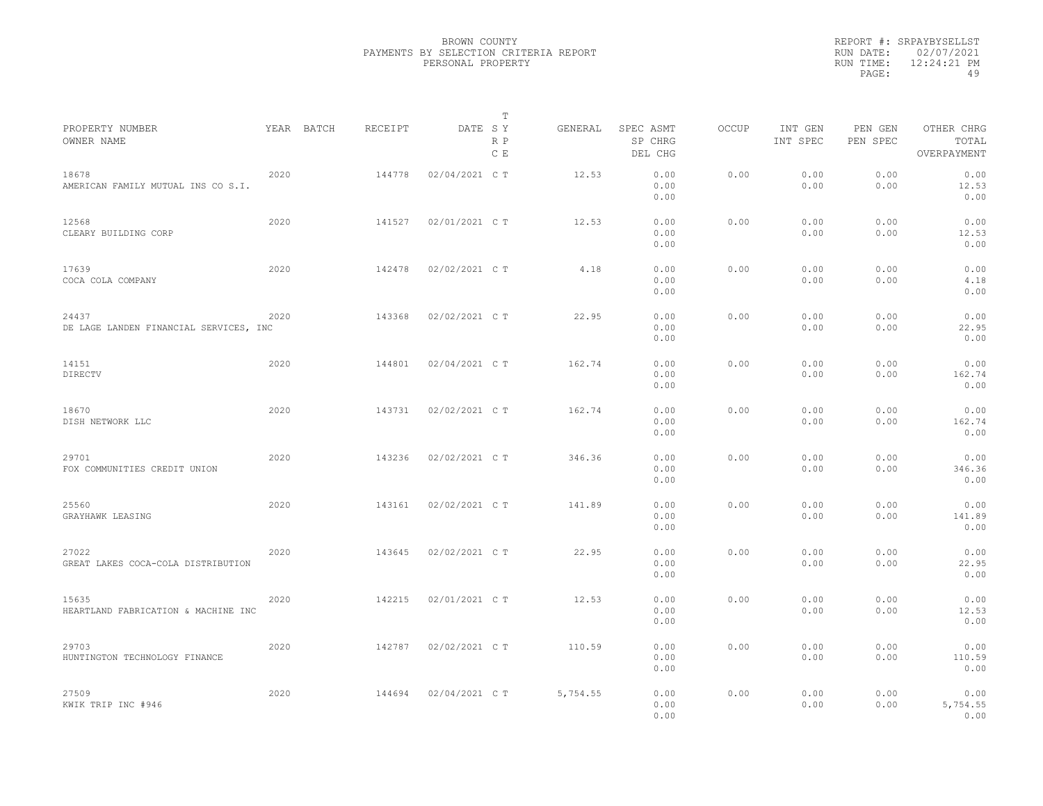BROWN COUNTY
PAYMENTS BY SELECTION CRITERIA REPORT
PERSONAL PROPERTY

REPORT #: SRPAYBYSELLST
RUN DATE: 02/07/2021
RUN TIME: 12:24:21 PM

| PROPERTY NUMBER<br>OWNER NAME | YEAR | BATCH | RECEIPT | DATE | T<br>S Y<br>R P<br>C E | GENERAL | SPEC ASMT<br>SP CHRG<br>DEL CHG | OCCUP | INT GEN<br>INT SPEC | PEN GEN<br>PEN SPEC | OTHER CHRG<br>TOTAL<br>OVERPAYMENT |
|---|---|---|---|---|---|---|---|---|---|---|---|
| 18678<br>AMERICAN FAMILY MUTUAL INS CO S.I. | 2020 | | 144778 | 02/04/2021 | C T | 12.53 | 0.00<br>0.00<br>0.00 | 0.00 | 0.00<br>0.00 | 0.00<br>0.00 | 0.00<br>12.53<br>0.00 |
| 12568<br>CLEARY BUILDING CORP | 2020 | | 141527 | 02/01/2021 | C T | 12.53 | 0.00<br>0.00<br>0.00 | 0.00 | 0.00<br>0.00 | 0.00<br>0.00 | 0.00<br>12.53<br>0.00 |
| 17639<br>COCA COLA COMPANY | 2020 | | 142478 | 02/02/2021 | C T | 4.18 | 0.00<br>0.00<br>0.00 | 0.00 | 0.00<br>0.00 | 0.00<br>0.00 | 0.00<br>4.18<br>0.00 |
| 24437<br>DE LAGE LANDEN FINANCIAL SERVICES, INC | 2020 | | 143368 | 02/02/2021 | C T | 22.95 | 0.00<br>0.00<br>0.00 | 0.00 | 0.00<br>0.00 | 0.00<br>0.00 | 0.00<br>22.95<br>0.00 |
| 14151<br>DIRECTV | 2020 | | 144801 | 02/04/2021 | C T | 162.74 | 0.00<br>0.00<br>0.00 | 0.00 | 0.00<br>0.00 | 0.00<br>0.00 | 0.00<br>162.74<br>0.00 |
| 18670<br>DISH NETWORK LLC | 2020 | | 143731 | 02/02/2021 | C T | 162.74 | 0.00<br>0.00<br>0.00 | 0.00 | 0.00<br>0.00 | 0.00<br>0.00 | 0.00<br>162.74<br>0.00 |
| 29701<br>FOX COMMUNITIES CREDIT UNION | 2020 | | 143236 | 02/02/2021 | C T | 346.36 | 0.00<br>0.00<br>0.00 | 0.00 | 0.00<br>0.00 | 0.00<br>0.00 | 0.00<br>346.36<br>0.00 |
| 25560<br>GRAYHAWK LEASING | 2020 | | 143161 | 02/02/2021 | C T | 141.89 | 0.00<br>0.00<br>0.00 | 0.00 | 0.00<br>0.00 | 0.00<br>0.00 | 0.00<br>141.89<br>0.00 |
| 27022<br>GREAT LAKES COCA-COLA DISTRIBUTION | 2020 | | 143645 | 02/02/2021 | C T | 22.95 | 0.00<br>0.00<br>0.00 | 0.00 | 0.00<br>0.00 | 0.00<br>0.00 | 0.00<br>22.95<br>0.00 |
| 15635<br>HEARTLAND FABRICATION & MACHINE INC | 2020 | | 142215 | 02/01/2021 | C T | 12.53 | 0.00<br>0.00<br>0.00 | 0.00 | 0.00<br>0.00 | 0.00<br>0.00 | 0.00<br>12.53<br>0.00 |
| 29703<br>HUNTINGTON TECHNOLOGY FINANCE | 2020 | | 142787 | 02/02/2021 | C T | 110.59 | 0.00<br>0.00<br>0.00 | 0.00 | 0.00<br>0.00 | 0.00<br>0.00 | 0.00<br>110.59<br>0.00 |
| 27509<br>KWIK TRIP INC #946 | 2020 | | 144694 | 02/04/2021 | C T | 5,754.55 | 0.00<br>0.00<br>0.00 | 0.00 | 0.00<br>0.00 | 0.00<br>0.00 | 0.00<br>5,754.55<br>0.00 |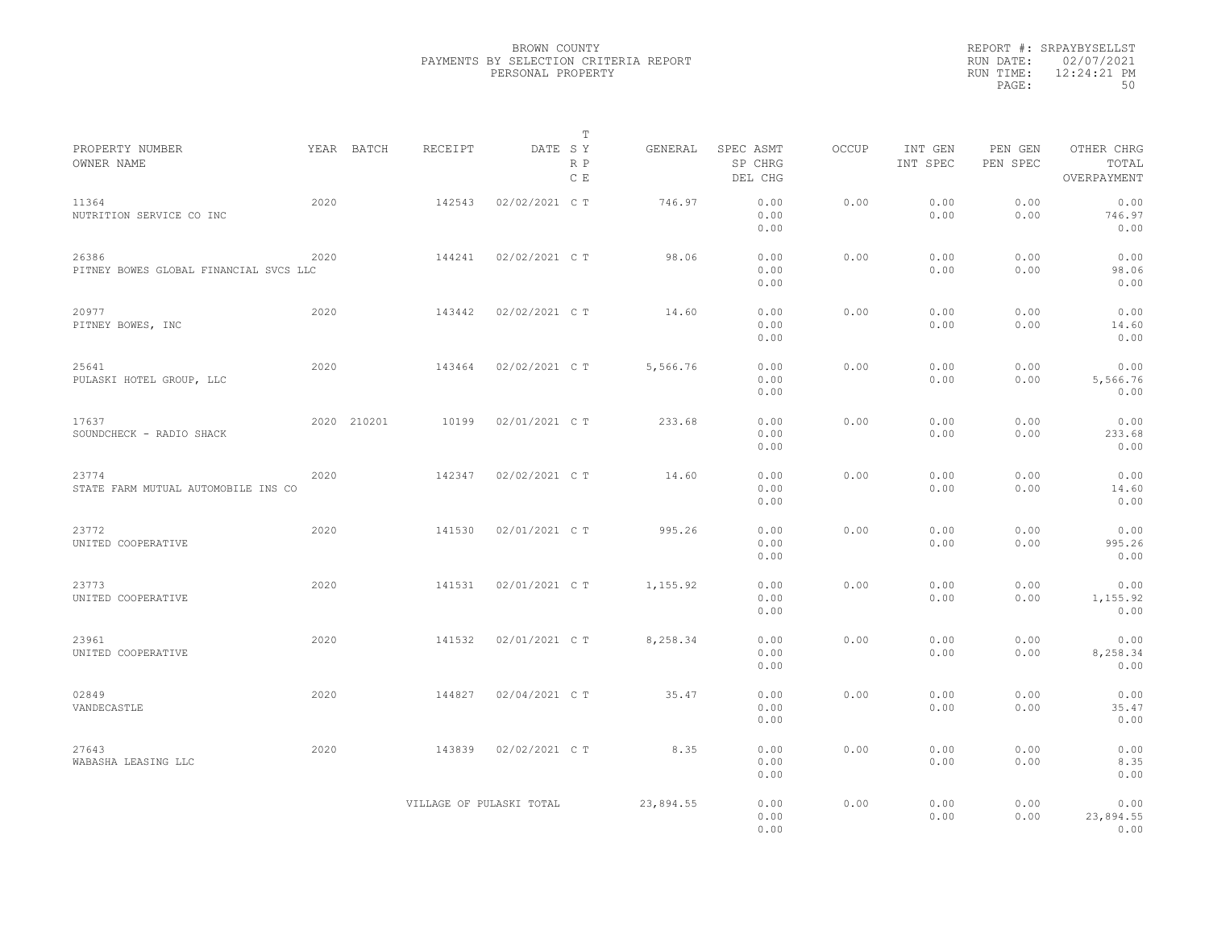BROWN COUNTY
PAYMENTS BY SELECTION CRITERIA REPORT
PERSONAL PROPERTY

REPORT #: SRPAYBYSELLST
RUN DATE: 02/07/2021
RUN TIME: 12:24:21 PM
PAGE: 50

| PROPERTY NUMBER / OWNER NAME | YEAR | BATCH | RECEIPT | DATE | T SY RP CE | GENERAL | SPEC ASMT / SP CHRG / DEL CHG | OCCUP | INT GEN / INT SPEC | PEN GEN / PEN SPEC | OTHER CHRG / TOTAL / OVERPAYMENT |
|---|---|---|---|---|---|---|---|---|---|---|---|
| 11364 NUTRITION SERVICE CO INC | 2020 | | 142543 | 02/02/2021 | C T | 746.97 | 0.00 0.00 0.00 | 0.00 | 0.00 0.00 | 0.00 0.00 | 0.00 746.97 0.00 |
| 26386 PITNEY BOWES GLOBAL FINANCIAL SVCS LLC | 2020 | | 144241 | 02/02/2021 | C T | 98.06 | 0.00 0.00 0.00 | 0.00 | 0.00 0.00 | 0.00 0.00 | 0.00 98.06 0.00 |
| 20977 PITNEY BOWES, INC | 2020 | | 143442 | 02/02/2021 | C T | 14.60 | 0.00 0.00 0.00 | 0.00 | 0.00 0.00 | 0.00 0.00 | 0.00 14.60 0.00 |
| 25641 PULASKI HOTEL GROUP, LLC | 2020 | | 143464 | 02/02/2021 | C T | 5,566.76 | 0.00 0.00 0.00 | 0.00 | 0.00 0.00 | 0.00 0.00 | 0.00 5,566.76 0.00 |
| 17637 SOUNDCHECK - RADIO SHACK | 2020 | 210201 | 10199 | 02/01/2021 | C T | 233.68 | 0.00 0.00 0.00 | 0.00 | 0.00 0.00 | 0.00 0.00 | 0.00 233.68 0.00 |
| 23774 STATE FARM MUTUAL AUTOMOBILE INS CO | 2020 | | 142347 | 02/02/2021 | C T | 14.60 | 0.00 0.00 0.00 | 0.00 | 0.00 0.00 | 0.00 0.00 | 0.00 14.60 0.00 |
| 23772 UNITED COOPERATIVE | 2020 | | 141530 | 02/01/2021 | C T | 995.26 | 0.00 0.00 0.00 | 0.00 | 0.00 0.00 | 0.00 0.00 | 0.00 995.26 0.00 |
| 23773 UNITED COOPERATIVE | 2020 | | 141531 | 02/01/2021 | C T | 1,155.92 | 0.00 0.00 0.00 | 0.00 | 0.00 0.00 | 0.00 0.00 | 0.00 1,155.92 0.00 |
| 23961 UNITED COOPERATIVE | 2020 | | 141532 | 02/01/2021 | C T | 8,258.34 | 0.00 0.00 0.00 | 0.00 | 0.00 0.00 | 0.00 0.00 | 0.00 8,258.34 0.00 |
| 02849 VANDECASTLE | 2020 | | 144827 | 02/04/2021 | C T | 35.47 | 0.00 0.00 0.00 | 0.00 | 0.00 0.00 | 0.00 0.00 | 0.00 35.47 0.00 |
| 27643 WABASHA LEASING LLC | 2020 | | 143839 | 02/02/2021 | C T | 8.35 | 0.00 0.00 0.00 | 0.00 | 0.00 0.00 | 0.00 0.00 | 0.00 8.35 0.00 |
| | | | VILLAGE OF PULASKI TOTAL | | | 23,894.55 | 0.00 0.00 0.00 | 0.00 | 0.00 0.00 | 0.00 0.00 | 0.00 23,894.55 0.00 |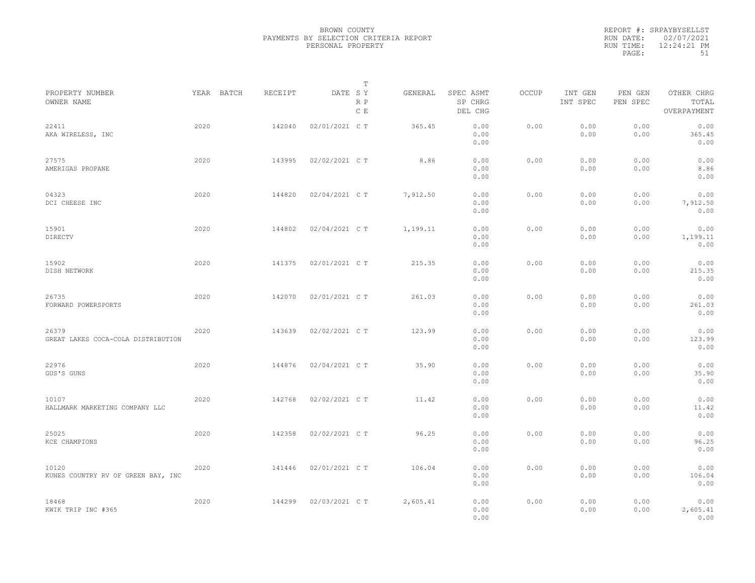BROWN COUNTY
PAYMENTS BY SELECTION CRITERIA REPORT
PERSONAL PROPERTY

REPORT #: SRPAYBYSELLST
RUN DATE: 02/07/2021
RUN TIME: 12:24:21 PM

| PROPERTY NUMBER / OWNER NAME | YEAR | BATCH | RECEIPT | DATE | T SY RP CE | GENERAL | SPEC ASMT / SP CHRG / DEL CHG | OCCUP | INT GEN / INT SPEC | PEN GEN / PEN SPEC | OTHER CHRG / TOTAL / OVERPAYMENT |
|---|---|---|---|---|---|---|---|---|---|---|---|
| 22411 AKA WIRELESS, INC | 2020 | | 142040 | 02/01/2021 | C T | 365.45 | 0.00 0.00 0.00 | 0.00 | 0.00 0.00 | 0.00 0.00 | 0.00 365.45 0.00 |
| 27575 AMERIGAS PROPANE | 2020 | | 143995 | 02/02/2021 | C T | 8.86 | 0.00 0.00 0.00 | 0.00 | 0.00 0.00 | 0.00 0.00 | 0.00 8.86 0.00 |
| 04323 DCI CHEESE INC | 2020 | | 144820 | 02/04/2021 | C T | 7,912.50 | 0.00 0.00 0.00 | 0.00 | 0.00 0.00 | 0.00 0.00 | 0.00 7,912.50 0.00 |
| 15901 DIRECTV | 2020 | | 144802 | 02/04/2021 | C T | 1,199.11 | 0.00 0.00 0.00 | 0.00 | 0.00 0.00 | 0.00 0.00 | 0.00 1,199.11 0.00 |
| 15902 DISH NETWORK | 2020 | | 141375 | 02/01/2021 | C T | 215.35 | 0.00 0.00 0.00 | 0.00 | 0.00 0.00 | 0.00 0.00 | 0.00 215.35 0.00 |
| 26735 FORWARD POWERSPORTS | 2020 | | 142070 | 02/01/2021 | C T | 261.03 | 0.00 0.00 0.00 | 0.00 | 0.00 0.00 | 0.00 0.00 | 0.00 261.03 0.00 |
| 26379 GREAT LAKES COCA-COLA DISTRIBUTION | 2020 | | 143639 | 02/02/2021 | C T | 123.99 | 0.00 0.00 0.00 | 0.00 | 0.00 0.00 | 0.00 0.00 | 0.00 123.99 0.00 |
| 22976 GUS'S GUNS | 2020 | | 144876 | 02/04/2021 | C T | 35.90 | 0.00 0.00 0.00 | 0.00 | 0.00 0.00 | 0.00 0.00 | 0.00 35.90 0.00 |
| 10107 HALLMARK MARKETING COMPANY LLC | 2020 | | 142768 | 02/02/2021 | C T | 11.42 | 0.00 0.00 0.00 | 0.00 | 0.00 0.00 | 0.00 0.00 | 0.00 11.42 0.00 |
| 25025 KCE CHAMPIONS | 2020 | | 142358 | 02/02/2021 | C T | 96.25 | 0.00 0.00 0.00 | 0.00 | 0.00 0.00 | 0.00 0.00 | 0.00 96.25 0.00 |
| 10120 KUNES COUNTRY RV OF GREEN BAY, INC | 2020 | | 141446 | 02/01/2021 | C T | 106.04 | 0.00 0.00 0.00 | 0.00 | 0.00 0.00 | 0.00 0.00 | 0.00 106.04 0.00 |
| 18468 KWIK TRIP INC #365 | 2020 | | 144299 | 02/03/2021 | C T | 2,605.41 | 0.00 0.00 0.00 | 0.00 | 0.00 0.00 | 0.00 0.00 | 0.00 2,605.41 0.00 |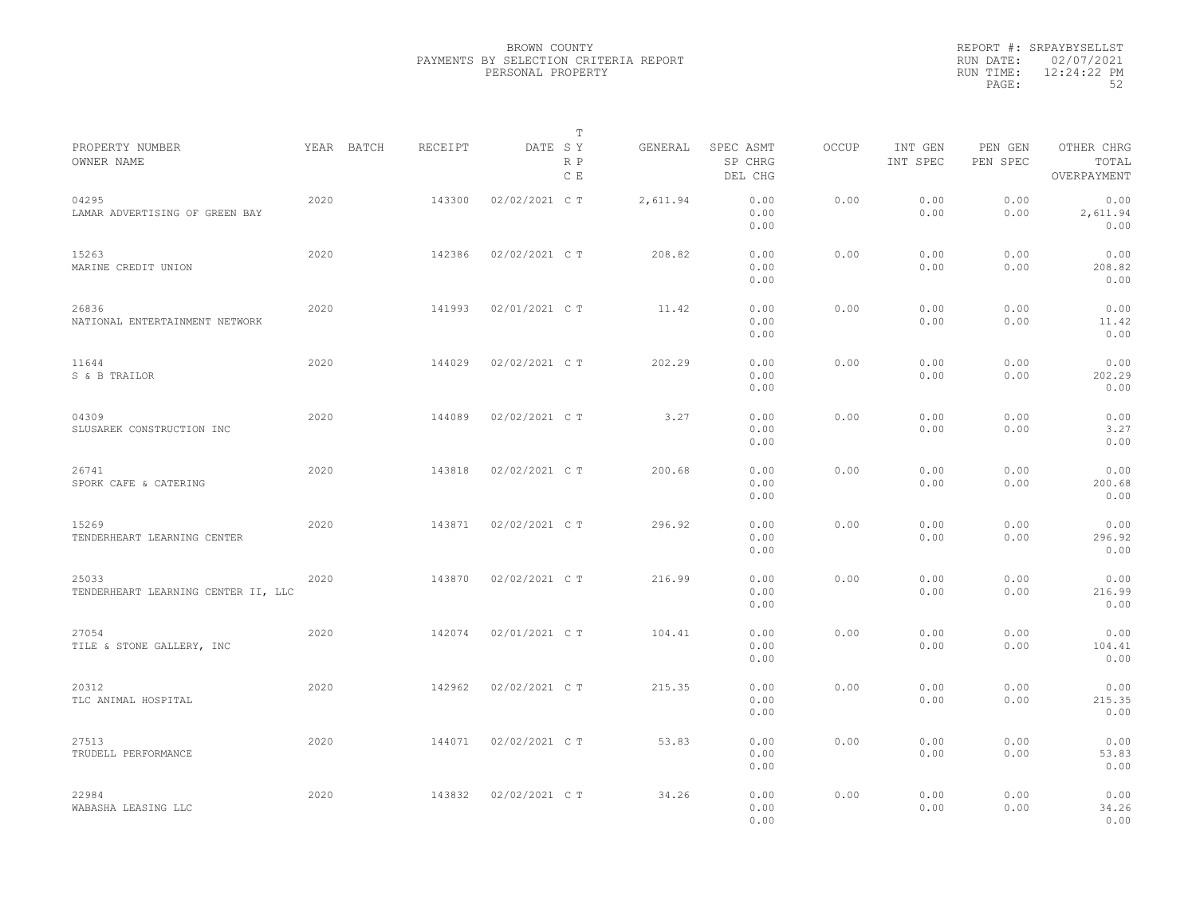BROWN COUNTY
PAYMENTS BY SELECTION CRITERIA REPORT
PERSONAL PROPERTY

REPORT #: SRPAYBYSELLST
RUN DATE: 02/07/2021
RUN TIME: 12:24:22 PM

| PROPERTY NUMBER<br>OWNER NAME | YEAR | BATCH | RECEIPT | DATE | T<br>S Y<br>R P<br>C E | GENERAL | SPEC ASMT<br>SP CHRG<br>DEL CHG | OCCUP | INT GEN<br>INT SPEC | PEN GEN<br>PEN SPEC | OTHER CHRG<br>TOTAL<br>OVERPAYMENT |
|---|---|---|---|---|---|---|---|---|---|---|---|
| 04295<br>LAMAR ADVERTISING OF GREEN BAY | 2020 | | 143300 | 02/02/2021 | C T | 2,611.94 | 0.00<br>0.00<br>0.00 | 0.00 | 0.00<br>0.00 | 0.00<br>0.00 | 0.00<br>2,611.94<br>0.00 |
| 15263<br>MARINE CREDIT UNION | 2020 | | 142386 | 02/02/2021 | C T | 208.82 | 0.00<br>0.00<br>0.00 | 0.00 | 0.00<br>0.00 | 0.00<br>0.00 | 0.00<br>208.82<br>0.00 |
| 26836<br>NATIONAL ENTERTAINMENT NETWORK | 2020 | | 141993 | 02/01/2021 | C T | 11.42 | 0.00<br>0.00<br>0.00 | 0.00 | 0.00<br>0.00 | 0.00<br>0.00 | 0.00<br>11.42<br>0.00 |
| 11644<br>S & B TRAILOR | 2020 | | 144029 | 02/02/2021 | C T | 202.29 | 0.00<br>0.00<br>0.00 | 0.00 | 0.00<br>0.00 | 0.00<br>0.00 | 0.00<br>202.29<br>0.00 |
| 04309<br>SLUSAREK CONSTRUCTION INC | 2020 | | 144089 | 02/02/2021 | C T | 3.27 | 0.00<br>0.00<br>0.00 | 0.00 | 0.00<br>0.00 | 0.00<br>0.00 | 0.00<br>3.27<br>0.00 |
| 26741<br>SPORK CAFE & CATERING | 2020 | | 143818 | 02/02/2021 | C T | 200.68 | 0.00<br>0.00<br>0.00 | 0.00 | 0.00<br>0.00 | 0.00<br>0.00 | 0.00<br>200.68<br>0.00 |
| 15269<br>TENDERHEART LEARNING CENTER | 2020 | | 143871 | 02/02/2021 | C T | 296.92 | 0.00<br>0.00<br>0.00 | 0.00 | 0.00<br>0.00 | 0.00<br>0.00 | 0.00<br>296.92<br>0.00 |
| 25033<br>TENDERHEART LEARNING CENTER II, LLC | 2020 | | 143870 | 02/02/2021 | C T | 216.99 | 0.00<br>0.00<br>0.00 | 0.00 | 0.00<br>0.00 | 0.00<br>0.00 | 0.00<br>216.99<br>0.00 |
| 27054<br>TILE & STONE GALLERY, INC | 2020 | | 142074 | 02/01/2021 | C T | 104.41 | 0.00<br>0.00<br>0.00 | 0.00 | 0.00<br>0.00 | 0.00<br>0.00 | 0.00<br>104.41<br>0.00 |
| 20312<br>TLC ANIMAL HOSPITAL | 2020 | | 142962 | 02/02/2021 | C T | 215.35 | 0.00<br>0.00<br>0.00 | 0.00 | 0.00<br>0.00 | 0.00<br>0.00 | 0.00<br>215.35<br>0.00 |
| 27513<br>TRUDELL PERFORMANCE | 2020 | | 144071 | 02/02/2021 | C T | 53.83 | 0.00<br>0.00<br>0.00 | 0.00 | 0.00<br>0.00 | 0.00<br>0.00 | 0.00<br>53.83<br>0.00 |
| 22984<br>WABASHA LEASING LLC | 2020 | | 143832 | 02/02/2021 | C T | 34.26 | 0.00<br>0.00<br>0.00 | 0.00 | 0.00<br>0.00 | 0.00<br>0.00 | 0.00<br>34.26<br>0.00 |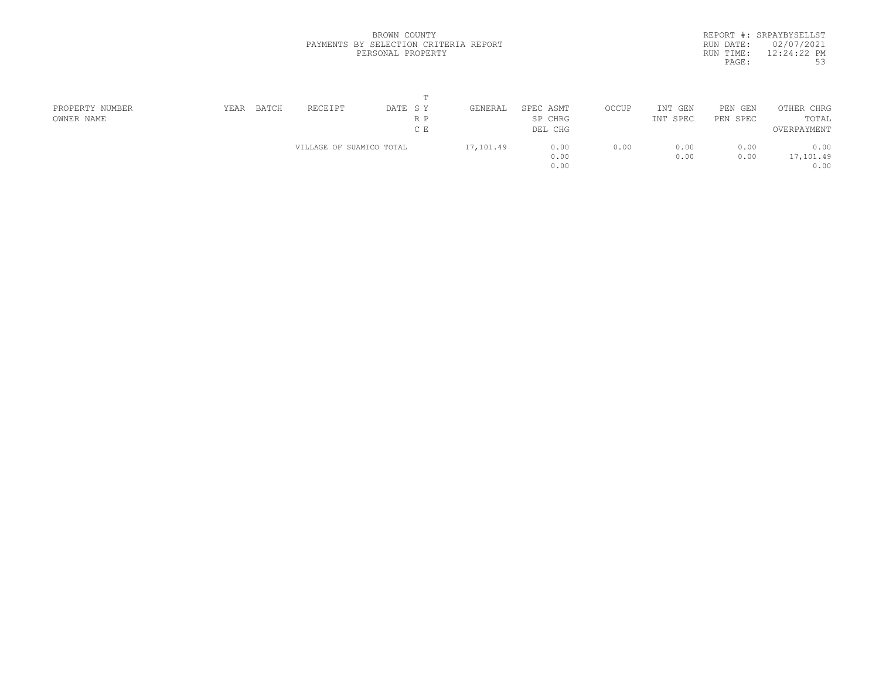BROWN COUNTY
PAYMENTS BY SELECTION CRITERIA REPORT
PERSONAL PROPERTY

REPORT #: SRPAYBYSELLST
RUN DATE: 02/07/2021
RUN TIME: 12:24:22 PM

| PROPERTY NUMBER<br>OWNER NAME | YEAR | BATCH | RECEIPT | DATE | T<br>S Y<br>R P<br>C E | GENERAL | SPEC ASMT<br>SP CHRG<br>DEL CHG | OCCUP | INT GEN<br>INT SPEC | PEN GEN<br>PEN SPEC | OTHER CHRG<br>TOTAL<br>OVERPAYMENT |
|---|---|---|---|---|---|---|---|---|---|---|---|
| | | | VILLAGE OF SUAMICO TOTAL | | | 17,101.49 | 0.00<br>0.00<br>0.00 | 0.00 | 0.00<br>0.00 | 0.00<br>0.00 | 0.00<br>17,101.49<br>0.00 |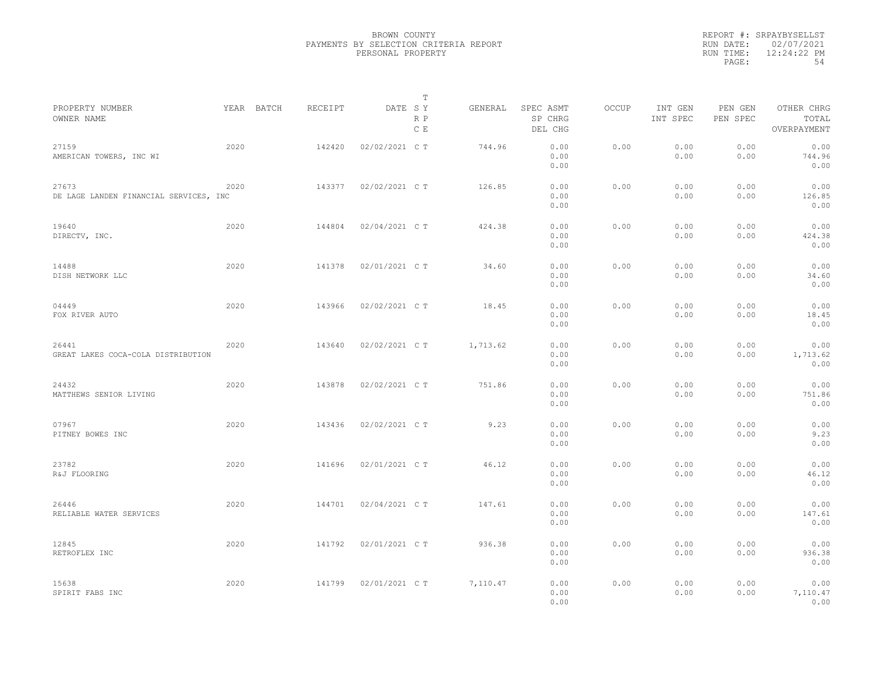BROWN COUNTY
PAYMENTS BY SELECTION CRITERIA REPORT
PERSONAL PROPERTY

REPORT #: SRPAYBYSELLST
RUN DATE: 02/07/2021
RUN TIME: 12:24:22 PM
PAGE: 54

| PROPERTY NUMBER<br>OWNER NAME | YEAR | BATCH | RECEIPT | DATE | T<br>S Y<br>R P<br>C E | GENERAL | SPEC ASMT<br>SP CHRG<br>DEL CHG | OCCUP | INT GEN<br>INT SPEC | PEN GEN<br>PEN SPEC | OTHER CHRG<br>TOTAL<br>OVERPAYMENT |
|---|---|---|---|---|---|---|---|---|---|---|---|
| 27159<br>AMERICAN TOWERS, INC WI | 2020 | | 142420 | 02/02/2021 | C T | 744.96 | 0.00<br>0.00<br>0.00 | 0.00 | 0.00<br>0.00 | 0.00<br>0.00 | 0.00<br>744.96<br>0.00 |
| 27673<br>DE LAGE LANDEN FINANCIAL SERVICES, INC | 2020 | | 143377 | 02/02/2021 | C T | 126.85 | 0.00<br>0.00<br>0.00 | 0.00 | 0.00<br>0.00 | 0.00<br>0.00 | 0.00<br>126.85<br>0.00 |
| 19640<br>DIRECTV, INC. | 2020 | | 144804 | 02/04/2021 | C T | 424.38 | 0.00<br>0.00<br>0.00 | 0.00 | 0.00<br>0.00 | 0.00<br>0.00 | 0.00<br>424.38<br>0.00 |
| 14488<br>DISH NETWORK LLC | 2020 | | 141378 | 02/01/2021 | C T | 34.60 | 0.00<br>0.00<br>0.00 | 0.00 | 0.00<br>0.00 | 0.00<br>0.00 | 0.00<br>34.60<br>0.00 |
| 04449<br>FOX RIVER AUTO | 2020 | | 143966 | 02/02/2021 | C T | 18.45 | 0.00<br>0.00<br>0.00 | 0.00 | 0.00<br>0.00 | 0.00<br>0.00 | 0.00<br>18.45<br>0.00 |
| 26441<br>GREAT LAKES COCA-COLA DISTRIBUTION | 2020 | | 143640 | 02/02/2021 | C T | 1,713.62 | 0.00<br>0.00<br>0.00 | 0.00 | 0.00<br>0.00 | 0.00<br>0.00 | 0.00<br>1,713.62<br>0.00 |
| 24432<br>MATTHEWS SENIOR LIVING | 2020 | | 143878 | 02/02/2021 | C T | 751.86 | 0.00<br>0.00<br>0.00 | 0.00 | 0.00<br>0.00 | 0.00<br>0.00 | 0.00<br>751.86<br>0.00 |
| 07967<br>PITNEY BOWES INC | 2020 | | 143436 | 02/02/2021 | C T | 9.23 | 0.00<br>0.00<br>0.00 | 0.00 | 0.00<br>0.00 | 0.00<br>0.00 | 0.00<br>9.23<br>0.00 |
| 23782<br>R&J FLOORING | 2020 | | 141696 | 02/01/2021 | C T | 46.12 | 0.00<br>0.00<br>0.00 | 0.00 | 0.00<br>0.00 | 0.00<br>0.00 | 0.00<br>46.12<br>0.00 |
| 26446<br>RELIABLE WATER SERVICES | 2020 | | 144701 | 02/04/2021 | C T | 147.61 | 0.00<br>0.00<br>0.00 | 0.00 | 0.00<br>0.00 | 0.00<br>0.00 | 0.00<br>147.61<br>0.00 |
| 12845<br>RETROFLEX INC | 2020 | | 141792 | 02/01/2021 | C T | 936.38 | 0.00<br>0.00<br>0.00 | 0.00 | 0.00<br>0.00 | 0.00<br>0.00 | 0.00<br>936.38<br>0.00 |
| 15638<br>SPIRIT FABS INC | 2020 | | 141799 | 02/01/2021 | C T | 7,110.47 | 0.00<br>0.00<br>0.00 | 0.00 | 0.00<br>0.00 | 0.00<br>0.00 | 0.00<br>7,110.47<br>0.00 |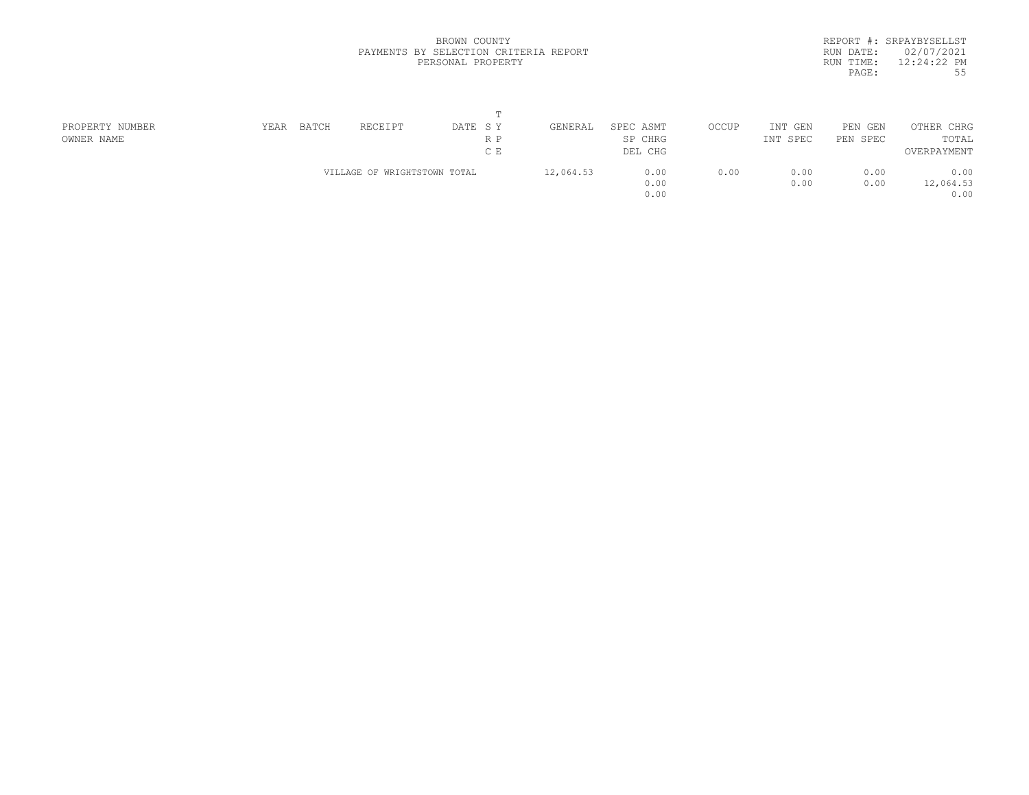BROWN COUNTY
PAYMENTS BY SELECTION CRITERIA REPORT
PERSONAL PROPERTY

REPORT #: SRPAYBYSELLST
RUN DATE: 02/07/2021
RUN TIME: 12:24:22 PM

| PROPERTY NUMBER<br>OWNER NAME | YEAR | BATCH | RECEIPT | DATE | T<br>S Y<br>R P<br>C E | GENERAL | SPEC ASMT<br>SP CHRG<br>DEL CHG | OCCUP | INT GEN<br>INT SPEC | PEN GEN<br>PEN SPEC | OTHER CHRG<br>TOTAL<br>OVERPAYMENT |
|---|---|---|---|---|---|---|---|---|---|---|---|
| | | | VILLAGE OF WRIGHTSTOWN TOTAL | | | 12,064.53 | 0.00<br>0.00<br>0.00 | 0.00 | 0.00<br>0.00 | 0.00<br>0.00 | 0.00<br>12,064.53<br>0.00 |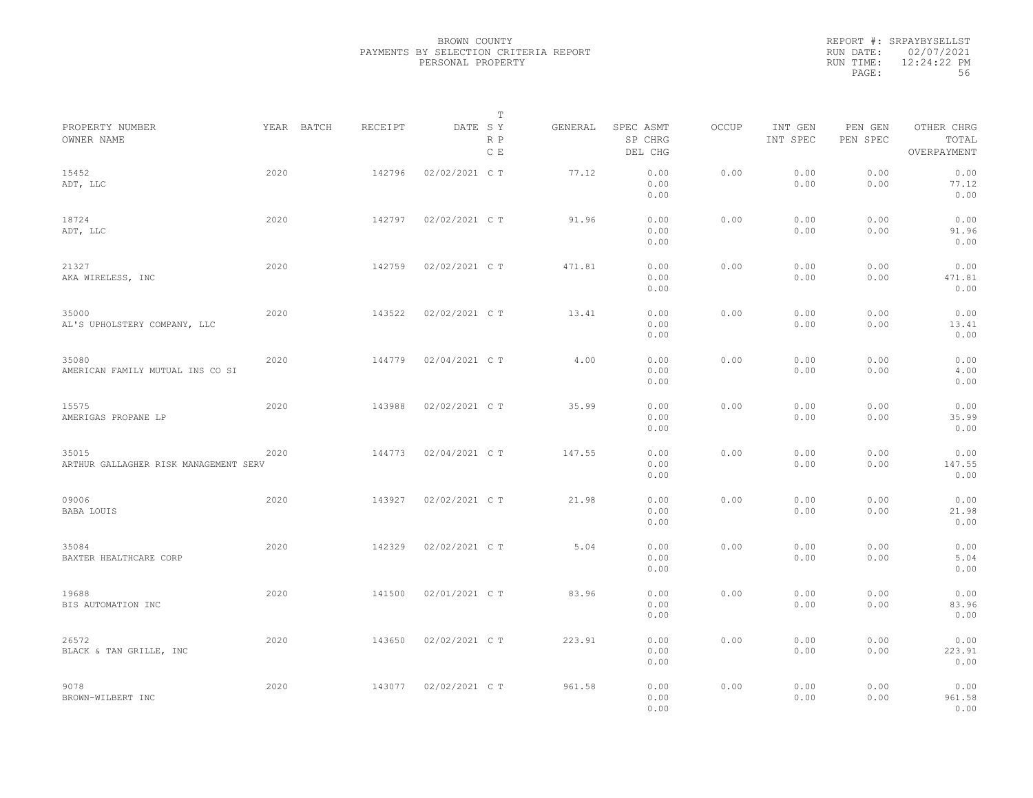BROWN COUNTY
PAYMENTS BY SELECTION CRITERIA REPORT
PERSONAL PROPERTY

REPORT #: SRPAYBYSELLST
RUN DATE: 02/07/2021
RUN TIME: 12:24:22 PM

| PROPERTY NUMBER<br>OWNER NAME | YEAR | BATCH | RECEIPT | DATE | T<br>SY<br>RP<br>CE | GENERAL | SPEC ASMT<br>SP CHRG<br>DEL CHG | OCCUP | INT GEN<br>INT SPEC | PEN GEN<br>PEN SPEC | OTHER CHRG<br>TOTAL<br>OVERPAYMENT |
|---|---|---|---|---|---|---|---|---|---|---|---|
| 15452<br>ADT, LLC | 2020 | | 142796 | 02/02/2021 | C T | 77.12 | 0.00<br>0.00<br>0.00 | 0.00 | 0.00<br>0.00 | 0.00<br>0.00 | 0.00<br>77.12<br>0.00 |
| 18724<br>ADT, LLC | 2020 | | 142797 | 02/02/2021 | C T | 91.96 | 0.00<br>0.00<br>0.00 | 0.00 | 0.00<br>0.00 | 0.00<br>0.00 | 0.00<br>91.96<br>0.00 |
| 21327<br>AKA WIRELESS, INC | 2020 | | 142759 | 02/02/2021 | C T | 471.81 | 0.00<br>0.00<br>0.00 | 0.00 | 0.00<br>0.00 | 0.00<br>0.00 | 0.00<br>471.81<br>0.00 |
| 35000<br>AL'S UPHOLSTERY COMPANY, LLC | 2020 | | 143522 | 02/02/2021 | C T | 13.41 | 0.00<br>0.00<br>0.00 | 0.00 | 0.00<br>0.00 | 0.00<br>0.00 | 0.00<br>13.41<br>0.00 |
| 35080<br>AMERICAN FAMILY MUTUAL INS CO SI | 2020 | | 144779 | 02/04/2021 | C T | 4.00 | 0.00<br>0.00<br>0.00 | 0.00 | 0.00<br>0.00 | 0.00<br>0.00 | 0.00<br>4.00<br>0.00 |
| 15575<br>AMERIGAS PROPANE LP | 2020 | | 143988 | 02/02/2021 | C T | 35.99 | 0.00<br>0.00<br>0.00 | 0.00 | 0.00<br>0.00 | 0.00<br>0.00 | 0.00<br>35.99<br>0.00 |
| 35015<br>ARTHUR GALLAGHER RISK MANAGEMENT SERV | 2020 | | 144773 | 02/04/2021 | C T | 147.55 | 0.00<br>0.00<br>0.00 | 0.00 | 0.00<br>0.00 | 0.00<br>0.00 | 0.00<br>147.55<br>0.00 |
| 09006<br>BABA LOUIS | 2020 | | 143927 | 02/02/2021 | C T | 21.98 | 0.00<br>0.00<br>0.00 | 0.00 | 0.00<br>0.00 | 0.00<br>0.00 | 0.00<br>21.98<br>0.00 |
| 35084<br>BAXTER HEALTHCARE CORP | 2020 | | 142329 | 02/02/2021 | C T | 5.04 | 0.00<br>0.00<br>0.00 | 0.00 | 0.00<br>0.00 | 0.00<br>0.00 | 0.00<br>5.04<br>0.00 |
| 19688<br>BIS AUTOMATION INC | 2020 | | 141500 | 02/01/2021 | C T | 83.96 | 0.00<br>0.00<br>0.00 | 0.00 | 0.00<br>0.00 | 0.00<br>0.00 | 0.00<br>83.96<br>0.00 |
| 26572<br>BLACK & TAN GRILLE, INC | 2020 | | 143650 | 02/02/2021 | C T | 223.91 | 0.00<br>0.00<br>0.00 | 0.00 | 0.00<br>0.00 | 0.00<br>0.00 | 0.00<br>223.91<br>0.00 |
| 9078<br>BROWN-WILBERT INC | 2020 | | 143077 | 02/02/2021 | C T | 961.58 | 0.00<br>0.00<br>0.00 | 0.00 | 0.00<br>0.00 | 0.00<br>0.00 | 0.00<br>961.58<br>0.00 |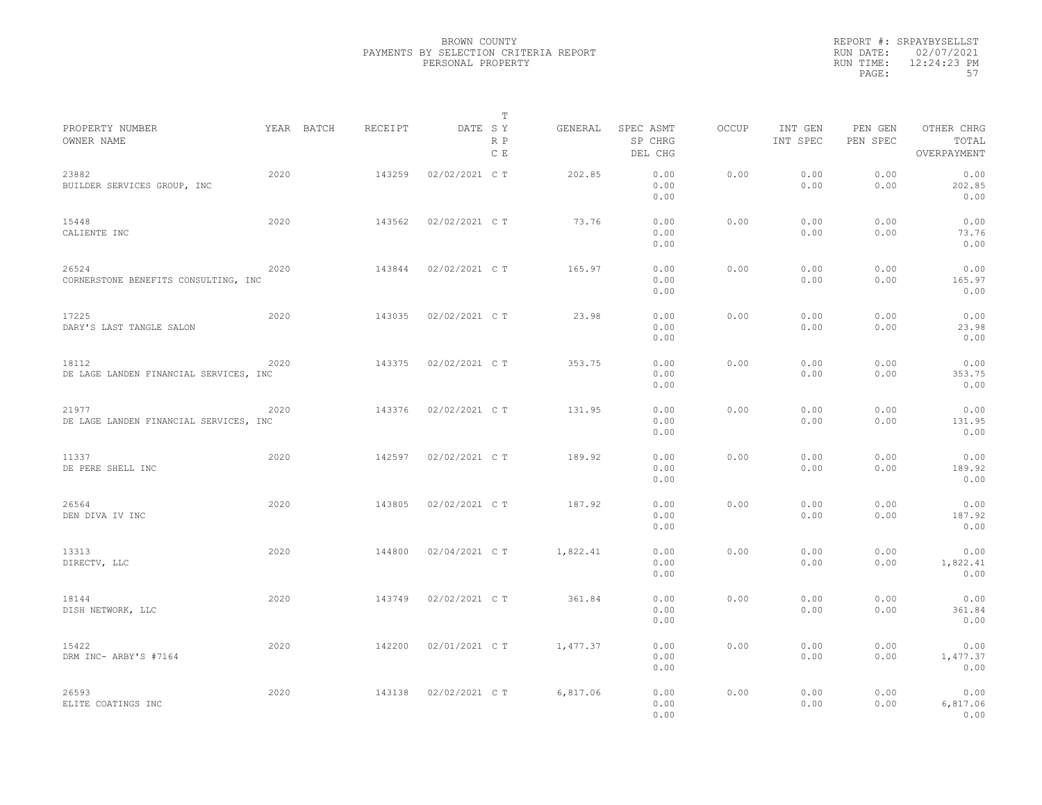BROWN COUNTY
PAYMENTS BY SELECTION CRITERIA REPORT
PERSONAL PROPERTY

REPORT #: SRPAYBYSELLST
RUN DATE: 02/07/2021
RUN TIME: 12:24:23 PM

| PROPERTY NUMBER<br>OWNER NAME | YEAR | BATCH | RECEIPT | DATE | T<br>S Y<br>R P<br>C E | GENERAL | SPEC ASMT<br>SP CHRG<br>DEL CHG | OCCUP | INT GEN<br>INT SPEC | PEN GEN<br>PEN SPEC | OTHER CHRG<br>TOTAL<br>OVERPAYMENT |
|---|---|---|---|---|---|---|---|---|---|---|---|
| 23882<br>BUILDER SERVICES GROUP, INC | 2020 | | 143259 | 02/02/2021 | C T | 202.85 | 0.00<br>0.00<br>0.00 | 0.00 | 0.00<br>0.00 | 0.00<br>0.00 | 0.00<br>202.85<br>0.00 |
| 15448<br>CALIENTE INC | 2020 | | 143562 | 02/02/2021 | C T | 73.76 | 0.00<br>0.00<br>0.00 | 0.00 | 0.00<br>0.00 | 0.00<br>0.00 | 0.00<br>73.76<br>0.00 |
| 26524<br>CORNERSTONE BENEFITS CONSULTING, INC | 2020 | | 143844 | 02/02/2021 | C T | 165.97 | 0.00<br>0.00<br>0.00 | 0.00 | 0.00<br>0.00 | 0.00<br>0.00 | 0.00<br>165.97<br>0.00 |
| 17225<br>DARY'S LAST TANGLE SALON | 2020 | | 143035 | 02/02/2021 | C T | 23.98 | 0.00<br>0.00<br>0.00 | 0.00 | 0.00<br>0.00 | 0.00<br>0.00 | 0.00<br>23.98<br>0.00 |
| 18112<br>DE LAGE LANDEN FINANCIAL SERVICES, INC | 2020 | | 143375 | 02/02/2021 | C T | 353.75 | 0.00<br>0.00<br>0.00 | 0.00 | 0.00<br>0.00 | 0.00<br>0.00 | 0.00<br>353.75<br>0.00 |
| 21977<br>DE LAGE LANDEN FINANCIAL SERVICES, INC | 2020 | | 143376 | 02/02/2021 | C T | 131.95 | 0.00<br>0.00<br>0.00 | 0.00 | 0.00<br>0.00 | 0.00<br>0.00 | 0.00<br>131.95<br>0.00 |
| 11337<br>DE PERE SHELL INC | 2020 | | 142597 | 02/02/2021 | C T | 189.92 | 0.00<br>0.00<br>0.00 | 0.00 | 0.00<br>0.00 | 0.00<br>0.00 | 0.00<br>189.92<br>0.00 |
| 26564<br>DEN DIVA IV INC | 2020 | | 143805 | 02/02/2021 | C T | 187.92 | 0.00<br>0.00<br>0.00 | 0.00 | 0.00<br>0.00 | 0.00<br>0.00 | 0.00<br>187.92<br>0.00 |
| 13313<br>DIRECTV, LLC | 2020 | | 144800 | 02/04/2021 | C T | 1,822.41 | 0.00<br>0.00<br>0.00 | 0.00 | 0.00<br>0.00 | 0.00<br>0.00 | 0.00<br>1,822.41<br>0.00 |
| 18144<br>DISH NETWORK, LLC | 2020 | | 143749 | 02/02/2021 | C T | 361.84 | 0.00<br>0.00<br>0.00 | 0.00 | 0.00<br>0.00 | 0.00<br>0.00 | 0.00<br>361.84<br>0.00 |
| 15422<br>DRM INC- ARBY'S #7164 | 2020 | | 142200 | 02/01/2021 | C T | 1,477.37 | 0.00<br>0.00<br>0.00 | 0.00 | 0.00<br>0.00 | 0.00<br>0.00 | 0.00<br>1,477.37<br>0.00 |
| 26593<br>ELITE COATINGS INC | 2020 | | 143138 | 02/02/2021 | C T | 6,817.06 | 0.00<br>0.00<br>0.00 | 0.00 | 0.00<br>0.00 | 0.00<br>0.00 | 0.00<br>6,817.06<br>0.00 |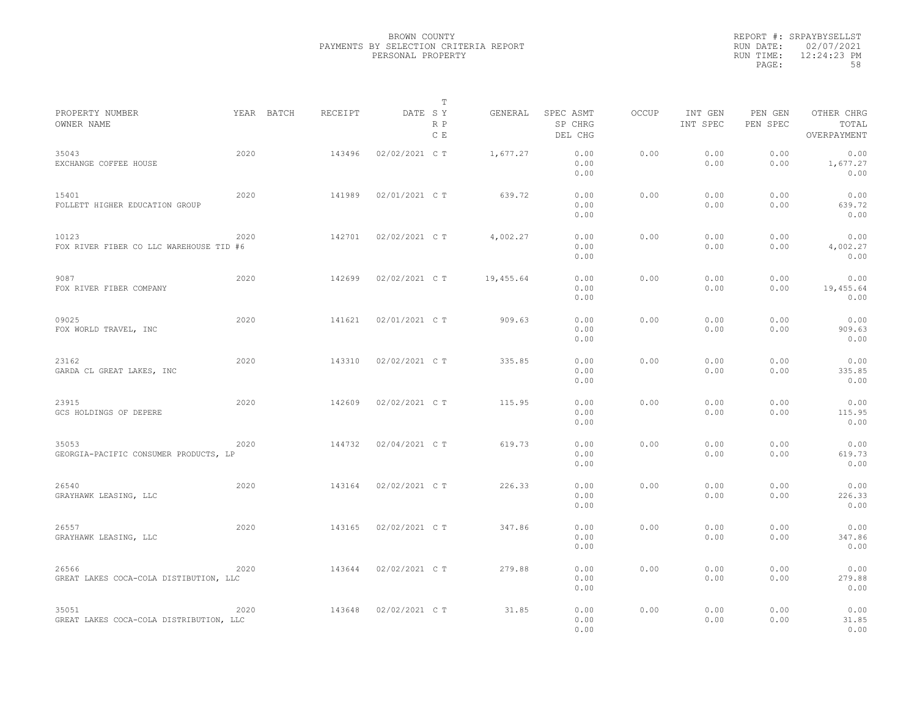BROWN COUNTY
PAYMENTS BY SELECTION CRITERIA REPORT
PERSONAL PROPERTY

REPORT #: SRPAYBYSELLST
RUN DATE: 02/07/2021
RUN TIME: 12:24:23 PM

| PROPERTY NUMBER<br>OWNER NAME | YEAR | BATCH | RECEIPT | DATE | T<br>SY<br>RP<br>CE | GENERAL | SPEC ASMT<br>SP CHRG<br>DEL CHG | OCCUP | INT GEN<br>INT SPEC | PEN GEN<br>PEN SPEC | OTHER CHRG<br>TOTAL<br>OVERPAYMENT |
|---|---|---|---|---|---|---|---|---|---|---|---|
| 35043<br>EXCHANGE COFFEE HOUSE | 2020 | | 143496 | 02/02/2021 | C T | 1,677.27 | 0.00<br>0.00<br>0.00 | 0.00 | 0.00<br>0.00 | 0.00<br>0.00 | 0.00<br>1,677.27<br>0.00 |
| 15401<br>FOLLETT HIGHER EDUCATION GROUP | 2020 | | 141989 | 02/01/2021 | C T | 639.72 | 0.00<br>0.00<br>0.00 | 0.00 | 0.00<br>0.00 | 0.00<br>0.00 | 0.00<br>639.72<br>0.00 |
| 10123<br>FOX RIVER FIBER CO LLC WAREHOUSE TID #6 | 2020 | | 142701 | 02/02/2021 | C T | 4,002.27 | 0.00<br>0.00<br>0.00 | 0.00 | 0.00<br>0.00 | 0.00<br>0.00 | 0.00<br>4,002.27<br>0.00 |
| 9087<br>FOX RIVER FIBER COMPANY | 2020 | | 142699 | 02/02/2021 | C T | 19,455.64 | 0.00<br>0.00<br>0.00 | 0.00 | 0.00<br>0.00 | 0.00<br>0.00 | 0.00<br>19,455.64<br>0.00 |
| 09025<br>FOX WORLD TRAVEL, INC | 2020 | | 141621 | 02/01/2021 | C T | 909.63 | 0.00<br>0.00<br>0.00 | 0.00 | 0.00<br>0.00 | 0.00<br>0.00 | 0.00<br>909.63<br>0.00 |
| 23162<br>GARDA CL GREAT LAKES, INC | 2020 | | 143310 | 02/02/2021 | C T | 335.85 | 0.00<br>0.00<br>0.00 | 0.00 | 0.00<br>0.00 | 0.00<br>0.00 | 0.00<br>335.85<br>0.00 |
| 23915<br>GCS HOLDINGS OF DEPERE | 2020 | | 142609 | 02/02/2021 | C T | 115.95 | 0.00<br>0.00<br>0.00 | 0.00 | 0.00<br>0.00 | 0.00<br>0.00 | 0.00<br>115.95<br>0.00 |
| 35053<br>GEORGIA-PACIFIC CONSUMER PRODUCTS, LP | 2020 | | 144732 | 02/04/2021 | C T | 619.73 | 0.00<br>0.00<br>0.00 | 0.00 | 0.00<br>0.00 | 0.00<br>0.00 | 0.00<br>619.73<br>0.00 |
| 26540<br>GRAYHAWK LEASING, LLC | 2020 | | 143164 | 02/02/2021 | C T | 226.33 | 0.00<br>0.00<br>0.00 | 0.00 | 0.00<br>0.00 | 0.00<br>0.00 | 0.00<br>226.33<br>0.00 |
| 26557<br>GRAYHAWK LEASING, LLC | 2020 | | 143165 | 02/02/2021 | C T | 347.86 | 0.00<br>0.00<br>0.00 | 0.00 | 0.00<br>0.00 | 0.00<br>0.00 | 0.00<br>347.86<br>0.00 |
| 26566<br>GREAT LAKES COCA-COLA DISTIBUTION, LLC | 2020 | | 143644 | 02/02/2021 | C T | 279.88 | 0.00<br>0.00<br>0.00 | 0.00 | 0.00<br>0.00 | 0.00<br>0.00 | 0.00<br>279.88<br>0.00 |
| 35051<br>GREAT LAKES COCA-COLA DISTRIBUTION, LLC | 2020 | | 143648 | 02/02/2021 | C T | 31.85 | 0.00<br>0.00<br>0.00 | 0.00 | 0.00<br>0.00 | 0.00<br>0.00 | 0.00<br>31.85<br>0.00 |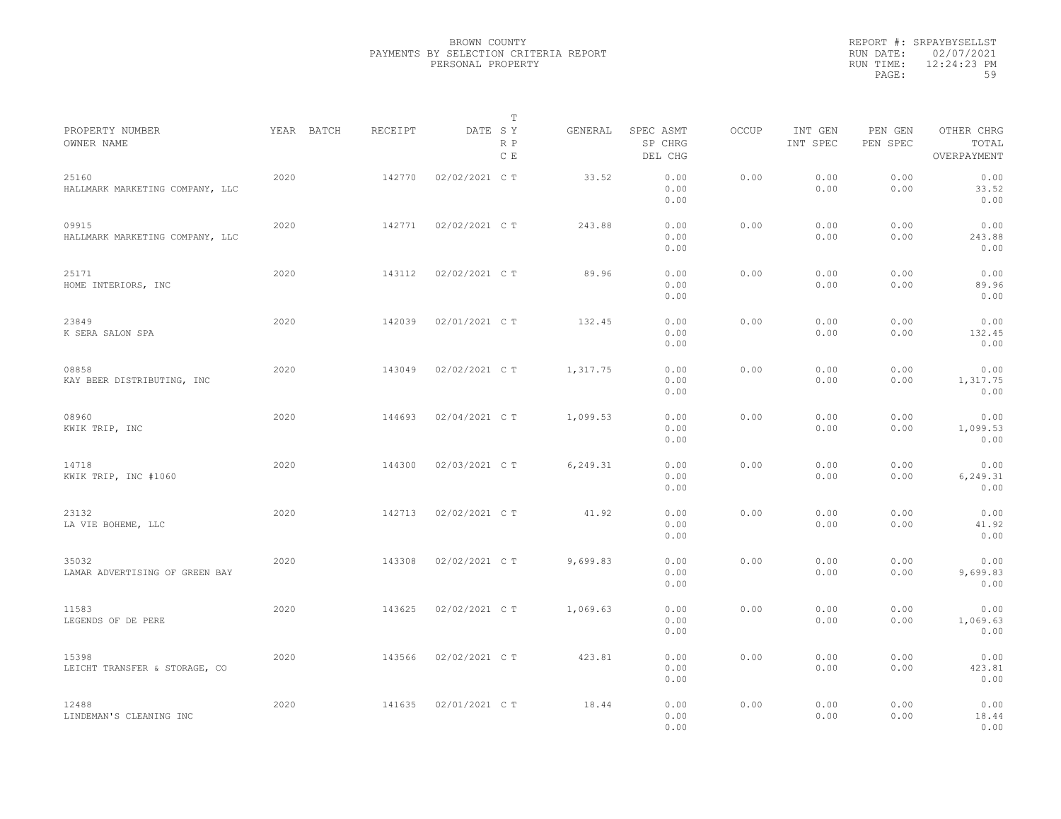BROWN COUNTY
PAYMENTS BY SELECTION CRITERIA REPORT
PERSONAL PROPERTY

REPORT #: SRPAYBYSELLST
RUN DATE: 02/07/2021
RUN TIME: 12:24:23 PM

| PROPERTY NUMBER<br>OWNER NAME | YEAR | BATCH | RECEIPT | DATE | T<br>S Y<br>R P<br>C E | GENERAL | SPEC ASMT<br>SP CHRG<br>DEL CHG | OCCUP | INT GEN<br>INT SPEC | PEN GEN<br>PEN SPEC | OTHER CHRG<br>TOTAL<br>OVERPAYMENT |
|---|---|---|---|---|---|---|---|---|---|---|---|
| 25160<br>HALLMARK MARKETING COMPANY, LLC | 2020 | | 142770 | 02/02/2021 | C T | 33.52 | 0.00<br>0.00<br>0.00 | 0.00 | 0.00<br>0.00 | 0.00<br>0.00 | 0.00<br>33.52<br>0.00 |
| 09915<br>HALLMARK MARKETING COMPANY, LLC | 2020 | | 142771 | 02/02/2021 | C T | 243.88 | 0.00<br>0.00<br>0.00 | 0.00 | 0.00<br>0.00 | 0.00<br>0.00 | 0.00<br>243.88<br>0.00 |
| 25171<br>HOME INTERIORS, INC | 2020 | | 143112 | 02/02/2021 | C T | 89.96 | 0.00<br>0.00<br>0.00 | 0.00 | 0.00<br>0.00 | 0.00<br>0.00 | 0.00<br>89.96<br>0.00 |
| 23849<br>K SERA SALON SPA | 2020 | | 142039 | 02/01/2021 | C T | 132.45 | 0.00<br>0.00<br>0.00 | 0.00 | 0.00<br>0.00 | 0.00<br>0.00 | 0.00<br>132.45<br>0.00 |
| 08858<br>KAY BEER DISTRIBUTING, INC | 2020 | | 143049 | 02/02/2021 | C T | 1,317.75 | 0.00<br>0.00<br>0.00 | 0.00 | 0.00<br>0.00 | 0.00<br>0.00 | 0.00<br>1,317.75<br>0.00 |
| 08960<br>KWIK TRIP, INC | 2020 | | 144693 | 02/04/2021 | C T | 1,099.53 | 0.00<br>0.00<br>0.00 | 0.00 | 0.00<br>0.00 | 0.00<br>0.00 | 0.00<br>1,099.53<br>0.00 |
| 14718<br>KWIK TRIP, INC #1060 | 2020 | | 144300 | 02/03/2021 | C T | 6,249.31 | 0.00<br>0.00<br>0.00 | 0.00 | 0.00<br>0.00 | 0.00<br>0.00 | 0.00<br>6,249.31<br>0.00 |
| 23132<br>LA VIE BOHEME, LLC | 2020 | | 142713 | 02/02/2021 | C T | 41.92 | 0.00<br>0.00<br>0.00 | 0.00 | 0.00<br>0.00 | 0.00<br>0.00 | 0.00<br>41.92<br>0.00 |
| 35032<br>LAMAR ADVERTISING OF GREEN BAY | 2020 | | 143308 | 02/02/2021 | C T | 9,699.83 | 0.00<br>0.00<br>0.00 | 0.00 | 0.00<br>0.00 | 0.00<br>0.00 | 0.00<br>9,699.83<br>0.00 |
| 11583<br>LEGENDS OF DE PERE | 2020 | | 143625 | 02/02/2021 | C T | 1,069.63 | 0.00<br>0.00<br>0.00 | 0.00 | 0.00<br>0.00 | 0.00<br>0.00 | 0.00<br>1,069.63<br>0.00 |
| 15398<br>LEICHT TRANSFER & STORAGE, CO | 2020 | | 143566 | 02/02/2021 | C T | 423.81 | 0.00<br>0.00<br>0.00 | 0.00 | 0.00<br>0.00 | 0.00<br>0.00 | 0.00<br>423.81<br>0.00 |
| 12488<br>LINDEMAN'S CLEANING INC | 2020 | | 141635 | 02/01/2021 | C T | 18.44 | 0.00<br>0.00<br>0.00 | 0.00 | 0.00<br>0.00 | 0.00<br>0.00 | 0.00<br>18.44<br>0.00 |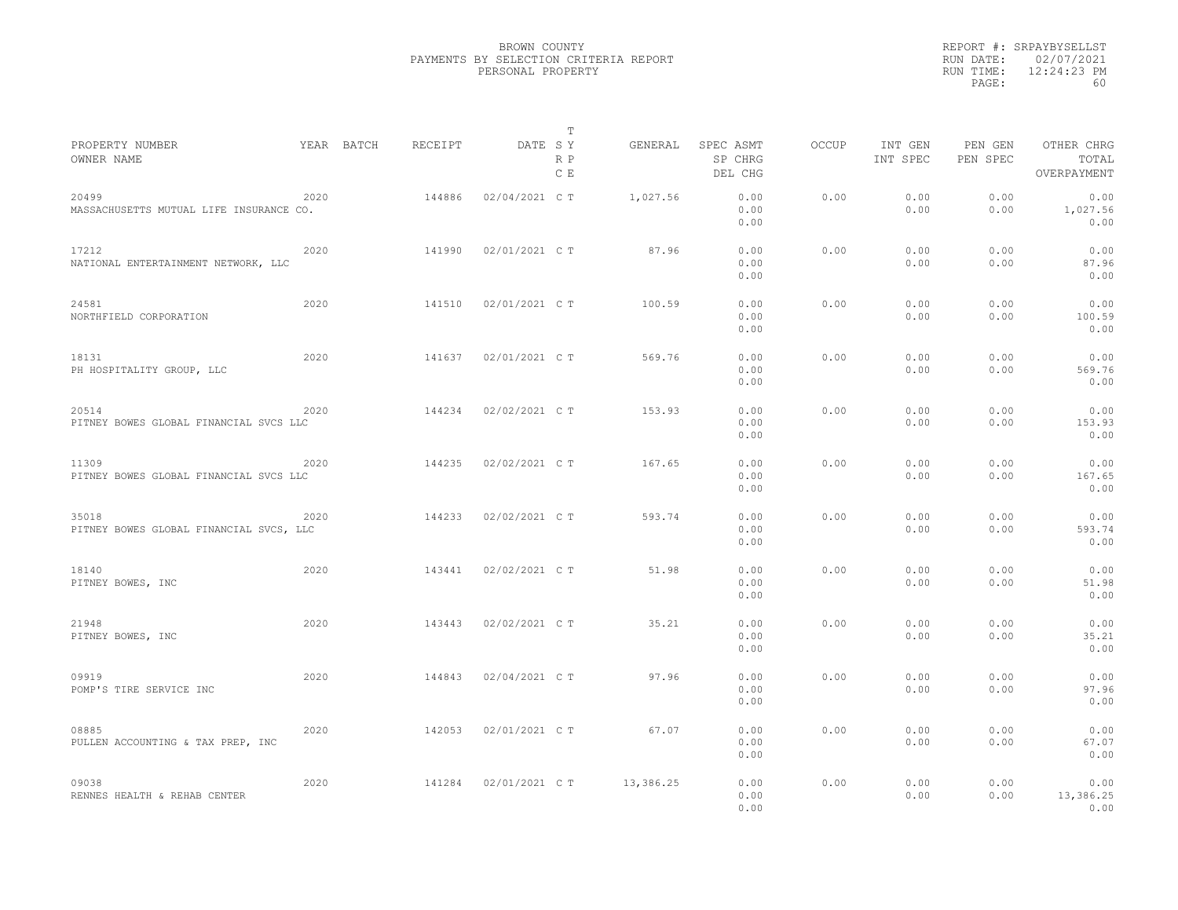BROWN COUNTY
PAYMENTS BY SELECTION CRITERIA REPORT
PERSONAL PROPERTY

REPORT #: SRPAYBYSELLST
RUN DATE: 02/07/2021
RUN TIME: 12:24:23 PM

| PROPERTY NUMBER / OWNER NAME | YEAR | BATCH | RECEIPT | DATE | T S Y R P C E | GENERAL | SPEC ASMT / SP CHRG / DEL CHG | OCCUP | INT GEN / INT SPEC | PEN GEN / PEN SPEC | OTHER CHRG / TOTAL / OVERPAYMENT |
|---|---|---|---|---|---|---|---|---|---|---|---|
| 20499 MASSACHUSETTS MUTUAL LIFE INSURANCE CO. | 2020 | | 144886 | 02/04/2021 | C T | 1,027.56 | 0.00 0.00 0.00 | 0.00 | 0.00 0.00 | 0.00 0.00 | 0.00 1,027.56 0.00 |
| 17212 NATIONAL ENTERTAINMENT NETWORK, LLC | 2020 | | 141990 | 02/01/2021 | C T | 87.96 | 0.00 0.00 0.00 | 0.00 | 0.00 0.00 | 0.00 0.00 | 0.00 87.96 0.00 |
| 24581 NORTHFIELD CORPORATION | 2020 | | 141510 | 02/01/2021 | C T | 100.59 | 0.00 0.00 0.00 | 0.00 | 0.00 0.00 | 0.00 0.00 | 0.00 100.59 0.00 |
| 18131 PH HOSPITALITY GROUP, LLC | 2020 | | 141637 | 02/01/2021 | C T | 569.76 | 0.00 0.00 0.00 | 0.00 | 0.00 0.00 | 0.00 0.00 | 0.00 569.76 0.00 |
| 20514 PITNEY BOWES GLOBAL FINANCIAL SVCS LLC | 2020 | | 144234 | 02/02/2021 | C T | 153.93 | 0.00 0.00 0.00 | 0.00 | 0.00 0.00 | 0.00 0.00 | 0.00 153.93 0.00 |
| 11309 PITNEY BOWES GLOBAL FINANCIAL SVCS LLC | 2020 | | 144235 | 02/02/2021 | C T | 167.65 | 0.00 0.00 0.00 | 0.00 | 0.00 0.00 | 0.00 0.00 | 0.00 167.65 0.00 |
| 35018 PITNEY BOWES GLOBAL FINANCIAL SVCS, LLC | 2020 | | 144233 | 02/02/2021 | C T | 593.74 | 0.00 0.00 0.00 | 0.00 | 0.00 0.00 | 0.00 0.00 | 0.00 593.74 0.00 |
| 18140 PITNEY BOWES, INC | 2020 | | 143441 | 02/02/2021 | C T | 51.98 | 0.00 0.00 0.00 | 0.00 | 0.00 0.00 | 0.00 0.00 | 0.00 51.98 0.00 |
| 21948 PITNEY BOWES, INC | 2020 | | 143443 | 02/02/2021 | C T | 35.21 | 0.00 0.00 0.00 | 0.00 | 0.00 0.00 | 0.00 0.00 | 0.00 35.21 0.00 |
| 09919 POMP'S TIRE SERVICE INC | 2020 | | 144843 | 02/04/2021 | C T | 97.96 | 0.00 0.00 0.00 | 0.00 | 0.00 0.00 | 0.00 0.00 | 0.00 97.96 0.00 |
| 08885 PULLEN ACCOUNTING & TAX PREP, INC | 2020 | | 142053 | 02/01/2021 | C T | 67.07 | 0.00 0.00 0.00 | 0.00 | 0.00 0.00 | 0.00 0.00 | 0.00 67.07 0.00 |
| 09038 RENNES HEALTH & REHAB CENTER | 2020 | | 141284 | 02/01/2021 | C T | 13,386.25 | 0.00 0.00 0.00 | 0.00 | 0.00 0.00 | 0.00 0.00 | 0.00 13,386.25 0.00 |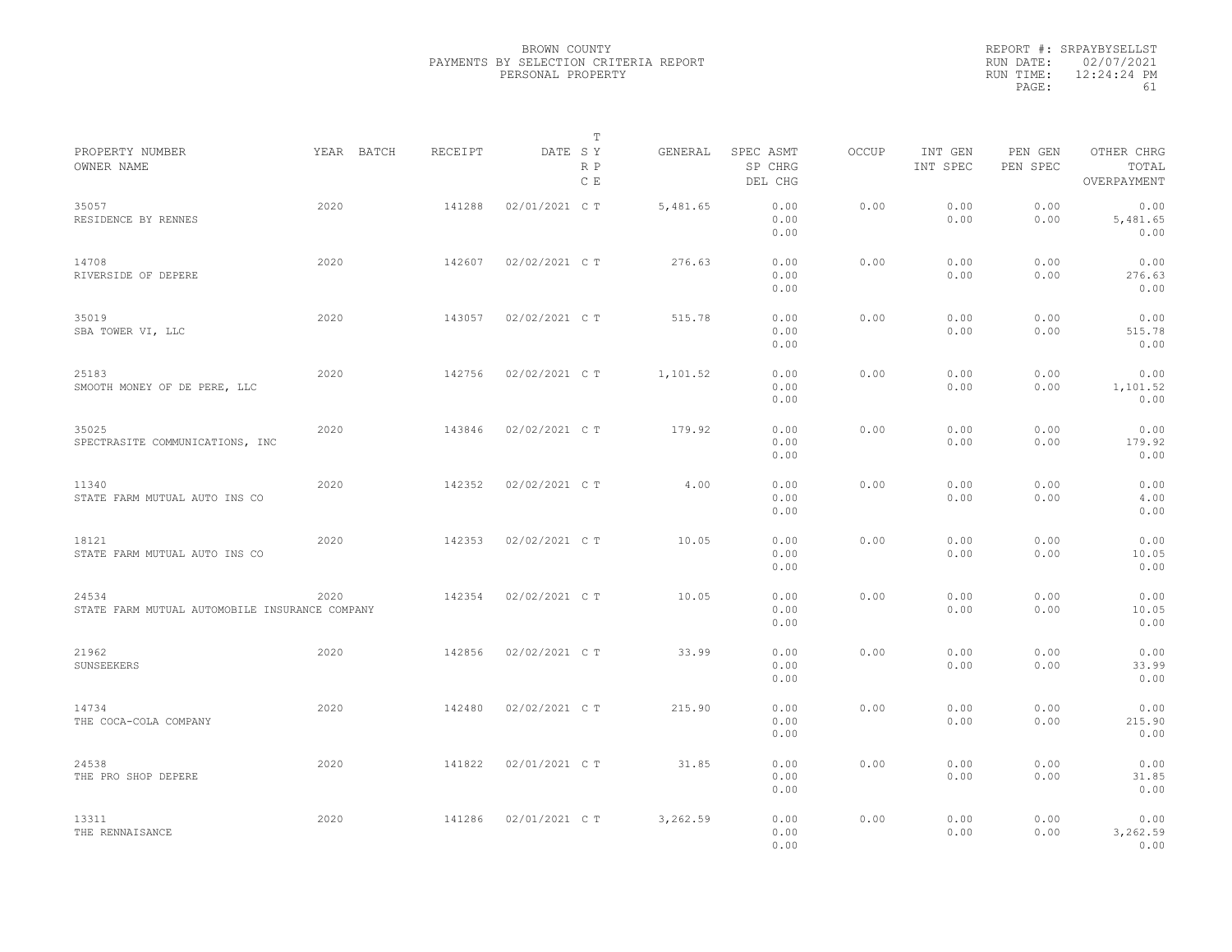BROWN COUNTY
PAYMENTS BY SELECTION CRITERIA REPORT
PERSONAL PROPERTY

REPORT #: SRPAYBYSELLST
RUN DATE: 02/07/2021
RUN TIME: 12:24:24 PM

| PROPERTY NUMBER<br>OWNER NAME | YEAR | BATCH | RECEIPT | DATE | T S Y<br>R P<br>C E | GENERAL | SPEC ASMT<br>SP CHRG<br>DEL CHG | OCCUP | INT GEN<br>INT SPEC | PEN GEN<br>PEN SPEC | OTHER CHRG<br>TOTAL<br>OVERPAYMENT |
|---|---|---|---|---|---|---|---|---|---|---|---|
| 35057<br>RESIDENCE BY RENNES | 2020 | | 141288 | 02/01/2021 | C T | 5,481.65 | 0.00<br>0.00<br>0.00 | 0.00 | 0.00<br>0.00 | 0.00<br>0.00 | 0.00<br>5,481.65<br>0.00 |
| 14708<br>RIVERSIDE OF DEPERE | 2020 | | 142607 | 02/02/2021 | C T | 276.63 | 0.00<br>0.00<br>0.00 | 0.00 | 0.00<br>0.00 | 0.00<br>0.00 | 0.00<br>276.63<br>0.00 |
| 35019<br>SBA TOWER VI, LLC | 2020 | | 143057 | 02/02/2021 | C T | 515.78 | 0.00<br>0.00<br>0.00 | 0.00 | 0.00<br>0.00 | 0.00<br>0.00 | 0.00<br>515.78<br>0.00 |
| 25183<br>SMOOTH MONEY OF DE PERE, LLC | 2020 | | 142756 | 02/02/2021 | C T | 1,101.52 | 0.00<br>0.00<br>0.00 | 0.00 | 0.00<br>0.00 | 0.00<br>0.00 | 0.00<br>1,101.52<br>0.00 |
| 35025<br>SPECTRASITE COMMUNICATIONS, INC | 2020 | | 143846 | 02/02/2021 | C T | 179.92 | 0.00<br>0.00<br>0.00 | 0.00 | 0.00<br>0.00 | 0.00<br>0.00 | 0.00<br>179.92<br>0.00 |
| 11340<br>STATE FARM MUTUAL AUTO INS CO | 2020 | | 142352 | 02/02/2021 | C T | 4.00 | 0.00<br>0.00<br>0.00 | 0.00 | 0.00<br>0.00 | 0.00<br>0.00 | 0.00<br>4.00<br>0.00 |
| 18121<br>STATE FARM MUTUAL AUTO INS CO | 2020 | | 142353 | 02/02/2021 | C T | 10.05 | 0.00<br>0.00<br>0.00 | 0.00 | 0.00<br>0.00 | 0.00<br>0.00 | 0.00<br>10.05<br>0.00 |
| 24534<br>STATE FARM MUTUAL AUTOMOBILE INSURANCE COMPANY | 2020 | | 142354 | 02/02/2021 | C T | 10.05 | 0.00<br>0.00<br>0.00 | 0.00 | 0.00<br>0.00 | 0.00<br>0.00 | 0.00<br>10.05<br>0.00 |
| 21962<br>SUNSEEKERS | 2020 | | 142856 | 02/02/2021 | C T | 33.99 | 0.00<br>0.00<br>0.00 | 0.00 | 0.00<br>0.00 | 0.00<br>0.00 | 0.00<br>33.99<br>0.00 |
| 14734<br>THE COCA-COLA COMPANY | 2020 | | 142480 | 02/02/2021 | C T | 215.90 | 0.00<br>0.00<br>0.00 | 0.00 | 0.00<br>0.00 | 0.00<br>0.00 | 0.00<br>215.90<br>0.00 |
| 24538<br>THE PRO SHOP DEPERE | 2020 | | 141822 | 02/01/2021 | C T | 31.85 | 0.00<br>0.00<br>0.00 | 0.00 | 0.00<br>0.00 | 0.00<br>0.00 | 0.00<br>31.85<br>0.00 |
| 13311<br>THE RENNAISANCE | 2020 | | 141286 | 02/01/2021 | C T | 3,262.59 | 0.00<br>0.00<br>0.00 | 0.00 | 0.00<br>0.00 | 0.00<br>0.00 | 0.00<br>3,262.59<br>0.00 |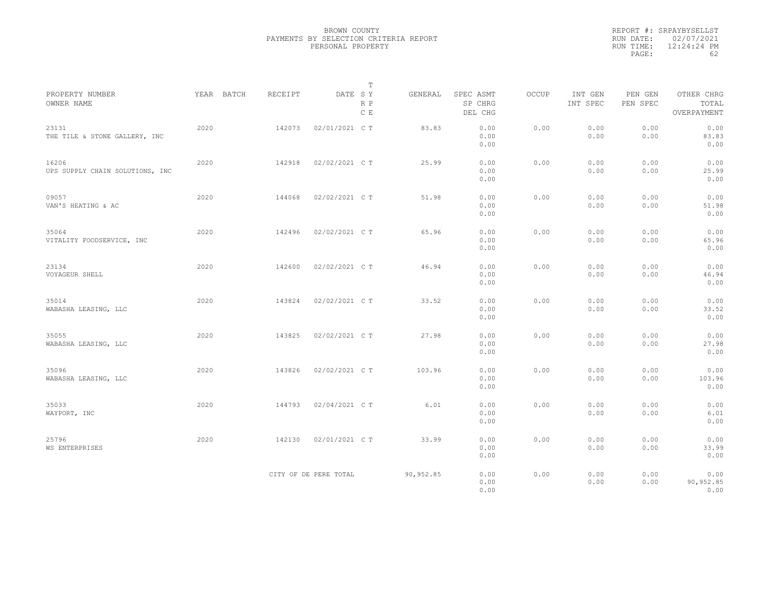BROWN COUNTY
PAYMENTS BY SELECTION CRITERIA REPORT
PERSONAL PROPERTY

REPORT #: SRPAYBYSELLST
RUN DATE: 02/07/2021
RUN TIME: 12:24:24 PM

| PROPERTY NUMBER / OWNER NAME | YEAR | BATCH | RECEIPT | DATE | T SY RP CE | GENERAL | SPEC ASMT / SP CHRG / DEL CHG | OCCUP | INT GEN / INT SPEC | PEN GEN / PEN SPEC | OTHER CHRG / TOTAL / OVERPAYMENT |
|---|---|---|---|---|---|---|---|---|---|---|---|
| 23131 THE TILE & STONE GALLERY, INC | 2020 | | 142073 | 02/01/2021 | C T | 83.83 | 0.00 0.00 0.00 | 0.00 | 0.00 0.00 | 0.00 0.00 | 0.00 83.83 0.00 |
| 16206 UPS SUPPLY CHAIN SOLUTIONS, INC | 2020 | | 142918 | 02/02/2021 | C T | 25.99 | 0.00 0.00 0.00 | 0.00 | 0.00 0.00 | 0.00 0.00 | 0.00 25.99 0.00 |
| 09057 VAN'S HEATING & AC | 2020 | | 144068 | 02/02/2021 | C T | 51.98 | 0.00 0.00 0.00 | 0.00 | 0.00 0.00 | 0.00 0.00 | 0.00 51.98 0.00 |
| 35064 VITALITY FOODSERVICE, INC | 2020 | | 142496 | 02/02/2021 | C T | 65.96 | 0.00 0.00 0.00 | 0.00 | 0.00 0.00 | 0.00 0.00 | 0.00 65.96 0.00 |
| 23134 VOYAGEUR SHELL | 2020 | | 142600 | 02/02/2021 | C T | 46.94 | 0.00 0.00 0.00 | 0.00 | 0.00 0.00 | 0.00 0.00 | 0.00 46.94 0.00 |
| 35014 WABASHA LEASING, LLC | 2020 | | 143824 | 02/02/2021 | C T | 33.52 | 0.00 0.00 0.00 | 0.00 | 0.00 0.00 | 0.00 0.00 | 0.00 33.52 0.00 |
| 35055 WABASHA LEASING, LLC | 2020 | | 143825 | 02/02/2021 | C T | 27.98 | 0.00 0.00 0.00 | 0.00 | 0.00 0.00 | 0.00 0.00 | 0.00 27.98 0.00 |
| 35096 WABASHA LEASING, LLC | 2020 | | 143826 | 02/02/2021 | C T | 103.96 | 0.00 0.00 0.00 | 0.00 | 0.00 0.00 | 0.00 0.00 | 0.00 103.96 0.00 |
| 35033 WAYPORT, INC | 2020 | | 144793 | 02/04/2021 | C T | 6.01 | 0.00 0.00 0.00 | 0.00 | 0.00 0.00 | 0.00 0.00 | 0.00 6.01 0.00 |
| 25796 WS ENTERPRISES | 2020 | | 142130 | 02/01/2021 | C T | 33.99 | 0.00 0.00 0.00 | 0.00 | 0.00 0.00 | 0.00 0.00 | 0.00 33.99 0.00 |
| | | | CITY OF DE PERE TOTAL | | | 90,952.85 | 0.00 0.00 0.00 | 0.00 | 0.00 0.00 | 0.00 0.00 | 0.00 90,952.85 0.00 |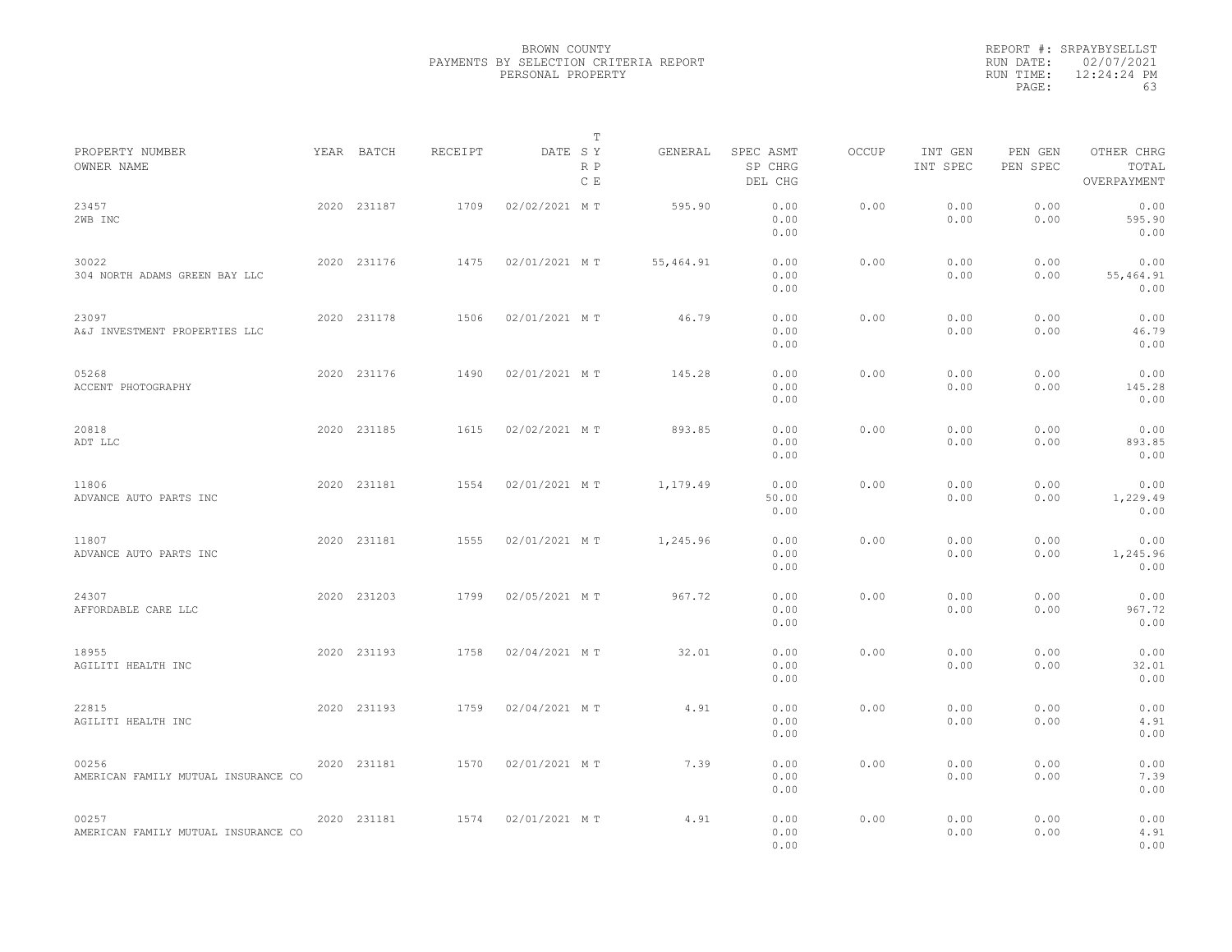BROWN COUNTY
PAYMENTS BY SELECTION CRITERIA REPORT
PERSONAL PROPERTY

REPORT #: SRPAYBYSELLST
RUN DATE: 02/07/2021
RUN TIME: 12:24:24 PM
PAGE: 63

| PROPERTY NUMBER<br>OWNER NAME | YEAR | BATCH | RECEIPT | DATE | T<br>SY<br>RP<br>CE | GENERAL | SPEC ASMT<br>SP CHRG<br>DEL CHG | OCCUP | INT GEN<br>INT SPEC | PEN GEN<br>PEN SPEC | OTHER CHRG<br>TOTAL<br>OVERPAYMENT |
|---|---|---|---|---|---|---|---|---|---|---|---|
| 23457<br>2WB INC | 2020 | 231187 | 1709 | 02/02/2021 | M T | 595.90 | 0.00<br>0.00<br>0.00 | 0.00 | 0.00<br>0.00 | 0.00<br>0.00 | 0.00<br>595.90<br>0.00 |
| 30022<br>304 NORTH ADAMS GREEN BAY LLC | 2020 | 231176 | 1475 | 02/01/2021 | M T | 55,464.91 | 0.00<br>0.00<br>0.00 | 0.00 | 0.00<br>0.00 | 0.00<br>0.00 | 0.00<br>55,464.91<br>0.00 |
| 23097<br>A&J INVESTMENT PROPERTIES LLC | 2020 | 231178 | 1506 | 02/01/2021 | M T | 46.79 | 0.00<br>0.00<br>0.00 | 0.00 | 0.00<br>0.00 | 0.00<br>0.00 | 0.00<br>46.79<br>0.00 |
| 05268<br>ACCENT PHOTOGRAPHY | 2020 | 231176 | 1490 | 02/01/2021 | M T | 145.28 | 0.00<br>0.00<br>0.00 | 0.00 | 0.00<br>0.00 | 0.00<br>0.00 | 0.00<br>145.28<br>0.00 |
| 20818<br>ADT LLC | 2020 | 231185 | 1615 | 02/02/2021 | M T | 893.85 | 0.00<br>0.00<br>0.00 | 0.00 | 0.00<br>0.00 | 0.00<br>0.00 | 0.00<br>893.85<br>0.00 |
| 11806<br>ADVANCE AUTO PARTS INC | 2020 | 231181 | 1554 | 02/01/2021 | M T | 1,179.49 | 0.00<br>50.00<br>0.00 | 0.00 | 0.00<br>0.00 | 0.00<br>0.00 | 0.00<br>1,229.49<br>0.00 |
| 11807<br>ADVANCE AUTO PARTS INC | 2020 | 231181 | 1555 | 02/01/2021 | M T | 1,245.96 | 0.00<br>0.00<br>0.00 | 0.00 | 0.00<br>0.00 | 0.00<br>0.00 | 0.00<br>1,245.96<br>0.00 |
| 24307<br>AFFORDABLE CARE LLC | 2020 | 231203 | 1799 | 02/05/2021 | M T | 967.72 | 0.00<br>0.00<br>0.00 | 0.00 | 0.00<br>0.00 | 0.00<br>0.00 | 0.00<br>967.72<br>0.00 |
| 18955<br>AGILITI HEALTH INC | 2020 | 231193 | 1758 | 02/04/2021 | M T | 32.01 | 0.00<br>0.00<br>0.00 | 0.00 | 0.00<br>0.00 | 0.00<br>0.00 | 0.00<br>32.01<br>0.00 |
| 22815<br>AGILITI HEALTH INC | 2020 | 231193 | 1759 | 02/04/2021 | M T | 4.91 | 0.00<br>0.00<br>0.00 | 0.00 | 0.00<br>0.00 | 0.00<br>0.00 | 0.00<br>4.91<br>0.00 |
| 00256<br>AMERICAN FAMILY MUTUAL INSURANCE CO | 2020 | 231181 | 1570 | 02/01/2021 | M T | 7.39 | 0.00<br>0.00<br>0.00 | 0.00 | 0.00<br>0.00 | 0.00<br>0.00 | 0.00<br>7.39<br>0.00 |
| 00257<br>AMERICAN FAMILY MUTUAL INSURANCE CO | 2020 | 231181 | 1574 | 02/01/2021 | M T | 4.91 | 0.00<br>0.00<br>0.00 | 0.00 | 0.00<br>0.00 | 0.00<br>0.00 | 0.00<br>4.91<br>0.00 |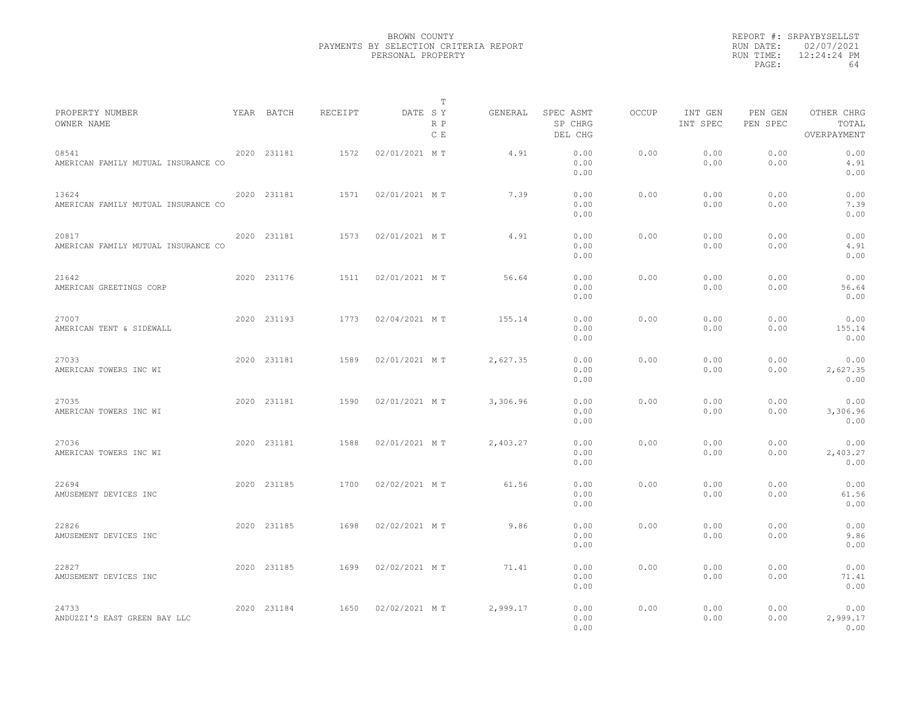BROWN COUNTY
PAYMENTS BY SELECTION CRITERIA REPORT
PERSONAL PROPERTY

REPORT #: SRPAYBYSELLST
RUN DATE: 02/07/2021
RUN TIME: 12:24:24 PM

| PROPERTY NUMBER / OWNER NAME | YEAR | BATCH | RECEIPT | DATE | T SY RP CE | GENERAL | SPEC ASMT / SP CHRG / DEL CHG | OCCUP | INT GEN / INT SPEC | PEN GEN / PEN SPEC | OTHER CHRG / TOTAL / OVERPAYMENT |
|---|---|---|---|---|---|---|---|---|---|---|---|
| 08541 AMERICAN FAMILY MUTUAL INSURANCE CO | 2020 | 231181 | 1572 | 02/01/2021 | M T | 4.91 | 0.00 / 0.00 / 0.00 | 0.00 | 0.00 / 0.00 | 0.00 / 0.00 | 0.00 / 4.91 / 0.00 |
| 13624 AMERICAN FAMILY MUTUAL INSURANCE CO | 2020 | 231181 | 1571 | 02/01/2021 | M T | 7.39 | 0.00 / 0.00 / 0.00 | 0.00 | 0.00 / 0.00 | 0.00 / 0.00 | 0.00 / 7.39 / 0.00 |
| 20817 AMERICAN FAMILY MUTUAL INSURANCE CO | 2020 | 231181 | 1573 | 02/01/2021 | M T | 4.91 | 0.00 / 0.00 / 0.00 | 0.00 | 0.00 / 0.00 | 0.00 / 0.00 | 0.00 / 4.91 / 0.00 |
| 21642 AMERICAN GREETINGS CORP | 2020 | 231176 | 1511 | 02/01/2021 | M T | 56.64 | 0.00 / 0.00 / 0.00 | 0.00 | 0.00 / 0.00 | 0.00 / 0.00 | 0.00 / 56.64 / 0.00 |
| 27007 AMERICAN TENT & SIDEWALL | 2020 | 231193 | 1773 | 02/04/2021 | M T | 155.14 | 0.00 / 0.00 / 0.00 | 0.00 | 0.00 / 0.00 | 0.00 / 0.00 | 0.00 / 155.14 / 0.00 |
| 27033 AMERICAN TOWERS INC WI | 2020 | 231181 | 1589 | 02/01/2021 | M T | 2,627.35 | 0.00 / 0.00 / 0.00 | 0.00 | 0.00 / 0.00 | 0.00 / 0.00 | 0.00 / 2,627.35 / 0.00 |
| 27035 AMERICAN TOWERS INC WI | 2020 | 231181 | 1590 | 02/01/2021 | M T | 3,306.96 | 0.00 / 0.00 / 0.00 | 0.00 | 0.00 / 0.00 | 0.00 / 0.00 | 0.00 / 3,306.96 / 0.00 |
| 27036 AMERICAN TOWERS INC WI | 2020 | 231181 | 1588 | 02/01/2021 | M T | 2,403.27 | 0.00 / 0.00 / 0.00 | 0.00 | 0.00 / 0.00 | 0.00 / 0.00 | 0.00 / 2,403.27 / 0.00 |
| 22694 AMUSEMENT DEVICES INC | 2020 | 231185 | 1700 | 02/02/2021 | M T | 61.56 | 0.00 / 0.00 / 0.00 | 0.00 | 0.00 / 0.00 | 0.00 / 0.00 | 0.00 / 61.56 / 0.00 |
| 22826 AMUSEMENT DEVICES INC | 2020 | 231185 | 1698 | 02/02/2021 | M T | 9.86 | 0.00 / 0.00 / 0.00 | 0.00 | 0.00 / 0.00 | 0.00 / 0.00 | 0.00 / 9.86 / 0.00 |
| 22827 AMUSEMENT DEVICES INC | 2020 | 231185 | 1699 | 02/02/2021 | M T | 71.41 | 0.00 / 0.00 / 0.00 | 0.00 | 0.00 / 0.00 | 0.00 / 0.00 | 0.00 / 71.41 / 0.00 |
| 24733 ANDUZZI'S EAST GREEN BAY LLC | 2020 | 231184 | 1650 | 02/02/2021 | M T | 2,999.17 | 0.00 / 0.00 / 0.00 | 0.00 | 0.00 / 0.00 | 0.00 / 0.00 | 0.00 / 2,999.17 / 0.00 |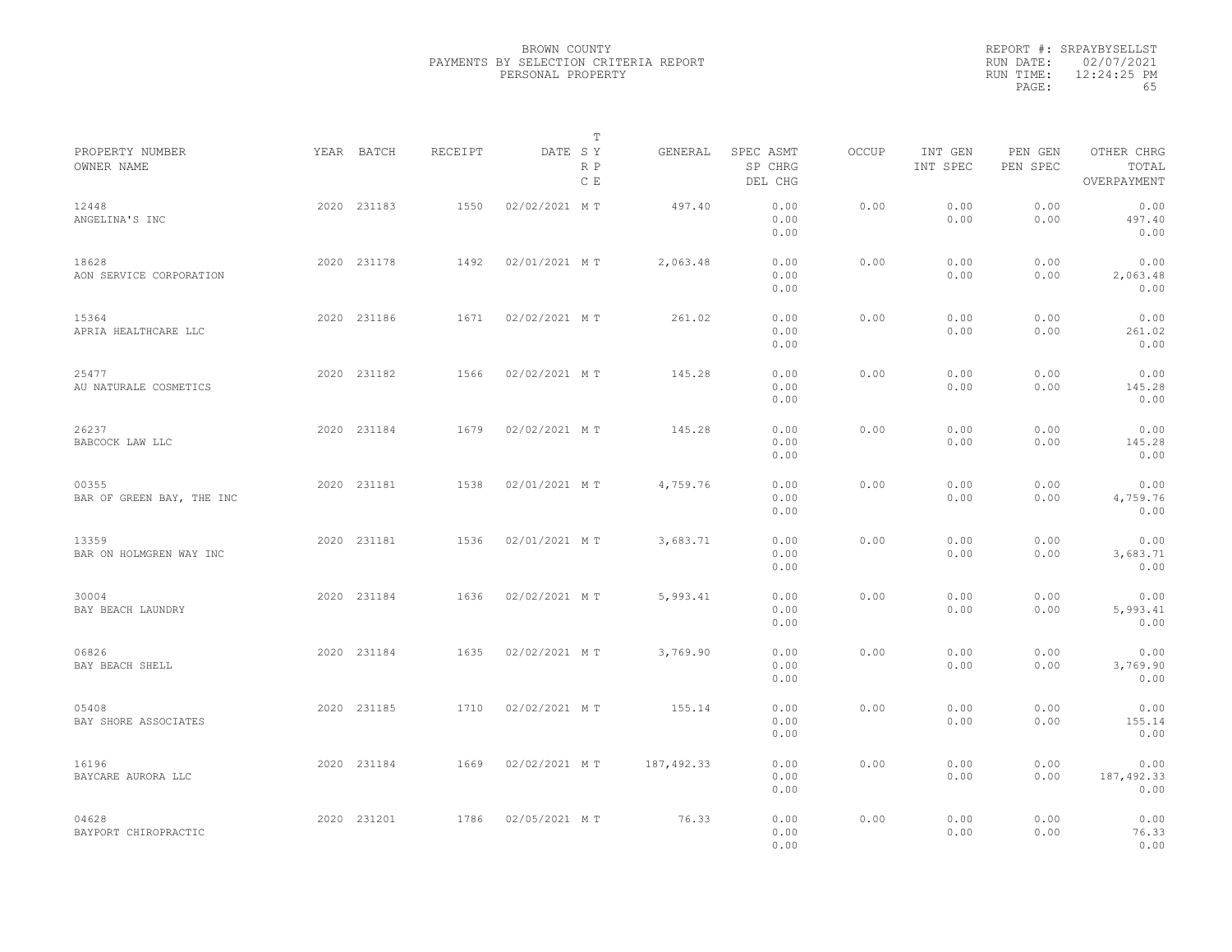BROWN COUNTY
PAYMENTS BY SELECTION CRITERIA REPORT
PERSONAL PROPERTY

REPORT #: SRPAYBYSELLST
RUN DATE: 02/07/2021
RUN TIME: 12:24:25 PM

| PROPERTY NUMBER<br>OWNER NAME | YEAR | BATCH | RECEIPT | DATE | T<br>S Y<br>R P<br>C E | GENERAL | SPEC ASMT<br>SP CHRG<br>DEL CHG | OCCUP | INT GEN<br>INT SPEC | PEN GEN<br>PEN SPEC | OTHER CHRG<br>TOTAL<br>OVERPAYMENT |
|---|---|---|---|---|---|---|---|---|---|---|---|
| 12448<br>ANGELINA'S INC | 2020 | 231183 | 1550 | 02/02/2021 | M T | 497.40 | 0.00<br>0.00<br>0.00 | 0.00 | 0.00<br>0.00 | 0.00<br>0.00 | 0.00<br>497.40<br>0.00 |
| 18628<br>AON SERVICE CORPORATION | 2020 | 231178 | 1492 | 02/01/2021 | M T | 2,063.48 | 0.00<br>0.00<br>0.00 | 0.00 | 0.00<br>0.00 | 0.00<br>0.00 | 0.00<br>2,063.48<br>0.00 |
| 15364<br>APRIA HEALTHCARE LLC | 2020 | 231186 | 1671 | 02/02/2021 | M T | 261.02 | 0.00<br>0.00<br>0.00 | 0.00 | 0.00<br>0.00 | 0.00<br>0.00 | 0.00<br>261.02<br>0.00 |
| 25477<br>AU NATURALE COSMETICS | 2020 | 231182 | 1566 | 02/02/2021 | M T | 145.28 | 0.00<br>0.00<br>0.00 | 0.00 | 0.00<br>0.00 | 0.00<br>0.00 | 0.00<br>145.28<br>0.00 |
| 26237<br>BABCOCK LAW LLC | 2020 | 231184 | 1679 | 02/02/2021 | M T | 145.28 | 0.00<br>0.00<br>0.00 | 0.00 | 0.00<br>0.00 | 0.00<br>0.00 | 0.00<br>145.28<br>0.00 |
| 00355<br>BAR OF GREEN BAY, THE INC | 2020 | 231181 | 1538 | 02/01/2021 | M T | 4,759.76 | 0.00<br>0.00<br>0.00 | 0.00 | 0.00<br>0.00 | 0.00<br>0.00 | 0.00<br>4,759.76<br>0.00 |
| 13359<br>BAR ON HOLMGREN WAY INC | 2020 | 231181 | 1536 | 02/01/2021 | M T | 3,683.71 | 0.00<br>0.00<br>0.00 | 0.00 | 0.00<br>0.00 | 0.00<br>0.00 | 0.00<br>3,683.71<br>0.00 |
| 30004<br>BAY BEACH LAUNDRY | 2020 | 231184 | 1636 | 02/02/2021 | M T | 5,993.41 | 0.00<br>0.00<br>0.00 | 0.00 | 0.00<br>0.00 | 0.00<br>0.00 | 0.00<br>5,993.41<br>0.00 |
| 06826<br>BAY BEACH SHELL | 2020 | 231184 | 1635 | 02/02/2021 | M T | 3,769.90 | 0.00<br>0.00<br>0.00 | 0.00 | 0.00<br>0.00 | 0.00<br>0.00 | 0.00<br>3,769.90<br>0.00 |
| 05408<br>BAY SHORE ASSOCIATES | 2020 | 231185 | 1710 | 02/02/2021 | M T | 155.14 | 0.00<br>0.00<br>0.00 | 0.00 | 0.00<br>0.00 | 0.00<br>0.00 | 0.00<br>155.14<br>0.00 |
| 16196<br>BAYCARE AURORA LLC | 2020 | 231184 | 1669 | 02/02/2021 | M T | 187,492.33 | 0.00<br>0.00<br>0.00 | 0.00 | 0.00<br>0.00 | 0.00<br>0.00 | 0.00<br>187,492.33<br>0.00 |
| 04628<br>BAYPORT CHIROPRACTIC | 2020 | 231201 | 1786 | 02/05/2021 | M T | 76.33 | 0.00<br>0.00<br>0.00 | 0.00 | 0.00<br>0.00 | 0.00<br>0.00 | 0.00<br>76.33<br>0.00 |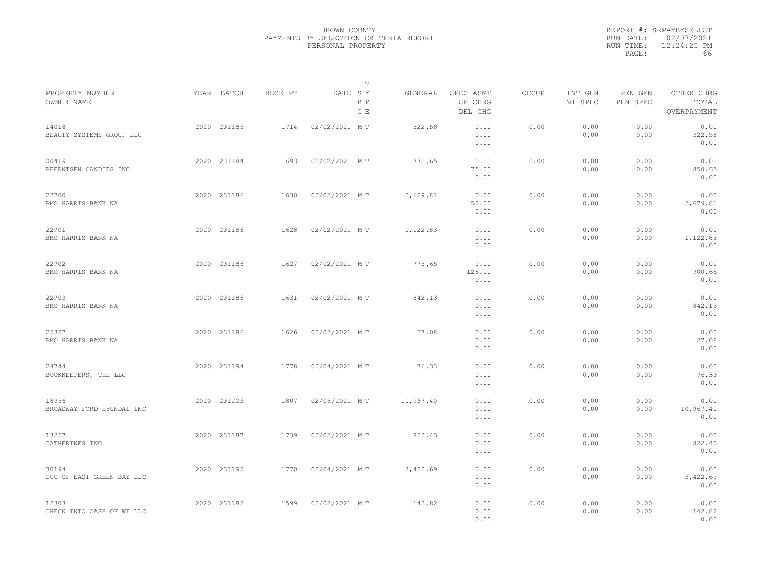BROWN COUNTY
PAYMENTS BY SELECTION CRITERIA REPORT
PERSONAL PROPERTY

REPORT #: SRPAYBYSELLST
RUN DATE: 02/07/2021
RUN TIME: 12:24:25 PM

| PROPERTY NUMBER / OWNER NAME | YEAR | BATCH | RECEIPT | DATE | T SY RP CE | GENERAL | SPEC ASMT / SP CHRG / DEL CHG | OCCUP | INT GEN / INT SPEC | PEN GEN / PEN SPEC | OTHER CHRG / TOTAL / OVERPAYMENT |
|---|---|---|---|---|---|---|---|---|---|---|---|
| 14018 BEAUTY SYSTEMS GROUP LLC | 2020 | 231185 | 1714 | 02/02/2021 | M T | 322.58 | 0.00 / 0.00 / 0.00 | 0.00 | 0.00 / 0.00 | 0.00 / 0.00 | 0.00 / 322.58 / 0.00 |
| 00419 BEERNTSEN CANDIES INC | 2020 | 231184 | 1693 | 02/02/2021 | M T | 775.65 | 0.00 / 75.00 / 0.00 | 0.00 | 0.00 / 0.00 | 0.00 / 0.00 | 0.00 / 850.65 / 0.00 |
| 22700 BMO HARRIS BANK NA | 2020 | 231186 | 1630 | 02/02/2021 | M T | 2,629.81 | 0.00 / 50.00 / 0.00 | 0.00 | 0.00 / 0.00 | 0.00 / 0.00 | 0.00 / 2,679.81 / 0.00 |
| 22701 BMO HARRIS BANK NA | 2020 | 231186 | 1628 | 02/02/2021 | M T | 1,122.83 | 0.00 / 0.00 / 0.00 | 0.00 | 0.00 / 0.00 | 0.00 / 0.00 | 0.00 / 1,122.83 / 0.00 |
| 22702 BMO HARRIS BANK NA | 2020 | 231186 | 1627 | 02/02/2021 | M T | 775.65 | 0.00 / 125.00 / 0.00 | 0.00 | 0.00 / 0.00 | 0.00 / 0.00 | 0.00 / 900.65 / 0.00 |
| 22703 BMO HARRIS BANK NA | 2020 | 231186 | 1631 | 02/02/2021 | M T | 842.13 | 0.00 / 0.00 / 0.00 | 0.00 | 0.00 / 0.00 | 0.00 / 0.00 | 0.00 / 842.13 / 0.00 |
| 25357 BMO HARRIS BANK NA | 2020 | 231186 | 1626 | 02/02/2021 | M T | 27.08 | 0.00 / 0.00 / 0.00 | 0.00 | 0.00 / 0.00 | 0.00 / 0.00 | 0.00 / 27.08 / 0.00 |
| 24744 BOOKKEEPERS, THE LLC | 2020 | 231194 | 1778 | 02/04/2021 | M T | 76.33 | 0.00 / 0.00 / 0.00 | 0.00 | 0.00 / 0.00 | 0.00 / 0.00 | 0.00 / 76.33 / 0.00 |
| 18956 BROADWAY FORD HYUNDAI INC | 2020 | 231203 | 1807 | 02/05/2021 | M T | 10,967.40 | 0.00 / 0.00 / 0.00 | 0.00 | 0.00 / 0.00 | 0.00 / 0.00 | 0.00 / 10,967.40 / 0.00 |
| 13257 CATHERINES INC | 2020 | 231187 | 1739 | 02/02/2021 | M T | 822.43 | 0.00 / 0.00 / 0.00 | 0.00 | 0.00 / 0.00 | 0.00 / 0.00 | 0.00 / 822.43 / 0.00 |
| 30194 CCC OF EAST GREEN BAY LLC | 2020 | 231195 | 1770 | 02/04/2021 | M T | 3,422.69 | 0.00 / 0.00 / 0.00 | 0.00 | 0.00 / 0.00 | 0.00 / 0.00 | 0.00 / 3,422.69 / 0.00 |
| 12303 CHECK INTO CASH OF WI LLC | 2020 | 231182 | 1599 | 02/02/2021 | M T | 142.82 | 0.00 / 0.00 / 0.00 | 0.00 | 0.00 / 0.00 | 0.00 / 0.00 | 0.00 / 142.82 / 0.00 |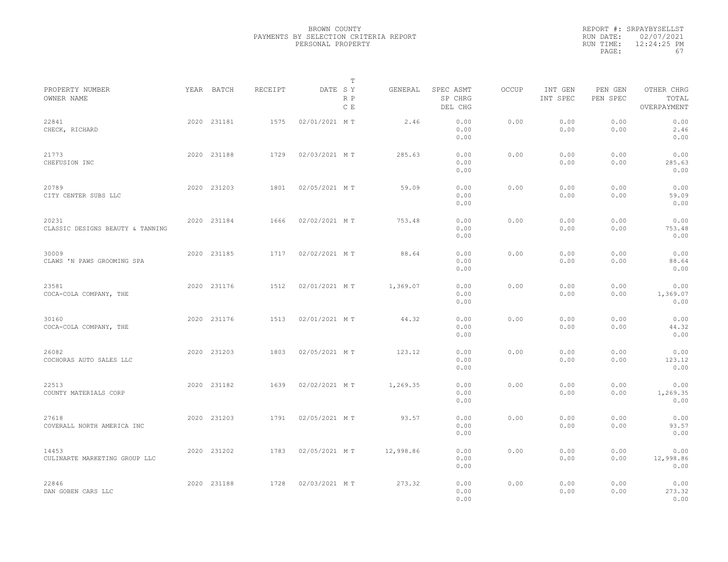BROWN COUNTY
PAYMENTS BY SELECTION CRITERIA REPORT
PERSONAL PROPERTY

REPORT #: SRPAYBYSELLST
RUN DATE: 02/07/2021
RUN TIME: 12:24:25 PM

| PROPERTY NUMBER<br>OWNER NAME | YEAR | BATCH | RECEIPT | DATE | T<br>S Y<br>R P<br>C E | GENERAL | SPEC ASMT<br>SP CHRG<br>DEL CHG | OCCUP | INT GEN<br>INT SPEC | PEN GEN<br>PEN SPEC | OTHER CHRG<br>TOTAL<br>OVERPAYMENT |
|---|---|---|---|---|---|---|---|---|---|---|---|
| 22841<br>CHECK, RICHARD | 2020 | 231181 | 1575 | 02/01/2021 | M T | 2.46 | 0.00<br>0.00<br>0.00 | 0.00 | 0.00<br>0.00 | 0.00<br>0.00 | 0.00<br>2.46<br>0.00 |
| 21773<br>CHEFUSION INC | 2020 | 231188 | 1729 | 02/03/2021 | M T | 285.63 | 0.00<br>0.00<br>0.00 | 0.00 | 0.00<br>0.00 | 0.00<br>0.00 | 0.00<br>285.63<br>0.00 |
| 20789<br>CITY CENTER SUBS LLC | 2020 | 231203 | 1801 | 02/05/2021 | M T | 59.09 | 0.00<br>0.00<br>0.00 | 0.00 | 0.00<br>0.00 | 0.00<br>0.00 | 0.00<br>59.09<br>0.00 |
| 20231<br>CLASSIC DESIGNS BEAUTY & TANNING | 2020 | 231184 | 1666 | 02/02/2021 | M T | 753.48 | 0.00<br>0.00<br>0.00 | 0.00 | 0.00<br>0.00 | 0.00<br>0.00 | 0.00<br>753.48<br>0.00 |
| 30009<br>CLAWS 'N PAWS GROOMING SPA | 2020 | 231185 | 1717 | 02/02/2021 | M T | 88.64 | 0.00<br>0.00<br>0.00 | 0.00 | 0.00<br>0.00 | 0.00<br>0.00 | 0.00<br>88.64<br>0.00 |
| 23581<br>COCA-COLA COMPANY, THE | 2020 | 231176 | 1512 | 02/01/2021 | M T | 1,369.07 | 0.00<br>0.00<br>0.00 | 0.00 | 0.00<br>0.00 | 0.00<br>0.00 | 0.00<br>1,369.07<br>0.00 |
| 30160<br>COCA-COLA COMPANY, THE | 2020 | 231176 | 1513 | 02/01/2021 | M T | 44.32 | 0.00<br>0.00<br>0.00 | 0.00 | 0.00<br>0.00 | 0.00<br>0.00 | 0.00<br>44.32<br>0.00 |
| 26082<br>COCHORAS AUTO SALES LLC | 2020 | 231203 | 1803 | 02/05/2021 | M T | 123.12 | 0.00<br>0.00<br>0.00 | 0.00 | 0.00<br>0.00 | 0.00<br>0.00 | 0.00<br>123.12<br>0.00 |
| 22513<br>COUNTY MATERIALS CORP | 2020 | 231182 | 1639 | 02/02/2021 | M T | 1,269.35 | 0.00<br>0.00<br>0.00 | 0.00 | 0.00<br>0.00 | 0.00<br>0.00 | 0.00<br>1,269.35<br>0.00 |
| 27618<br>COVERALL NORTH AMERICA INC | 2020 | 231203 | 1791 | 02/05/2021 | M T | 93.57 | 0.00<br>0.00<br>0.00 | 0.00 | 0.00<br>0.00 | 0.00<br>0.00 | 0.00<br>93.57<br>0.00 |
| 14453<br>CULINARTE MARKETING GROUP LLC | 2020 | 231202 | 1783 | 02/05/2021 | M T | 12,998.86 | 0.00<br>0.00<br>0.00 | 0.00 | 0.00<br>0.00 | 0.00<br>0.00 | 0.00<br>12,998.86<br>0.00 |
| 22846<br>DAN GOBEN CARS LLC | 2020 | 231188 | 1728 | 02/03/2021 | M T | 273.32 | 0.00<br>0.00<br>0.00 | 0.00 | 0.00<br>0.00 | 0.00<br>0.00 | 0.00<br>273.32<br>0.00 |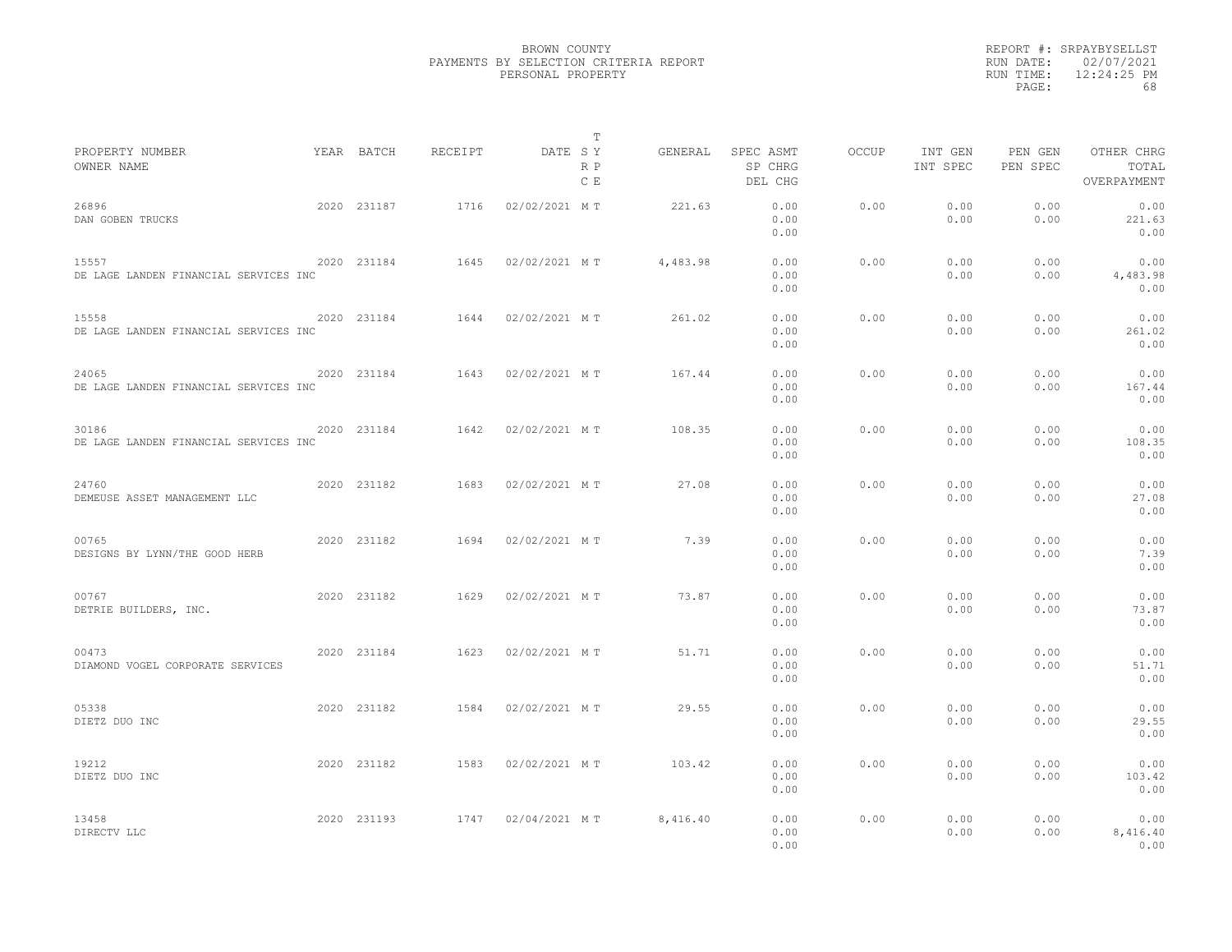BROWN COUNTY
PAYMENTS BY SELECTION CRITERIA REPORT
PERSONAL PROPERTY

REPORT #: SRPAYBYSELLST
RUN DATE: 02/07/2021
RUN TIME: 12:24:25 PM

| PROPERTY NUMBER / OWNER NAME | YEAR | BATCH | RECEIPT | DATE | T S Y R P C E | GENERAL | SPEC ASMT / SP CHRG / DEL CHG | OCCUP | INT GEN / INT SPEC | PEN GEN / PEN SPEC | OTHER CHRG / TOTAL / OVERPAYMENT |
|---|---|---|---|---|---|---|---|---|---|---|---|
| 26896 DAN GOBEN TRUCKS | 2020 | 231187 | 1716 | 02/02/2021 | M T | 221.63 | 0.00 0.00 0.00 | 0.00 | 0.00 0.00 | 0.00 0.00 | 0.00 221.63 0.00 |
| 15557 DE LAGE LANDEN FINANCIAL SERVICES INC | 2020 | 231184 | 1645 | 02/02/2021 | M T | 4,483.98 | 0.00 0.00 0.00 | 0.00 | 0.00 0.00 | 0.00 0.00 | 0.00 4,483.98 0.00 |
| 15558 DE LAGE LANDEN FINANCIAL SERVICES INC | 2020 | 231184 | 1644 | 02/02/2021 | M T | 261.02 | 0.00 0.00 0.00 | 0.00 | 0.00 0.00 | 0.00 0.00 | 0.00 261.02 0.00 |
| 24065 DE LAGE LANDEN FINANCIAL SERVICES INC | 2020 | 231184 | 1643 | 02/02/2021 | M T | 167.44 | 0.00 0.00 0.00 | 0.00 | 0.00 0.00 | 0.00 0.00 | 0.00 167.44 0.00 |
| 30186 DE LAGE LANDEN FINANCIAL SERVICES INC | 2020 | 231184 | 1642 | 02/02/2021 | M T | 108.35 | 0.00 0.00 0.00 | 0.00 | 0.00 0.00 | 0.00 0.00 | 0.00 108.35 0.00 |
| 24760 DEMEUSE ASSET MANAGEMENT LLC | 2020 | 231182 | 1683 | 02/02/2021 | M T | 27.08 | 0.00 0.00 0.00 | 0.00 | 0.00 0.00 | 0.00 0.00 | 0.00 27.08 0.00 |
| 00765 DESIGNS BY LYNN/THE GOOD HERB | 2020 | 231182 | 1694 | 02/02/2021 | M T | 7.39 | 0.00 0.00 0.00 | 0.00 | 0.00 0.00 | 0.00 0.00 | 0.00 7.39 0.00 |
| 00767 DETRIE BUILDERS, INC. | 2020 | 231182 | 1629 | 02/02/2021 | M T | 73.87 | 0.00 0.00 0.00 | 0.00 | 0.00 0.00 | 0.00 0.00 | 0.00 73.87 0.00 |
| 00473 DIAMOND VOGEL CORPORATE SERVICES | 2020 | 231184 | 1623 | 02/02/2021 | M T | 51.71 | 0.00 0.00 0.00 | 0.00 | 0.00 0.00 | 0.00 0.00 | 0.00 51.71 0.00 |
| 05338 DIETZ DUO INC | 2020 | 231182 | 1584 | 02/02/2021 | M T | 29.55 | 0.00 0.00 0.00 | 0.00 | 0.00 0.00 | 0.00 0.00 | 0.00 29.55 0.00 |
| 19212 DIETZ DUO INC | 2020 | 231182 | 1583 | 02/02/2021 | M T | 103.42 | 0.00 0.00 0.00 | 0.00 | 0.00 0.00 | 0.00 0.00 | 0.00 103.42 0.00 |
| 13458 DIRECTV LLC | 2020 | 231193 | 1747 | 02/04/2021 | M T | 8,416.40 | 0.00 0.00 0.00 | 0.00 | 0.00 0.00 | 0.00 0.00 | 0.00 8,416.40 0.00 |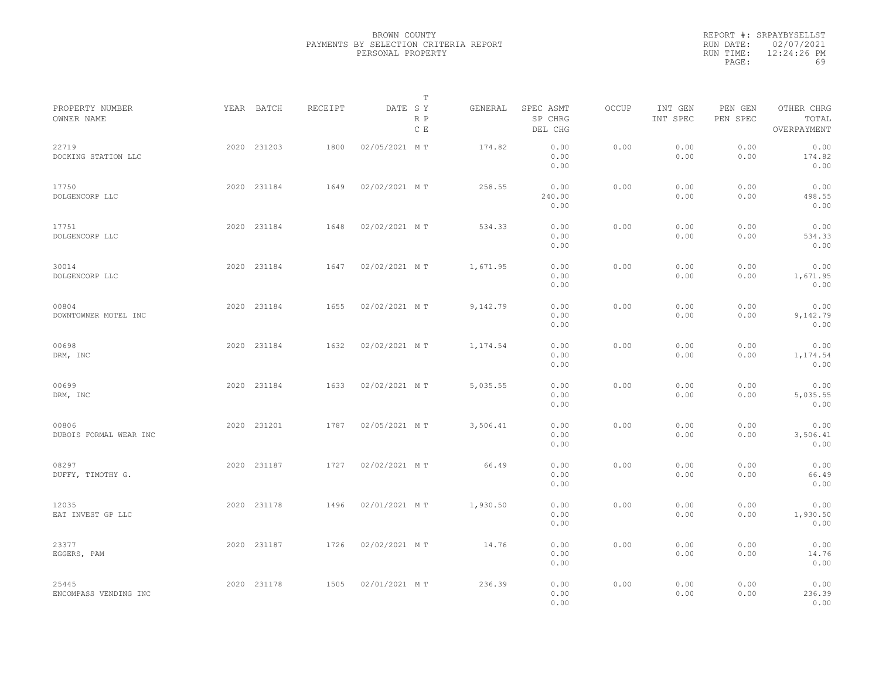BROWN COUNTY
PAYMENTS BY SELECTION CRITERIA REPORT
PERSONAL PROPERTY

REPORT #: SRPAYBYSELLST
RUN DATE: 02/07/2021
RUN TIME: 12:24:26 PM
PAGE: 69

| PROPERTY NUMBER / OWNER NAME | YEAR | BATCH | RECEIPT | DATE | T SY RP CE | GENERAL | SPEC ASMT / SP CHRG / DEL CHG | OCCUP | INT GEN / INT SPEC | PEN GEN / PEN SPEC | OTHER CHRG / TOTAL / OVERPAYMENT |
|---|---|---|---|---|---|---|---|---|---|---|---|
| 22719 DOCKING STATION LLC | 2020 | 231203 | 1800 | 02/05/2021 | M T | 174.82 | 0.00 0.00 0.00 | 0.00 | 0.00 0.00 | 0.00 0.00 | 0.00 174.82 0.00 |
| 17750 DOLGENCORP LLC | 2020 | 231184 | 1649 | 02/02/2021 | M T | 258.55 | 0.00 240.00 0.00 | 0.00 | 0.00 0.00 | 0.00 0.00 | 0.00 498.55 0.00 |
| 17751 DOLGENCORP LLC | 2020 | 231184 | 1648 | 02/02/2021 | M T | 534.33 | 0.00 0.00 0.00 | 0.00 | 0.00 0.00 | 0.00 0.00 | 0.00 534.33 0.00 |
| 30014 DOLGENCORP LLC | 2020 | 231184 | 1647 | 02/02/2021 | M T | 1,671.95 | 0.00 0.00 0.00 | 0.00 | 0.00 0.00 | 0.00 0.00 | 0.00 1,671.95 0.00 |
| 00804 DOWNTOWNER MOTEL INC | 2020 | 231184 | 1655 | 02/02/2021 | M T | 9,142.79 | 0.00 0.00 0.00 | 0.00 | 0.00 0.00 | 0.00 0.00 | 0.00 9,142.79 0.00 |
| 00698 DRM, INC | 2020 | 231184 | 1632 | 02/02/2021 | M T | 1,174.54 | 0.00 0.00 0.00 | 0.00 | 0.00 0.00 | 0.00 0.00 | 0.00 1,174.54 0.00 |
| 00699 DRM, INC | 2020 | 231184 | 1633 | 02/02/2021 | M T | 5,035.55 | 0.00 0.00 0.00 | 0.00 | 0.00 0.00 | 0.00 0.00 | 0.00 5,035.55 0.00 |
| 00806 DUBOIS FORMAL WEAR INC | 2020 | 231201 | 1787 | 02/05/2021 | M T | 3,506.41 | 0.00 0.00 0.00 | 0.00 | 0.00 0.00 | 0.00 0.00 | 0.00 3,506.41 0.00 |
| 08297 DUFFY, TIMOTHY G. | 2020 | 231187 | 1727 | 02/02/2021 | M T | 66.49 | 0.00 0.00 0.00 | 0.00 | 0.00 0.00 | 0.00 0.00 | 0.00 66.49 0.00 |
| 12035 EAT INVEST GP LLC | 2020 | 231178 | 1496 | 02/01/2021 | M T | 1,930.50 | 0.00 0.00 0.00 | 0.00 | 0.00 0.00 | 0.00 0.00 | 0.00 1,930.50 0.00 |
| 23377 EGGERS, PAM | 2020 | 231187 | 1726 | 02/02/2021 | M T | 14.76 | 0.00 0.00 0.00 | 0.00 | 0.00 0.00 | 0.00 0.00 | 0.00 14.76 0.00 |
| 25445 ENCOMPASS VENDING INC | 2020 | 231178 | 1505 | 02/01/2021 | M T | 236.39 | 0.00 0.00 0.00 | 0.00 | 0.00 0.00 | 0.00 0.00 | 0.00 236.39 0.00 |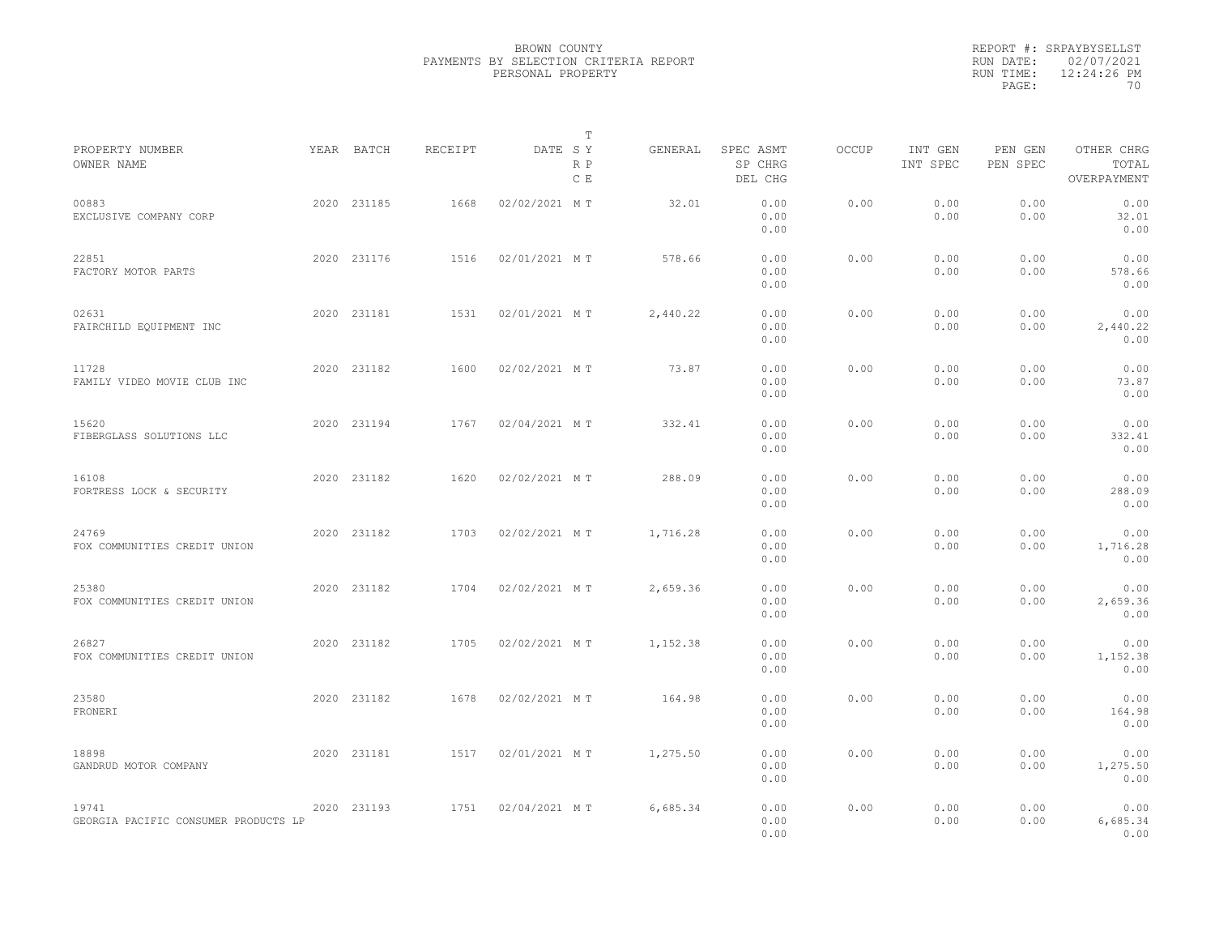BROWN COUNTY
PAYMENTS BY SELECTION CRITERIA REPORT
PERSONAL PROPERTY

REPORT #: SRPAYBYSELLST
RUN DATE: 02/07/2021
RUN TIME: 12:24:26 PM

| PROPERTY NUMBER<br>OWNER NAME | YEAR | BATCH | RECEIPT | DATE | T S Y R P C E | GENERAL | SPEC ASMT<br>SP CHRG<br>DEL CHG | OCCUP | INT GEN<br>INT SPEC | PEN GEN<br>PEN SPEC | OTHER CHRG<br>TOTAL<br>OVERPAYMENT |
|---|---|---|---|---|---|---|---|---|---|---|---|
| 00883<br>EXCLUSIVE COMPANY CORP | 2020 | 231185 | 1668 | 02/02/2021 | M T | 32.01 | 0.00<br>0.00<br>0.00 | 0.00 | 0.00<br>0.00 | 0.00<br>0.00 | 0.00<br>32.01<br>0.00 |
| 22851<br>FACTORY MOTOR PARTS | 2020 | 231176 | 1516 | 02/01/2021 | M T | 578.66 | 0.00<br>0.00<br>0.00 | 0.00 | 0.00<br>0.00 | 0.00<br>0.00 | 0.00<br>578.66<br>0.00 |
| 02631<br>FAIRCHILD EQUIPMENT INC | 2020 | 231181 | 1531 | 02/01/2021 | M T | 2,440.22 | 0.00<br>0.00<br>0.00 | 0.00 | 0.00<br>0.00 | 0.00<br>0.00 | 0.00<br>2,440.22<br>0.00 |
| 11728<br>FAMILY VIDEO MOVIE CLUB INC | 2020 | 231182 | 1600 | 02/02/2021 | M T | 73.87 | 0.00<br>0.00<br>0.00 | 0.00 | 0.00<br>0.00 | 0.00<br>0.00 | 0.00<br>73.87<br>0.00 |
| 15620<br>FIBERGLASS SOLUTIONS LLC | 2020 | 231194 | 1767 | 02/04/2021 | M T | 332.41 | 0.00<br>0.00<br>0.00 | 0.00 | 0.00<br>0.00 | 0.00<br>0.00 | 0.00<br>332.41<br>0.00 |
| 16108<br>FORTRESS LOCK & SECURITY | 2020 | 231182 | 1620 | 02/02/2021 | M T | 288.09 | 0.00<br>0.00<br>0.00 | 0.00 | 0.00<br>0.00 | 0.00<br>0.00 | 0.00<br>288.09<br>0.00 |
| 24769<br>FOX COMMUNITIES CREDIT UNION | 2020 | 231182 | 1703 | 02/02/2021 | M T | 1,716.28 | 0.00<br>0.00<br>0.00 | 0.00 | 0.00<br>0.00 | 0.00<br>0.00 | 0.00<br>1,716.28<br>0.00 |
| 25380<br>FOX COMMUNITIES CREDIT UNION | 2020 | 231182 | 1704 | 02/02/2021 | M T | 2,659.36 | 0.00<br>0.00<br>0.00 | 0.00 | 0.00<br>0.00 | 0.00<br>0.00 | 0.00<br>2,659.36<br>0.00 |
| 26827<br>FOX COMMUNITIES CREDIT UNION | 2020 | 231182 | 1705 | 02/02/2021 | M T | 1,152.38 | 0.00<br>0.00<br>0.00 | 0.00 | 0.00<br>0.00 | 0.00<br>0.00 | 0.00<br>1,152.38<br>0.00 |
| 23580<br>FRONERI | 2020 | 231182 | 1678 | 02/02/2021 | M T | 164.98 | 0.00<br>0.00<br>0.00 | 0.00 | 0.00<br>0.00 | 0.00<br>0.00 | 0.00<br>164.98<br>0.00 |
| 18898<br>GANDRUD MOTOR COMPANY | 2020 | 231181 | 1517 | 02/01/2021 | M T | 1,275.50 | 0.00<br>0.00<br>0.00 | 0.00 | 0.00<br>0.00 | 0.00<br>0.00 | 0.00<br>1,275.50<br>0.00 |
| 19741<br>GEORGIA PACIFIC CONSUMER PRODUCTS LP | 2020 | 231193 | 1751 | 02/04/2021 | M T | 6,685.34 | 0.00<br>0.00<br>0.00 | 0.00 | 0.00<br>0.00 | 0.00<br>0.00 | 0.00<br>6,685.34<br>0.00 |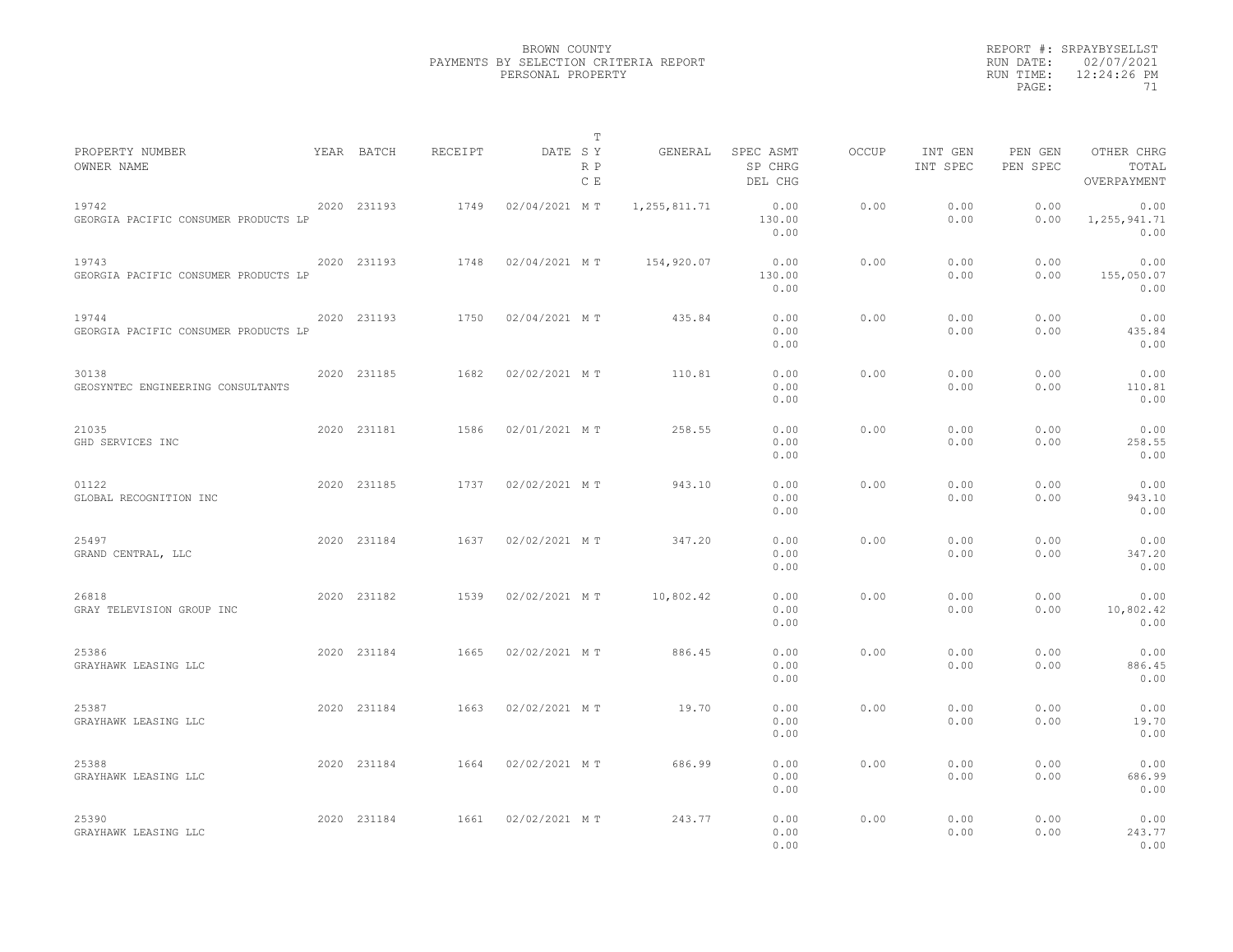BROWN COUNTY
PAYMENTS BY SELECTION CRITERIA REPORT
PERSONAL PROPERTY

REPORT #: SRPAYBYSELLST
RUN DATE: 02/07/2021
RUN TIME: 12:24:26 PM

| PROPERTY NUMBER / OWNER NAME | YEAR | BATCH | RECEIPT | DATE | T SY RP CE | GENERAL | SPEC ASMT / SP CHRG / DEL CHG | OCCUP | INT GEN / INT SPEC | PEN GEN / PEN SPEC | OTHER CHRG / TOTAL / OVERPAYMENT |
|---|---|---|---|---|---|---|---|---|---|---|---|
| 19742 GEORGIA PACIFIC CONSUMER PRODUCTS LP | 2020 | 231193 | 1749 | 02/04/2021 | M T | 1,255,811.71 | 0.00 / 130.00 / 0.00 | 0.00 | 0.00 / 0.00 | 0.00 / 0.00 | 0.00 / 1,255,941.71 / 0.00 |
| 19743 GEORGIA PACIFIC CONSUMER PRODUCTS LP | 2020 | 231193 | 1748 | 02/04/2021 | M T | 154,920.07 | 0.00 / 130.00 / 0.00 | 0.00 | 0.00 / 0.00 | 0.00 / 0.00 | 0.00 / 155,050.07 / 0.00 |
| 19744 GEORGIA PACIFIC CONSUMER PRODUCTS LP | 2020 | 231193 | 1750 | 02/04/2021 | M T | 435.84 | 0.00 / 0.00 / 0.00 | 0.00 | 0.00 / 0.00 | 0.00 / 0.00 | 0.00 / 435.84 / 0.00 |
| 30138 GEOSYNTEC ENGINEERING CONSULTANTS | 2020 | 231185 | 1682 | 02/02/2021 | M T | 110.81 | 0.00 / 0.00 / 0.00 | 0.00 | 0.00 / 0.00 | 0.00 / 0.00 | 0.00 / 110.81 / 0.00 |
| 21035 GHD SERVICES INC | 2020 | 231181 | 1586 | 02/01/2021 | M T | 258.55 | 0.00 / 0.00 / 0.00 | 0.00 | 0.00 / 0.00 | 0.00 / 0.00 | 0.00 / 258.55 / 0.00 |
| 01122 GLOBAL RECOGNITION INC | 2020 | 231185 | 1737 | 02/02/2021 | M T | 943.10 | 0.00 / 0.00 / 0.00 | 0.00 | 0.00 / 0.00 | 0.00 / 0.00 | 0.00 / 943.10 / 0.00 |
| 25497 GRAND CENTRAL, LLC | 2020 | 231184 | 1637 | 02/02/2021 | M T | 347.20 | 0.00 / 0.00 / 0.00 | 0.00 | 0.00 / 0.00 | 0.00 / 0.00 | 0.00 / 347.20 / 0.00 |
| 26818 GRAY TELEVISION GROUP INC | 2020 | 231182 | 1539 | 02/02/2021 | M T | 10,802.42 | 0.00 / 0.00 / 0.00 | 0.00 | 0.00 / 0.00 | 0.00 / 0.00 | 0.00 / 10,802.42 / 0.00 |
| 25386 GRAYHAWK LEASING LLC | 2020 | 231184 | 1665 | 02/02/2021 | M T | 886.45 | 0.00 / 0.00 / 0.00 | 0.00 | 0.00 / 0.00 | 0.00 / 0.00 | 0.00 / 886.45 / 0.00 |
| 25387 GRAYHAWK LEASING LLC | 2020 | 231184 | 1663 | 02/02/2021 | M T | 19.70 | 0.00 / 0.00 / 0.00 | 0.00 | 0.00 / 0.00 | 0.00 / 0.00 | 0.00 / 19.70 / 0.00 |
| 25388 GRAYHAWK LEASING LLC | 2020 | 231184 | 1664 | 02/02/2021 | M T | 686.99 | 0.00 / 0.00 / 0.00 | 0.00 | 0.00 / 0.00 | 0.00 / 0.00 | 0.00 / 686.99 / 0.00 |
| 25390 GRAYHAWK LEASING LLC | 2020 | 231184 | 1661 | 02/02/2021 | M T | 243.77 | 0.00 / 0.00 / 0.00 | 0.00 | 0.00 / 0.00 | 0.00 / 0.00 | 0.00 / 243.77 / 0.00 |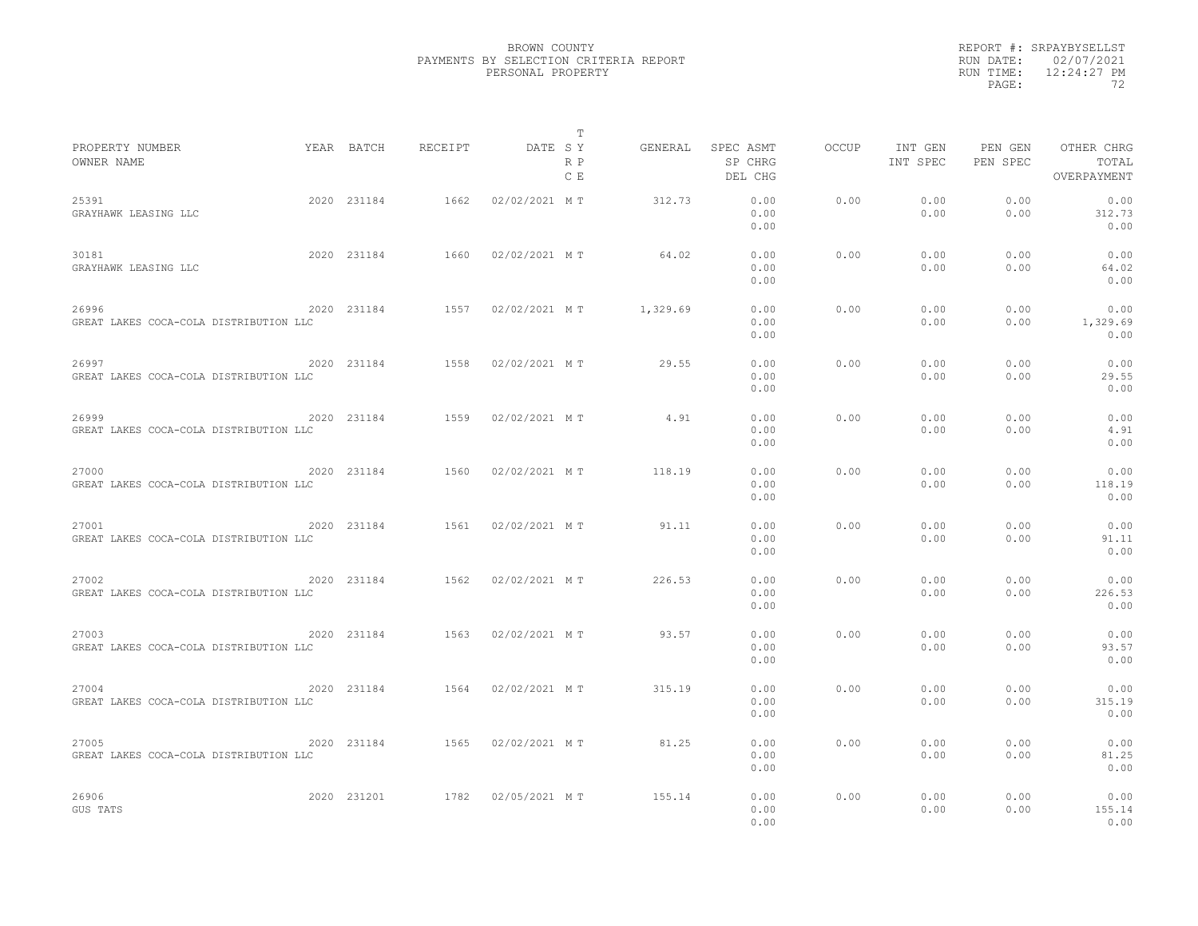BROWN COUNTY
PAYMENTS BY SELECTION CRITERIA REPORT
PERSONAL PROPERTY

REPORT #: SRPAYBYSELLST
RUN DATE: 02/07/2021
RUN TIME: 12:24:27 PM

| PROPERTY NUMBER / OWNER NAME | YEAR | BATCH | RECEIPT | DATE | T S Y / R P / C E | GENERAL | SPEC ASMT / SP CHRG / DEL CHG | OCCUP | INT GEN / INT SPEC | PEN GEN / PEN SPEC | OTHER CHRG / TOTAL / OVERPAYMENT |
|---|---|---|---|---|---|---|---|---|---|---|---|
| 25391 GRAYHAWK LEASING LLC | 2020 | 231184 | 1662 | 02/02/2021 | M T | 312.73 | 0.00 / 0.00 / 0.00 | 0.00 | 0.00 / 0.00 | 0.00 / 0.00 | 0.00 / 312.73 / 0.00 |
| 30181 GRAYHAWK LEASING LLC | 2020 | 231184 | 1660 | 02/02/2021 | M T | 64.02 | 0.00 / 0.00 / 0.00 | 0.00 | 0.00 / 0.00 | 0.00 / 0.00 | 0.00 / 64.02 / 0.00 |
| 26996 GREAT LAKES COCA-COLA DISTRIBUTION LLC | 2020 | 231184 | 1557 | 02/02/2021 | M T | 1,329.69 | 0.00 / 0.00 / 0.00 | 0.00 | 0.00 / 0.00 | 0.00 / 0.00 | 0.00 / 1,329.69 / 0.00 |
| 26997 GREAT LAKES COCA-COLA DISTRIBUTION LLC | 2020 | 231184 | 1558 | 02/02/2021 | M T | 29.55 | 0.00 / 0.00 / 0.00 | 0.00 | 0.00 / 0.00 | 0.00 / 0.00 | 0.00 / 29.55 / 0.00 |
| 26999 GREAT LAKES COCA-COLA DISTRIBUTION LLC | 2020 | 231184 | 1559 | 02/02/2021 | M T | 4.91 | 0.00 / 0.00 / 0.00 | 0.00 | 0.00 / 0.00 | 0.00 / 0.00 | 0.00 / 4.91 / 0.00 |
| 27000 GREAT LAKES COCA-COLA DISTRIBUTION LLC | 2020 | 231184 | 1560 | 02/02/2021 | M T | 118.19 | 0.00 / 0.00 / 0.00 | 0.00 | 0.00 / 0.00 | 0.00 / 0.00 | 0.00 / 118.19 / 0.00 |
| 27001 GREAT LAKES COCA-COLA DISTRIBUTION LLC | 2020 | 231184 | 1561 | 02/02/2021 | M T | 91.11 | 0.00 / 0.00 / 0.00 | 0.00 | 0.00 / 0.00 | 0.00 / 0.00 | 0.00 / 91.11 / 0.00 |
| 27002 GREAT LAKES COCA-COLA DISTRIBUTION LLC | 2020 | 231184 | 1562 | 02/02/2021 | M T | 226.53 | 0.00 / 0.00 / 0.00 | 0.00 | 0.00 / 0.00 | 0.00 / 0.00 | 0.00 / 226.53 / 0.00 |
| 27003 GREAT LAKES COCA-COLA DISTRIBUTION LLC | 2020 | 231184 | 1563 | 02/02/2021 | M T | 93.57 | 0.00 / 0.00 / 0.00 | 0.00 | 0.00 / 0.00 | 0.00 / 0.00 | 0.00 / 93.57 / 0.00 |
| 27004 GREAT LAKES COCA-COLA DISTRIBUTION LLC | 2020 | 231184 | 1564 | 02/02/2021 | M T | 315.19 | 0.00 / 0.00 / 0.00 | 0.00 | 0.00 / 0.00 | 0.00 / 0.00 | 0.00 / 315.19 / 0.00 |
| 27005 GREAT LAKES COCA-COLA DISTRIBUTION LLC | 2020 | 231184 | 1565 | 02/02/2021 | M T | 81.25 | 0.00 / 0.00 / 0.00 | 0.00 | 0.00 / 0.00 | 0.00 / 0.00 | 0.00 / 81.25 / 0.00 |
| 26906 GUS TATS | 2020 | 231201 | 1782 | 02/05/2021 | M T | 155.14 | 0.00 / 0.00 / 0.00 | 0.00 | 0.00 / 0.00 | 0.00 / 0.00 | 0.00 / 155.14 / 0.00 |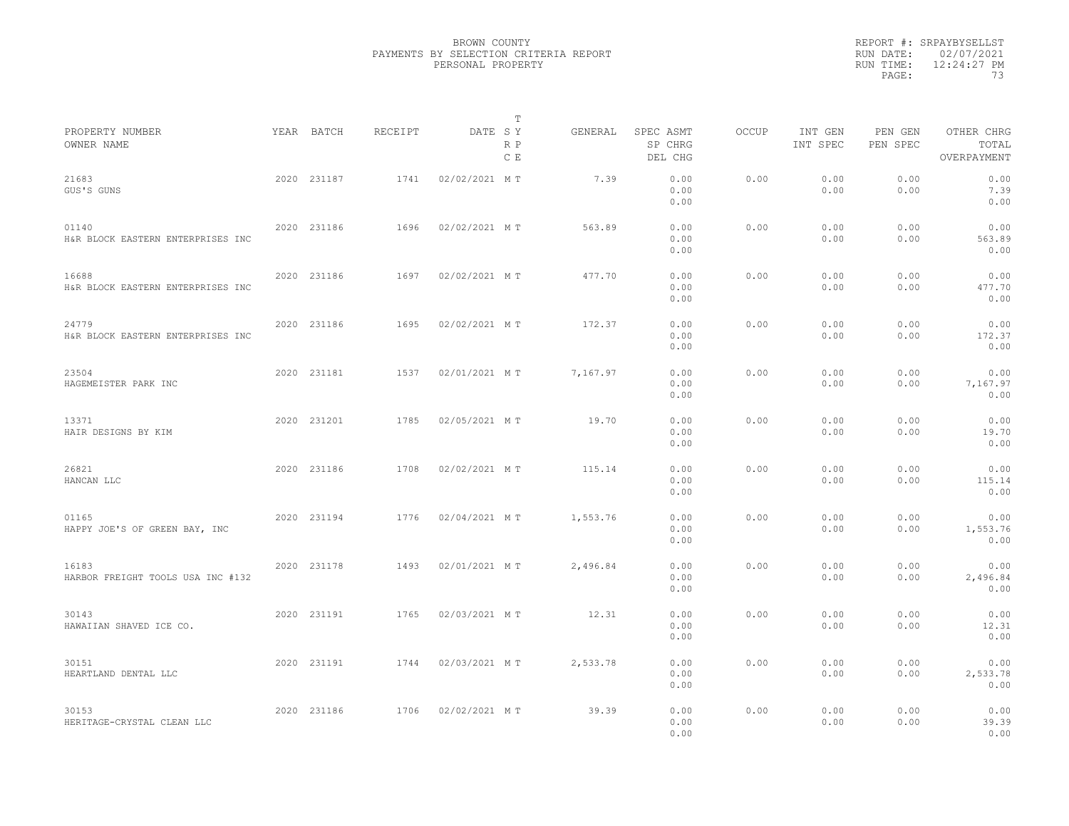BROWN COUNTY
PAYMENTS BY SELECTION CRITERIA REPORT
PERSONAL PROPERTY

REPORT #: SRPAYBYSELLST
RUN DATE: 02/07/2021
RUN TIME: 12:24:27 PM

| PROPERTY NUMBER<br>OWNER NAME | YEAR | BATCH | RECEIPT | DATE | T<br>S Y<br>R P<br>C E | GENERAL | SPEC ASMT<br>SP CHRG<br>DEL CHG | OCCUP | INT GEN<br>INT SPEC | PEN GEN<br>PEN SPEC | OTHER CHRG<br>TOTAL<br>OVERPAYMENT |
|---|---|---|---|---|---|---|---|---|---|---|---|
| 21683<br>GUS'S GUNS | 2020 | 231187 | 1741 | 02/02/2021 | M T | 7.39 | 0.00<br>0.00<br>0.00 | 0.00 | 0.00<br>0.00 | 0.00<br>0.00 | 0.00<br>7.39<br>0.00 |
| 01140<br>H&R BLOCK EASTERN ENTERPRISES INC | 2020 | 231186 | 1696 | 02/02/2021 | M T | 563.89 | 0.00<br>0.00<br>0.00 | 0.00 | 0.00<br>0.00 | 0.00<br>0.00 | 0.00<br>563.89<br>0.00 |
| 16688<br>H&R BLOCK EASTERN ENTERPRISES INC | 2020 | 231186 | 1697 | 02/02/2021 | M T | 477.70 | 0.00<br>0.00<br>0.00 | 0.00 | 0.00<br>0.00 | 0.00<br>0.00 | 0.00<br>477.70<br>0.00 |
| 24779<br>H&R BLOCK EASTERN ENTERPRISES INC | 2020 | 231186 | 1695 | 02/02/2021 | M T | 172.37 | 0.00<br>0.00<br>0.00 | 0.00 | 0.00<br>0.00 | 0.00<br>0.00 | 0.00<br>172.37<br>0.00 |
| 23504<br>HAGEMEISTER PARK INC | 2020 | 231181 | 1537 | 02/01/2021 | M T | 7,167.97 | 0.00<br>0.00<br>0.00 | 0.00 | 0.00<br>0.00 | 0.00<br>0.00 | 0.00<br>7,167.97<br>0.00 |
| 13371<br>HAIR DESIGNS BY KIM | 2020 | 231201 | 1785 | 02/05/2021 | M T | 19.70 | 0.00<br>0.00<br>0.00 | 0.00 | 0.00<br>0.00 | 0.00<br>0.00 | 0.00<br>19.70<br>0.00 |
| 26821<br>HANCAN LLC | 2020 | 231186 | 1708 | 02/02/2021 | M T | 115.14 | 0.00<br>0.00<br>0.00 | 0.00 | 0.00<br>0.00 | 0.00<br>0.00 | 0.00<br>115.14<br>0.00 |
| 01165<br>HAPPY JOE'S OF GREEN BAY, INC | 2020 | 231194 | 1776 | 02/04/2021 | M T | 1,553.76 | 0.00<br>0.00<br>0.00 | 0.00 | 0.00<br>0.00 | 0.00<br>0.00 | 0.00<br>1,553.76<br>0.00 |
| 16183<br>HARBOR FREIGHT TOOLS USA INC #132 | 2020 | 231178 | 1493 | 02/01/2021 | M T | 2,496.84 | 0.00<br>0.00<br>0.00 | 0.00 | 0.00<br>0.00 | 0.00<br>0.00 | 0.00<br>2,496.84<br>0.00 |
| 30143<br>HAWAIIAN SHAVED ICE CO. | 2020 | 231191 | 1765 | 02/03/2021 | M T | 12.31 | 0.00<br>0.00<br>0.00 | 0.00 | 0.00<br>0.00 | 0.00<br>0.00 | 0.00<br>12.31<br>0.00 |
| 30151<br>HEARTLAND DENTAL LLC | 2020 | 231191 | 1744 | 02/03/2021 | M T | 2,533.78 | 0.00<br>0.00<br>0.00 | 0.00 | 0.00<br>0.00 | 0.00<br>0.00 | 0.00<br>2,533.78<br>0.00 |
| 30153<br>HERITAGE-CRYSTAL CLEAN LLC | 2020 | 231186 | 1706 | 02/02/2021 | M T | 39.39 | 0.00<br>0.00<br>0.00 | 0.00 | 0.00<br>0.00 | 0.00<br>0.00 | 0.00<br>39.39<br>0.00 |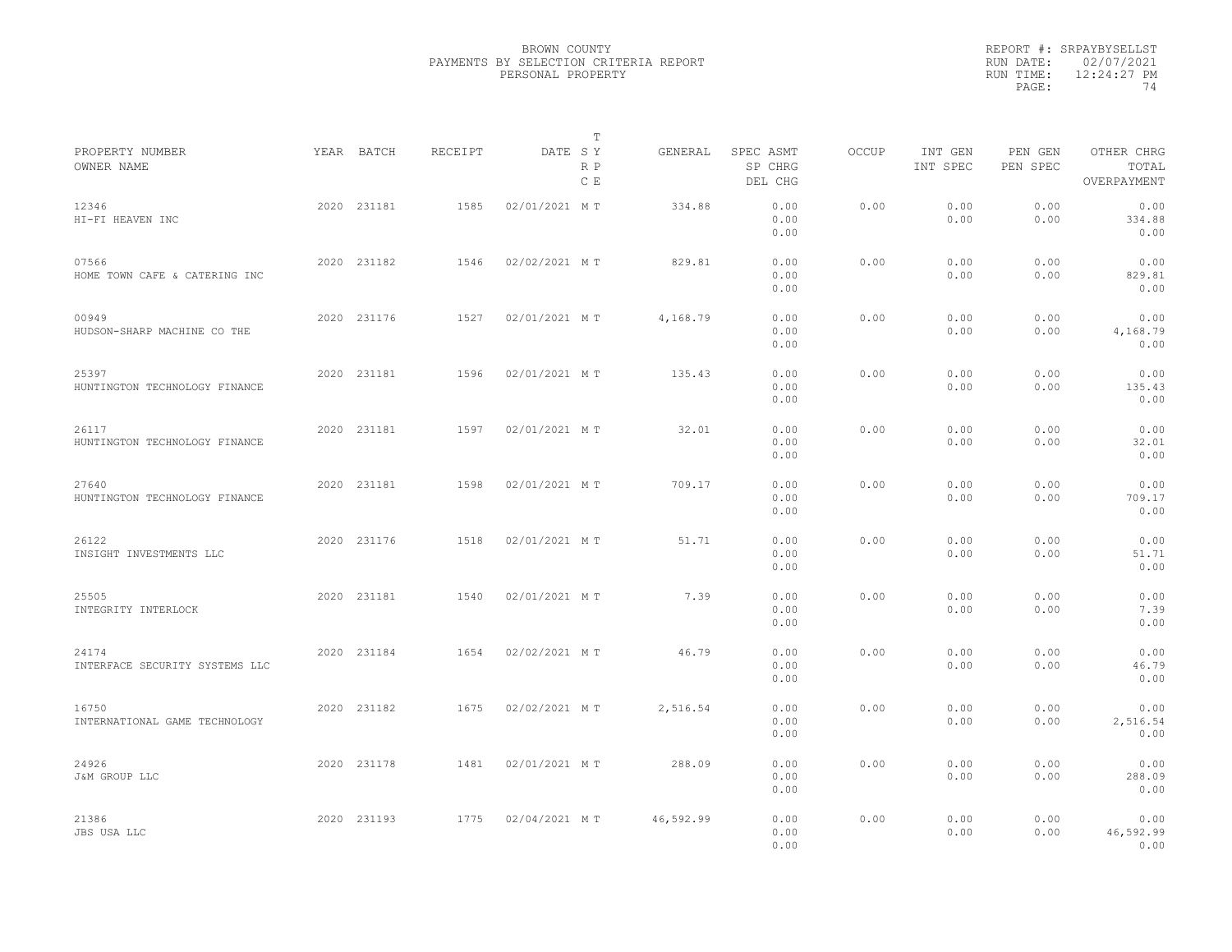BROWN COUNTY
PAYMENTS BY SELECTION CRITERIA REPORT
PERSONAL PROPERTY

REPORT #: SRPAYBYSELLST
RUN DATE: 02/07/2021
RUN TIME: 12:24:27 PM

| PROPERTY NUMBER<br>OWNER NAME | YEAR | BATCH | RECEIPT | DATE | T<br>SY<br>RP<br>CE | GENERAL | SPEC ASMT<br>SP CHRG<br>DEL CHG | OCCUP | INT GEN<br>INT SPEC | PEN GEN<br>PEN SPEC | OTHER CHRG<br>TOTAL<br>OVERPAYMENT |
|---|---|---|---|---|---|---|---|---|---|---|---|
| 12346<br>HI-FI HEAVEN INC | 2020 | 231181 | 1585 | 02/01/2021 | M T | 334.88 | 0.00<br>0.00<br>0.00 | 0.00 | 0.00<br>0.00 | 0.00<br>0.00 | 0.00<br>334.88<br>0.00 |
| 07566<br>HOME TOWN CAFE & CATERING INC | 2020 | 231182 | 1546 | 02/02/2021 | M T | 829.81 | 0.00<br>0.00<br>0.00 | 0.00 | 0.00<br>0.00 | 0.00<br>0.00 | 0.00<br>829.81<br>0.00 |
| 00949<br>HUDSON-SHARP MACHINE CO THE | 2020 | 231176 | 1527 | 02/01/2021 | M T | 4,168.79 | 0.00<br>0.00<br>0.00 | 0.00 | 0.00<br>0.00 | 0.00<br>0.00 | 0.00<br>4,168.79<br>0.00 |
| 25397<br>HUNTINGTON TECHNOLOGY FINANCE | 2020 | 231181 | 1596 | 02/01/2021 | M T | 135.43 | 0.00<br>0.00<br>0.00 | 0.00 | 0.00<br>0.00 | 0.00<br>0.00 | 0.00<br>135.43<br>0.00 |
| 26117<br>HUNTINGTON TECHNOLOGY FINANCE | 2020 | 231181 | 1597 | 02/01/2021 | M T | 32.01 | 0.00<br>0.00<br>0.00 | 0.00 | 0.00<br>0.00 | 0.00<br>0.00 | 0.00<br>32.01<br>0.00 |
| 27640<br>HUNTINGTON TECHNOLOGY FINANCE | 2020 | 231181 | 1598 | 02/01/2021 | M T | 709.17 | 0.00<br>0.00<br>0.00 | 0.00 | 0.00<br>0.00 | 0.00<br>0.00 | 0.00<br>709.17<br>0.00 |
| 26122<br>INSIGHT INVESTMENTS LLC | 2020 | 231176 | 1518 | 02/01/2021 | M T | 51.71 | 0.00<br>0.00<br>0.00 | 0.00 | 0.00<br>0.00 | 0.00<br>0.00 | 0.00<br>51.71<br>0.00 |
| 25505<br>INTEGRITY INTERLOCK | 2020 | 231181 | 1540 | 02/01/2021 | M T | 7.39 | 0.00<br>0.00<br>0.00 | 0.00 | 0.00<br>0.00 | 0.00<br>0.00 | 0.00<br>7.39<br>0.00 |
| 24174<br>INTERFACE SECURITY SYSTEMS LLC | 2020 | 231184 | 1654 | 02/02/2021 | M T | 46.79 | 0.00<br>0.00<br>0.00 | 0.00 | 0.00<br>0.00 | 0.00<br>0.00 | 0.00<br>46.79<br>0.00 |
| 16750<br>INTERNATIONAL GAME TECHNOLOGY | 2020 | 231182 | 1675 | 02/02/2021 | M T | 2,516.54 | 0.00<br>0.00<br>0.00 | 0.00 | 0.00<br>0.00 | 0.00<br>0.00 | 0.00<br>2,516.54<br>0.00 |
| 24926<br>J&M GROUP LLC | 2020 | 231178 | 1481 | 02/01/2021 | M T | 288.09 | 0.00<br>0.00<br>0.00 | 0.00 | 0.00<br>0.00 | 0.00<br>0.00 | 0.00<br>288.09<br>0.00 |
| 21386<br>JBS USA LLC | 2020 | 231193 | 1775 | 02/04/2021 | M T | 46,592.99 | 0.00<br>0.00<br>0.00 | 0.00 | 0.00<br>0.00 | 0.00<br>0.00 | 0.00<br>46,592.99<br>0.00 |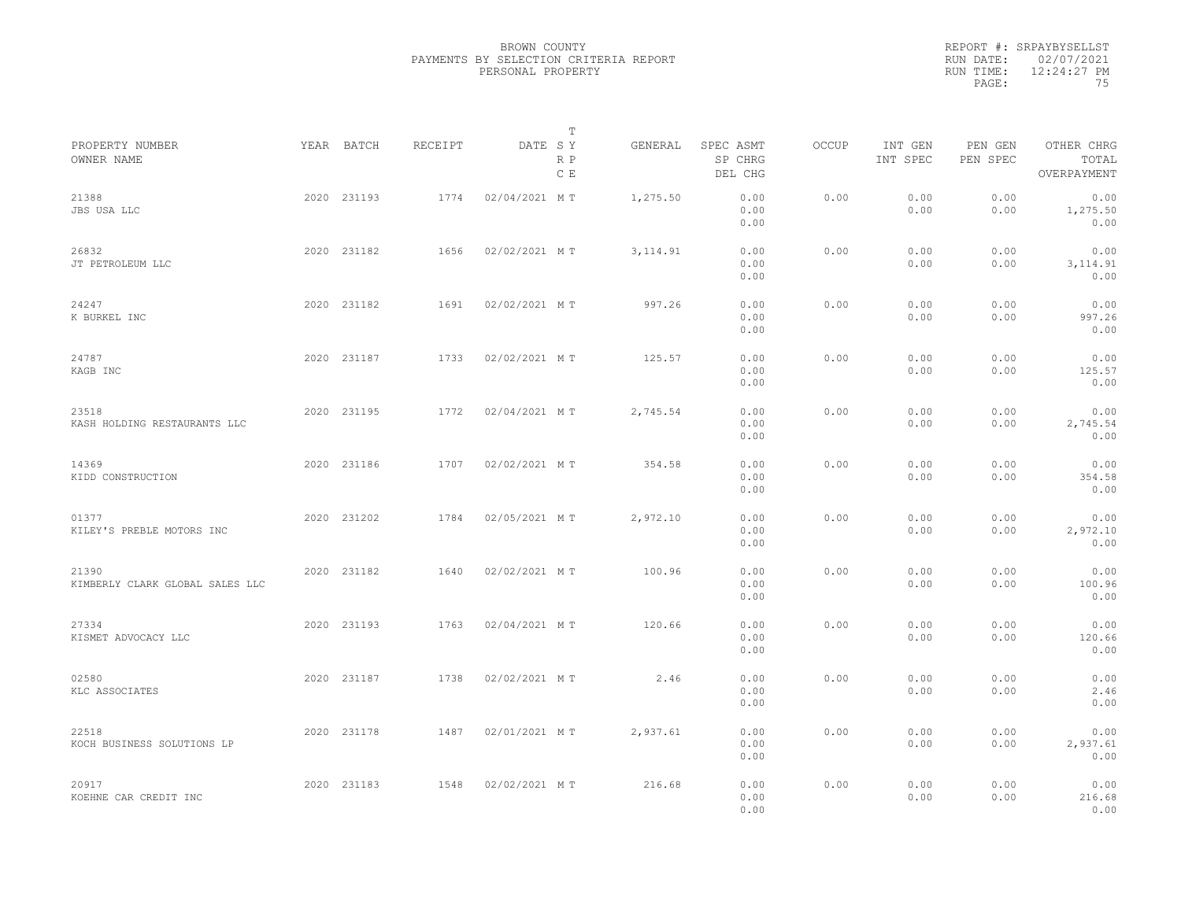BROWN COUNTY
PAYMENTS BY SELECTION CRITERIA REPORT
PERSONAL PROPERTY

REPORT #: SRPAYBYSELLST
RUN DATE: 02/07/2021
RUN TIME: 12:24:27 PM

| PROPERTY NUMBER / OWNER NAME | YEAR | BATCH | RECEIPT | DATE | T SY RP CE | GENERAL | SPEC ASMT / SP CHRG / DEL CHG | OCCUP | INT GEN / INT SPEC | PEN GEN / PEN SPEC | OTHER CHRG / TOTAL / OVERPAYMENT |
|---|---|---|---|---|---|---|---|---|---|---|---|
| 21388 JBS USA LLC | 2020 | 231193 | 1774 | 02/04/2021 | M T | 1,275.50 | 0.00 0.00 0.00 | 0.00 | 0.00 0.00 | 0.00 0.00 | 0.00 1,275.50 0.00 |
| 26832 JT PETROLEUM LLC | 2020 | 231182 | 1656 | 02/02/2021 | M T | 3,114.91 | 0.00 0.00 0.00 | 0.00 | 0.00 0.00 | 0.00 0.00 | 0.00 3,114.91 0.00 |
| 24247 K BURKEL INC | 2020 | 231182 | 1691 | 02/02/2021 | M T | 997.26 | 0.00 0.00 0.00 | 0.00 | 0.00 0.00 | 0.00 0.00 | 0.00 997.26 0.00 |
| 24787 KAGB INC | 2020 | 231187 | 1733 | 02/02/2021 | M T | 125.57 | 0.00 0.00 0.00 | 0.00 | 0.00 0.00 | 0.00 0.00 | 0.00 125.57 0.00 |
| 23518 KASH HOLDING RESTAURANTS LLC | 2020 | 231195 | 1772 | 02/04/2021 | M T | 2,745.54 | 0.00 0.00 0.00 | 0.00 | 0.00 0.00 | 0.00 0.00 | 0.00 2,745.54 0.00 |
| 14369 KIDD CONSTRUCTION | 2020 | 231186 | 1707 | 02/02/2021 | M T | 354.58 | 0.00 0.00 0.00 | 0.00 | 0.00 0.00 | 0.00 0.00 | 0.00 354.58 0.00 |
| 01377 KILEY'S PREBLE MOTORS INC | 2020 | 231202 | 1784 | 02/05/2021 | M T | 2,972.10 | 0.00 0.00 0.00 | 0.00 | 0.00 0.00 | 0.00 0.00 | 0.00 2,972.10 0.00 |
| 21390 KIMBERLY CLARK GLOBAL SALES LLC | 2020 | 231182 | 1640 | 02/02/2021 | M T | 100.96 | 0.00 0.00 0.00 | 0.00 | 0.00 0.00 | 0.00 0.00 | 0.00 100.96 0.00 |
| 27334 KISMET ADVOCACY LLC | 2020 | 231193 | 1763 | 02/04/2021 | M T | 120.66 | 0.00 0.00 0.00 | 0.00 | 0.00 0.00 | 0.00 0.00 | 0.00 120.66 0.00 |
| 02580 KLC ASSOCIATES | 2020 | 231187 | 1738 | 02/02/2021 | M T | 2.46 | 0.00 0.00 0.00 | 0.00 | 0.00 0.00 | 0.00 0.00 | 0.00 2.46 0.00 |
| 22518 KOCH BUSINESS SOLUTIONS LP | 2020 | 231178 | 1487 | 02/01/2021 | M T | 2,937.61 | 0.00 0.00 0.00 | 0.00 | 0.00 0.00 | 0.00 0.00 | 0.00 2,937.61 0.00 |
| 20917 KOEHNE CAR CREDIT INC | 2020 | 231183 | 1548 | 02/02/2021 | M T | 216.68 | 0.00 0.00 0.00 | 0.00 | 0.00 0.00 | 0.00 0.00 | 0.00 216.68 0.00 |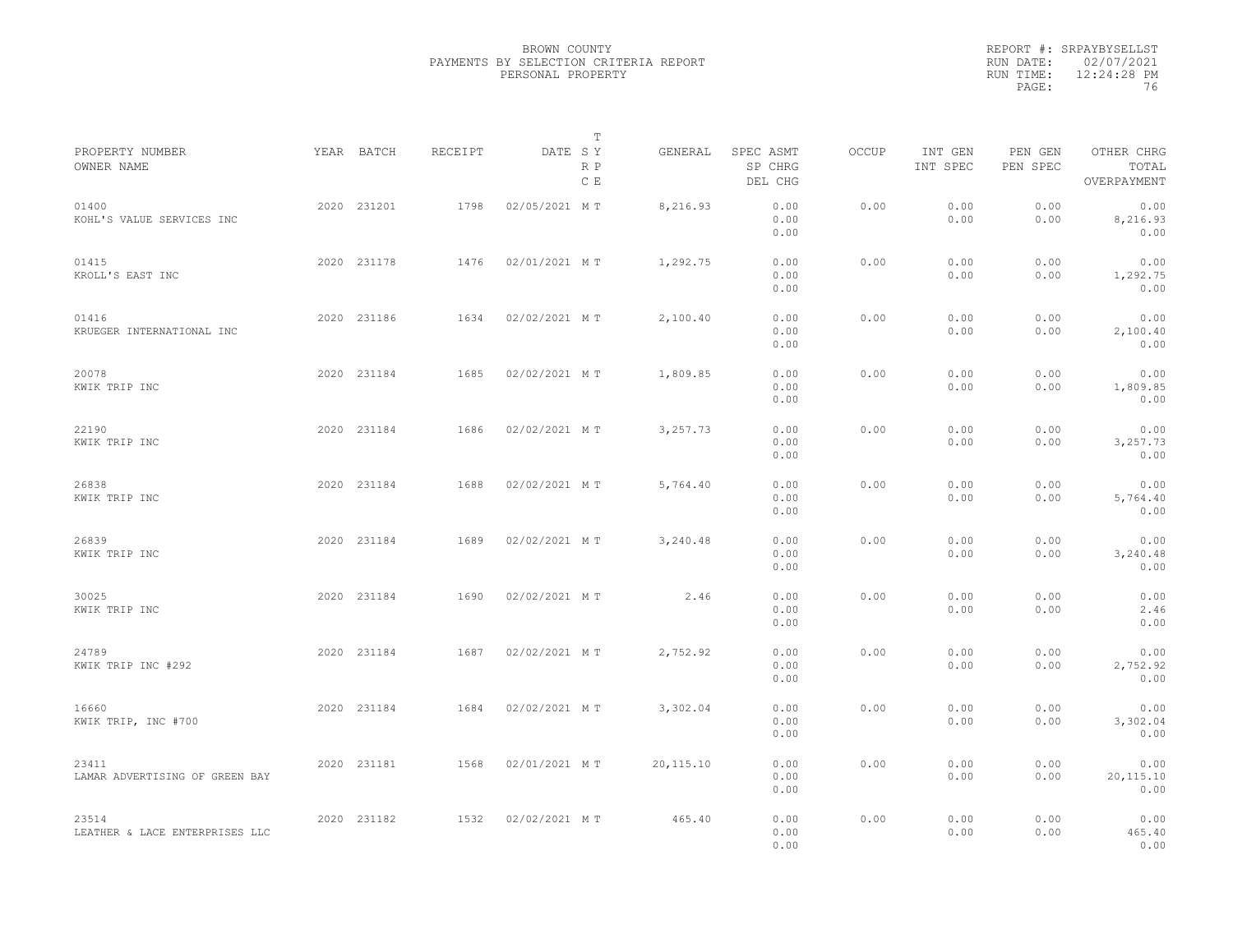BROWN COUNTY
PAYMENTS BY SELECTION CRITERIA REPORT
PERSONAL PROPERTY

REPORT #: SRPAYBYSELLST
RUN DATE: 02/07/2021
RUN TIME: 12:24:28 PM

| PROPERTY NUMBER / OWNER NAME | YEAR | BATCH | RECEIPT | DATE | T SY RP CE | GENERAL | SPEC ASMT / SP CHRG / DEL CHG | OCCUP | INT GEN / INT SPEC | PEN GEN / PEN SPEC | OTHER CHRG / TOTAL / OVERPAYMENT |
|---|---|---|---|---|---|---|---|---|---|---|---|
| 01400 KOHL'S VALUE SERVICES INC | 2020 | 231201 | 1798 | 02/05/2021 | M T | 8,216.93 | 0.00 0.00 0.00 | 0.00 | 0.00 0.00 | 0.00 0.00 | 0.00 8,216.93 0.00 |
| 01415 KROLL'S EAST INC | 2020 | 231178 | 1476 | 02/01/2021 | M T | 1,292.75 | 0.00 0.00 0.00 | 0.00 | 0.00 0.00 | 0.00 0.00 | 0.00 1,292.75 0.00 |
| 01416 KRUEGER INTERNATIONAL INC | 2020 | 231186 | 1634 | 02/02/2021 | M T | 2,100.40 | 0.00 0.00 0.00 | 0.00 | 0.00 0.00 | 0.00 0.00 | 0.00 2,100.40 0.00 |
| 20078 KWIK TRIP INC | 2020 | 231184 | 1685 | 02/02/2021 | M T | 1,809.85 | 0.00 0.00 0.00 | 0.00 | 0.00 0.00 | 0.00 0.00 | 0.00 1,809.85 0.00 |
| 22190 KWIK TRIP INC | 2020 | 231184 | 1686 | 02/02/2021 | M T | 3,257.73 | 0.00 0.00 0.00 | 0.00 | 0.00 0.00 | 0.00 0.00 | 0.00 3,257.73 0.00 |
| 26838 KWIK TRIP INC | 2020 | 231184 | 1688 | 02/02/2021 | M T | 5,764.40 | 0.00 0.00 0.00 | 0.00 | 0.00 0.00 | 0.00 0.00 | 0.00 5,764.40 0.00 |
| 26839 KWIK TRIP INC | 2020 | 231184 | 1689 | 02/02/2021 | M T | 3,240.48 | 0.00 0.00 0.00 | 0.00 | 0.00 0.00 | 0.00 0.00 | 0.00 3,240.48 0.00 |
| 30025 KWIK TRIP INC | 2020 | 231184 | 1690 | 02/02/2021 | M T | 2.46 | 0.00 0.00 0.00 | 0.00 | 0.00 0.00 | 0.00 0.00 | 0.00 2.46 0.00 |
| 24789 KWIK TRIP INC #292 | 2020 | 231184 | 1687 | 02/02/2021 | M T | 2,752.92 | 0.00 0.00 0.00 | 0.00 | 0.00 0.00 | 0.00 0.00 | 0.00 2,752.92 0.00 |
| 16660 KWIK TRIP, INC #700 | 2020 | 231184 | 1684 | 02/02/2021 | M T | 3,302.04 | 0.00 0.00 0.00 | 0.00 | 0.00 0.00 | 0.00 0.00 | 0.00 3,302.04 0.00 |
| 23411 LAMAR ADVERTISING OF GREEN BAY | 2020 | 231181 | 1568 | 02/01/2021 | M T | 20,115.10 | 0.00 0.00 0.00 | 0.00 | 0.00 0.00 | 0.00 0.00 | 0.00 20,115.10 0.00 |
| 23514 LEATHER & LACE ENTERPRISES LLC | 2020 | 231182 | 1532 | 02/02/2021 | M T | 465.40 | 0.00 0.00 0.00 | 0.00 | 0.00 0.00 | 0.00 0.00 | 0.00 465.40 0.00 |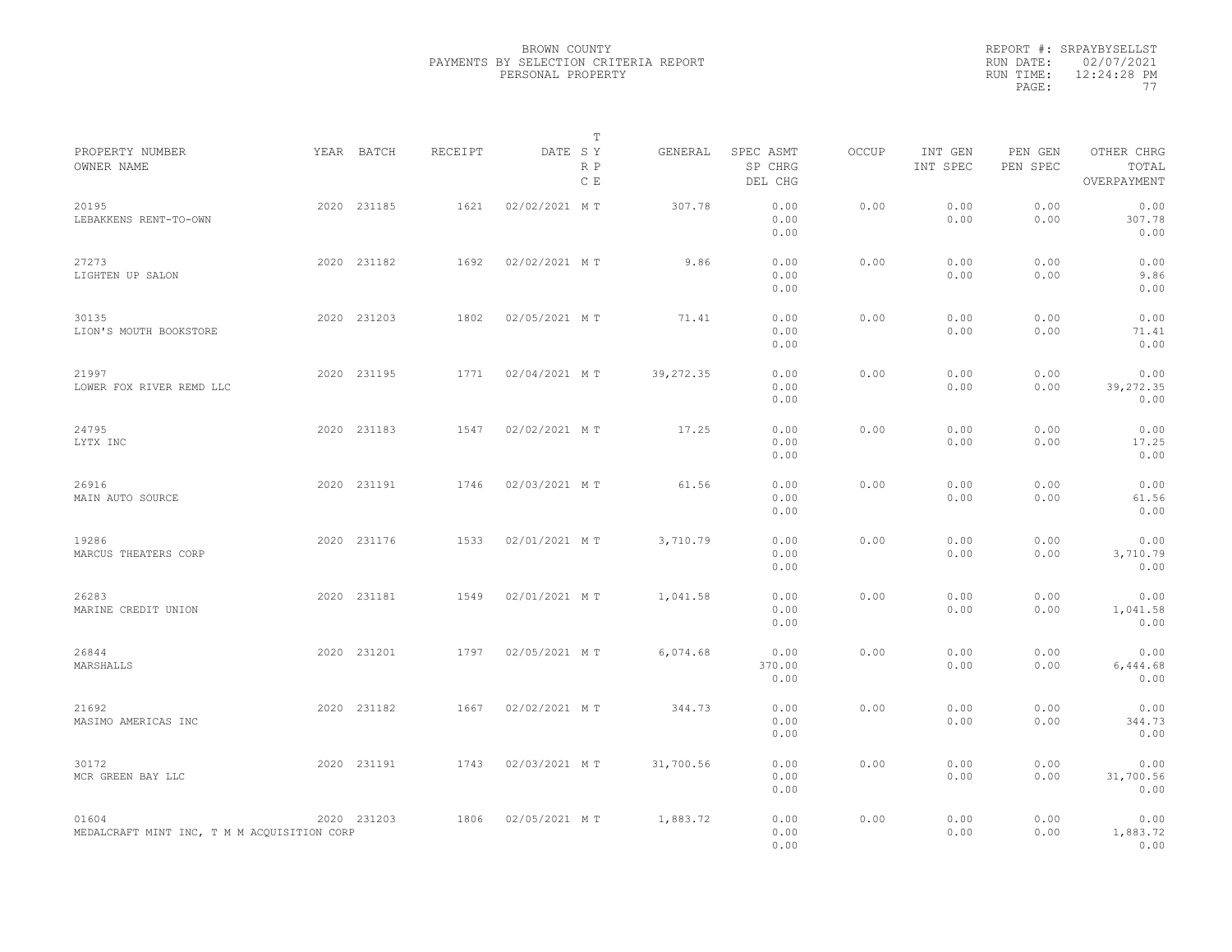BROWN COUNTY
PAYMENTS BY SELECTION CRITERIA REPORT
PERSONAL PROPERTY

REPORT #: SRPAYBYSELLST
RUN DATE: 02/07/2021
RUN TIME: 12:24:28 PM

| PROPERTY NUMBER / OWNER NAME | YEAR | BATCH | RECEIPT | DATE | T SY RP CE | GENERAL | SPEC ASMT / SP CHRG / DEL CHG | OCCUP | INT GEN / INT SPEC | PEN GEN / PEN SPEC | OTHER CHRG / TOTAL / OVERPAYMENT |
|---|---|---|---|---|---|---|---|---|---|---|---|
| 20195 LEBAKKENS RENT-TO-OWN | 2020 | 231185 | 1621 | 02/02/2021 | M T | 307.78 | 0.00 / 0.00 / 0.00 | 0.00 | 0.00 / 0.00 | 0.00 / 0.00 | 0.00 / 307.78 / 0.00 |
| 27273 LIGHTEN UP SALON | 2020 | 231182 | 1692 | 02/02/2021 | M T | 9.86 | 0.00 / 0.00 / 0.00 | 0.00 | 0.00 / 0.00 | 0.00 / 0.00 | 0.00 / 9.86 / 0.00 |
| 30135 LION'S MOUTH BOOKSTORE | 2020 | 231203 | 1802 | 02/05/2021 | M T | 71.41 | 0.00 / 0.00 / 0.00 | 0.00 | 0.00 / 0.00 | 0.00 / 0.00 | 0.00 / 71.41 / 0.00 |
| 21997 LOWER FOX RIVER REMD LLC | 2020 | 231195 | 1771 | 02/04/2021 | M T | 39,272.35 | 0.00 / 0.00 / 0.00 | 0.00 | 0.00 / 0.00 | 0.00 / 0.00 | 0.00 / 39,272.35 / 0.00 |
| 24795 LYTX INC | 2020 | 231183 | 1547 | 02/02/2021 | M T | 17.25 | 0.00 / 0.00 / 0.00 | 0.00 | 0.00 / 0.00 | 0.00 / 0.00 | 0.00 / 17.25 / 0.00 |
| 26916 MAIN AUTO SOURCE | 2020 | 231191 | 1746 | 02/03/2021 | M T | 61.56 | 0.00 / 0.00 / 0.00 | 0.00 | 0.00 / 0.00 | 0.00 / 0.00 | 0.00 / 61.56 / 0.00 |
| 19286 MARCUS THEATERS CORP | 2020 | 231176 | 1533 | 02/01/2021 | M T | 3,710.79 | 0.00 / 0.00 / 0.00 | 0.00 | 0.00 / 0.00 | 0.00 / 0.00 | 0.00 / 3,710.79 / 0.00 |
| 26283 MARINE CREDIT UNION | 2020 | 231181 | 1549 | 02/01/2021 | M T | 1,041.58 | 0.00 / 0.00 / 0.00 | 0.00 | 0.00 / 0.00 | 0.00 / 0.00 | 0.00 / 1,041.58 / 0.00 |
| 26844 MARSHALLS | 2020 | 231201 | 1797 | 02/05/2021 | M T | 6,074.68 | 0.00 / 370.00 / 0.00 | 0.00 | 0.00 / 0.00 | 0.00 / 0.00 | 0.00 / 6,444.68 / 0.00 |
| 21692 MASIMO AMERICAS INC | 2020 | 231182 | 1667 | 02/02/2021 | M T | 344.73 | 0.00 / 0.00 / 0.00 | 0.00 | 0.00 / 0.00 | 0.00 / 0.00 | 0.00 / 344.73 / 0.00 |
| 30172 MCR GREEN BAY LLC | 2020 | 231191 | 1743 | 02/03/2021 | M T | 31,700.56 | 0.00 / 0.00 / 0.00 | 0.00 | 0.00 / 0.00 | 0.00 / 0.00 | 0.00 / 31,700.56 / 0.00 |
| 01604 MEDALCRAFT MINT INC, T M M ACQUISITION CORP | 2020 | 231203 | 1806 | 02/05/2021 | M T | 1,883.72 | 0.00 / 0.00 / 0.00 | 0.00 | 0.00 / 0.00 | 0.00 / 0.00 | 0.00 / 1,883.72 / 0.00 |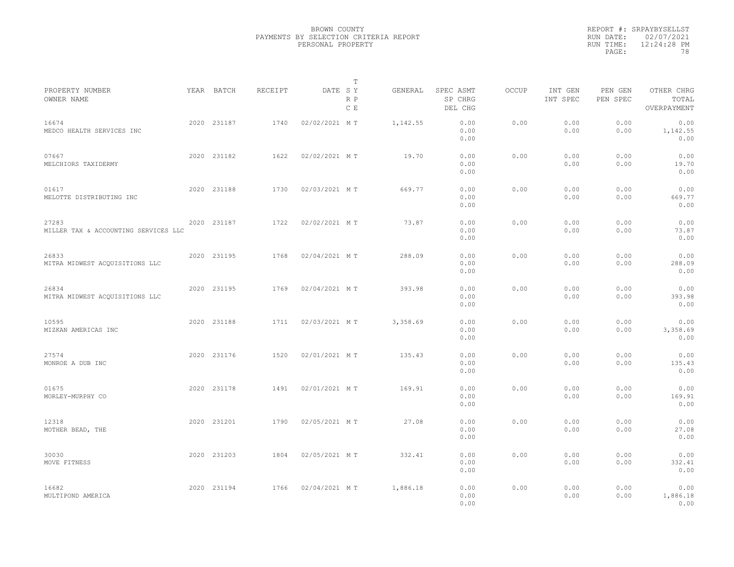BROWN COUNTY
PAYMENTS BY SELECTION CRITERIA REPORT
PERSONAL PROPERTY

REPORT #: SRPAYBYSELLST
RUN DATE: 02/07/2021
RUN TIME: 12:24:28 PM

| PROPERTY NUMBER / OWNER NAME | YEAR | BATCH | RECEIPT | DATE | T S Y / R P / C E | GENERAL | SPEC ASMT / SP CHRG / DEL CHG | OCCUP | INT GEN / INT SPEC | PEN GEN / PEN SPEC | OTHER CHRG / TOTAL / OVERPAYMENT |
|---|---|---|---|---|---|---|---|---|---|---|---|
| 16674 MEDCO HEALTH SERVICES INC | 2020 | 231187 | 1740 | 02/02/2021 | M T | 1,142.55 | 0.00 0.00 0.00 | 0.00 | 0.00 0.00 | 0.00 0.00 | 0.00 1,142.55 0.00 |
| 07667 MELCHIORS TAXIDERMY | 2020 | 231182 | 1622 | 02/02/2021 | M T | 19.70 | 0.00 0.00 0.00 | 0.00 | 0.00 0.00 | 0.00 0.00 | 0.00 19.70 0.00 |
| 01617 MELOTTE DISTRIBUTING INC | 2020 | 231188 | 1730 | 02/03/2021 | M T | 669.77 | 0.00 0.00 0.00 | 0.00 | 0.00 0.00 | 0.00 0.00 | 0.00 669.77 0.00 |
| 27283 MILLER TAX & ACCOUNTING SERVICES LLC | 2020 | 231187 | 1722 | 02/02/2021 | M T | 73.87 | 0.00 0.00 0.00 | 0.00 | 0.00 0.00 | 0.00 0.00 | 0.00 73.87 0.00 |
| 26833 MITRA MIDWEST ACQUISITIONS LLC | 2020 | 231195 | 1768 | 02/04/2021 | M T | 288.09 | 0.00 0.00 0.00 | 0.00 | 0.00 0.00 | 0.00 0.00 | 0.00 288.09 0.00 |
| 26834 MITRA MIDWEST ACQUISITIONS LLC | 2020 | 231195 | 1769 | 02/04/2021 | M T | 393.98 | 0.00 0.00 0.00 | 0.00 | 0.00 0.00 | 0.00 0.00 | 0.00 393.98 0.00 |
| 10595 MIZKAN AMERICAS INC | 2020 | 231188 | 1711 | 02/03/2021 | M T | 3,358.69 | 0.00 0.00 0.00 | 0.00 | 0.00 0.00 | 0.00 0.00 | 0.00 3,358.69 0.00 |
| 27574 MONROE A DUB INC | 2020 | 231176 | 1520 | 02/01/2021 | M T | 135.43 | 0.00 0.00 0.00 | 0.00 | 0.00 0.00 | 0.00 0.00 | 0.00 135.43 0.00 |
| 01675 MORLEY-MURPHY CO | 2020 | 231178 | 1491 | 02/01/2021 | M T | 169.91 | 0.00 0.00 0.00 | 0.00 | 0.00 0.00 | 0.00 0.00 | 0.00 169.91 0.00 |
| 12318 MOTHER BEAD, THE | 2020 | 231201 | 1790 | 02/05/2021 | M T | 27.08 | 0.00 0.00 0.00 | 0.00 | 0.00 0.00 | 0.00 0.00 | 0.00 27.08 0.00 |
| 30030 MOVE FITNESS | 2020 | 231203 | 1804 | 02/05/2021 | M T | 332.41 | 0.00 0.00 0.00 | 0.00 | 0.00 0.00 | 0.00 0.00 | 0.00 332.41 0.00 |
| 16682 MULTIPOND AMERICA | 2020 | 231194 | 1766 | 02/04/2021 | M T | 1,886.18 | 0.00 0.00 0.00 | 0.00 | 0.00 0.00 | 0.00 0.00 | 0.00 1,886.18 0.00 |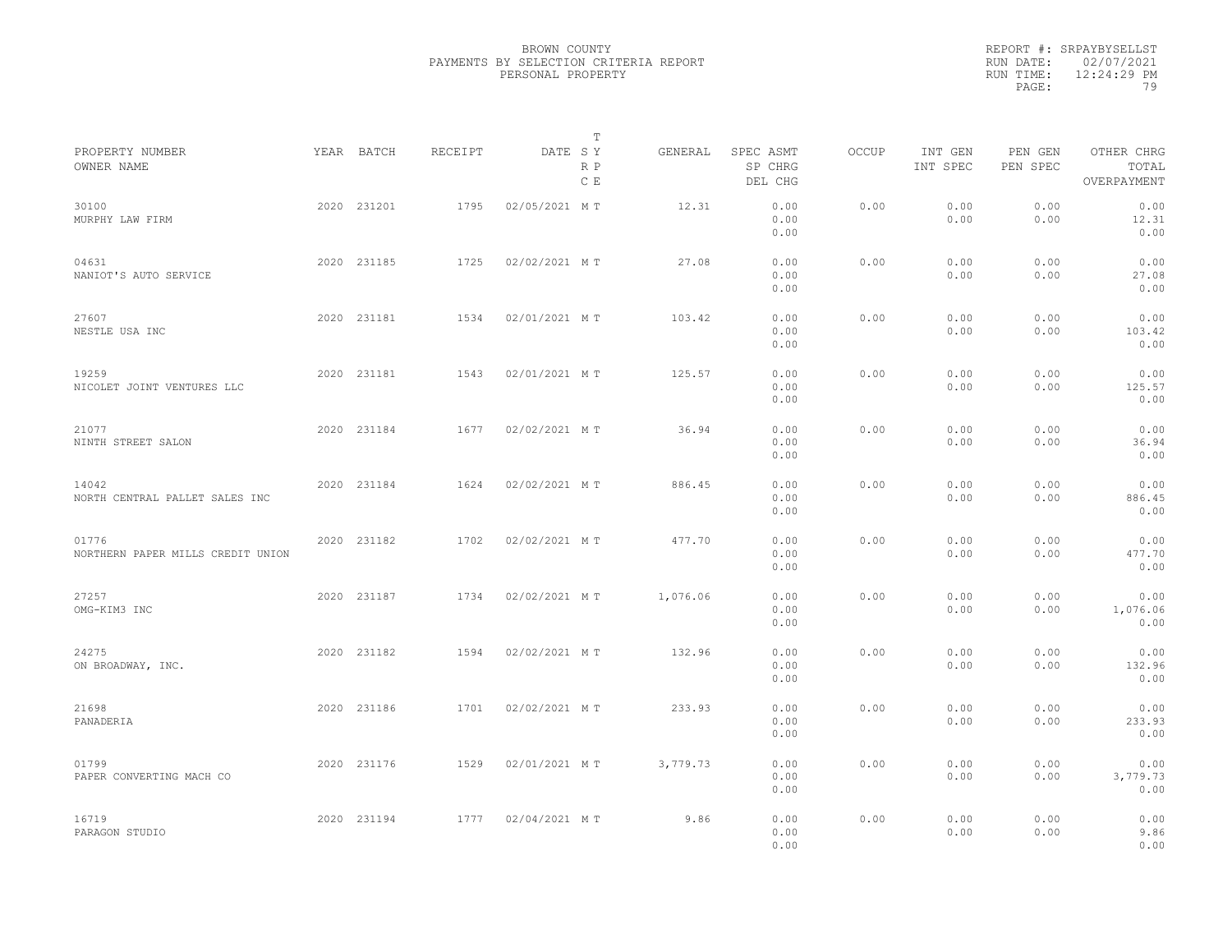BROWN COUNTY
PAYMENTS BY SELECTION CRITERIA REPORT
PERSONAL PROPERTY

REPORT #: SRPAYBYSELLST
RUN DATE: 02/07/2021
RUN TIME: 12:24:29 PM

| PROPERTY NUMBER<br>OWNER NAME | YEAR | BATCH | RECEIPT | DATE | T S Y R P C E | GENERAL | SPEC ASMT<br>SP CHRG<br>DEL CHG | OCCUP | INT GEN<br>INT SPEC | PEN GEN<br>PEN SPEC | OTHER CHRG<br>TOTAL<br>OVERPAYMENT |
|---|---|---|---|---|---|---|---|---|---|---|---|
| 30100<br>MURPHY LAW FIRM | 2020 | 231201 | 1795 | 02/05/2021 | M T | 12.31 | 0.00<br>0.00<br>0.00 | 0.00 | 0.00<br>0.00 | 0.00<br>0.00 | 0.00<br>12.31<br>0.00 |
| 04631<br>NANIOT'S AUTO SERVICE | 2020 | 231185 | 1725 | 02/02/2021 | M T | 27.08 | 0.00<br>0.00<br>0.00 | 0.00 | 0.00<br>0.00 | 0.00<br>0.00 | 0.00<br>27.08<br>0.00 |
| 27607<br>NESTLE USA INC | 2020 | 231181 | 1534 | 02/01/2021 | M T | 103.42 | 0.00<br>0.00<br>0.00 | 0.00 | 0.00<br>0.00 | 0.00<br>0.00 | 0.00<br>103.42<br>0.00 |
| 19259<br>NICOLET JOINT VENTURES LLC | 2020 | 231181 | 1543 | 02/01/2021 | M T | 125.57 | 0.00<br>0.00<br>0.00 | 0.00 | 0.00<br>0.00 | 0.00<br>0.00 | 0.00<br>125.57<br>0.00 |
| 21077<br>NINTH STREET SALON | 2020 | 231184 | 1677 | 02/02/2021 | M T | 36.94 | 0.00<br>0.00<br>0.00 | 0.00 | 0.00<br>0.00 | 0.00<br>0.00 | 0.00<br>36.94<br>0.00 |
| 14042<br>NORTH CENTRAL PALLET SALES INC | 2020 | 231184 | 1624 | 02/02/2021 | M T | 886.45 | 0.00<br>0.00<br>0.00 | 0.00 | 0.00<br>0.00 | 0.00<br>0.00 | 0.00<br>886.45<br>0.00 |
| 01776<br>NORTHERN PAPER MILLS CREDIT UNION | 2020 | 231182 | 1702 | 02/02/2021 | M T | 477.70 | 0.00<br>0.00<br>0.00 | 0.00 | 0.00<br>0.00 | 0.00<br>0.00 | 0.00<br>477.70<br>0.00 |
| 27257<br>OMG-KIM3 INC | 2020 | 231187 | 1734 | 02/02/2021 | M T | 1,076.06 | 0.00<br>0.00<br>0.00 | 0.00 | 0.00<br>0.00 | 0.00<br>0.00 | 0.00<br>1,076.06<br>0.00 |
| 24275<br>ON BROADWAY, INC. | 2020 | 231182 | 1594 | 02/02/2021 | M T | 132.96 | 0.00<br>0.00<br>0.00 | 0.00 | 0.00<br>0.00 | 0.00<br>0.00 | 0.00<br>132.96<br>0.00 |
| 21698<br>PANADERIA | 2020 | 231186 | 1701 | 02/02/2021 | M T | 233.93 | 0.00<br>0.00<br>0.00 | 0.00 | 0.00<br>0.00 | 0.00<br>0.00 | 0.00<br>233.93<br>0.00 |
| 01799<br>PAPER CONVERTING MACH CO | 2020 | 231176 | 1529 | 02/01/2021 | M T | 3,779.73 | 0.00<br>0.00<br>0.00 | 0.00 | 0.00<br>0.00 | 0.00<br>0.00 | 0.00<br>3,779.73<br>0.00 |
| 16719<br>PARAGON STUDIO | 2020 | 231194 | 1777 | 02/04/2021 | M T | 9.86 | 0.00<br>0.00<br>0.00 | 0.00 | 0.00<br>0.00 | 0.00<br>0.00 | 0.00<br>9.86<br>0.00 |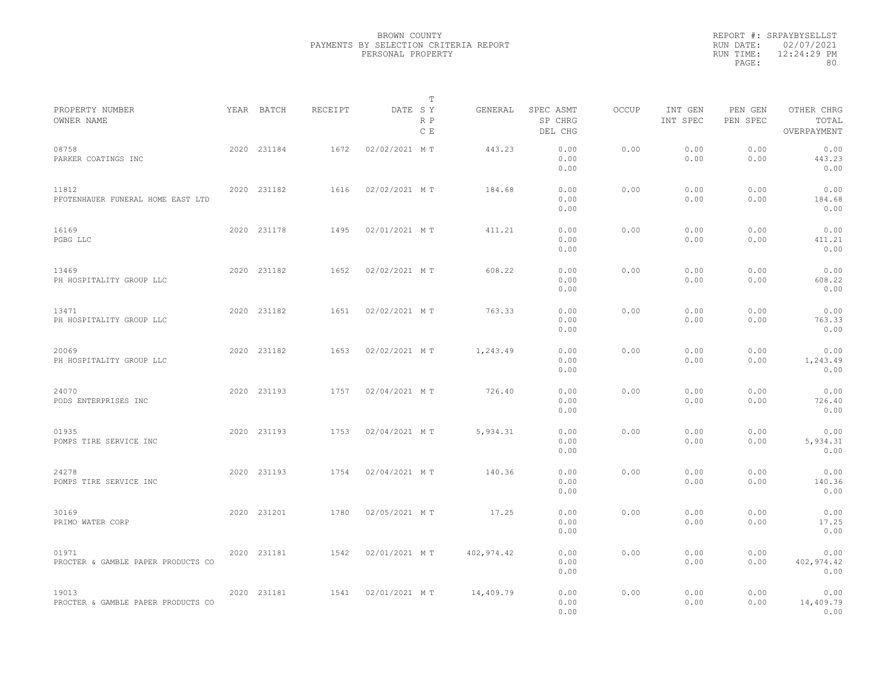BROWN COUNTY
PAYMENTS BY SELECTION CRITERIA REPORT
PERSONAL PROPERTY

REPORT #: SRPAYBYSELLST
RUN DATE: 02/07/2021
RUN TIME: 12:24:29 PM

| PROPERTY NUMBER<br>OWNER NAME | YEAR | BATCH | RECEIPT | DATE | T<br>S Y<br>R P<br>C E | GENERAL | SPEC ASMT<br>SP CHRG<br>DEL CHG | OCCUP | INT GEN<br>INT SPEC | PEN GEN<br>PEN SPEC | OTHER CHRG<br>TOTAL<br>OVERPAYMENT |
|---|---|---|---|---|---|---|---|---|---|---|---|
| 08758<br>PARKER COATINGS INC | 2020 | 231184 | 1672 | 02/02/2021 | M T | 443.23 | 0.00<br>0.00<br>0.00 | 0.00 | 0.00<br>0.00 | 0.00<br>0.00 | 0.00<br>443.23<br>0.00 |
| 11812<br>PFOTENHAUER FUNERAL HOME EAST LTD | 2020 | 231182 | 1616 | 02/02/2021 | M T | 184.68 | 0.00<br>0.00<br>0.00 | 0.00 | 0.00<br>0.00 | 0.00<br>0.00 | 0.00<br>184.68<br>0.00 |
| 16169<br>PGBG LLC | 2020 | 231178 | 1495 | 02/01/2021 | M T | 411.21 | 0.00<br>0.00<br>0.00 | 0.00 | 0.00<br>0.00 | 0.00<br>0.00 | 0.00<br>411.21<br>0.00 |
| 13469<br>PH HOSPITALITY GROUP LLC | 2020 | 231182 | 1652 | 02/02/2021 | M T | 608.22 | 0.00<br>0.00<br>0.00 | 0.00 | 0.00<br>0.00 | 0.00<br>0.00 | 0.00<br>608.22<br>0.00 |
| 13471<br>PH HOSPITALITY GROUP LLC | 2020 | 231182 | 1651 | 02/02/2021 | M T | 763.33 | 0.00<br>0.00<br>0.00 | 0.00 | 0.00<br>0.00 | 0.00<br>0.00 | 0.00<br>763.33<br>0.00 |
| 20069<br>PH HOSPITALITY GROUP LLC | 2020 | 231182 | 1653 | 02/02/2021 | M T | 1,243.49 | 0.00<br>0.00<br>0.00 | 0.00 | 0.00<br>0.00 | 0.00<br>0.00 | 0.00<br>1,243.49<br>0.00 |
| 24070<br>PODS ENTERPRISES INC | 2020 | 231193 | 1757 | 02/04/2021 | M T | 726.40 | 0.00<br>0.00<br>0.00 | 0.00 | 0.00<br>0.00 | 0.00<br>0.00 | 0.00<br>726.40<br>0.00 |
| 01935<br>POMPS TIRE SERVICE INC | 2020 | 231193 | 1753 | 02/04/2021 | M T | 5,934.31 | 0.00<br>0.00<br>0.00 | 0.00 | 0.00<br>0.00 | 0.00<br>0.00 | 0.00<br>5,934.31<br>0.00 |
| 24278<br>POMPS TIRE SERVICE INC | 2020 | 231193 | 1754 | 02/04/2021 | M T | 140.36 | 0.00<br>0.00<br>0.00 | 0.00 | 0.00<br>0.00 | 0.00<br>0.00 | 0.00<br>140.36<br>0.00 |
| 30169<br>PRIMO WATER CORP | 2020 | 231201 | 1780 | 02/05/2021 | M T | 17.25 | 0.00<br>0.00<br>0.00 | 0.00 | 0.00<br>0.00 | 0.00<br>0.00 | 0.00<br>17.25<br>0.00 |
| 01971<br>PROCTER & GAMBLE PAPER PRODUCTS CO | 2020 | 231181 | 1542 | 02/01/2021 | M T | 402,974.42 | 0.00<br>0.00<br>0.00 | 0.00 | 0.00<br>0.00 | 0.00<br>0.00 | 0.00<br>402,974.42<br>0.00 |
| 19013<br>PROCTER & GAMBLE PAPER PRODUCTS CO | 2020 | 231181 | 1541 | 02/01/2021 | M T | 14,409.79 | 0.00<br>0.00<br>0.00 | 0.00 | 0.00<br>0.00 | 0.00<br>0.00 | 0.00<br>14,409.79<br>0.00 |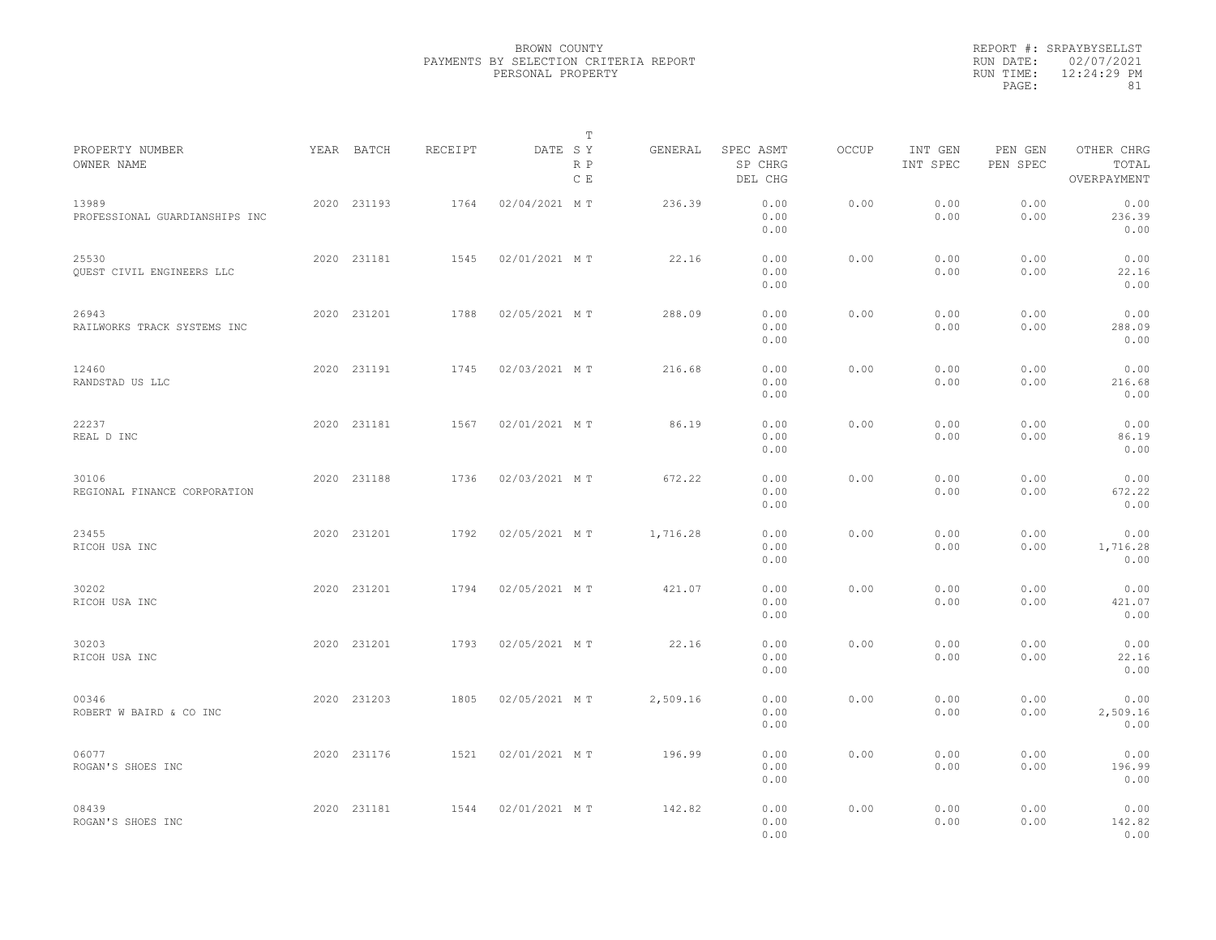BROWN COUNTY
PAYMENTS BY SELECTION CRITERIA REPORT
PERSONAL PROPERTY

REPORT #: SRPAYBYSELLST
RUN DATE: 02/07/2021
RUN TIME: 12:24:29 PM

| PROPERTY NUMBER / OWNER NAME | YEAR | BATCH | RECEIPT | DATE | T SY RP CE | GENERAL | SPEC ASMT / SP CHRG / DEL CHG | OCCUP | INT GEN / INT SPEC | PEN GEN / PEN SPEC | OTHER CHRG / TOTAL / OVERPAYMENT |
|---|---|---|---|---|---|---|---|---|---|---|---|
| 13989 PROFESSIONAL GUARDIANSHIPS INC | 2020 | 231193 | 1764 | 02/04/2021 | M T | 236.39 | 0.00 0.00 0.00 | 0.00 | 0.00 0.00 | 0.00 0.00 | 0.00 236.39 0.00 |
| 25530 QUEST CIVIL ENGINEERS LLC | 2020 | 231181 | 1545 | 02/01/2021 | M T | 22.16 | 0.00 0.00 0.00 | 0.00 | 0.00 0.00 | 0.00 0.00 | 0.00 22.16 0.00 |
| 26943 RAILWORKS TRACK SYSTEMS INC | 2020 | 231201 | 1788 | 02/05/2021 | M T | 288.09 | 0.00 0.00 0.00 | 0.00 | 0.00 0.00 | 0.00 0.00 | 0.00 288.09 0.00 |
| 12460 RANDSTAD US LLC | 2020 | 231191 | 1745 | 02/03/2021 | M T | 216.68 | 0.00 0.00 0.00 | 0.00 | 0.00 0.00 | 0.00 0.00 | 0.00 216.68 0.00 |
| 22237 REAL D INC | 2020 | 231181 | 1567 | 02/01/2021 | M T | 86.19 | 0.00 0.00 0.00 | 0.00 | 0.00 0.00 | 0.00 0.00 | 0.00 86.19 0.00 |
| 30106 REGIONAL FINANCE CORPORATION | 2020 | 231188 | 1736 | 02/03/2021 | M T | 672.22 | 0.00 0.00 0.00 | 0.00 | 0.00 0.00 | 0.00 0.00 | 0.00 672.22 0.00 |
| 23455 RICOH USA INC | 2020 | 231201 | 1792 | 02/05/2021 | M T | 1,716.28 | 0.00 0.00 0.00 | 0.00 | 0.00 0.00 | 0.00 0.00 | 0.00 1,716.28 0.00 |
| 30202 RICOH USA INC | 2020 | 231201 | 1794 | 02/05/2021 | M T | 421.07 | 0.00 0.00 0.00 | 0.00 | 0.00 0.00 | 0.00 0.00 | 0.00 421.07 0.00 |
| 30203 RICOH USA INC | 2020 | 231201 | 1793 | 02/05/2021 | M T | 22.16 | 0.00 0.00 0.00 | 0.00 | 0.00 0.00 | 0.00 0.00 | 0.00 22.16 0.00 |
| 00346 ROBERT W BAIRD & CO INC | 2020 | 231203 | 1805 | 02/05/2021 | M T | 2,509.16 | 0.00 0.00 0.00 | 0.00 | 0.00 0.00 | 0.00 0.00 | 0.00 2,509.16 0.00 |
| 06077 ROGAN'S SHOES INC | 2020 | 231176 | 1521 | 02/01/2021 | M T | 196.99 | 0.00 0.00 0.00 | 0.00 | 0.00 0.00 | 0.00 0.00 | 0.00 196.99 0.00 |
| 08439 ROGAN'S SHOES INC | 2020 | 231181 | 1544 | 02/01/2021 | M T | 142.82 | 0.00 0.00 0.00 | 0.00 | 0.00 0.00 | 0.00 0.00 | 0.00 142.82 0.00 |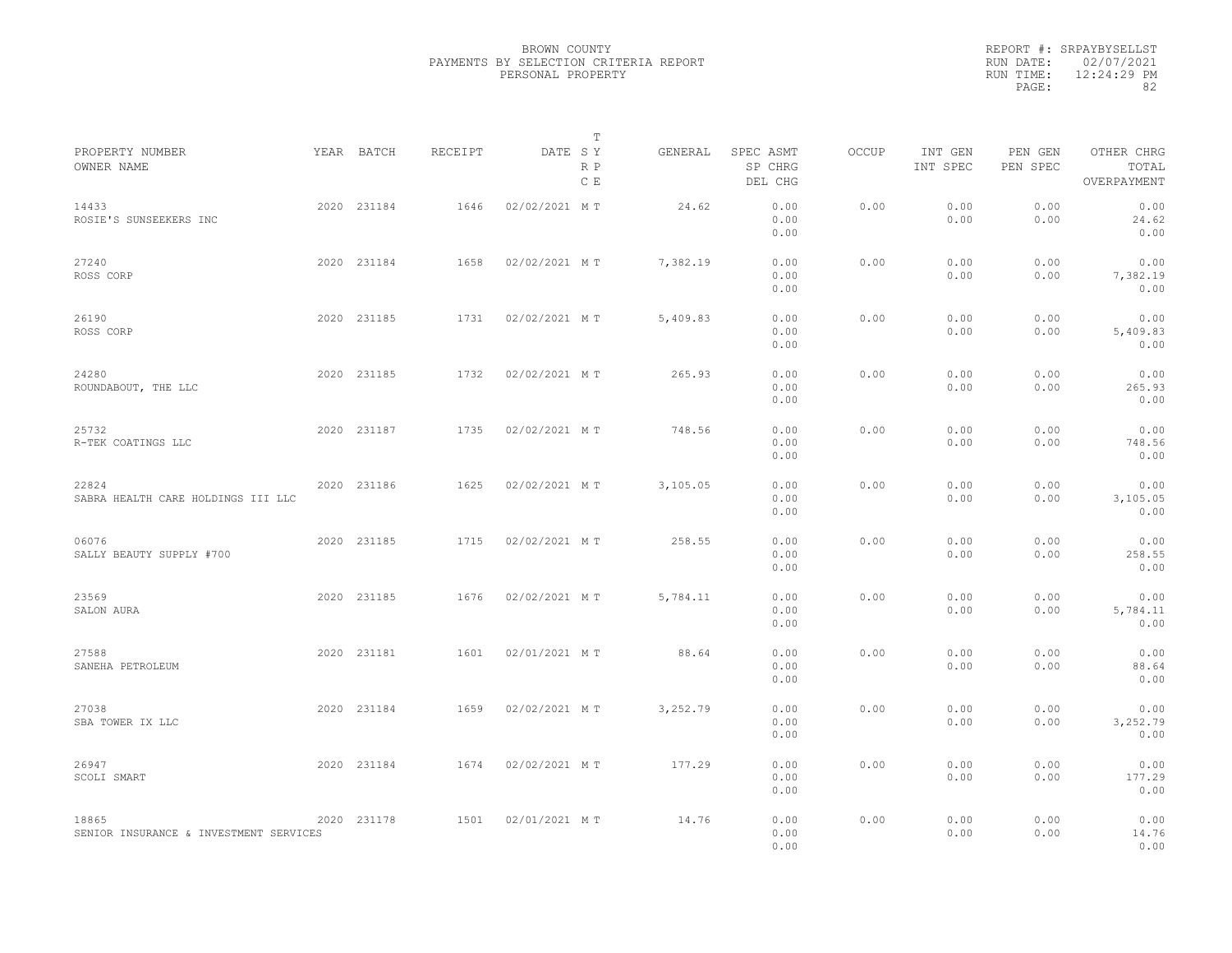BROWN COUNTY
PAYMENTS BY SELECTION CRITERIA REPORT
PERSONAL PROPERTY

REPORT #: SRPAYBYSELLST
RUN DATE: 02/07/2021
RUN TIME: 12:24:29 PM

| PROPERTY NUMBER / OWNER NAME | YEAR | BATCH | RECEIPT | DATE | T SY RP CE | GENERAL | SPEC ASMT / SP CHRG / DEL CHG | OCCUP | INT GEN / INT SPEC | PEN GEN / PEN SPEC | OTHER CHRG / TOTAL / OVERPAYMENT |
|---|---|---|---|---|---|---|---|---|---|---|---|
| 14433<br>ROSIE'S SUNSEEKERS INC | 2020 | 231184 | 1646 | 02/02/2021 | M T | 24.62 | 0.00<br>0.00<br>0.00 | 0.00 | 0.00<br>0.00 | 0.00<br>0.00 | 0.00<br>24.62<br>0.00 |
| 27240<br>ROSS CORP | 2020 | 231184 | 1658 | 02/02/2021 | M T | 7,382.19 | 0.00<br>0.00<br>0.00 | 0.00 | 0.00<br>0.00 | 0.00<br>0.00 | 0.00<br>7,382.19<br>0.00 |
| 26190<br>ROSS CORP | 2020 | 231185 | 1731 | 02/02/2021 | M T | 5,409.83 | 0.00<br>0.00<br>0.00 | 0.00 | 0.00<br>0.00 | 0.00<br>0.00 | 0.00<br>5,409.83<br>0.00 |
| 24280<br>ROUNDABOUT, THE LLC | 2020 | 231185 | 1732 | 02/02/2021 | M T | 265.93 | 0.00<br>0.00<br>0.00 | 0.00 | 0.00<br>0.00 | 0.00<br>0.00 | 0.00<br>265.93<br>0.00 |
| 25732<br>R-TEK COATINGS LLC | 2020 | 231187 | 1735 | 02/02/2021 | M T | 748.56 | 0.00<br>0.00<br>0.00 | 0.00 | 0.00<br>0.00 | 0.00<br>0.00 | 0.00<br>748.56<br>0.00 |
| 22824<br>SABRA HEALTH CARE HOLDINGS III LLC | 2020 | 231186 | 1625 | 02/02/2021 | M T | 3,105.05 | 0.00<br>0.00<br>0.00 | 0.00 | 0.00<br>0.00 | 0.00<br>0.00 | 0.00<br>3,105.05<br>0.00 |
| 06076<br>SALLY BEAUTY SUPPLY #700 | 2020 | 231185 | 1715 | 02/02/2021 | M T | 258.55 | 0.00<br>0.00<br>0.00 | 0.00 | 0.00<br>0.00 | 0.00<br>0.00 | 0.00<br>258.55<br>0.00 |
| 23569<br>SALON AURA | 2020 | 231185 | 1676 | 02/02/2021 | M T | 5,784.11 | 0.00<br>0.00<br>0.00 | 0.00 | 0.00<br>0.00 | 0.00<br>0.00 | 0.00<br>5,784.11<br>0.00 |
| 27588<br>SANEHA PETROLEUM | 2020 | 231181 | 1601 | 02/01/2021 | M T | 88.64 | 0.00<br>0.00<br>0.00 | 0.00 | 0.00<br>0.00 | 0.00<br>0.00 | 0.00<br>88.64<br>0.00 |
| 27038<br>SBA TOWER IX LLC | 2020 | 231184 | 1659 | 02/02/2021 | M T | 3,252.79 | 0.00<br>0.00<br>0.00 | 0.00 | 0.00<br>0.00 | 0.00<br>0.00 | 0.00<br>3,252.79<br>0.00 |
| 26947<br>SCOLI SMART | 2020 | 231184 | 1674 | 02/02/2021 | M T | 177.29 | 0.00<br>0.00<br>0.00 | 0.00 | 0.00<br>0.00 | 0.00<br>0.00 | 0.00<br>177.29<br>0.00 |
| 18865<br>SENIOR INSURANCE & INVESTMENT SERVICES | 2020 | 231178 | 1501 | 02/01/2021 | M T | 14.76 | 0.00<br>0.00<br>0.00 | 0.00 | 0.00<br>0.00 | 0.00<br>0.00 | 0.00<br>14.76<br>0.00 |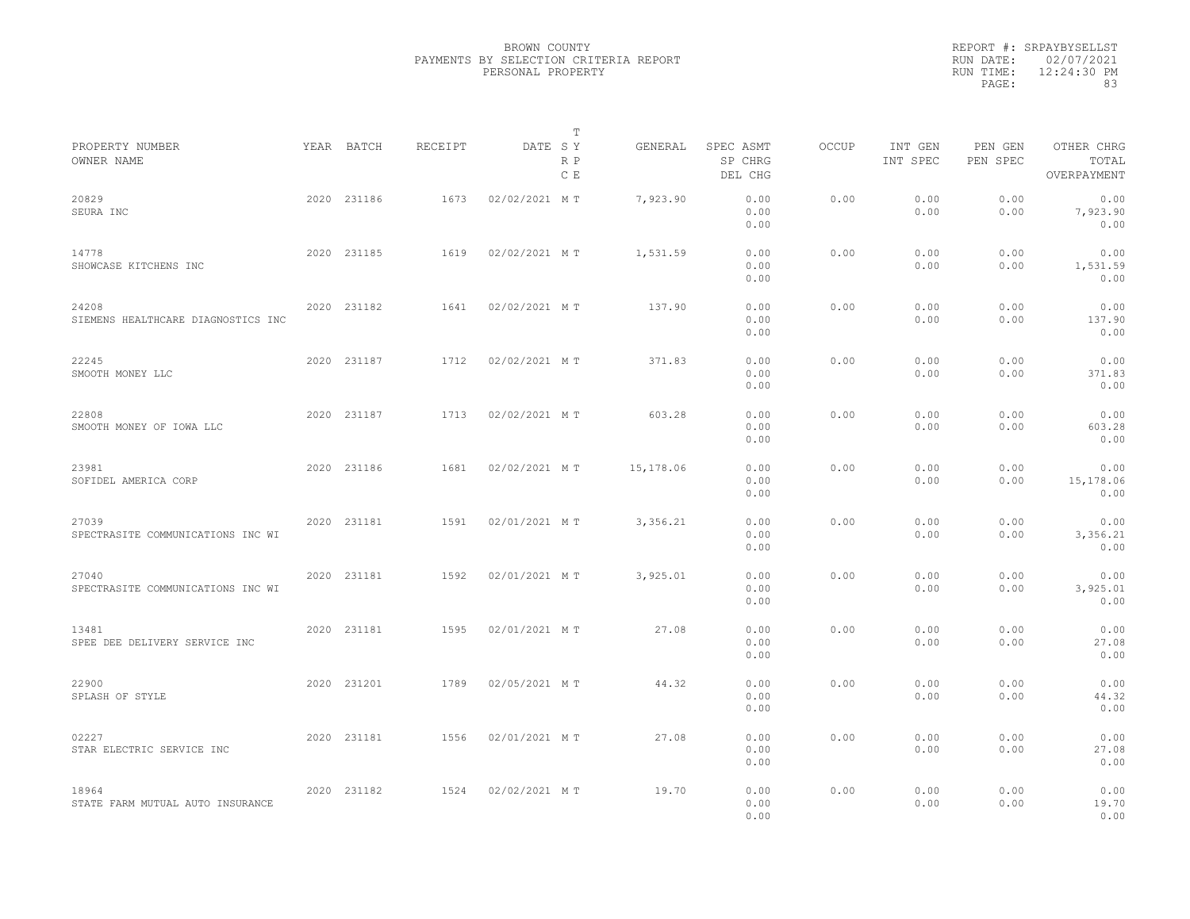BROWN COUNTY
PAYMENTS BY SELECTION CRITERIA REPORT
PERSONAL PROPERTY

REPORT #: SRPAYBYSELLST
RUN DATE: 02/07/2021
RUN TIME: 12:24:30 PM

| PROPERTY NUMBER / OWNER NAME | YEAR | BATCH | RECEIPT | DATE | T SY RP CE | GENERAL | SPEC ASMT / SP CHRG / DEL CHG | OCCUP | INT GEN / INT SPEC | PEN GEN / PEN SPEC | OTHER CHRG / TOTAL / OVERPAYMENT |
|---|---|---|---|---|---|---|---|---|---|---|---|
| 20829 SEURA INC | 2020 | 231186 | 1673 | 02/02/2021 | M T | 7,923.90 | 0.00 0.00 0.00 | 0.00 | 0.00 0.00 | 0.00 0.00 | 0.00 7,923.90 0.00 |
| 14778 SHOWCASE KITCHENS INC | 2020 | 231185 | 1619 | 02/02/2021 | M T | 1,531.59 | 0.00 0.00 0.00 | 0.00 | 0.00 0.00 | 0.00 0.00 | 0.00 1,531.59 0.00 |
| 24208 SIEMENS HEALTHCARE DIAGNOSTICS INC | 2020 | 231182 | 1641 | 02/02/2021 | M T | 137.90 | 0.00 0.00 0.00 | 0.00 | 0.00 0.00 | 0.00 0.00 | 0.00 137.90 0.00 |
| 22245 SMOOTH MONEY LLC | 2020 | 231187 | 1712 | 02/02/2021 | M T | 371.83 | 0.00 0.00 0.00 | 0.00 | 0.00 0.00 | 0.00 0.00 | 0.00 371.83 0.00 |
| 22808 SMOOTH MONEY OF IOWA LLC | 2020 | 231187 | 1713 | 02/02/2021 | M T | 603.28 | 0.00 0.00 0.00 | 0.00 | 0.00 0.00 | 0.00 0.00 | 0.00 603.28 0.00 |
| 23981 SOFIDEL AMERICA CORP | 2020 | 231186 | 1681 | 02/02/2021 | M T | 15,178.06 | 0.00 0.00 0.00 | 0.00 | 0.00 0.00 | 0.00 0.00 | 0.00 15,178.06 0.00 |
| 27039 SPECTRASITE COMMUNICATIONS INC WI | 2020 | 231181 | 1591 | 02/01/2021 | M T | 3,356.21 | 0.00 0.00 0.00 | 0.00 | 0.00 0.00 | 0.00 0.00 | 0.00 3,356.21 0.00 |
| 27040 SPECTRASITE COMMUNICATIONS INC WI | 2020 | 231181 | 1592 | 02/01/2021 | M T | 3,925.01 | 0.00 0.00 0.00 | 0.00 | 0.00 0.00 | 0.00 0.00 | 0.00 3,925.01 0.00 |
| 13481 SPEE DEE DELIVERY SERVICE INC | 2020 | 231181 | 1595 | 02/01/2021 | M T | 27.08 | 0.00 0.00 0.00 | 0.00 | 0.00 0.00 | 0.00 0.00 | 0.00 27.08 0.00 |
| 22900 SPLASH OF STYLE | 2020 | 231201 | 1789 | 02/05/2021 | M T | 44.32 | 0.00 0.00 0.00 | 0.00 | 0.00 0.00 | 0.00 0.00 | 0.00 44.32 0.00 |
| 02227 STAR ELECTRIC SERVICE INC | 2020 | 231181 | 1556 | 02/01/2021 | M T | 27.08 | 0.00 0.00 0.00 | 0.00 | 0.00 0.00 | 0.00 0.00 | 0.00 27.08 0.00 |
| 18964 STATE FARM MUTUAL AUTO INSURANCE | 2020 | 231182 | 1524 | 02/02/2021 | M T | 19.70 | 0.00 0.00 0.00 | 0.00 | 0.00 0.00 | 0.00 0.00 | 0.00 19.70 0.00 |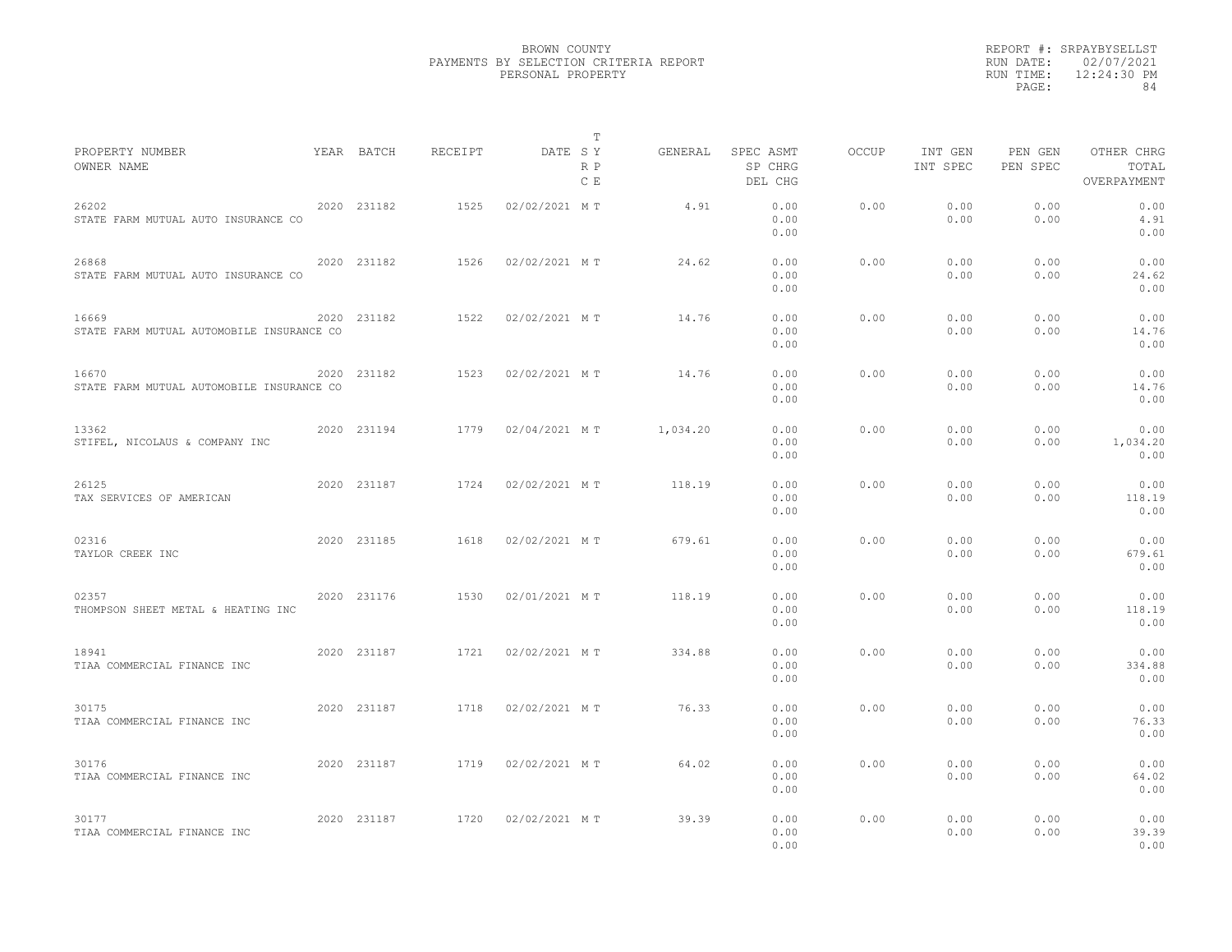BROWN COUNTY
PAYMENTS BY SELECTION CRITERIA REPORT
PERSONAL PROPERTY

REPORT #: SRPAYBYSELLST
RUN DATE: 02/07/2021
RUN TIME: 12:24:30 PM

| PROPERTY NUMBER<br>OWNER NAME | YEAR | BATCH | RECEIPT | DATE | T S Y R P C E | GENERAL | SPEC ASMT<br>SP CHRG<br>DEL CHG | OCCUP | INT GEN<br>INT SPEC | PEN GEN<br>PEN SPEC | OTHER CHRG<br>TOTAL<br>OVERPAYMENT |
|---|---|---|---|---|---|---|---|---|---|---|---|
| 26202<br>STATE FARM MUTUAL AUTO INSURANCE CO | 2020 | 231182 | 1525 | 02/02/2021 | M T | 4.91 | 0.00<br>0.00<br>0.00 | 0.00 | 0.00<br>0.00 | 0.00<br>0.00 | 0.00<br>4.91<br>0.00 |
| 26868<br>STATE FARM MUTUAL AUTO INSURANCE CO | 2020 | 231182 | 1526 | 02/02/2021 | M T | 24.62 | 0.00<br>0.00<br>0.00 | 0.00 | 0.00<br>0.00 | 0.00<br>0.00 | 0.00<br>24.62<br>0.00 |
| 16669<br>STATE FARM MUTUAL AUTOMOBILE INSURANCE CO | 2020 | 231182 | 1522 | 02/02/2021 | M T | 14.76 | 0.00<br>0.00<br>0.00 | 0.00 | 0.00<br>0.00 | 0.00<br>0.00 | 0.00<br>14.76<br>0.00 |
| 16670<br>STATE FARM MUTUAL AUTOMOBILE INSURANCE CO | 2020 | 231182 | 1523 | 02/02/2021 | M T | 14.76 | 0.00<br>0.00<br>0.00 | 0.00 | 0.00<br>0.00 | 0.00<br>0.00 | 0.00<br>14.76<br>0.00 |
| 13362<br>STIFEL, NICOLAUS & COMPANY INC | 2020 | 231194 | 1779 | 02/04/2021 | M T | 1,034.20 | 0.00<br>0.00<br>0.00 | 0.00 | 0.00<br>0.00 | 0.00<br>0.00 | 0.00<br>1,034.20<br>0.00 |
| 26125<br>TAX SERVICES OF AMERICAN | 2020 | 231187 | 1724 | 02/02/2021 | M T | 118.19 | 0.00<br>0.00<br>0.00 | 0.00 | 0.00<br>0.00 | 0.00<br>0.00 | 0.00<br>118.19<br>0.00 |
| 02316<br>TAYLOR CREEK INC | 2020 | 231185 | 1618 | 02/02/2021 | M T | 679.61 | 0.00<br>0.00<br>0.00 | 0.00 | 0.00<br>0.00 | 0.00<br>0.00 | 0.00<br>679.61<br>0.00 |
| 02357<br>THOMPSON SHEET METAL & HEATING INC | 2020 | 231176 | 1530 | 02/01/2021 | M T | 118.19 | 0.00<br>0.00<br>0.00 | 0.00 | 0.00<br>0.00 | 0.00<br>0.00 | 0.00<br>118.19<br>0.00 |
| 18941<br>TIAA COMMERCIAL FINANCE INC | 2020 | 231187 | 1721 | 02/02/2021 | M T | 334.88 | 0.00<br>0.00<br>0.00 | 0.00 | 0.00<br>0.00 | 0.00<br>0.00 | 0.00<br>334.88<br>0.00 |
| 30175<br>TIAA COMMERCIAL FINANCE INC | 2020 | 231187 | 1718 | 02/02/2021 | M T | 76.33 | 0.00<br>0.00<br>0.00 | 0.00 | 0.00<br>0.00 | 0.00<br>0.00 | 0.00<br>76.33<br>0.00 |
| 30176<br>TIAA COMMERCIAL FINANCE INC | 2020 | 231187 | 1719 | 02/02/2021 | M T | 64.02 | 0.00<br>0.00<br>0.00 | 0.00 | 0.00<br>0.00 | 0.00<br>0.00 | 0.00<br>64.02<br>0.00 |
| 30177<br>TIAA COMMERCIAL FINANCE INC | 2020 | 231187 | 1720 | 02/02/2021 | M T | 39.39 | 0.00<br>0.00<br>0.00 | 0.00 | 0.00<br>0.00 | 0.00<br>0.00 | 0.00<br>39.39<br>0.00 |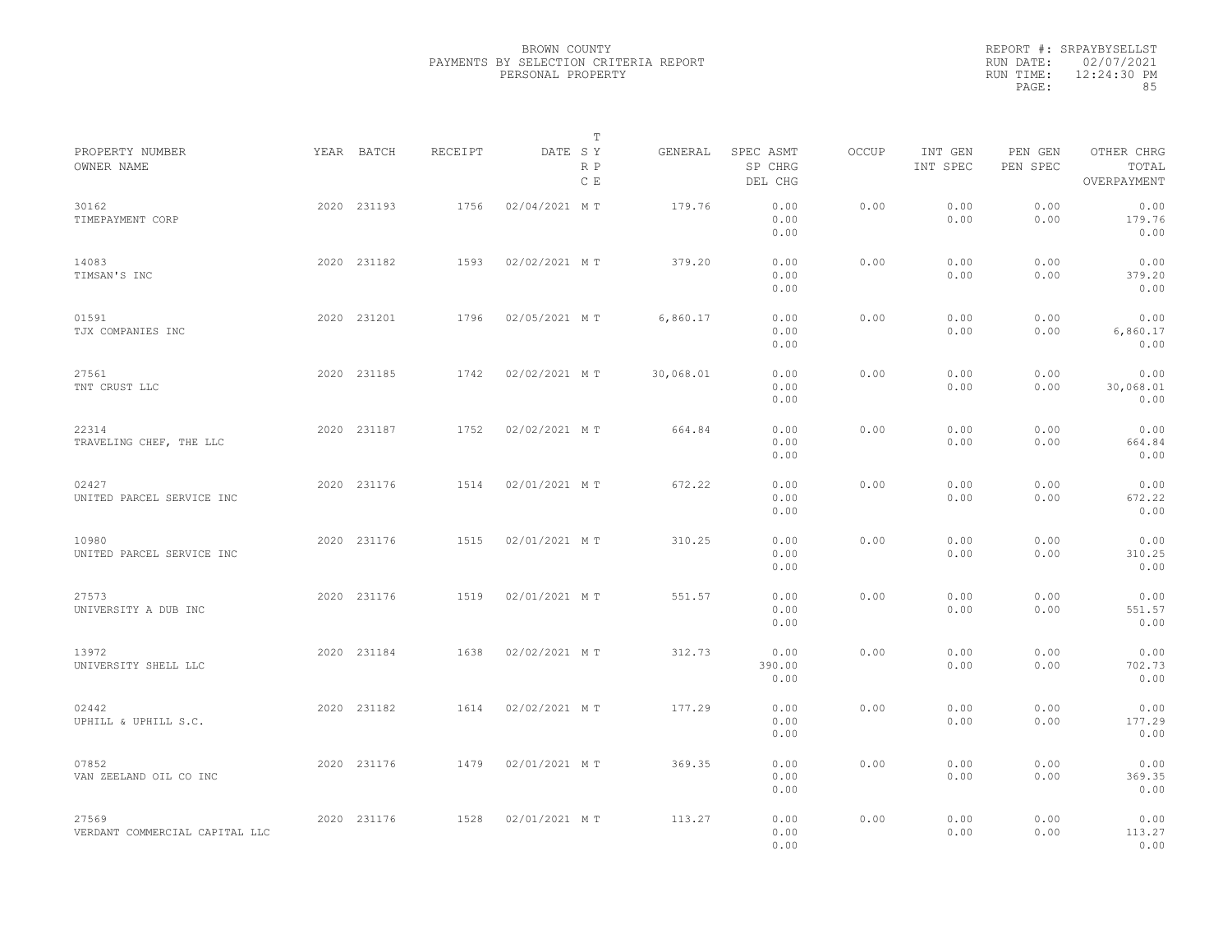BROWN COUNTY
PAYMENTS BY SELECTION CRITERIA REPORT
PERSONAL PROPERTY

REPORT #: SRPAYBYSELLST
RUN DATE: 02/07/2021
RUN TIME: 12:24:30 PM

| PROPERTY NUMBER<br>OWNER NAME | YEAR | BATCH | RECEIPT | DATE | T<br>S Y<br>R P<br>C E | GENERAL | SPEC ASMT<br>SP CHRG<br>DEL CHG | OCCUP | INT GEN<br>INT SPEC | PEN GEN<br>PEN SPEC | OTHER CHRG<br>TOTAL<br>OVERPAYMENT |
|---|---|---|---|---|---|---|---|---|---|---|---|
| 30162<br>TIMEPAYMENT CORP | 2020 | 231193 | 1756 | 02/04/2021 | M T | 179.76 | 0.00<br>0.00<br>0.00 | 0.00 | 0.00<br>0.00 | 0.00<br>0.00 | 0.00<br>179.76<br>0.00 |
| 14083<br>TIMSAN'S INC | 2020 | 231182 | 1593 | 02/02/2021 | M T | 379.20 | 0.00<br>0.00<br>0.00 | 0.00 | 0.00<br>0.00 | 0.00<br>0.00 | 0.00<br>379.20<br>0.00 |
| 01591<br>TJX COMPANIES INC | 2020 | 231201 | 1796 | 02/05/2021 | M T | 6,860.17 | 0.00<br>0.00<br>0.00 | 0.00 | 0.00<br>0.00 | 0.00<br>0.00 | 0.00<br>6,860.17<br>0.00 |
| 27561<br>TNT CRUST LLC | 2020 | 231185 | 1742 | 02/02/2021 | M T | 30,068.01 | 0.00<br>0.00<br>0.00 | 0.00 | 0.00<br>0.00 | 0.00<br>0.00 | 0.00<br>30,068.01<br>0.00 |
| 22314<br>TRAVELING CHEF, THE LLC | 2020 | 231187 | 1752 | 02/02/2021 | M T | 664.84 | 0.00<br>0.00<br>0.00 | 0.00 | 0.00<br>0.00 | 0.00<br>0.00 | 0.00<br>664.84<br>0.00 |
| 02427<br>UNITED PARCEL SERVICE INC | 2020 | 231176 | 1514 | 02/01/2021 | M T | 672.22 | 0.00<br>0.00<br>0.00 | 0.00 | 0.00<br>0.00 | 0.00<br>0.00 | 0.00<br>672.22<br>0.00 |
| 10980<br>UNITED PARCEL SERVICE INC | 2020 | 231176 | 1515 | 02/01/2021 | M T | 310.25 | 0.00<br>0.00<br>0.00 | 0.00 | 0.00<br>0.00 | 0.00<br>0.00 | 0.00<br>310.25<br>0.00 |
| 27573<br>UNIVERSITY A DUB INC | 2020 | 231176 | 1519 | 02/01/2021 | M T | 551.57 | 0.00<br>0.00<br>0.00 | 0.00 | 0.00<br>0.00 | 0.00<br>0.00 | 0.00<br>551.57<br>0.00 |
| 13972<br>UNIVERSITY SHELL LLC | 2020 | 231184 | 1638 | 02/02/2021 | M T | 312.73 | 0.00<br>390.00<br>0.00 | 0.00 | 0.00<br>0.00 | 0.00<br>0.00 | 0.00<br>702.73<br>0.00 |
| 02442<br>UPHILL & UPHILL S.C. | 2020 | 231182 | 1614 | 02/02/2021 | M T | 177.29 | 0.00<br>0.00<br>0.00 | 0.00 | 0.00<br>0.00 | 0.00<br>0.00 | 0.00<br>177.29<br>0.00 |
| 07852<br>VAN ZEELAND OIL CO INC | 2020 | 231176 | 1479 | 02/01/2021 | M T | 369.35 | 0.00<br>0.00<br>0.00 | 0.00 | 0.00<br>0.00 | 0.00<br>0.00 | 0.00<br>369.35<br>0.00 |
| 27569<br>VERDANT COMMERCIAL CAPITAL LLC | 2020 | 231176 | 1528 | 02/01/2021 | M T | 113.27 | 0.00<br>0.00<br>0.00 | 0.00 | 0.00<br>0.00 | 0.00<br>0.00 | 0.00<br>113.27<br>0.00 |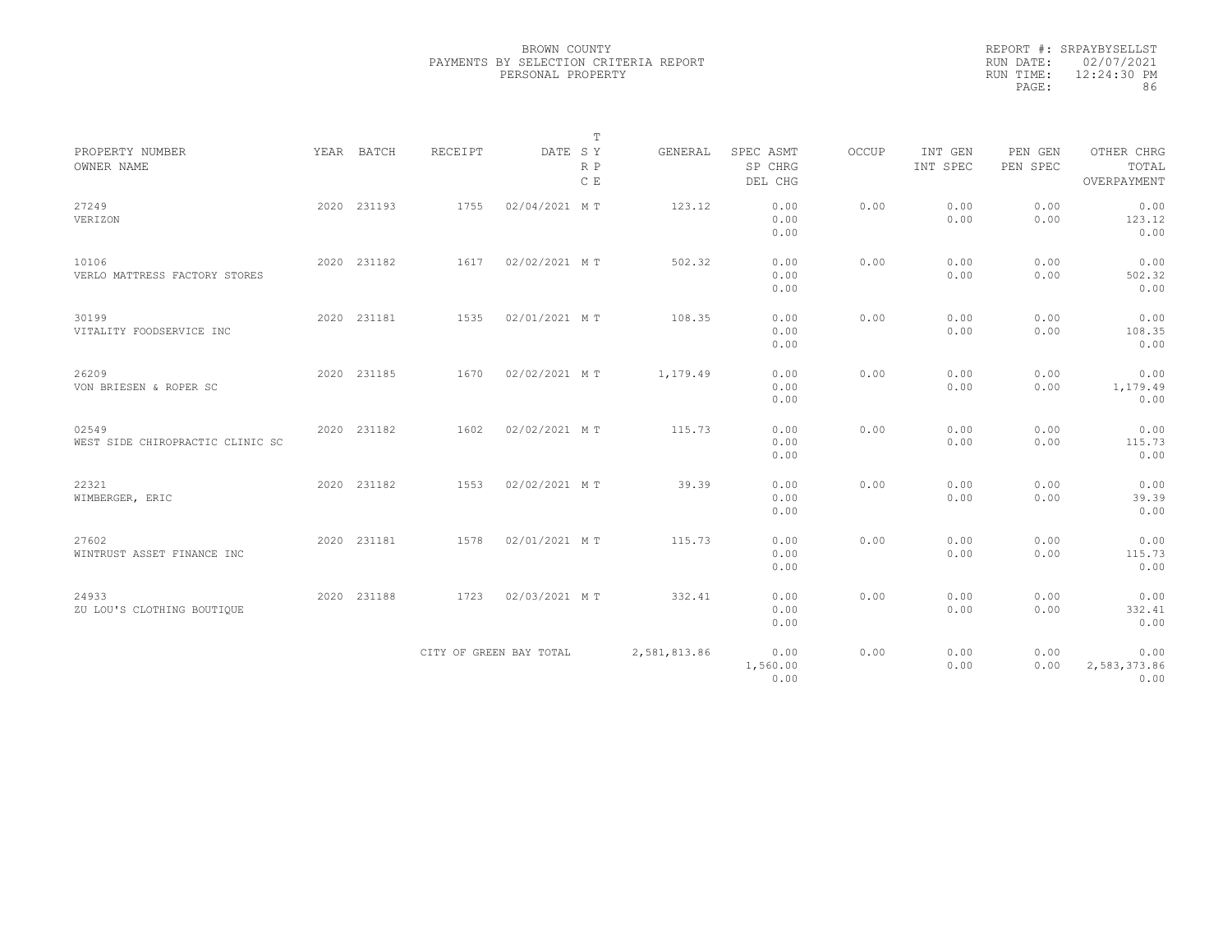BROWN COUNTY
PAYMENTS BY SELECTION CRITERIA REPORT
PERSONAL PROPERTY

REPORT #: SRPAYBYSELLST
RUN DATE: 02/07/2021
RUN TIME: 12:24:30 PM
PAGE: 86

| PROPERTY NUMBER / OWNER NAME | YEAR | BATCH | RECEIPT | DATE | T SY RP CE | GENERAL | SPEC ASMT / SP CHRG / DEL CHG | OCCUP | INT GEN / INT SPEC | PEN GEN / PEN SPEC | OTHER CHRG / TOTAL / OVERPAYMENT |
|---|---|---|---|---|---|---|---|---|---|---|---|
| 27249 VERIZON | 2020 | 231193 | 1755 | 02/04/2021 | M T | 123.12 | 0.00 / 0.00 / 0.00 | 0.00 | 0.00 / 0.00 | 0.00 / 0.00 | 0.00 / 123.12 / 0.00 |
| 10106 VERLO MATTRESS FACTORY STORES | 2020 | 231182 | 1617 | 02/02/2021 | M T | 502.32 | 0.00 / 0.00 / 0.00 | 0.00 | 0.00 / 0.00 | 0.00 / 0.00 | 0.00 / 502.32 / 0.00 |
| 30199 VITALITY FOODSERVICE INC | 2020 | 231181 | 1535 | 02/01/2021 | M T | 108.35 | 0.00 / 0.00 / 0.00 | 0.00 | 0.00 / 0.00 | 0.00 / 0.00 | 0.00 / 108.35 / 0.00 |
| 26209 VON BRIESEN & ROPER SC | 2020 | 231185 | 1670 | 02/02/2021 | M T | 1,179.49 | 0.00 / 0.00 / 0.00 | 0.00 | 0.00 / 0.00 | 0.00 / 0.00 | 0.00 / 1,179.49 / 0.00 |
| 02549 WEST SIDE CHIROPRACTIC CLINIC SC | 2020 | 231182 | 1602 | 02/02/2021 | M T | 115.73 | 0.00 / 0.00 / 0.00 | 0.00 | 0.00 / 0.00 | 0.00 / 0.00 | 0.00 / 115.73 / 0.00 |
| 22321 WIMBERGER, ERIC | 2020 | 231182 | 1553 | 02/02/2021 | M T | 39.39 | 0.00 / 0.00 / 0.00 | 0.00 | 0.00 / 0.00 | 0.00 / 0.00 | 0.00 / 39.39 / 0.00 |
| 27602 WINTRUST ASSET FINANCE INC | 2020 | 231181 | 1578 | 02/01/2021 | M T | 115.73 | 0.00 / 0.00 / 0.00 | 0.00 | 0.00 / 0.00 | 0.00 / 0.00 | 0.00 / 115.73 / 0.00 |
| 24933 ZU LOU'S CLOTHING BOUTIQUE | 2020 | 231188 | 1723 | 02/03/2021 | M T | 332.41 | 0.00 / 0.00 / 0.00 | 0.00 | 0.00 / 0.00 | 0.00 / 0.00 | 0.00 / 332.41 / 0.00 |
| | | | CITY OF GREEN BAY TOTAL | | | 2,581,813.86 | 0.00 / 1,560.00 / 0.00 | 0.00 | 0.00 / 0.00 | 0.00 / 0.00 | 0.00 / 2,583,373.86 / 0.00 |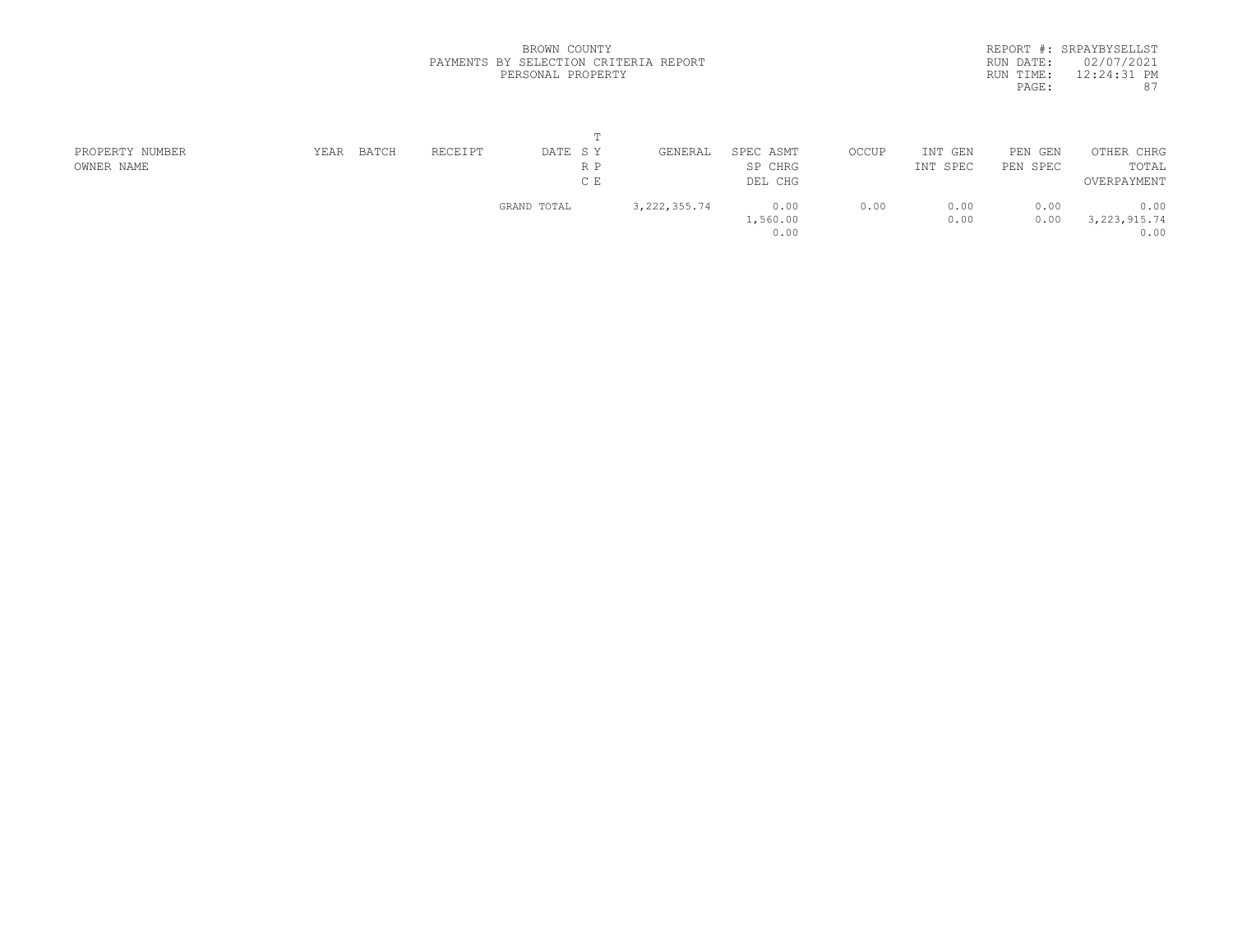BROWN COUNTY
PAYMENTS BY SELECTION CRITERIA REPORT
PERSONAL PROPERTY

REPORT #: SRPAYBYSELLST
RUN DATE: 02/07/2021
RUN TIME: 12:24:31 PM

| PROPERTY NUMBER<br>OWNER NAME | YEAR | BATCH | RECEIPT | DATE | T<br>S Y<br>R P<br>C E | GENERAL | SPEC ASMT<br>SP CHRG<br>DEL CHG | OCCUP | INT GEN<br>INT SPEC | PEN GEN<br>PEN SPEC | OTHER CHRG<br>TOTAL<br>OVERPAYMENT |
|---|---|---|---|---|---|---|---|---|---|---|---|
| | | | | GRAND TOTAL | | 3,222,355.74 | 0.00<br>1,560.00<br>0.00 | 0.00 | 0.00<br>0.00 | 0.00<br>0.00 | 0.00<br>3,223,915.74<br>0.00 |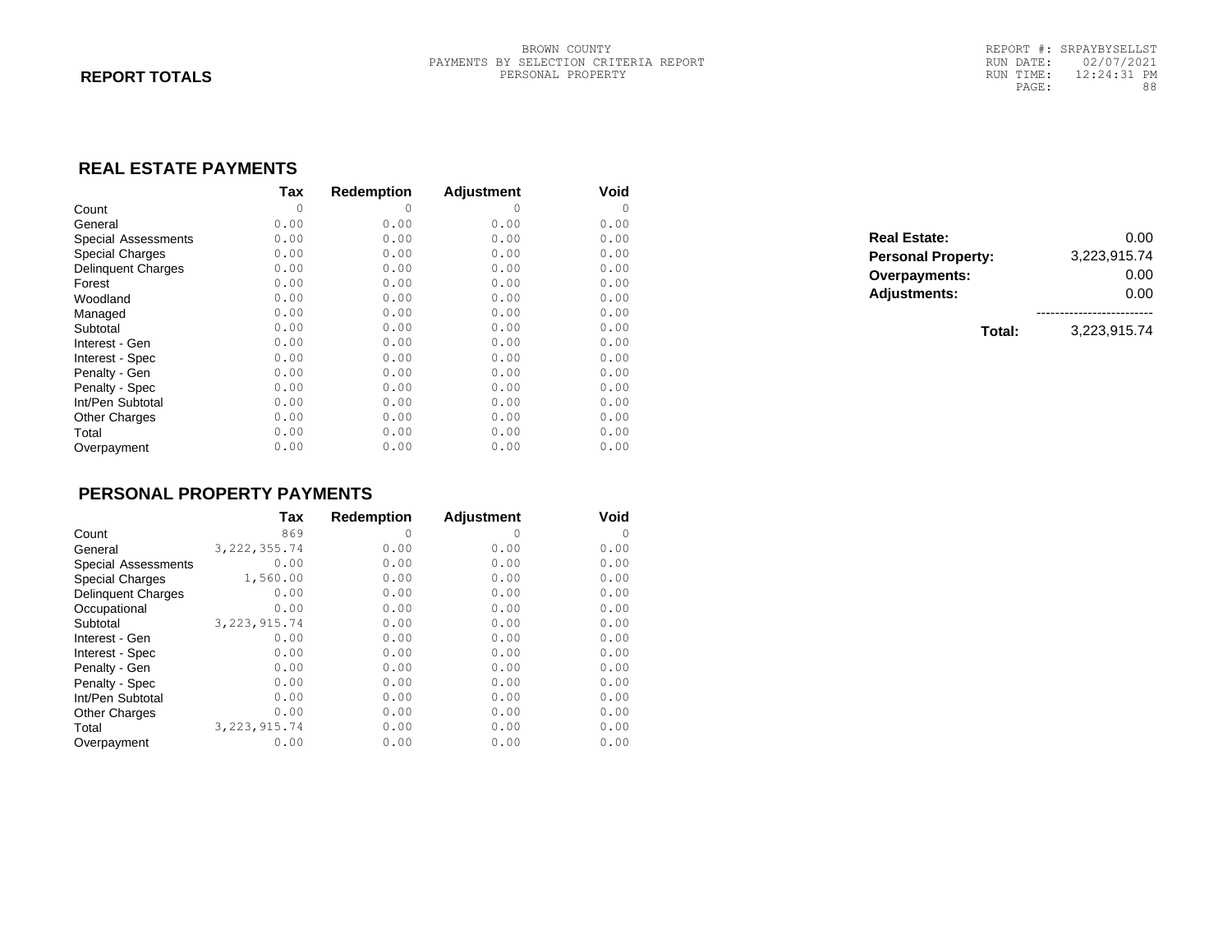BROWN COUNTY
PAYMENTS BY SELECTION CRITERIA REPORT
PERSONAL PROPERTY

REPORT #: SRPAYBYSELLST
RUN DATE: 02/07/2021
RUN TIME: 12:24:31 PM

## REPORT TOTALS

### REAL ESTATE PAYMENTS

| | Tax | Redemption | Adjustment | Void |
|---|---|---|---|---|
| Count | 0 | 0 | 0 | 0 |
| General | 0.00 | 0.00 | 0.00 | 0.00 |
| Special Assessments | 0.00 | 0.00 | 0.00 | 0.00 |
| Special Charges | 0.00 | 0.00 | 0.00 | 0.00 |
| Delinquent Charges | 0.00 | 0.00 | 0.00 | 0.00 |
| Forest | 0.00 | 0.00 | 0.00 | 0.00 |
| Woodland | 0.00 | 0.00 | 0.00 | 0.00 |
| Managed | 0.00 | 0.00 | 0.00 | 0.00 |
| Subtotal | 0.00 | 0.00 | 0.00 | 0.00 |
| Interest - Gen | 0.00 | 0.00 | 0.00 | 0.00 |
| Interest - Spec | 0.00 | 0.00 | 0.00 | 0.00 |
| Penalty - Gen | 0.00 | 0.00 | 0.00 | 0.00 |
| Penalty - Spec | 0.00 | 0.00 | 0.00 | 0.00 |
| Int/Pen Subtotal | 0.00 | 0.00 | 0.00 | 0.00 |
| Other Charges | 0.00 | 0.00 | 0.00 | 0.00 |
| Total | 0.00 | 0.00 | 0.00 | 0.00 |
| Overpayment | 0.00 | 0.00 | 0.00 | 0.00 |

| | |
|---|---|
| **Real Estate:** | 0.00 |
| **Personal Property:** | 3,223,915.74 |
| **Overpayments:** | 0.00 |
| **Adjustments:** | 0.00 |
| **Total:** | 3,223,915.74 |

### PERSONAL PROPERTY PAYMENTS

| | Tax | Redemption | Adjustment | Void |
|---|---|---|---|---|
| Count | 869 | 0 | 0 | 0 |
| General | 3,222,355.74 | 0.00 | 0.00 | 0.00 |
| Special Assessments | 0.00 | 0.00 | 0.00 | 0.00 |
| Special Charges | 1,560.00 | 0.00 | 0.00 | 0.00 |
| Delinquent Charges | 0.00 | 0.00 | 0.00 | 0.00 |
| Occupational | 0.00 | 0.00 | 0.00 | 0.00 |
| Subtotal | 3,223,915.74 | 0.00 | 0.00 | 0.00 |
| Interest - Gen | 0.00 | 0.00 | 0.00 | 0.00 |
| Interest - Spec | 0.00 | 0.00 | 0.00 | 0.00 |
| Penalty - Gen | 0.00 | 0.00 | 0.00 | 0.00 |
| Penalty - Spec | 0.00 | 0.00 | 0.00 | 0.00 |
| Int/Pen Subtotal | 0.00 | 0.00 | 0.00 | 0.00 |
| Other Charges | 0.00 | 0.00 | 0.00 | 0.00 |
| Total | 3,223,915.74 | 0.00 | 0.00 | 0.00 |
| Overpayment | 0.00 | 0.00 | 0.00 | 0.00 |